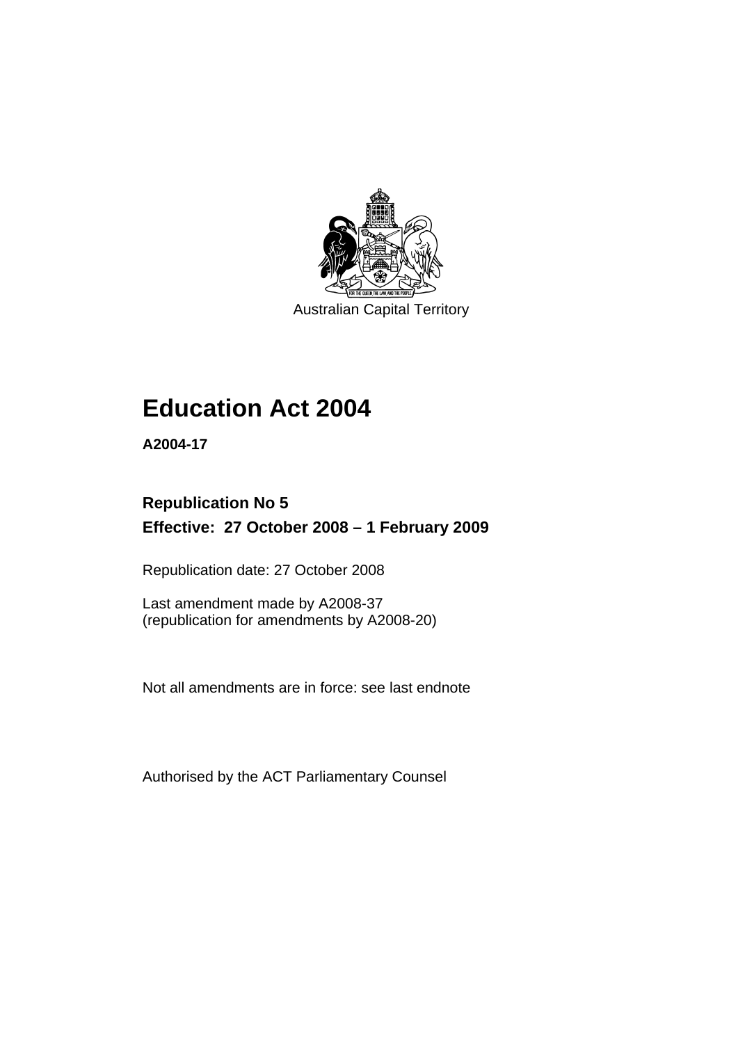Australian Capital Territory

# Education Act 2004

**A2004-17**

## Republication No 5
## Effective: 27 October 2008 – 1 February 2009

Republication date: 27 October 2008

Last amendment made by A2008-37
(republication for amendments by A2008-20)

Not all amendments are in force: see last endnote

Authorised by the ACT Parliamentary Counsel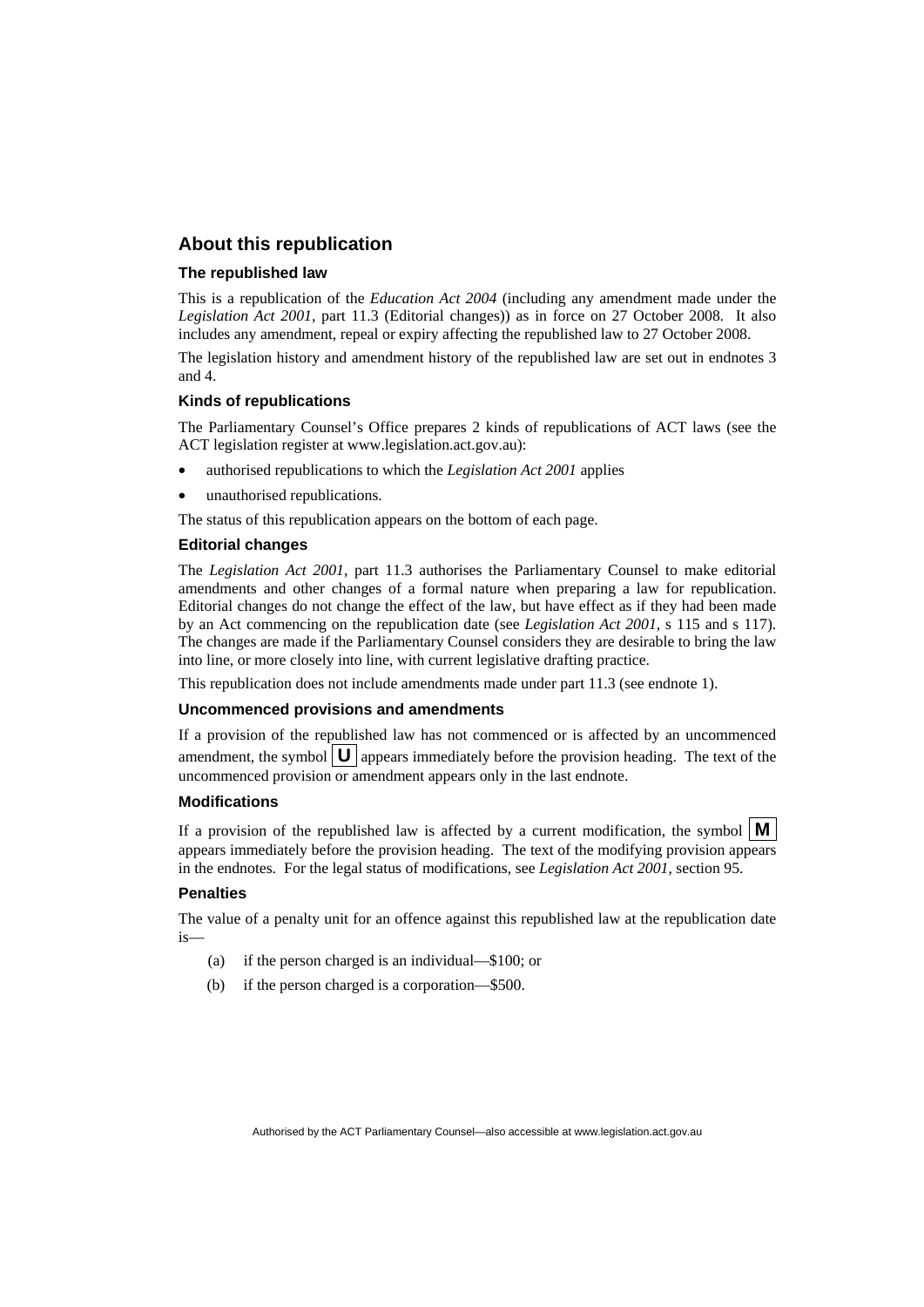## About this republication

### The republished law

This is a republication of the *Education Act 2004* (including any amendment made under the *Legislation Act 2001*, part 11.3 (Editorial changes)) as in force on 27 October 2008. It also includes any amendment, repeal or expiry affecting the republished law to 27 October 2008.

The legislation history and amendment history of the republished law are set out in endnotes 3 and 4.

### Kinds of republications

The Parliamentary Counsel's Office prepares 2 kinds of republications of ACT laws (see the ACT legislation register at www.legislation.act.gov.au):

- authorised republications to which the *Legislation Act 2001* applies
- unauthorised republications.

The status of this republication appears on the bottom of each page.

### Editorial changes

The *Legislation Act 2001*, part 11.3 authorises the Parliamentary Counsel to make editorial amendments and other changes of a formal nature when preparing a law for republication. Editorial changes do not change the effect of the law, but have effect as if they had been made by an Act commencing on the republication date (see *Legislation Act 2001*, s 115 and s 117). The changes are made if the Parliamentary Counsel considers they are desirable to bring the law into line, or more closely into line, with current legislative drafting practice.

This republication does not include amendments made under part 11.3 (see endnote 1).

### Uncommenced provisions and amendments

If a provision of the republished law has not commenced or is affected by an uncommenced amendment, the symbol **U** appears immediately before the provision heading. The text of the uncommenced provision or amendment appears only in the last endnote.

### Modifications

If a provision of the republished law is affected by a current modification, the symbol **M** appears immediately before the provision heading. The text of the modifying provision appears in the endnotes. For the legal status of modifications, see *Legislation Act 2001*, section 95.

### Penalties

The value of a penalty unit for an offence against this republished law at the republication date is—

(a) if the person charged is an individual—$100; or

(b) if the person charged is a corporation—$500.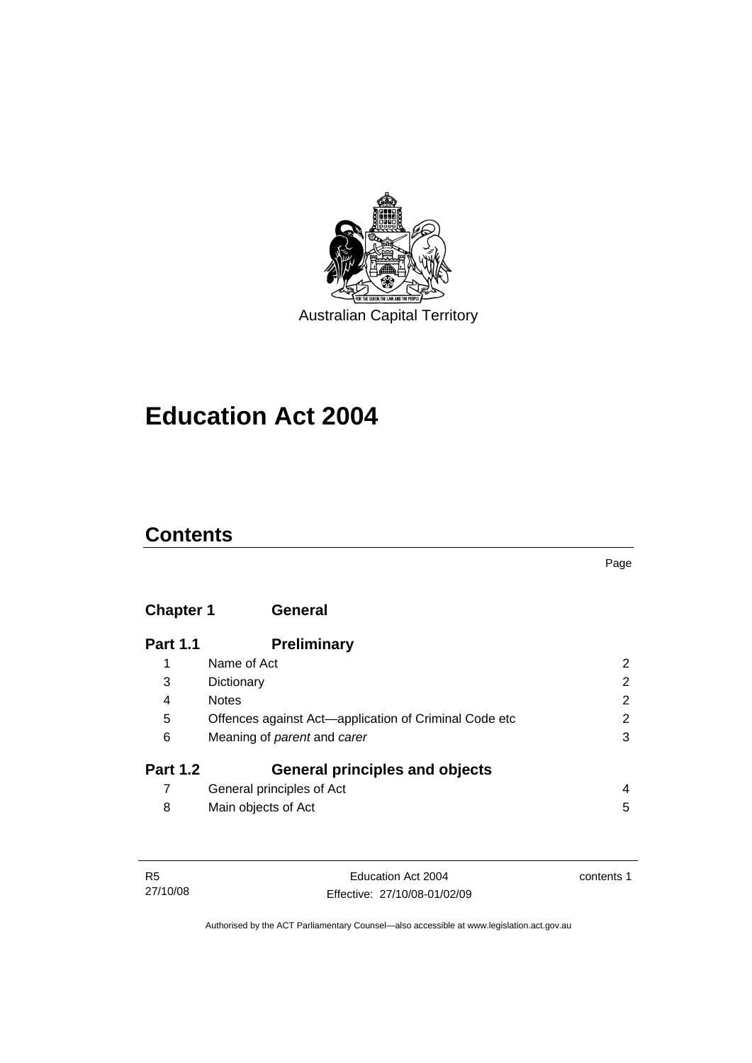Australian Capital Territory

# Education Act 2004

## Contents

| | | Page |
|---|---|---|
| **Chapter 1** | **General** | |
| **Part 1.1** | **Preliminary** | |
| 1 | Name of Act | 2 |
| 3 | Dictionary | 2 |
| 4 | Notes | 2 |
| 5 | Offences against Act—application of Criminal Code etc | 2 |
| 6 | Meaning of *parent* and *carer* | 3 |
| **Part 1.2** | **General principles and objects** | |
| 7 | General principles of Act | 4 |
| 8 | Main objects of Act | 5 |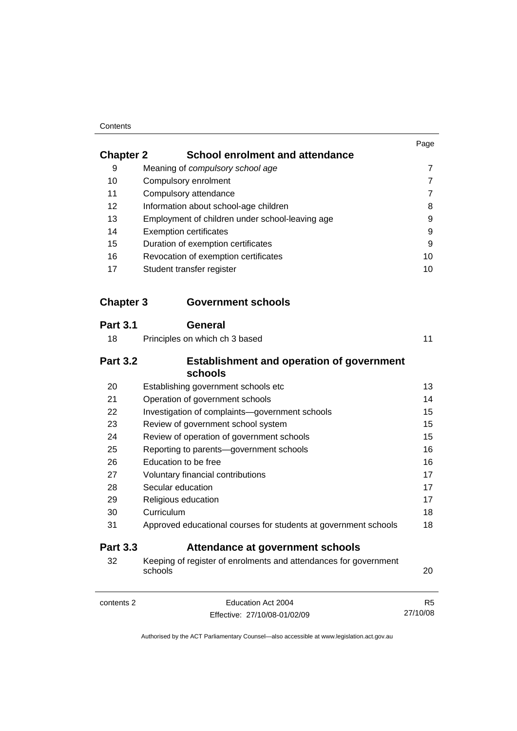| | | Page |
|---|---|---|
| **Chapter 2** | **School enrolment and attendance** | |
| 9 | Meaning of *compulsory school age* | 7 |
| 10 | Compulsory enrolment | 7 |
| 11 | Compulsory attendance | 7 |
| 12 | Information about school-age children | 8 |
| 13 | Employment of children under school-leaving age | 9 |
| 14 | Exemption certificates | 9 |
| 15 | Duration of exemption certificates | 9 |
| 16 | Revocation of exemption certificates | 10 |
| 17 | Student transfer register | 10 |
| **Chapter 3** | **Government schools** | |
| **Part 3.1** | **General** | |
| 18 | Principles on which ch 3 based | 11 |
| **Part 3.2** | **Establishment and operation of government schools** | |
| 20 | Establishing government schools etc | 13 |
| 21 | Operation of government schools | 14 |
| 22 | Investigation of complaints—government schools | 15 |
| 23 | Review of government school system | 15 |
| 24 | Review of operation of government schools | 15 |
| 25 | Reporting to parents—government schools | 16 |
| 26 | Education to be free | 16 |
| 27 | Voluntary financial contributions | 17 |
| 28 | Secular education | 17 |
| 29 | Religious education | 17 |
| 30 | Curriculum | 18 |
| 31 | Approved educational courses for students at government schools | 18 |
| **Part 3.3** | **Attendance at government schools** | |
| 32 | Keeping of register of enrolments and attendances for government schools | 20 |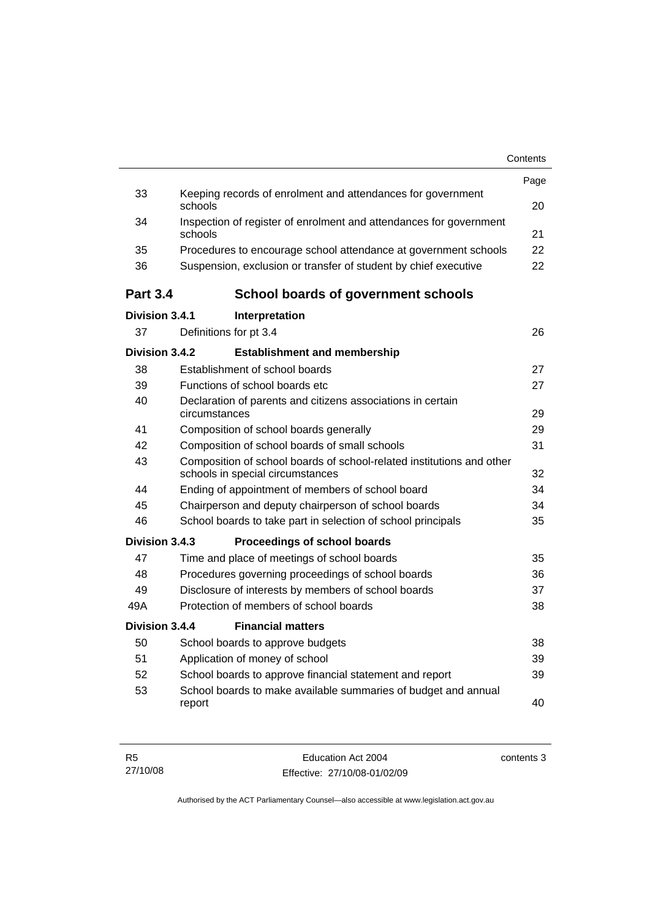| | | Page |
|---|---|---|
| 33 | Keeping records of enrolment and attendances for government schools | 20 |
| 34 | Inspection of register of enrolment and attendances for government schools | 21 |
| 35 | Procedures to encourage school attendance at government schools | 22 |
| 36 | Suspension, exclusion or transfer of student by chief executive | 22 |

## Part 3.4 School boards of government schools

### Division 3.4.1 Interpretation

| | | |
|---|---|---|
| 37 | Definitions for pt 3.4 | 26 |

### Division 3.4.2 Establishment and membership

| | | |
|---|---|---|
| 38 | Establishment of school boards | 27 |
| 39 | Functions of school boards etc | 27 |
| 40 | Declaration of parents and citizens associations in certain circumstances | 29 |
| 41 | Composition of school boards generally | 29 |
| 42 | Composition of school boards of small schools | 31 |
| 43 | Composition of school boards of school-related institutions and other schools in special circumstances | 32 |
| 44 | Ending of appointment of members of school board | 34 |
| 45 | Chairperson and deputy chairperson of school boards | 34 |
| 46 | School boards to take part in selection of school principals | 35 |

### Division 3.4.3 Proceedings of school boards

| | | |
|---|---|---|
| 47 | Time and place of meetings of school boards | 35 |
| 48 | Procedures governing proceedings of school boards | 36 |
| 49 | Disclosure of interests by members of school boards | 37 |
| 49A | Protection of members of school boards | 38 |

### Division 3.4.4 Financial matters

| | | |
|---|---|---|
| 50 | School boards to approve budgets | 38 |
| 51 | Application of money of school | 39 |
| 52 | School boards to approve financial statement and report | 39 |
| 53 | School boards to make available summaries of budget and annual report | 40 |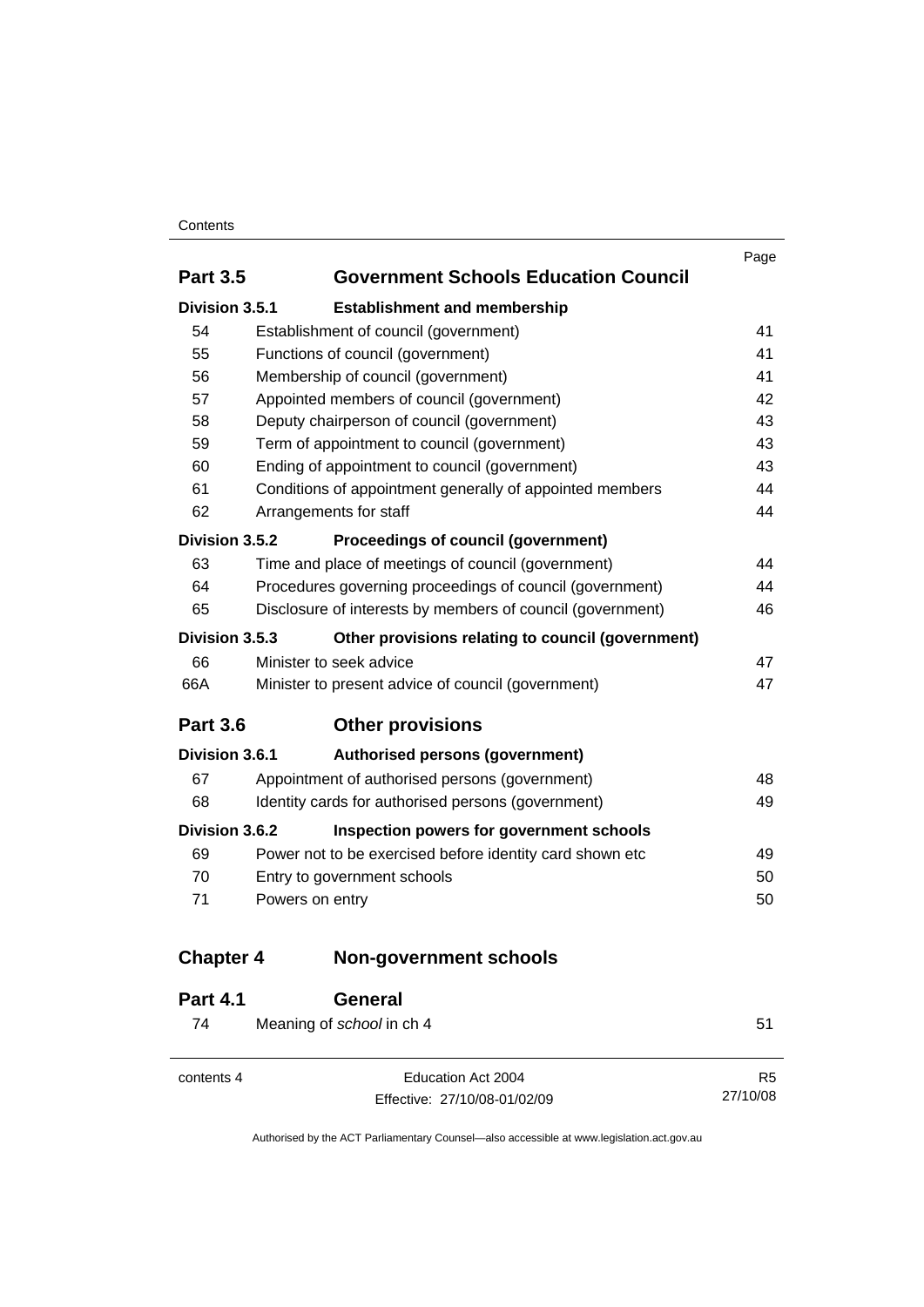| | | Page |
|---|---|---|
| **Part 3.5** | **Government Schools Education Council** | |
| **Division 3.5.1** | **Establishment and membership** | |
| 54 | Establishment of council (government) | 41 |
| 55 | Functions of council (government) | 41 |
| 56 | Membership of council (government) | 41 |
| 57 | Appointed members of council (government) | 42 |
| 58 | Deputy chairperson of council (government) | 43 |
| 59 | Term of appointment to council (government) | 43 |
| 60 | Ending of appointment to council (government) | 43 |
| 61 | Conditions of appointment generally of appointed members | 44 |
| 62 | Arrangements for staff | 44 |
| **Division 3.5.2** | **Proceedings of council (government)** | |
| 63 | Time and place of meetings of council (government) | 44 |
| 64 | Procedures governing proceedings of council (government) | 44 |
| 65 | Disclosure of interests by members of council (government) | 46 |
| **Division 3.5.3** | **Other provisions relating to council (government)** | |
| 66 | Minister to seek advice | 47 |
| 66A | Minister to present advice of council (government) | 47 |
| **Part 3.6** | **Other provisions** | |
| **Division 3.6.1** | **Authorised persons (government)** | |
| 67 | Appointment of authorised persons (government) | 48 |
| 68 | Identity cards for authorised persons (government) | 49 |
| **Division 3.6.2** | **Inspection powers for government schools** | |
| 69 | Power not to be exercised before identity card shown etc | 49 |
| 70 | Entry to government schools | 50 |
| 71 | Powers on entry | 50 |
| **Chapter 4** | **Non-government schools** | |
| **Part 4.1** | **General** | |
| 74 | Meaning of *school* in ch 4 | 51 |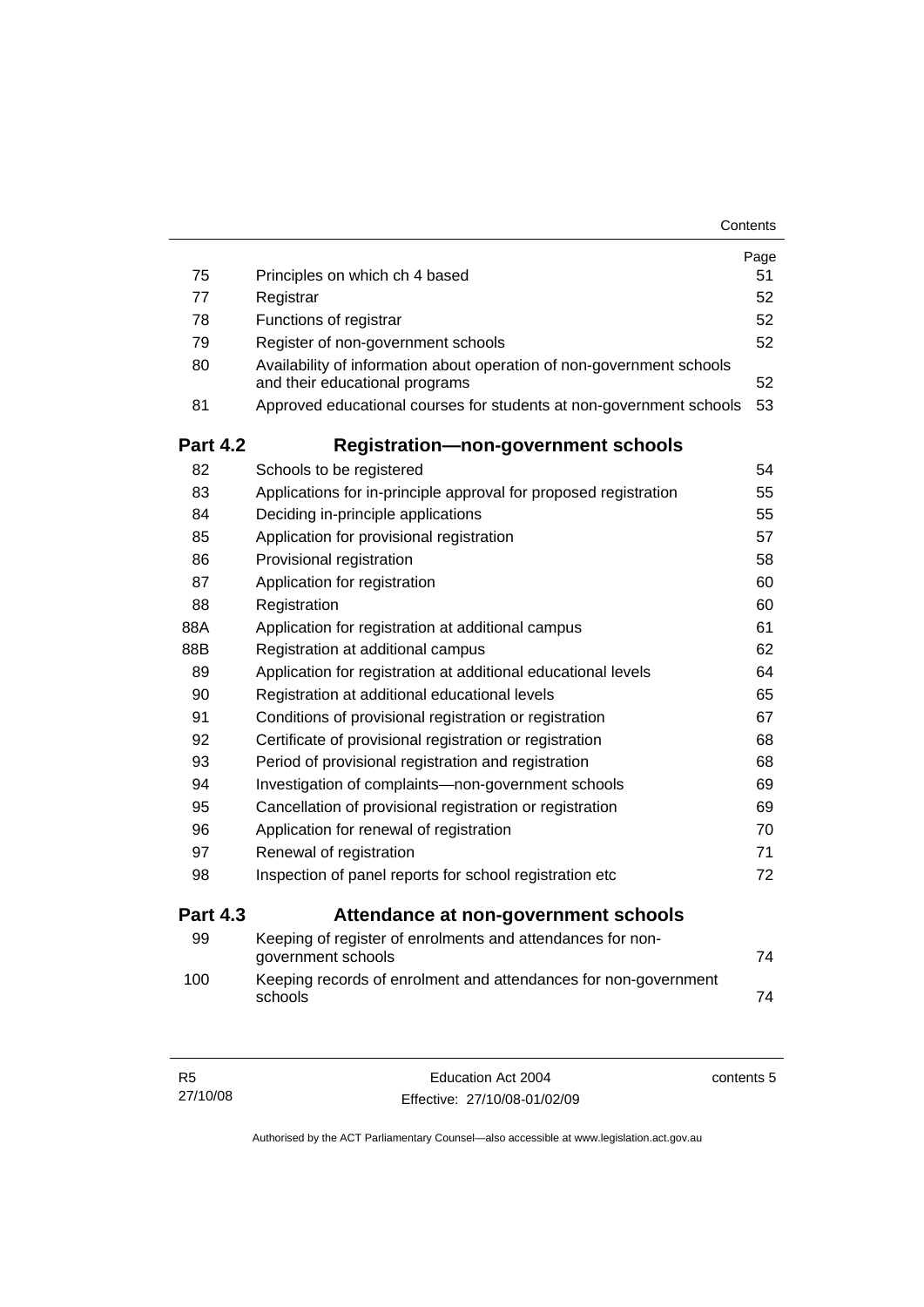| | | Page |
|---|---|---|
| 75 | Principles on which ch 4 based | 51 |
| 77 | Registrar | 52 |
| 78 | Functions of registrar | 52 |
| 79 | Register of non-government schools | 52 |
| 80 | Availability of information about operation of non-government schools and their educational programs | 52 |
| 81 | Approved educational courses for students at non-government schools | 53 |

## Part 4.2 Registration—non-government schools

| | | |
|---|---|---|
| 82 | Schools to be registered | 54 |
| 83 | Applications for in-principle approval for proposed registration | 55 |
| 84 | Deciding in-principle applications | 55 |
| 85 | Application for provisional registration | 57 |
| 86 | Provisional registration | 58 |
| 87 | Application for registration | 60 |
| 88 | Registration | 60 |
| 88A | Application for registration at additional campus | 61 |
| 88B | Registration at additional campus | 62 |
| 89 | Application for registration at additional educational levels | 64 |
| 90 | Registration at additional educational levels | 65 |
| 91 | Conditions of provisional registration or registration | 67 |
| 92 | Certificate of provisional registration or registration | 68 |
| 93 | Period of provisional registration and registration | 68 |
| 94 | Investigation of complaints—non-government schools | 69 |
| 95 | Cancellation of provisional registration or registration | 69 |
| 96 | Application for renewal of registration | 70 |
| 97 | Renewal of registration | 71 |
| 98 | Inspection of panel reports for school registration etc | 72 |

## Part 4.3 Attendance at non-government schools

| | | |
|---|---|---|
| 99 | Keeping of register of enrolments and attendances for non-government schools | 74 |
| 100 | Keeping records of enrolment and attendances for non-government schools | 74 |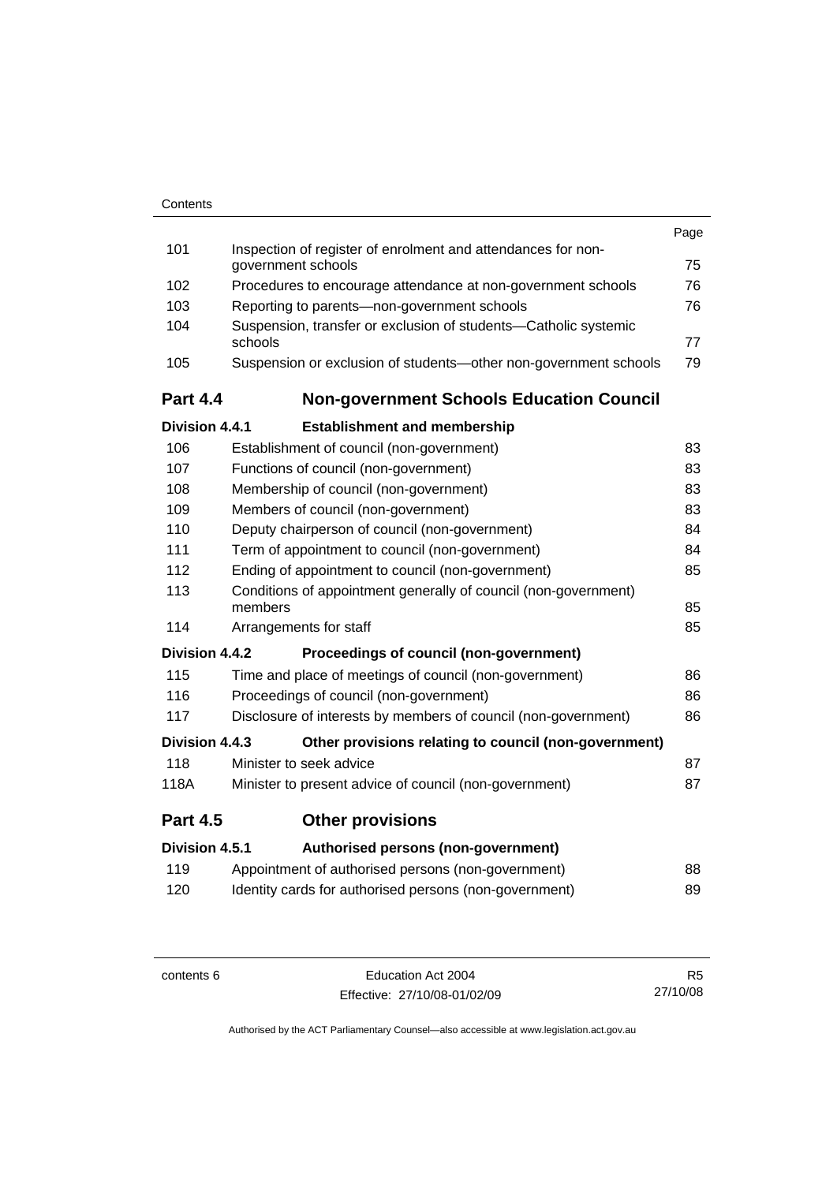| | | Page |
|---|---|---|
| 101 | Inspection of register of enrolment and attendances for non-government schools | 75 |
| 102 | Procedures to encourage attendance at non-government schools | 76 |
| 103 | Reporting to parents—non-government schools | 76 |
| 104 | Suspension, transfer or exclusion of students—Catholic systemic schools | 77 |
| 105 | Suspension or exclusion of students—other non-government schools | 79 |
| **Part 4.4** | **Non-government Schools Education Council** | |
| **Division 4.4.1** | **Establishment and membership** | |
| 106 | Establishment of council (non-government) | 83 |
| 107 | Functions of council (non-government) | 83 |
| 108 | Membership of council (non-government) | 83 |
| 109 | Members of council (non-government) | 83 |
| 110 | Deputy chairperson of council (non-government) | 84 |
| 111 | Term of appointment to council (non-government) | 84 |
| 112 | Ending of appointment to council (non-government) | 85 |
| 113 | Conditions of appointment generally of council (non-government) members | 85 |
| 114 | Arrangements for staff | 85 |
| **Division 4.4.2** | **Proceedings of council (non-government)** | |
| 115 | Time and place of meetings of council (non-government) | 86 |
| 116 | Proceedings of council (non-government) | 86 |
| 117 | Disclosure of interests by members of council (non-government) | 86 |
| **Division 4.4.3** | **Other provisions relating to council (non-government)** | |
| 118 | Minister to seek advice | 87 |
| 118A | Minister to present advice of council (non-government) | 87 |
| **Part 4.5** | **Other provisions** | |
| **Division 4.5.1** | **Authorised persons (non-government)** | |
| 119 | Appointment of authorised persons (non-government) | 88 |
| 120 | Identity cards for authorised persons (non-government) | 89 |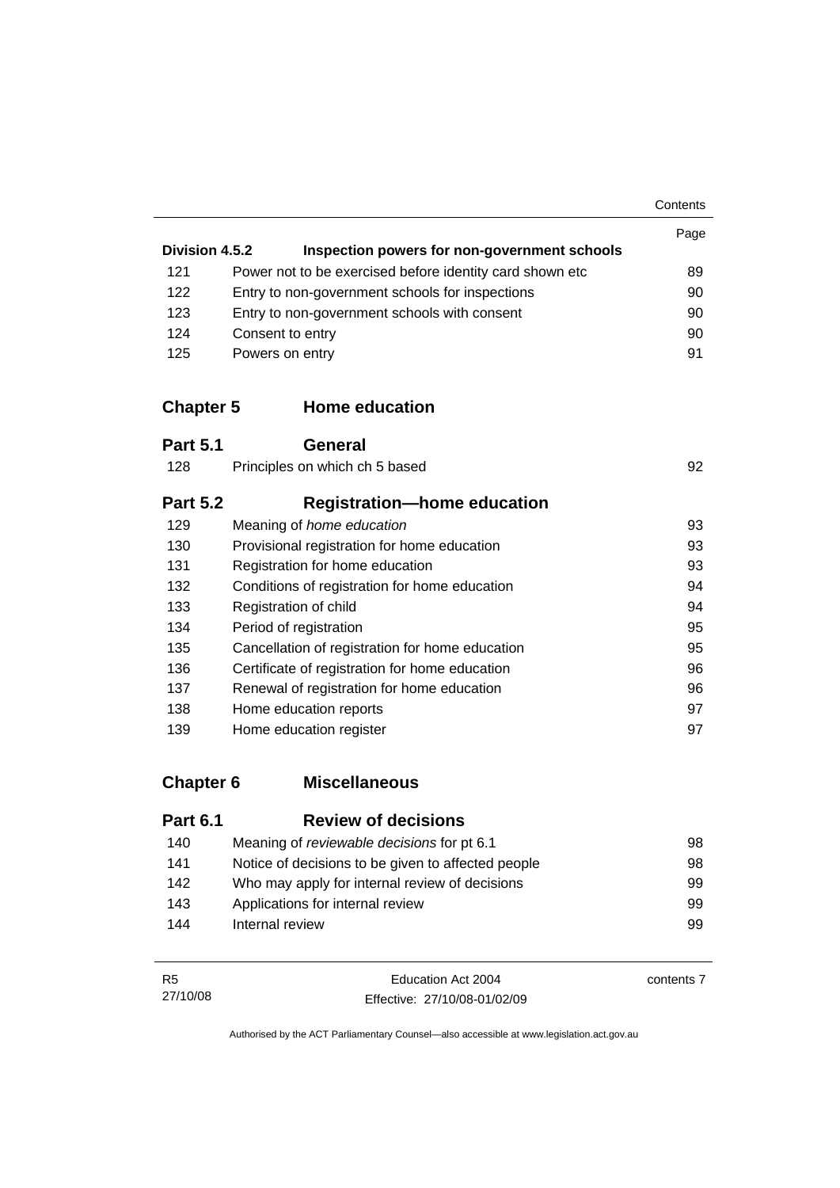| | | Page |
|---|---|---|
| **Division 4.5.2** | **Inspection powers for non-government schools** | |
| 121 | Power not to be exercised before identity card shown etc | 89 |
| 122 | Entry to non-government schools for inspections | 90 |
| 123 | Entry to non-government schools with consent | 90 |
| 124 | Consent to entry | 90 |
| 125 | Powers on entry | 91 |

## Chapter 5 Home education

### Part 5.1 General

| | | |
|---|---|---|
| 128 | Principles on which ch 5 based | 92 |

### Part 5.2 Registration—home education

| | | |
|---|---|---|
| 129 | Meaning of *home education* | 93 |
| 130 | Provisional registration for home education | 93 |
| 131 | Registration for home education | 93 |
| 132 | Conditions of registration for home education | 94 |
| 133 | Registration of child | 94 |
| 134 | Period of registration | 95 |
| 135 | Cancellation of registration for home education | 95 |
| 136 | Certificate of registration for home education | 96 |
| 137 | Renewal of registration for home education | 96 |
| 138 | Home education reports | 97 |
| 139 | Home education register | 97 |

## Chapter 6 Miscellaneous

### Part 6.1 Review of decisions

| | | |
|---|---|---|
| 140 | Meaning of *reviewable decisions* for pt 6.1 | 98 |
| 141 | Notice of decisions to be given to affected people | 98 |
| 142 | Who may apply for internal review of decisions | 99 |
| 143 | Applications for internal review | 99 |
| 144 | Internal review | 99 |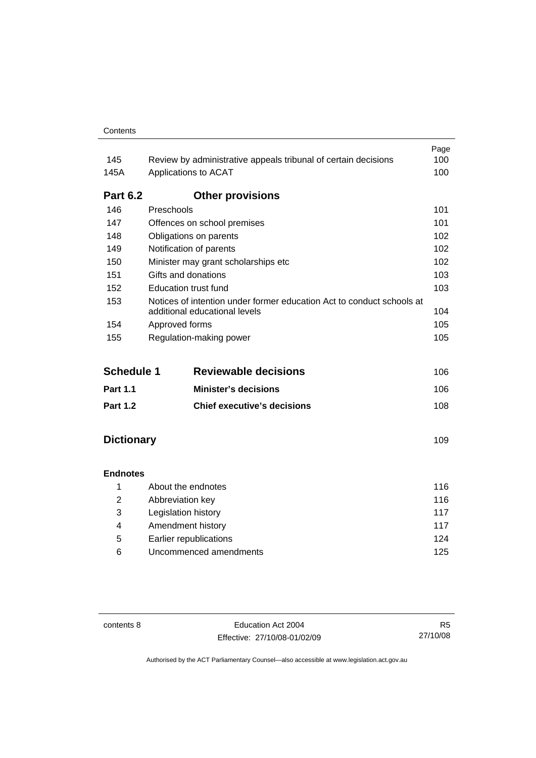| | | Page |
|---|---|---|
| 145 | Review by administrative appeals tribunal of certain decisions | 100 |
| 145A | Applications to ACAT | 100 |

**Part 6.2 Other provisions**

| | | |
|---|---|---|
| 146 | Preschools | 101 |
| 147 | Offences on school premises | 101 |
| 148 | Obligations on parents | 102 |
| 149 | Notification of parents | 102 |
| 150 | Minister may grant scholarships etc | 102 |
| 151 | Gifts and donations | 103 |
| 152 | Education trust fund | 103 |
| 153 | Notices of intention under former education Act to conduct schools at additional educational levels | 104 |
| 154 | Approved forms | 105 |
| 155 | Regulation-making power | 105 |

| | | |
|---|---|---|
| **Schedule 1** | **Reviewable decisions** | 106 |
| **Part 1.1** | **Minister's decisions** | 106 |
| **Part 1.2** | **Chief executive's decisions** | 108 |

| | |
|---|---|
| **Dictionary** | 109 |

**Endnotes**

| | | |
|---|---|---|
| 1 | About the endnotes | 116 |
| 2 | Abbreviation key | 116 |
| 3 | Legislation history | 117 |
| 4 | Amendment history | 117 |
| 5 | Earlier republications | 124 |
| 6 | Uncommenced amendments | 125 |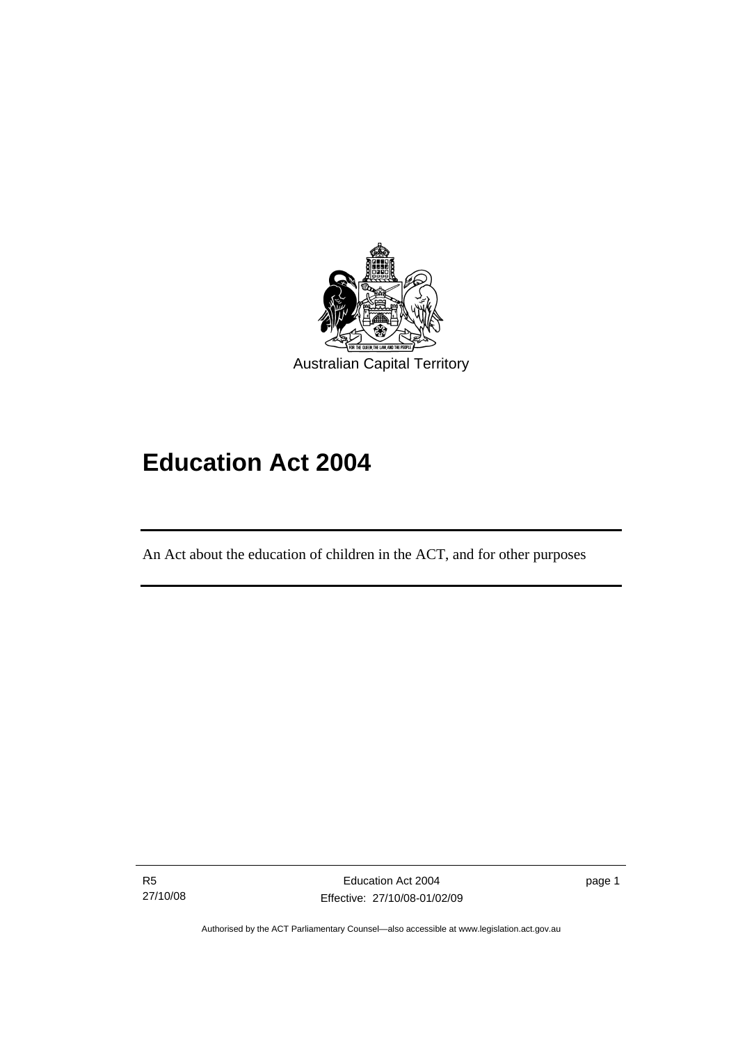Australian Capital Territory

# Education Act 2004

An Act about the education of children in the ACT, and for other purposes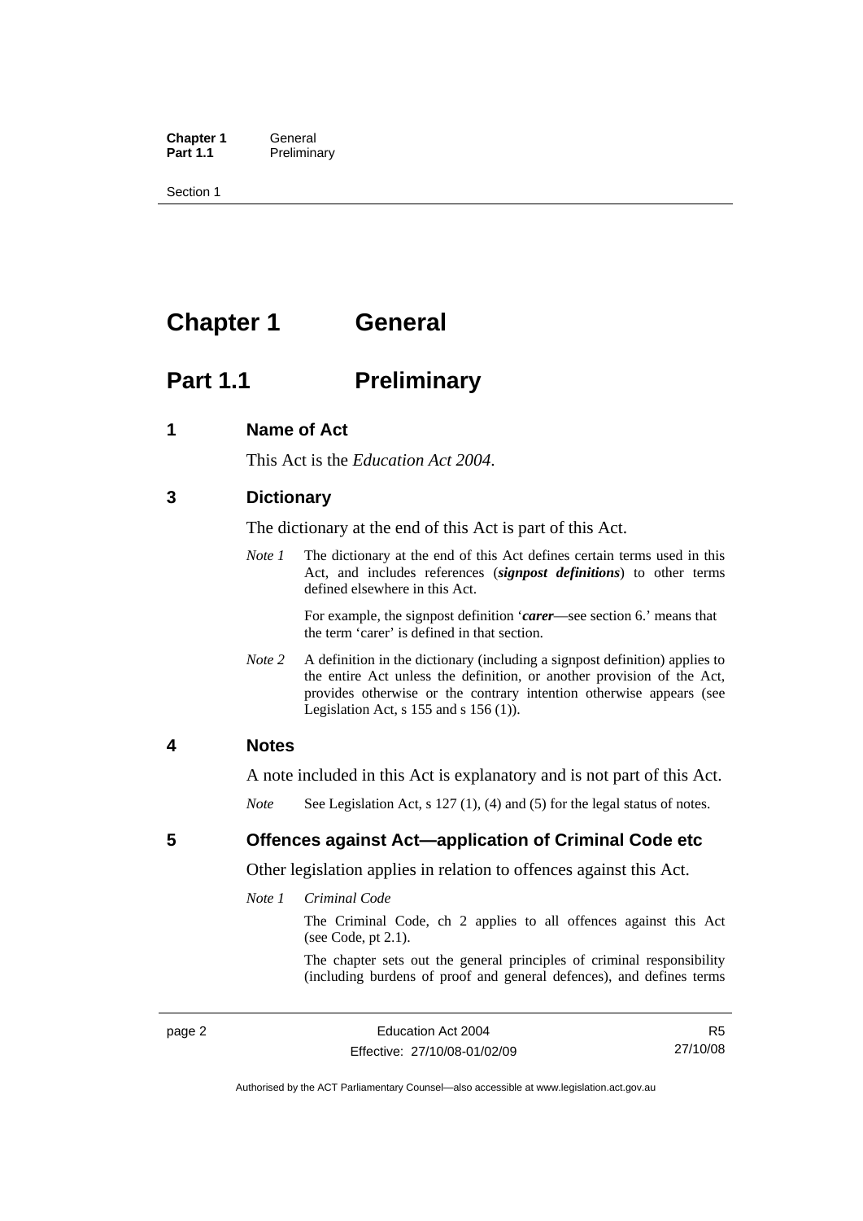# Chapter 1 General

## Part 1.1 Preliminary

### 1 Name of Act

This Act is the *Education Act 2004*.

### 3 Dictionary

The dictionary at the end of this Act is part of this Act.

*Note 1* The dictionary at the end of this Act defines certain terms used in this Act, and includes references (***signpost definitions***) to other terms defined elsewhere in this Act.

For example, the signpost definition '***carer***—see section 6.' means that the term 'carer' is defined in that section.

*Note 2* A definition in the dictionary (including a signpost definition) applies to the entire Act unless the definition, or another provision of the Act, provides otherwise or the contrary intention otherwise appears (see Legislation Act, s 155 and s 156 (1)).

### 4 Notes

A note included in this Act is explanatory and is not part of this Act.

*Note* See Legislation Act, s 127 (1), (4) and (5) for the legal status of notes.

### 5 Offences against Act—application of Criminal Code etc

Other legislation applies in relation to offences against this Act.

*Note 1* *Criminal Code*

The Criminal Code, ch 2 applies to all offences against this Act (see Code, pt 2.1).

The chapter sets out the general principles of criminal responsibility (including burdens of proof and general defences), and defines terms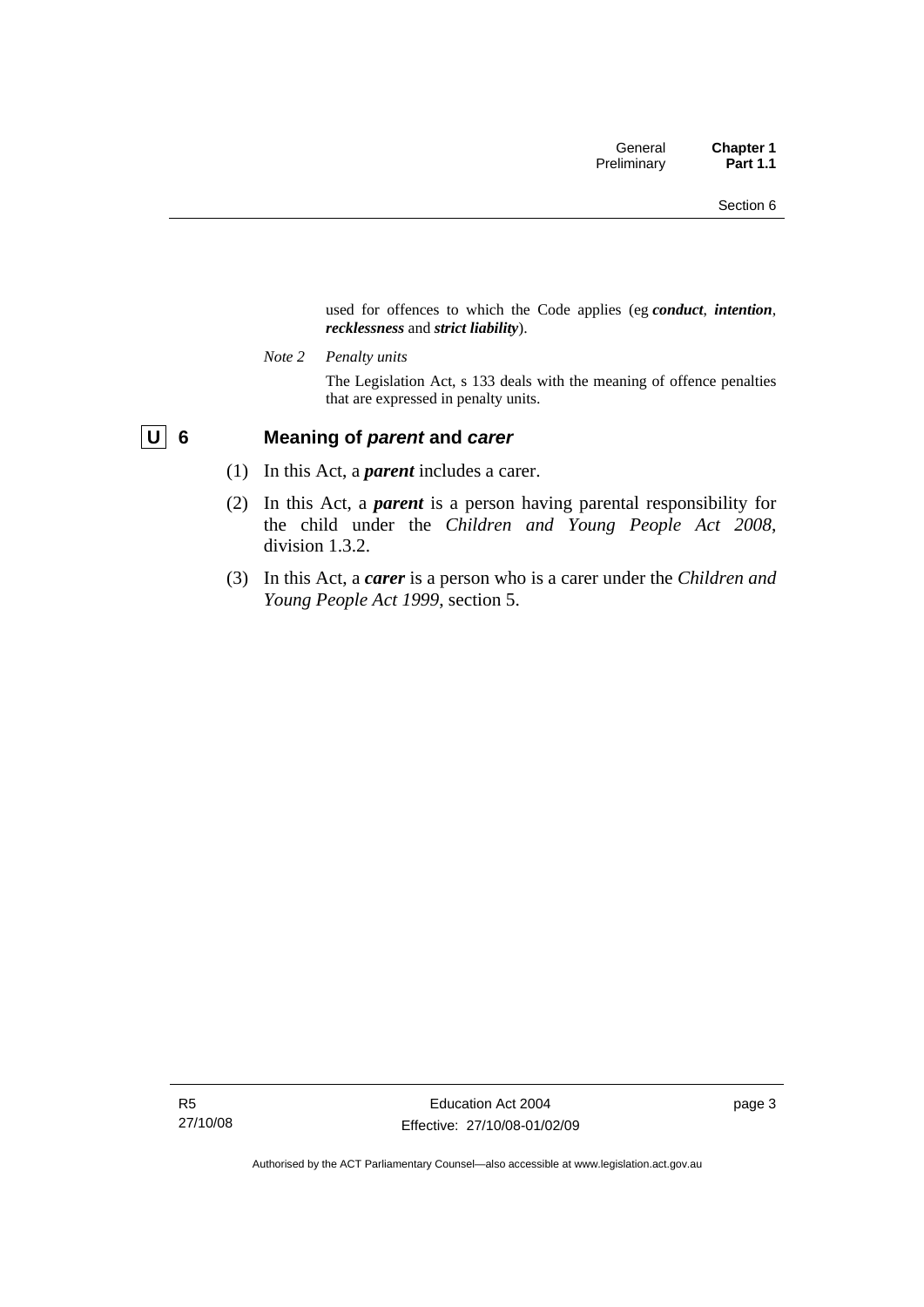used for offences to which the Code applies (eg ***conduct***, ***intention***, ***recklessness*** and ***strict liability***).

*Note 2 Penalty units*

The Legislation Act, s 133 deals with the meaning of offence penalties that are expressed in penalty units.

### U 6 Meaning of *parent* and *carer*

(1) In this Act, a ***parent*** includes a carer.

(2) In this Act, a ***parent*** is a person having parental responsibility for the child under the *Children and Young People Act 2008*, division 1.3.2.

(3) In this Act, a ***carer*** is a person who is a carer under the *Children and Young People Act 1999*, section 5.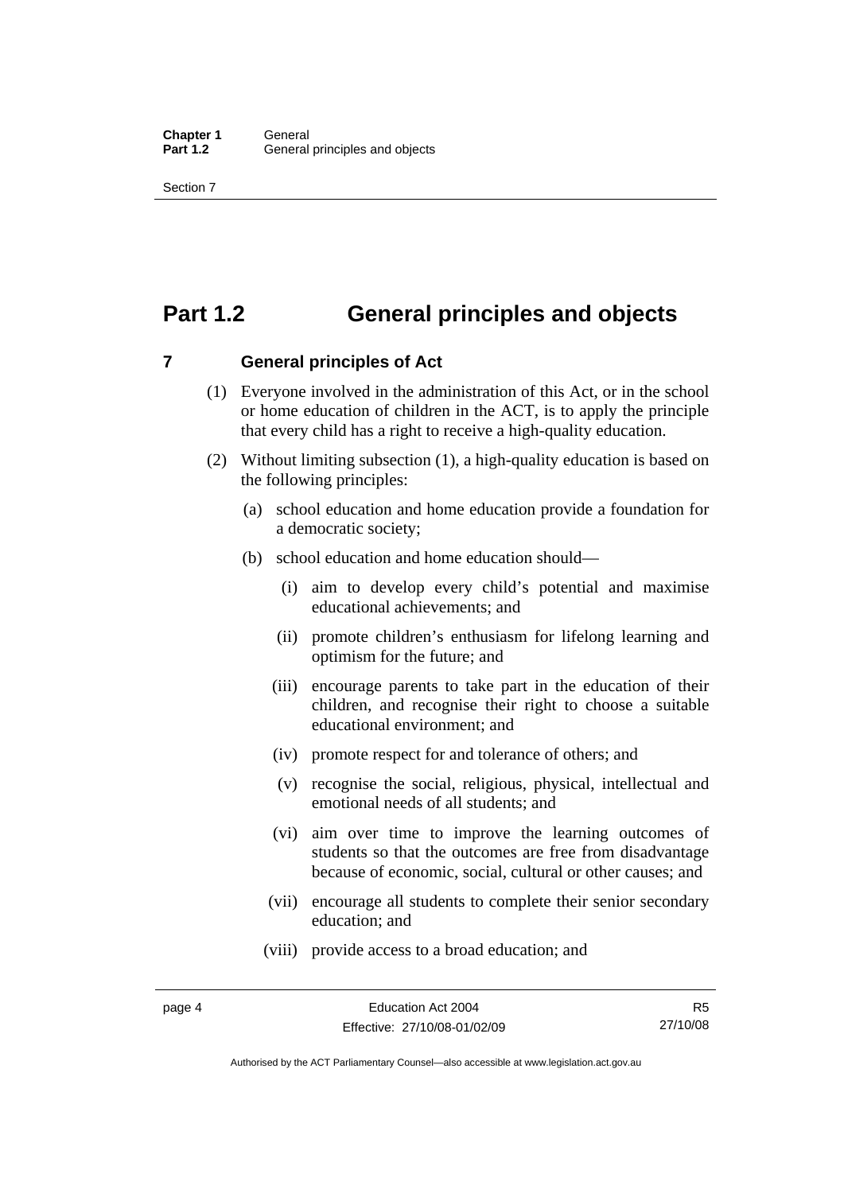# Part 1.2 General principles and objects

## 7 General principles of Act

(1) Everyone involved in the administration of this Act, or in the school or home education of children in the ACT, is to apply the principle that every child has a right to receive a high-quality education.

(2) Without limiting subsection (1), a high-quality education is based on the following principles:

(a) school education and home education provide a foundation for a democratic society;

(b) school education and home education should—

(i) aim to develop every child's potential and maximise educational achievements; and

(ii) promote children's enthusiasm for lifelong learning and optimism for the future; and

(iii) encourage parents to take part in the education of their children, and recognise their right to choose a suitable educational environment; and

(iv) promote respect for and tolerance of others; and

(v) recognise the social, religious, physical, intellectual and emotional needs of all students; and

(vi) aim over time to improve the learning outcomes of students so that the outcomes are free from disadvantage because of economic, social, cultural or other causes; and

(vii) encourage all students to complete their senior secondary education; and

(viii) provide access to a broad education; and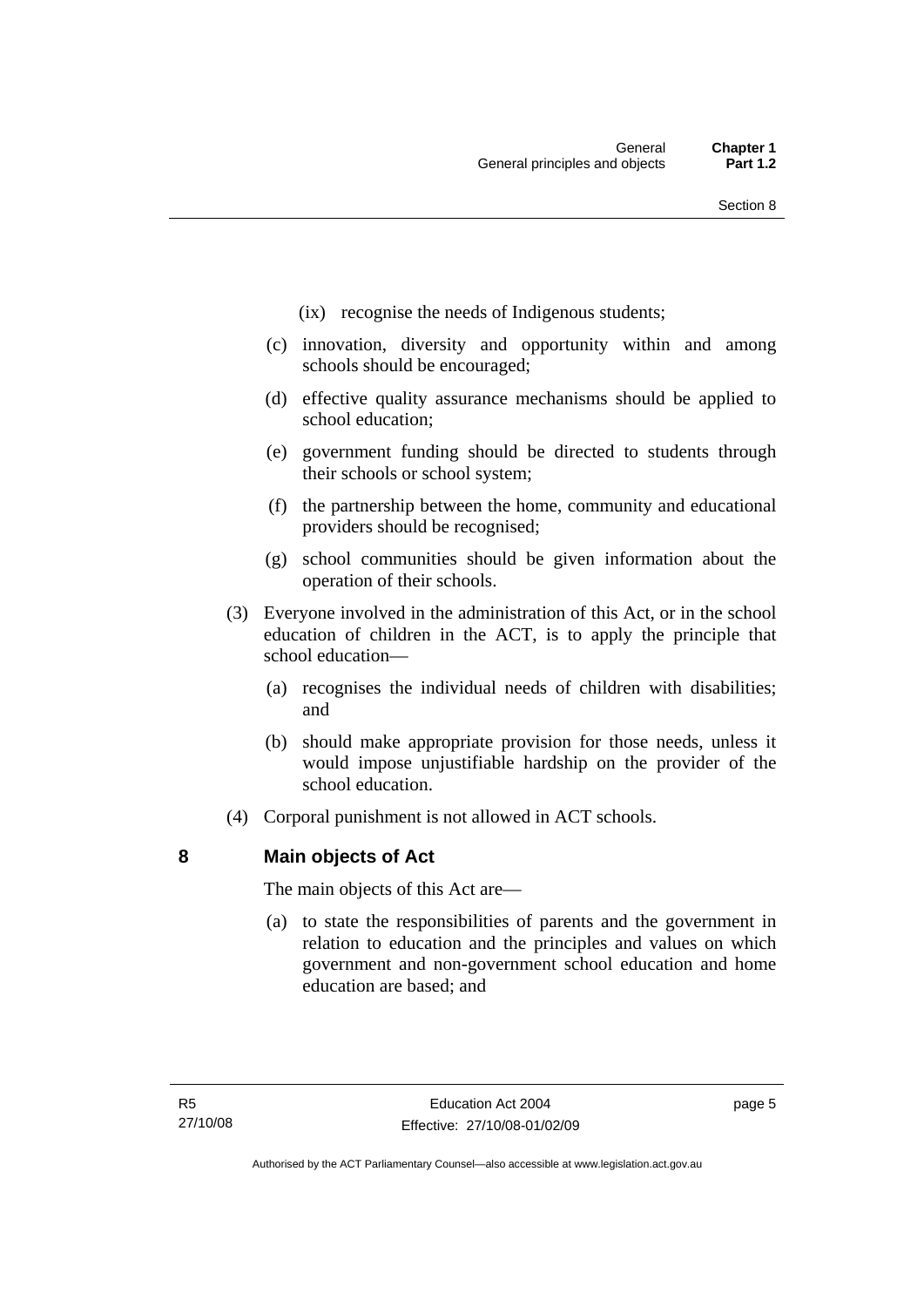(ix) recognise the needs of Indigenous students;

(c) innovation, diversity and opportunity within and among schools should be encouraged;

(d) effective quality assurance mechanisms should be applied to school education;

(e) government funding should be directed to students through their schools or school system;

(f) the partnership between the home, community and educational providers should be recognised;

(g) school communities should be given information about the operation of their schools.

(3) Everyone involved in the administration of this Act, or in the school education of children in the ACT, is to apply the principle that school education—

(a) recognises the individual needs of children with disabilities; and

(b) should make appropriate provision for those needs, unless it would impose unjustifiable hardship on the provider of the school education.

(4) Corporal punishment is not allowed in ACT schools.

## 8 Main objects of Act

The main objects of this Act are—

(a) to state the responsibilities of parents and the government in relation to education and the principles and values on which government and non-government school education and home education are based; and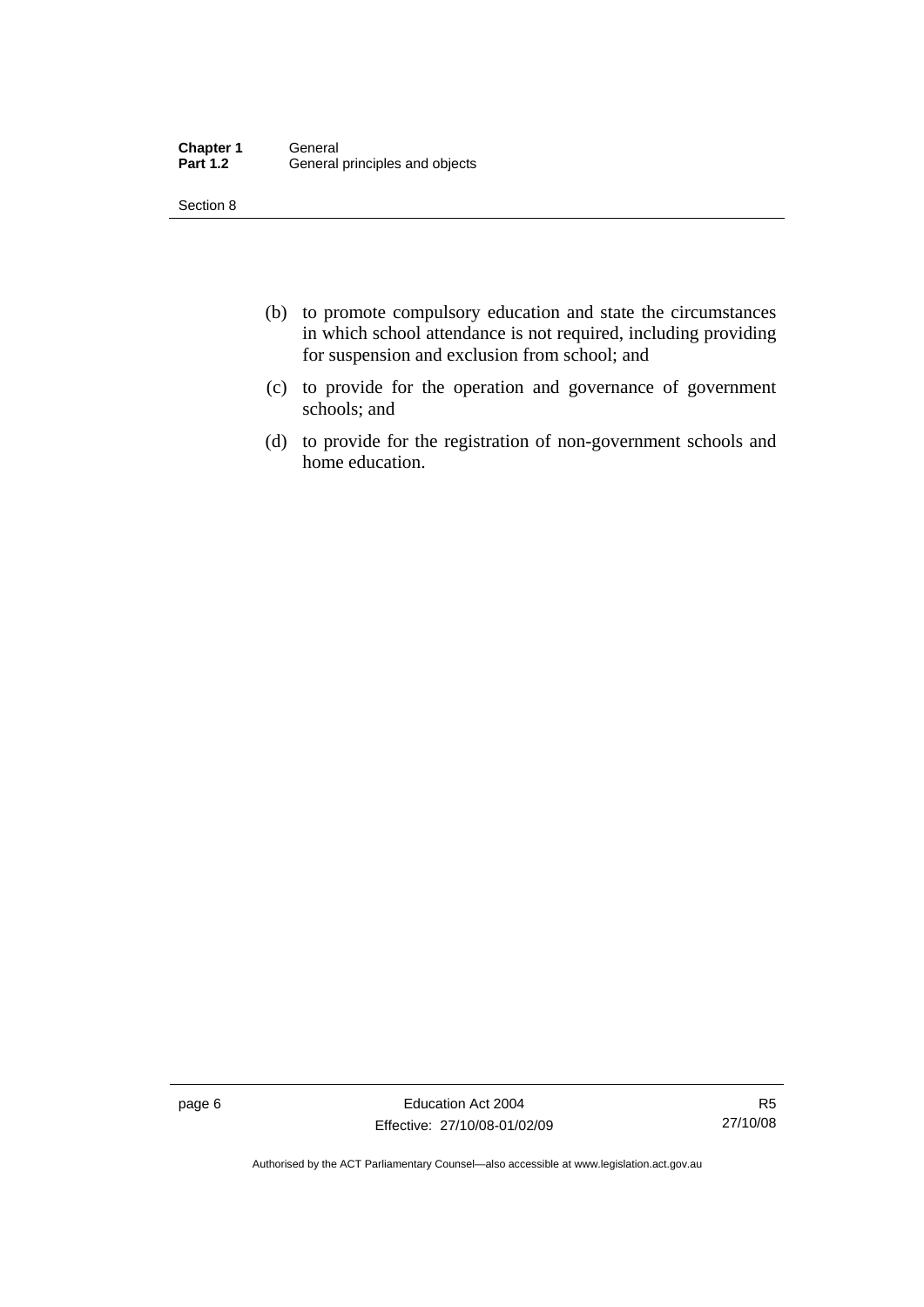(b) to promote compulsory education and state the circumstances in which school attendance is not required, including providing for suspension and exclusion from school; and

(c) to provide for the operation and governance of government schools; and

(d) to provide for the registration of non-government schools and home education.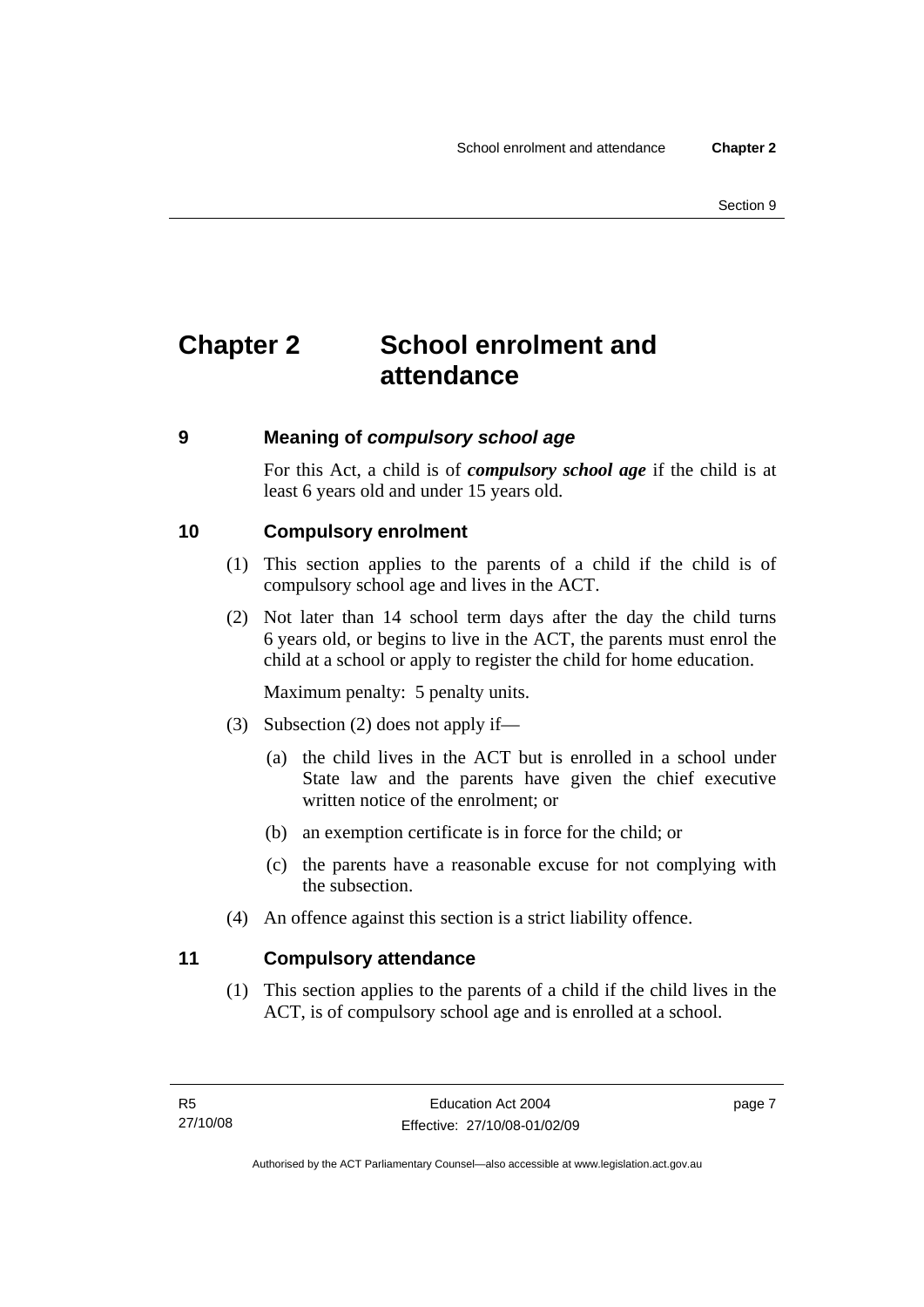# Chapter 2 School enrolment and attendance

## 9 Meaning of *compulsory school age*

For this Act, a child is of ***compulsory school age*** if the child is at least 6 years old and under 15 years old.

## 10 Compulsory enrolment

(1) This section applies to the parents of a child if the child is of compulsory school age and lives in the ACT.

(2) Not later than 14 school term days after the day the child turns 6 years old, or begins to live in the ACT, the parents must enrol the child at a school or apply to register the child for home education.

Maximum penalty: 5 penalty units.

(3) Subsection (2) does not apply if—

(a) the child lives in the ACT but is enrolled in a school under State law and the parents have given the chief executive written notice of the enrolment; or

(b) an exemption certificate is in force for the child; or

(c) the parents have a reasonable excuse for not complying with the subsection.

(4) An offence against this section is a strict liability offence.

## 11 Compulsory attendance

(1) This section applies to the parents of a child if the child lives in the ACT, is of compulsory school age and is enrolled at a school.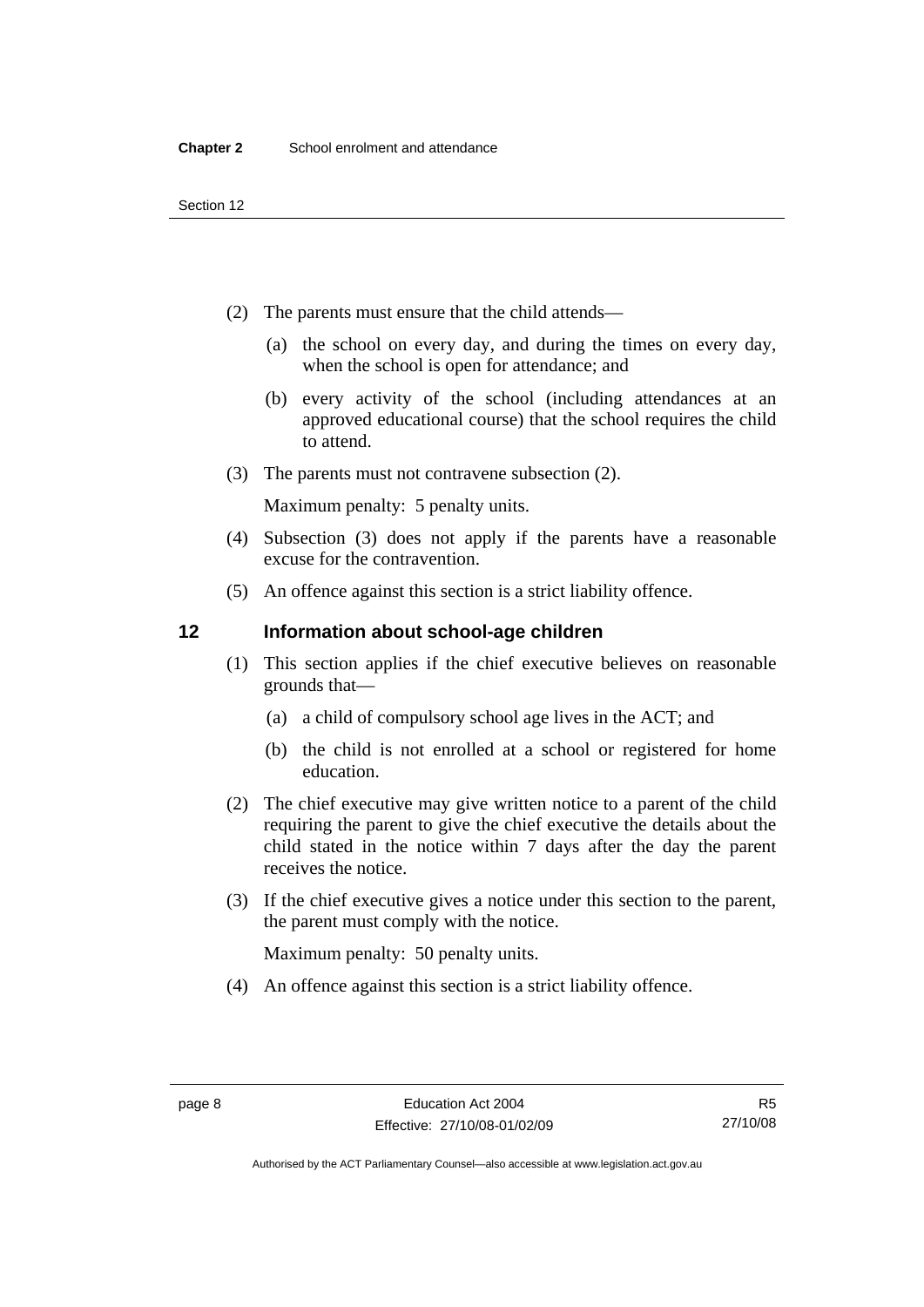(2) The parents must ensure that the child attends—

(a) the school on every day, and during the times on every day, when the school is open for attendance; and

(b) every activity of the school (including attendances at an approved educational course) that the school requires the child to attend.

(3) The parents must not contravene subsection (2).

Maximum penalty: 5 penalty units.

(4) Subsection (3) does not apply if the parents have a reasonable excuse for the contravention.

(5) An offence against this section is a strict liability offence.

## 12 Information about school-age children

(1) This section applies if the chief executive believes on reasonable grounds that—

(a) a child of compulsory school age lives in the ACT; and

(b) the child is not enrolled at a school or registered for home education.

(2) The chief executive may give written notice to a parent of the child requiring the parent to give the chief executive the details about the child stated in the notice within 7 days after the day the parent receives the notice.

(3) If the chief executive gives a notice under this section to the parent, the parent must comply with the notice.

Maximum penalty: 50 penalty units.

(4) An offence against this section is a strict liability offence.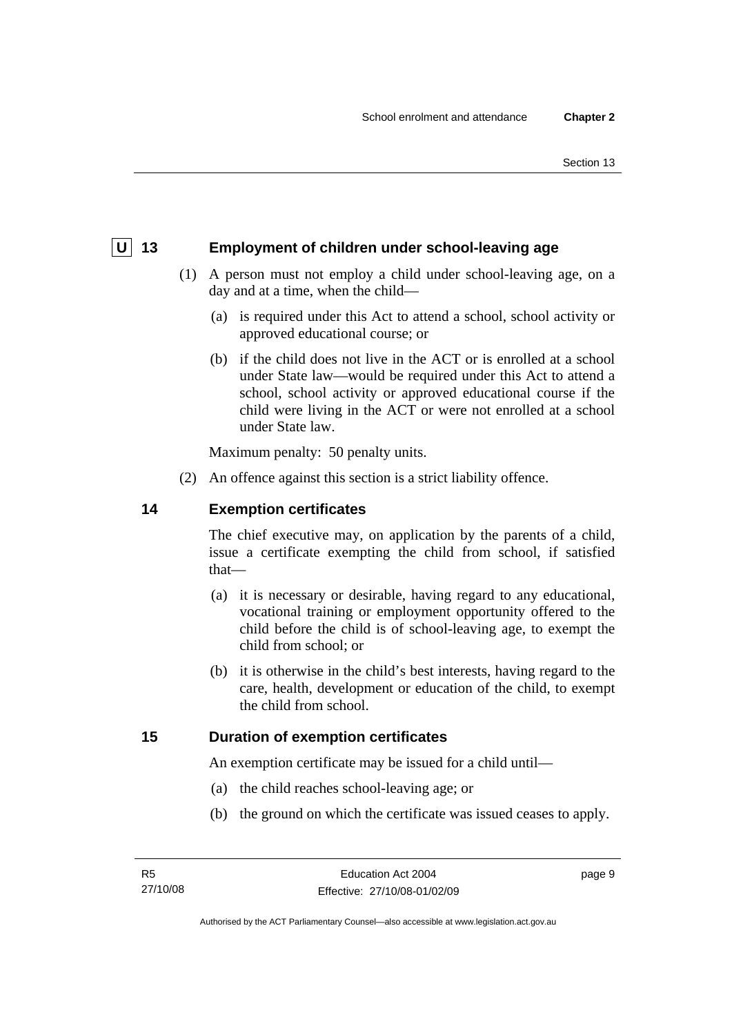## U 13 Employment of children under school-leaving age

(1) A person must not employ a child under school-leaving age, on a day and at a time, when the child—

(a) is required under this Act to attend a school, school activity or approved educational course; or

(b) if the child does not live in the ACT or is enrolled at a school under State law—would be required under this Act to attend a school, school activity or approved educational course if the child were living in the ACT or were not enrolled at a school under State law.

Maximum penalty: 50 penalty units.

(2) An offence against this section is a strict liability offence.

## 14 Exemption certificates

The chief executive may, on application by the parents of a child, issue a certificate exempting the child from school, if satisfied that—

(a) it is necessary or desirable, having regard to any educational, vocational training or employment opportunity offered to the child before the child is of school-leaving age, to exempt the child from school; or

(b) it is otherwise in the child's best interests, having regard to the care, health, development or education of the child, to exempt the child from school.

## 15 Duration of exemption certificates

An exemption certificate may be issued for a child until—

(a) the child reaches school-leaving age; or

(b) the ground on which the certificate was issued ceases to apply.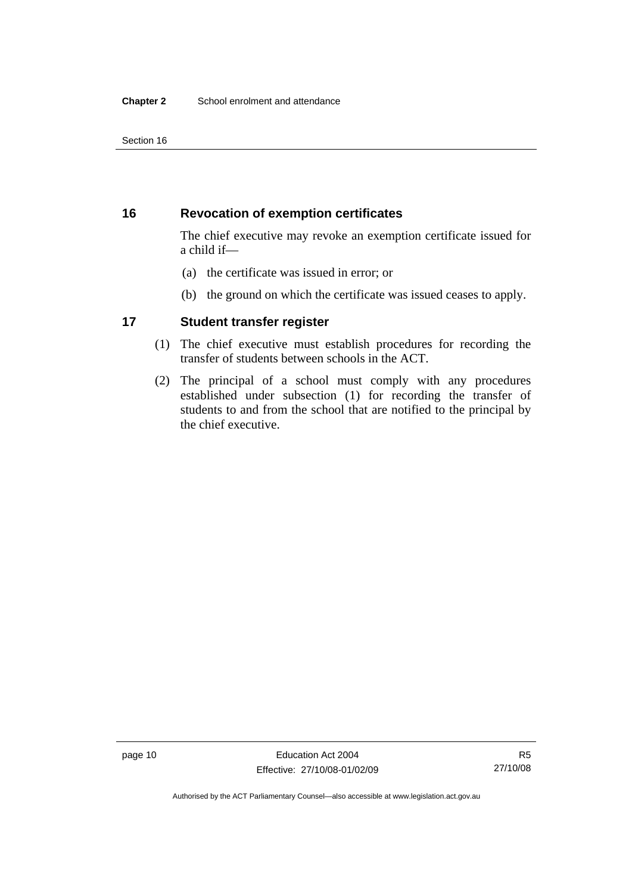## 16 Revocation of exemption certificates

The chief executive may revoke an exemption certificate issued for a child if—

(a) the certificate was issued in error; or

(b) the ground on which the certificate was issued ceases to apply.

## 17 Student transfer register

(1) The chief executive must establish procedures for recording the transfer of students between schools in the ACT.

(2) The principal of a school must comply with any procedures established under subsection (1) for recording the transfer of students to and from the school that are notified to the principal by the chief executive.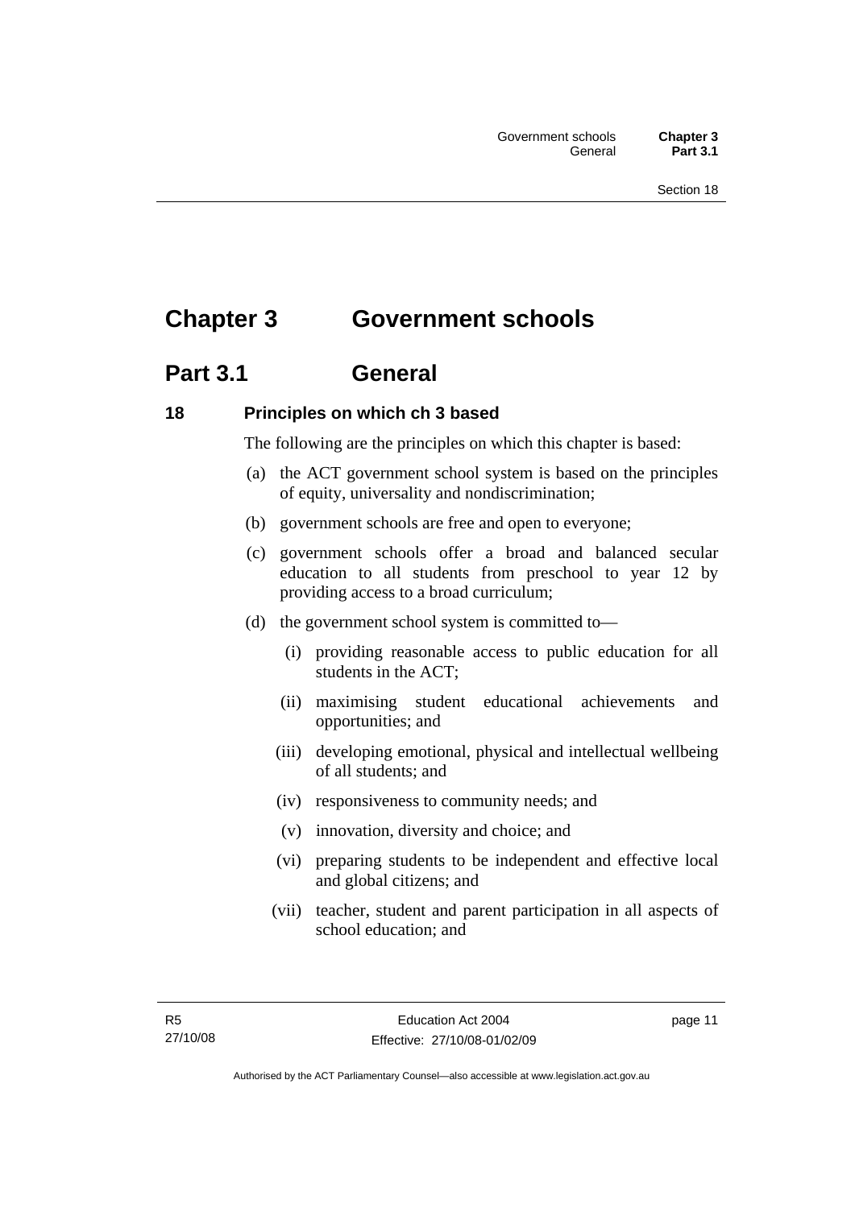# Chapter 3 Government schools

## Part 3.1 General

### 18 Principles on which ch 3 based

The following are the principles on which this chapter is based:

(a) the ACT government school system is based on the principles of equity, universality and nondiscrimination;

(b) government schools are free and open to everyone;

(c) government schools offer a broad and balanced secular education to all students from preschool to year 12 by providing access to a broad curriculum;

(d) the government school system is committed to—

(i) providing reasonable access to public education for all students in the ACT;

(ii) maximising student educational achievements and opportunities; and

(iii) developing emotional, physical and intellectual wellbeing of all students; and

(iv) responsiveness to community needs; and

(v) innovation, diversity and choice; and

(vi) preparing students to be independent and effective local and global citizens; and

(vii) teacher, student and parent participation in all aspects of school education; and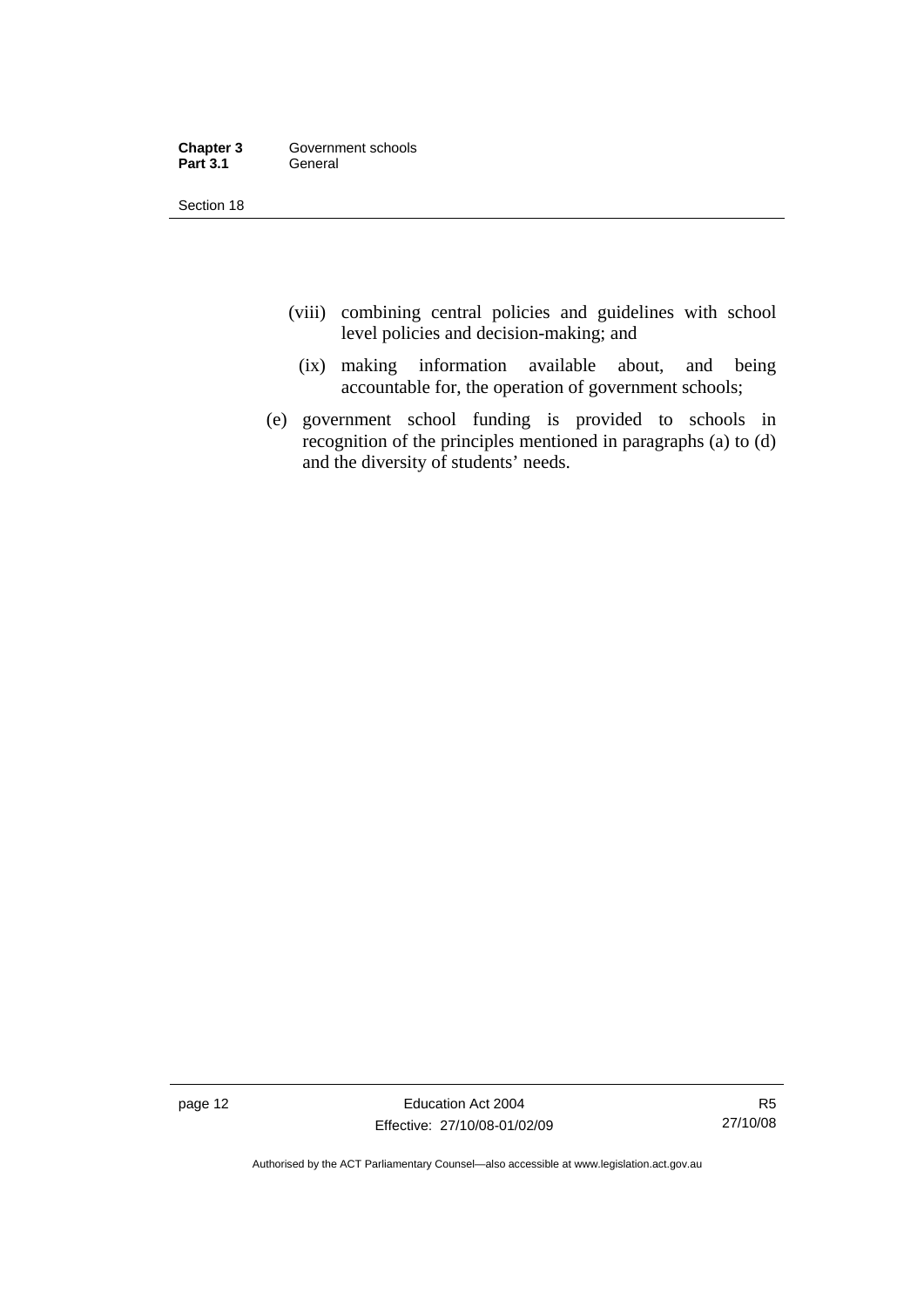(viii) combining central policies and guidelines with school level policies and decision-making; and

(ix) making information available about, and being accountable for, the operation of government schools;

(e) government school funding is provided to schools in recognition of the principles mentioned in paragraphs (a) to (d) and the diversity of students' needs.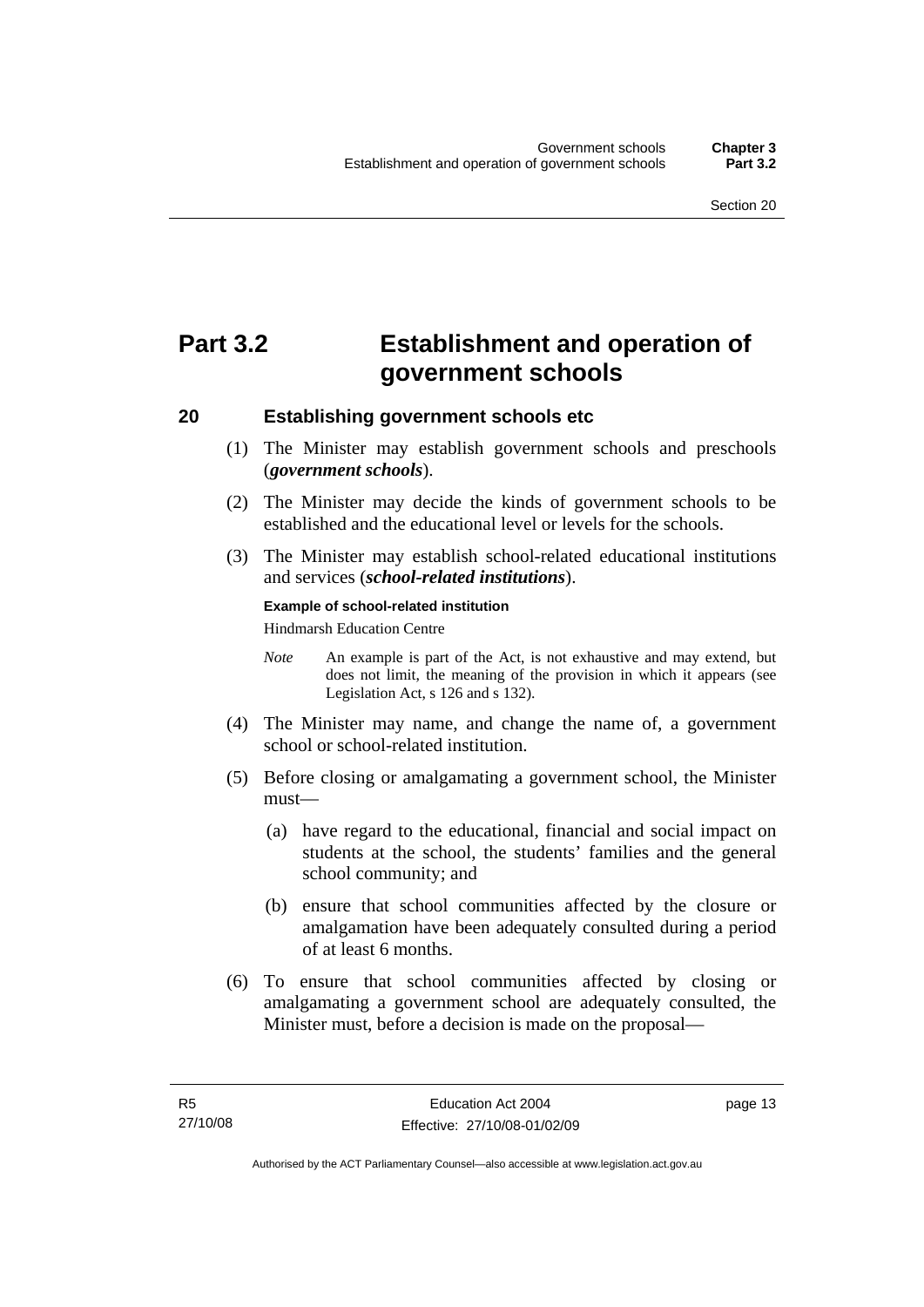# Part 3.2 Establishment and operation of government schools

## 20 Establishing government schools etc

(1) The Minister may establish government schools and preschools (***government schools***).

(2) The Minister may decide the kinds of government schools to be established and the educational level or levels for the schools.

(3) The Minister may establish school-related educational institutions and services (***school-related institutions***).

**Example of school-related institution**

Hindmarsh Education Centre

*Note* An example is part of the Act, is not exhaustive and may extend, but does not limit, the meaning of the provision in which it appears (see Legislation Act, s 126 and s 132).

(4) The Minister may name, and change the name of, a government school or school-related institution.

(5) Before closing or amalgamating a government school, the Minister must—

(a) have regard to the educational, financial and social impact on students at the school, the students' families and the general school community; and

(b) ensure that school communities affected by the closure or amalgamation have been adequately consulted during a period of at least 6 months.

(6) To ensure that school communities affected by closing or amalgamating a government school are adequately consulted, the Minister must, before a decision is made on the proposal—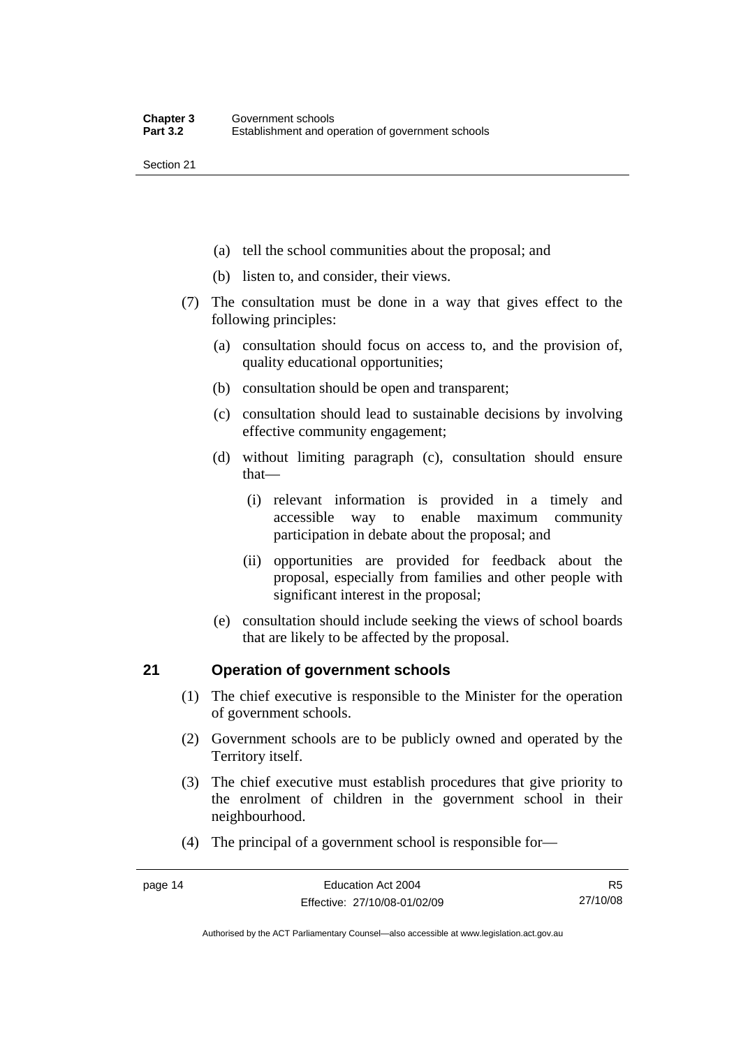(a) tell the school communities about the proposal; and

(b) listen to, and consider, their views.

(7) The consultation must be done in a way that gives effect to the following principles:

(a) consultation should focus on access to, and the provision of, quality educational opportunities;

(b) consultation should be open and transparent;

(c) consultation should lead to sustainable decisions by involving effective community engagement;

(d) without limiting paragraph (c), consultation should ensure that—

(i) relevant information is provided in a timely and accessible way to enable maximum community participation in debate about the proposal; and

(ii) opportunities are provided for feedback about the proposal, especially from families and other people with significant interest in the proposal;

(e) consultation should include seeking the views of school boards that are likely to be affected by the proposal.

## 21 Operation of government schools

(1) The chief executive is responsible to the Minister for the operation of government schools.

(2) Government schools are to be publicly owned and operated by the Territory itself.

(3) The chief executive must establish procedures that give priority to the enrolment of children in the government school in their neighbourhood.

(4) The principal of a government school is responsible for—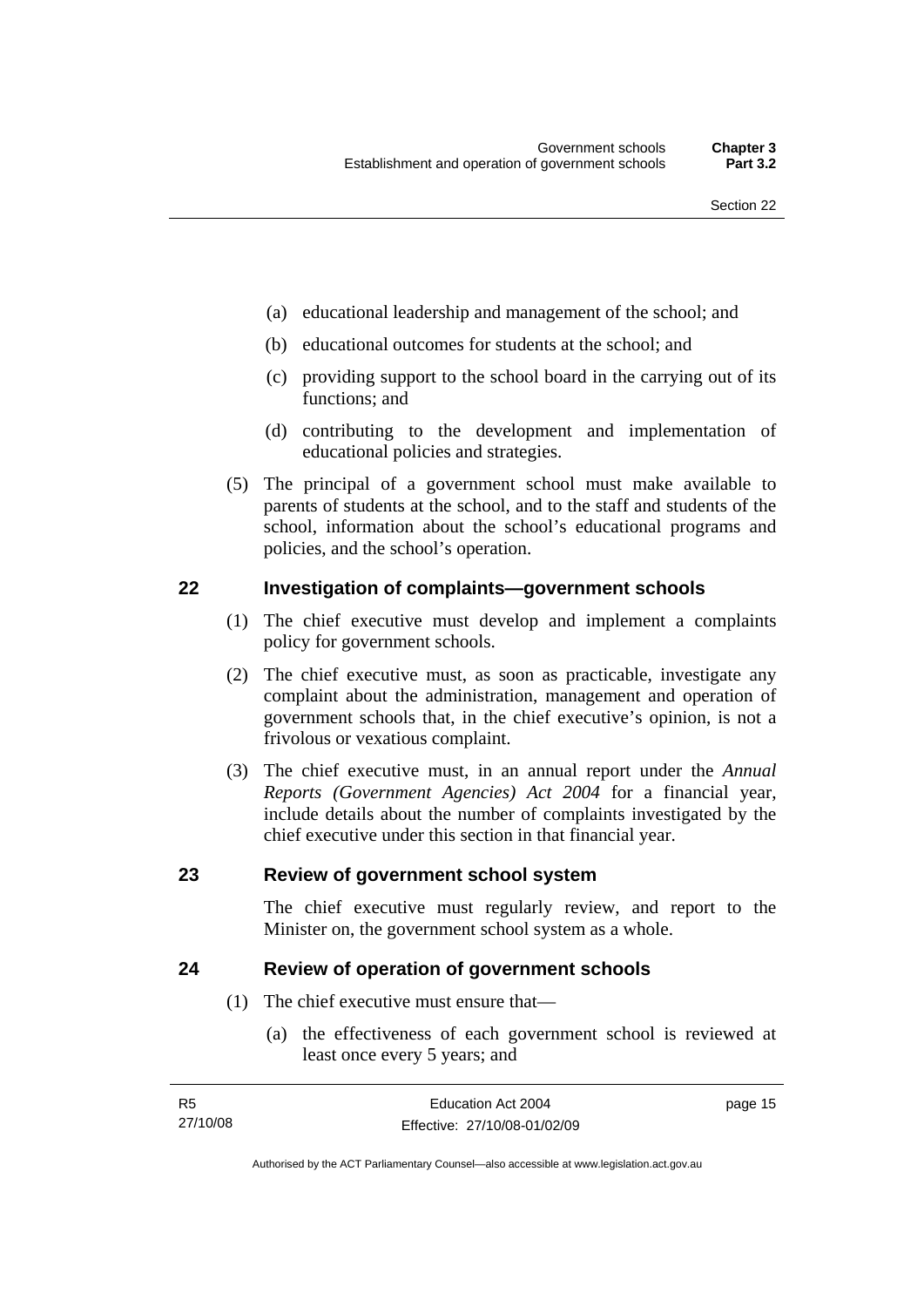(a) educational leadership and management of the school; and

(b) educational outcomes for students at the school; and

(c) providing support to the school board in the carrying out of its functions; and

(d) contributing to the development and implementation of educational policies and strategies.

(5) The principal of a government school must make available to parents of students at the school, and to the staff and students of the school, information about the school's educational programs and policies, and the school's operation.

## 22 Investigation of complaints—government schools

(1) The chief executive must develop and implement a complaints policy for government schools.

(2) The chief executive must, as soon as practicable, investigate any complaint about the administration, management and operation of government schools that, in the chief executive's opinion, is not a frivolous or vexatious complaint.

(3) The chief executive must, in an annual report under the *Annual Reports (Government Agencies) Act 2004* for a financial year, include details about the number of complaints investigated by the chief executive under this section in that financial year.

## 23 Review of government school system

The chief executive must regularly review, and report to the Minister on, the government school system as a whole.

## 24 Review of operation of government schools

(1) The chief executive must ensure that—

(a) the effectiveness of each government school is reviewed at least once every 5 years; and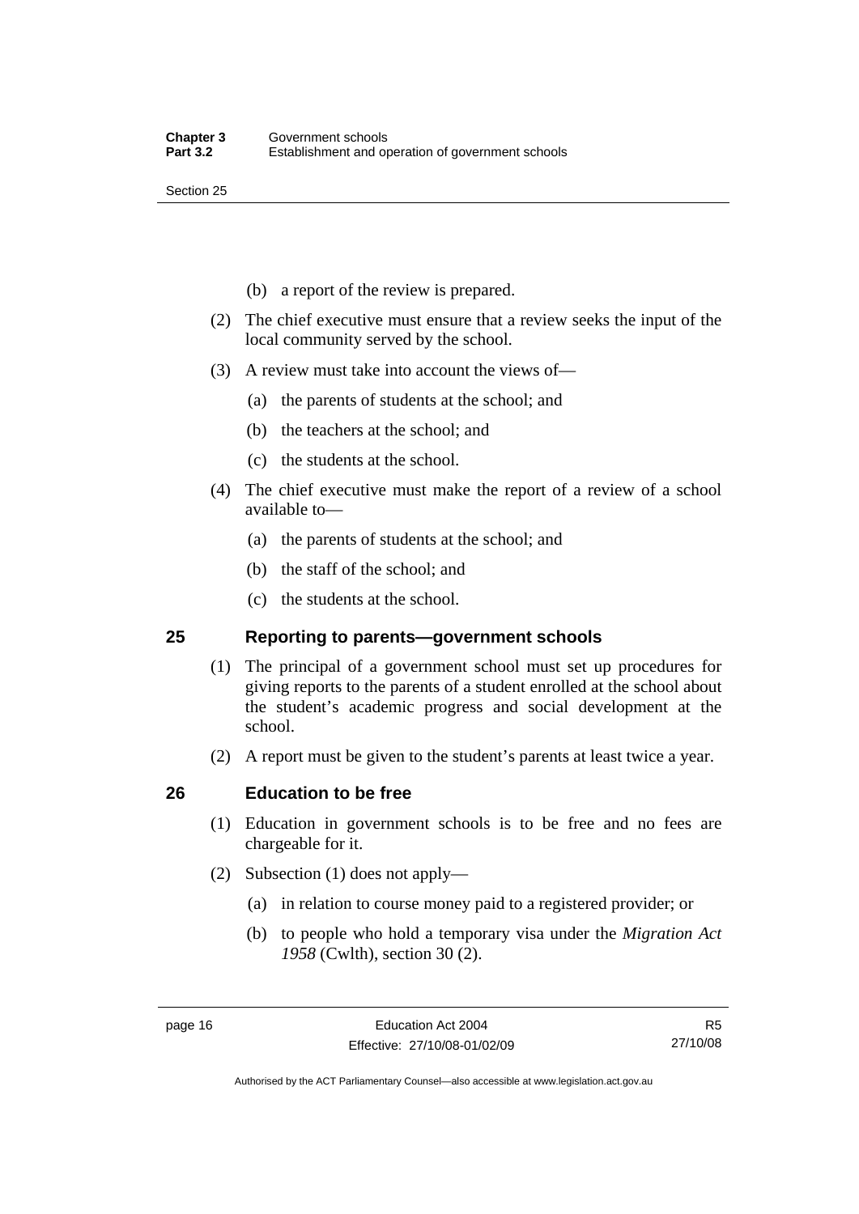(b) a report of the review is prepared.

(2) The chief executive must ensure that a review seeks the input of the local community served by the school.

(3) A review must take into account the views of—

(a) the parents of students at the school; and

(b) the teachers at the school; and

(c) the students at the school.

(4) The chief executive must make the report of a review of a school available to—

(a) the parents of students at the school; and

(b) the staff of the school; and

(c) the students at the school.

## 25 Reporting to parents—government schools

(1) The principal of a government school must set up procedures for giving reports to the parents of a student enrolled at the school about the student's academic progress and social development at the school.

(2) A report must be given to the student's parents at least twice a year.

## 26 Education to be free

(1) Education in government schools is to be free and no fees are chargeable for it.

(2) Subsection (1) does not apply—

(a) in relation to course money paid to a registered provider; or

(b) to people who hold a temporary visa under the *Migration Act 1958* (Cwlth), section 30 (2).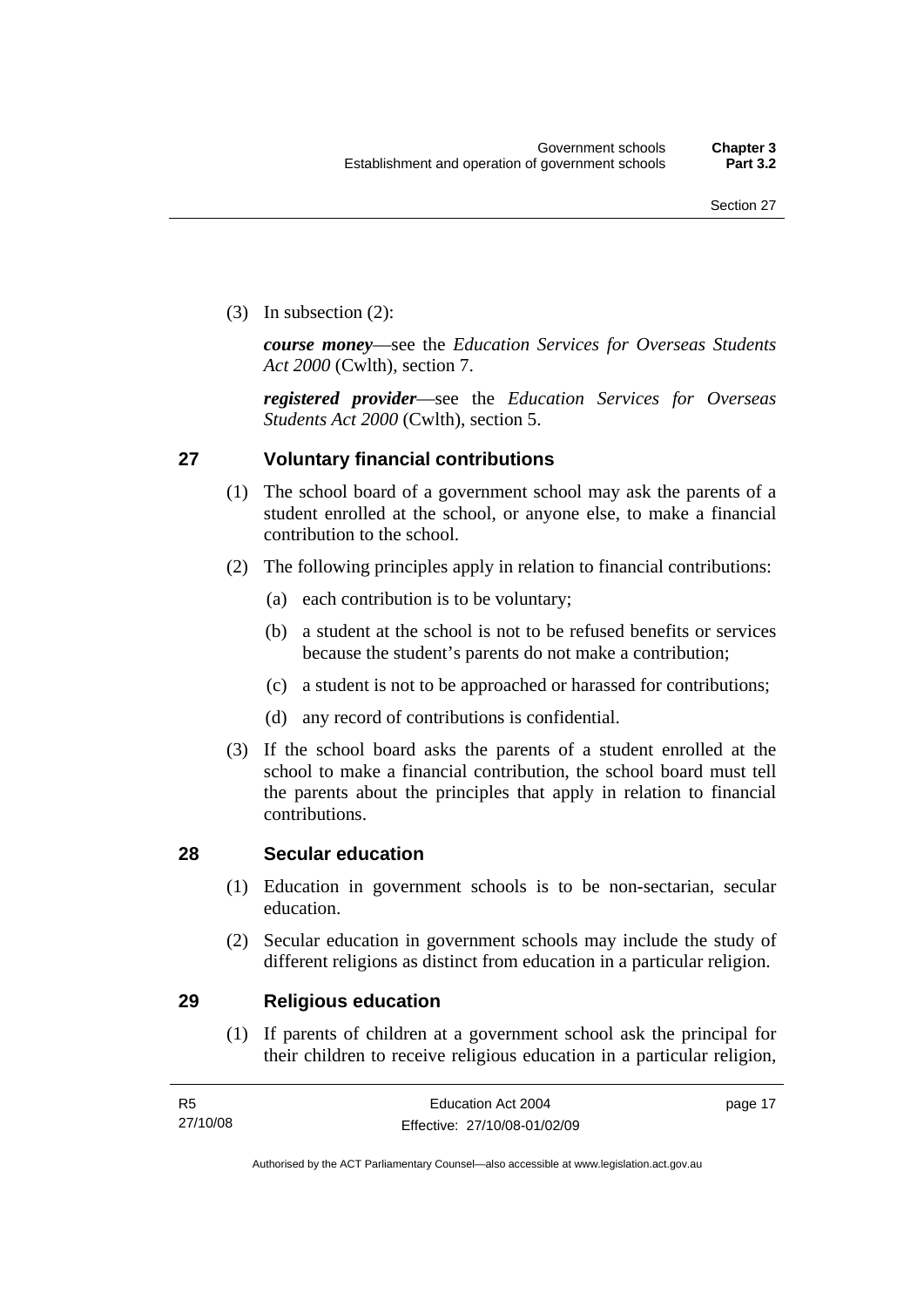(3) In subsection (2):

***course money***—see the *Education Services for Overseas Students Act 2000* (Cwlth), section 7.

***registered provider***—see the *Education Services for Overseas Students Act 2000* (Cwlth), section 5.

## 27 Voluntary financial contributions

(1) The school board of a government school may ask the parents of a student enrolled at the school, or anyone else, to make a financial contribution to the school.

(2) The following principles apply in relation to financial contributions:

(a) each contribution is to be voluntary;

(b) a student at the school is not to be refused benefits or services because the student's parents do not make a contribution;

(c) a student is not to be approached or harassed for contributions;

(d) any record of contributions is confidential.

(3) If the school board asks the parents of a student enrolled at the school to make a financial contribution, the school board must tell the parents about the principles that apply in relation to financial contributions.

## 28 Secular education

(1) Education in government schools is to be non-sectarian, secular education.

(2) Secular education in government schools may include the study of different religions as distinct from education in a particular religion.

## 29 Religious education

(1) If parents of children at a government school ask the principal for their children to receive religious education in a particular religion,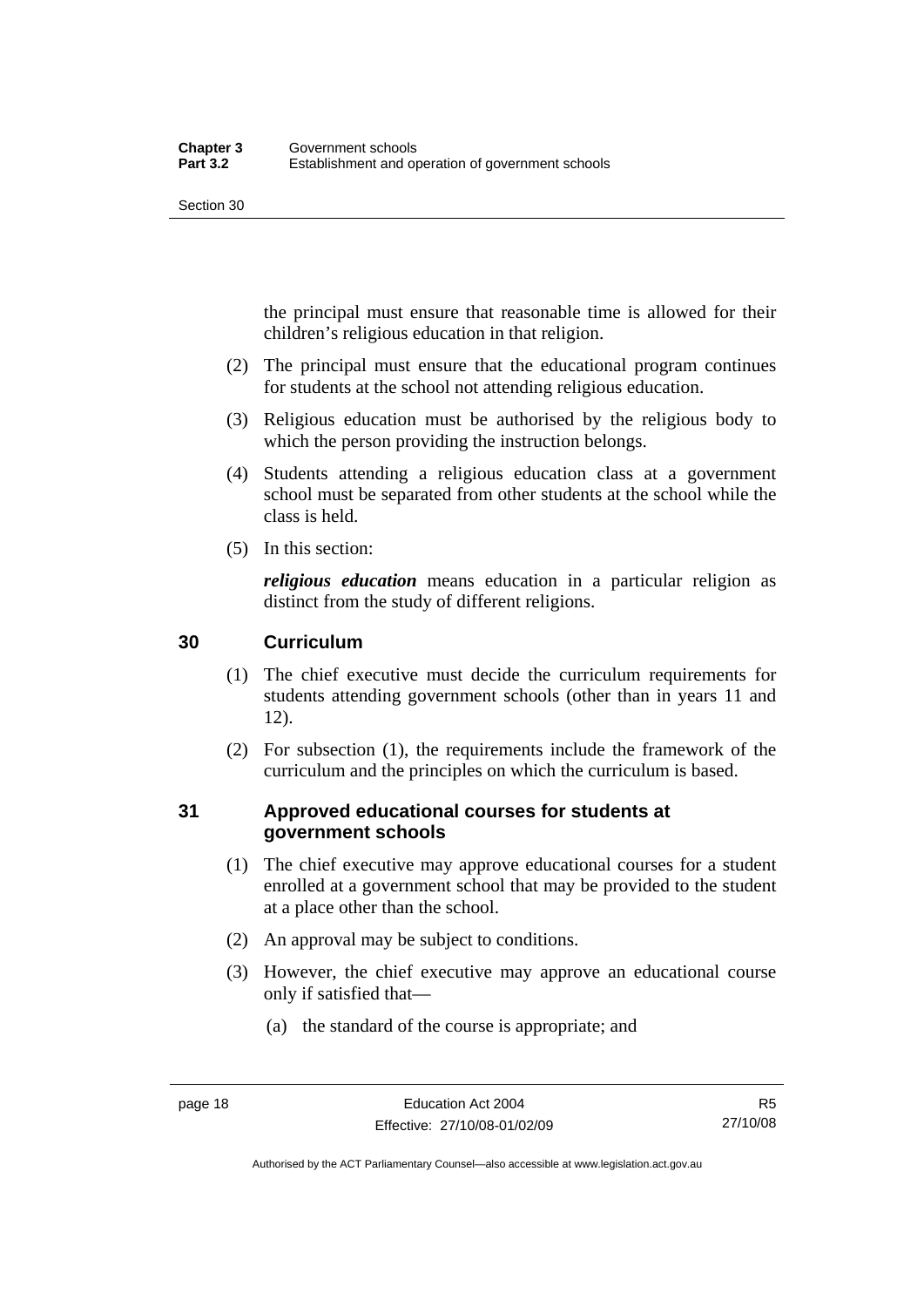the principal must ensure that reasonable time is allowed for their children's religious education in that religion.

(2) The principal must ensure that the educational program continues for students at the school not attending religious education.

(3) Religious education must be authorised by the religious body to which the person providing the instruction belongs.

(4) Students attending a religious education class at a government school must be separated from other students at the school while the class is held.

(5) In this section:

***religious education*** means education in a particular religion as distinct from the study of different religions.

## 30 Curriculum

(1) The chief executive must decide the curriculum requirements for students attending government schools (other than in years 11 and 12).

(2) For subsection (1), the requirements include the framework of the curriculum and the principles on which the curriculum is based.

## 31 Approved educational courses for students at government schools

(1) The chief executive may approve educational courses for a student enrolled at a government school that may be provided to the student at a place other than the school.

(2) An approval may be subject to conditions.

(3) However, the chief executive may approve an educational course only if satisfied that—

(a) the standard of the course is appropriate; and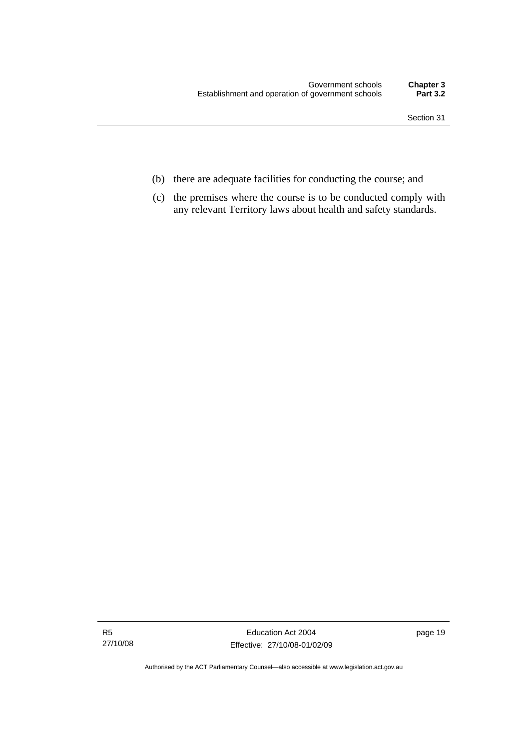(b) there are adequate facilities for conducting the course; and

(c) the premises where the course is to be conducted comply with any relevant Territory laws about health and safety standards.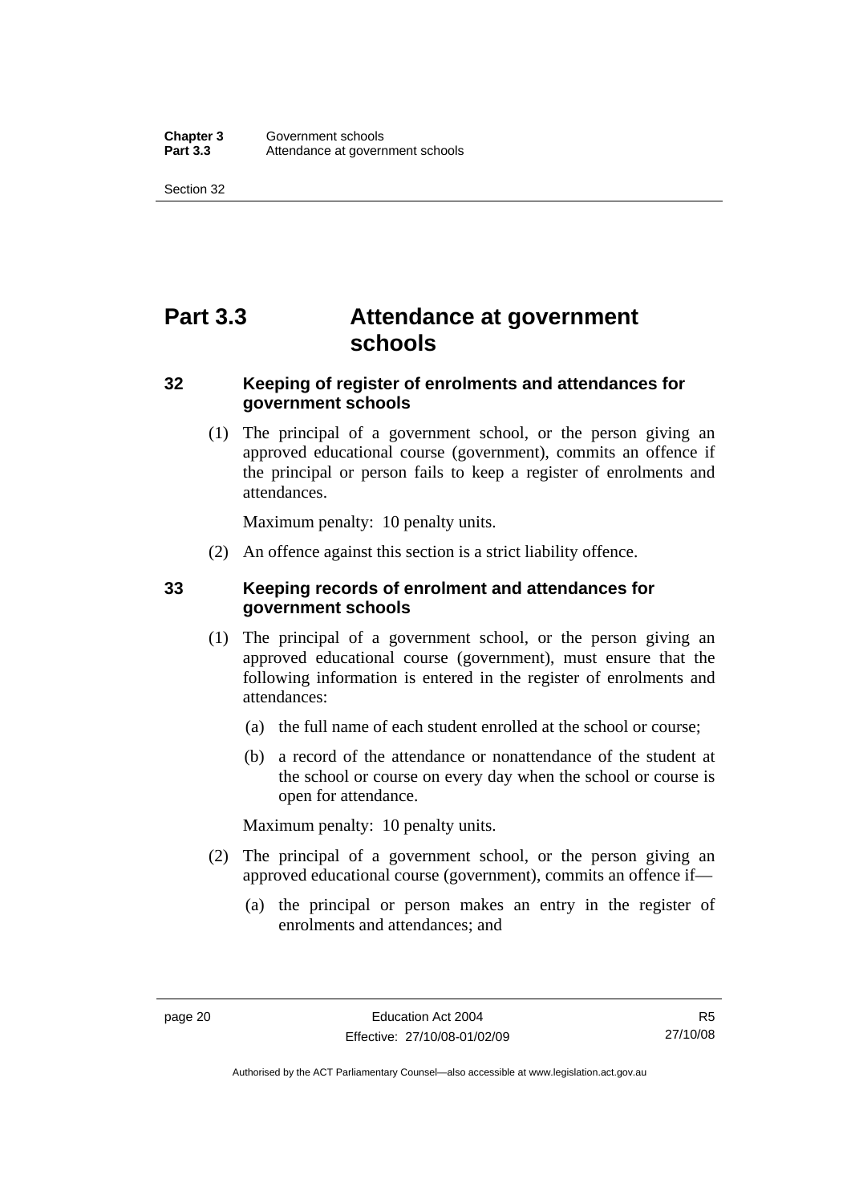# Part 3.3 Attendance at government schools

## 32 Keeping of register of enrolments and attendances for government schools

(1) The principal of a government school, or the person giving an approved educational course (government), commits an offence if the principal or person fails to keep a register of enrolments and attendances.

Maximum penalty: 10 penalty units.

(2) An offence against this section is a strict liability offence.

## 33 Keeping records of enrolment and attendances for government schools

(1) The principal of a government school, or the person giving an approved educational course (government), must ensure that the following information is entered in the register of enrolments and attendances:

(a) the full name of each student enrolled at the school or course;

(b) a record of the attendance or nonattendance of the student at the school or course on every day when the school or course is open for attendance.

Maximum penalty: 10 penalty units.

(2) The principal of a government school, or the person giving an approved educational course (government), commits an offence if—

(a) the principal or person makes an entry in the register of enrolments and attendances; and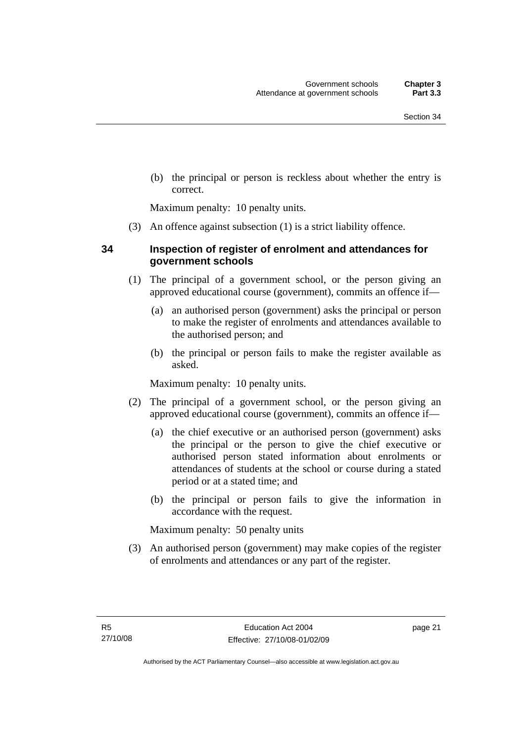(b) the principal or person is reckless about whether the entry is correct.

Maximum penalty: 10 penalty units.

(3) An offence against subsection (1) is a strict liability offence.

### 34 Inspection of register of enrolment and attendances for government schools

(1) The principal of a government school, or the person giving an approved educational course (government), commits an offence if—

(a) an authorised person (government) asks the principal or person to make the register of enrolments and attendances available to the authorised person; and

(b) the principal or person fails to make the register available as asked.

Maximum penalty: 10 penalty units.

(2) The principal of a government school, or the person giving an approved educational course (government), commits an offence if—

(a) the chief executive or an authorised person (government) asks the principal or the person to give the chief executive or authorised person stated information about enrolments or attendances of students at the school or course during a stated period or at a stated time; and

(b) the principal or person fails to give the information in accordance with the request.

Maximum penalty: 50 penalty units

(3) An authorised person (government) may make copies of the register of enrolments and attendances or any part of the register.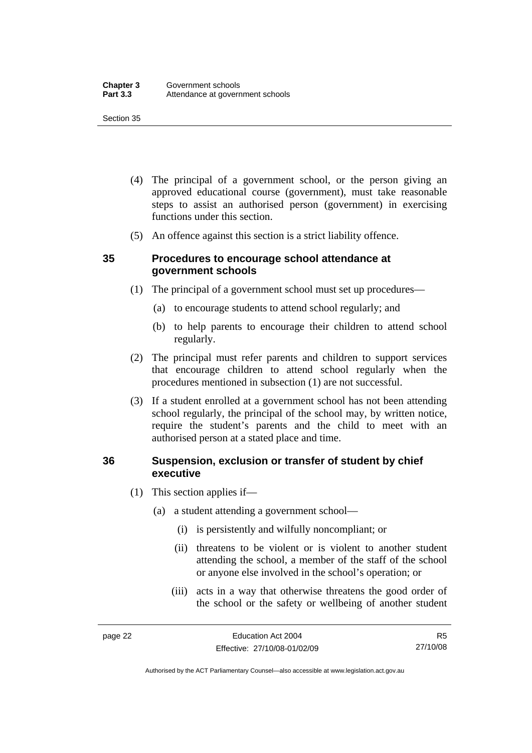(4) The principal of a government school, or the person giving an approved educational course (government), must take reasonable steps to assist an authorised person (government) in exercising functions under this section.

(5) An offence against this section is a strict liability offence.

### 35 Procedures to encourage school attendance at government schools

(1) The principal of a government school must set up procedures—

(a) to encourage students to attend school regularly; and

(b) to help parents to encourage their children to attend school regularly.

(2) The principal must refer parents and children to support services that encourage children to attend school regularly when the procedures mentioned in subsection (1) are not successful.

(3) If a student enrolled at a government school has not been attending school regularly, the principal of the school may, by written notice, require the student's parents and the child to meet with an authorised person at a stated place and time.

### 36 Suspension, exclusion or transfer of student by chief executive

(1) This section applies if—

(a) a student attending a government school—

(i) is persistently and wilfully noncompliant; or

(ii) threatens to be violent or is violent to another student attending the school, a member of the staff of the school or anyone else involved in the school's operation; or

(iii) acts in a way that otherwise threatens the good order of the school or the safety or wellbeing of another student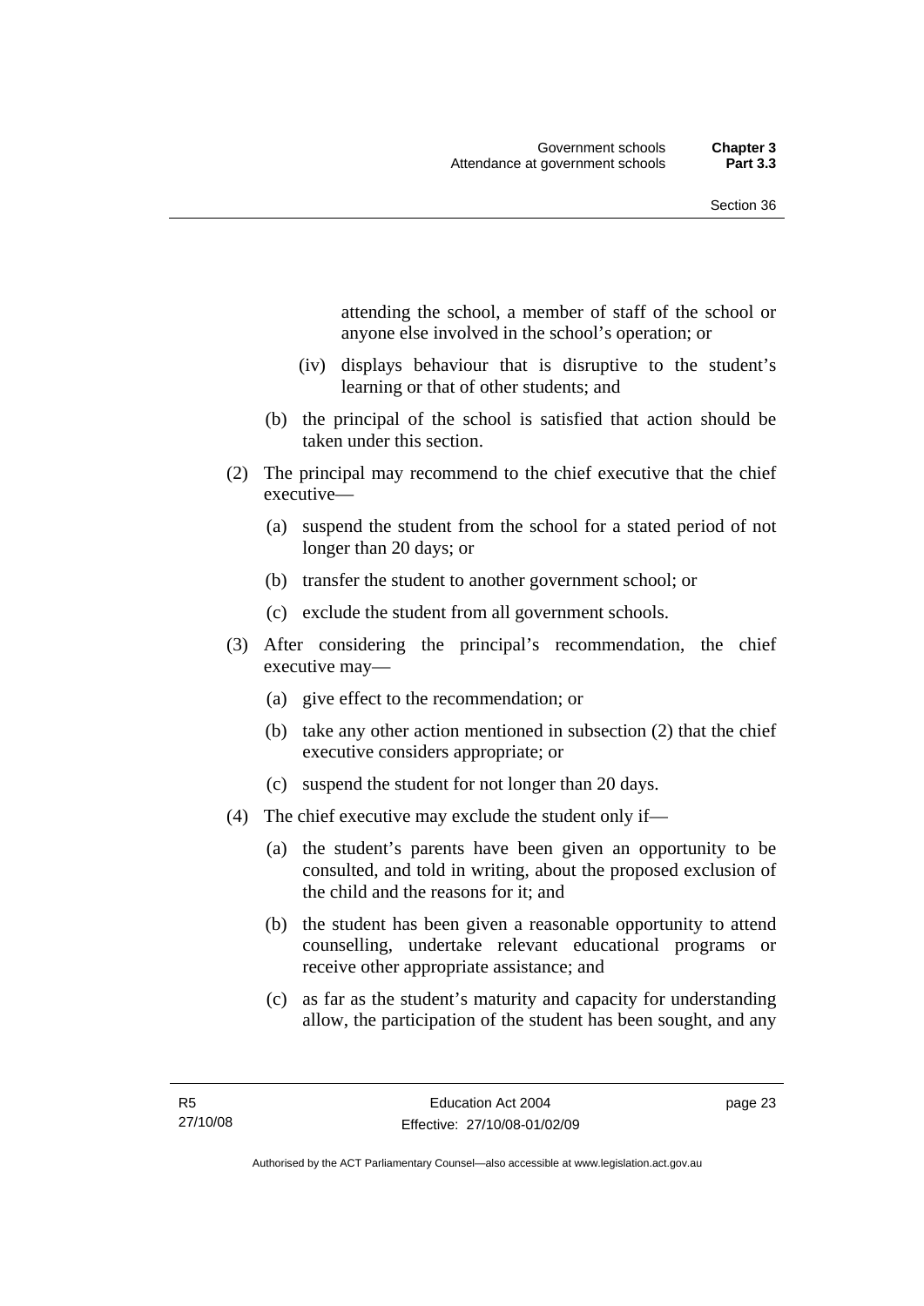attending the school, a member of staff of the school or anyone else involved in the school's operation; or

(iv) displays behaviour that is disruptive to the student's learning or that of other students; and

(b) the principal of the school is satisfied that action should be taken under this section.

(2) The principal may recommend to the chief executive that the chief executive—

(a) suspend the student from the school for a stated period of not longer than 20 days; or

(b) transfer the student to another government school; or

(c) exclude the student from all government schools.

(3) After considering the principal's recommendation, the chief executive may—

(a) give effect to the recommendation; or

(b) take any other action mentioned in subsection (2) that the chief executive considers appropriate; or

(c) suspend the student for not longer than 20 days.

(4) The chief executive may exclude the student only if—

(a) the student's parents have been given an opportunity to be consulted, and told in writing, about the proposed exclusion of the child and the reasons for it; and

(b) the student has been given a reasonable opportunity to attend counselling, undertake relevant educational programs or receive other appropriate assistance; and

(c) as far as the student's maturity and capacity for understanding allow, the participation of the student has been sought, and any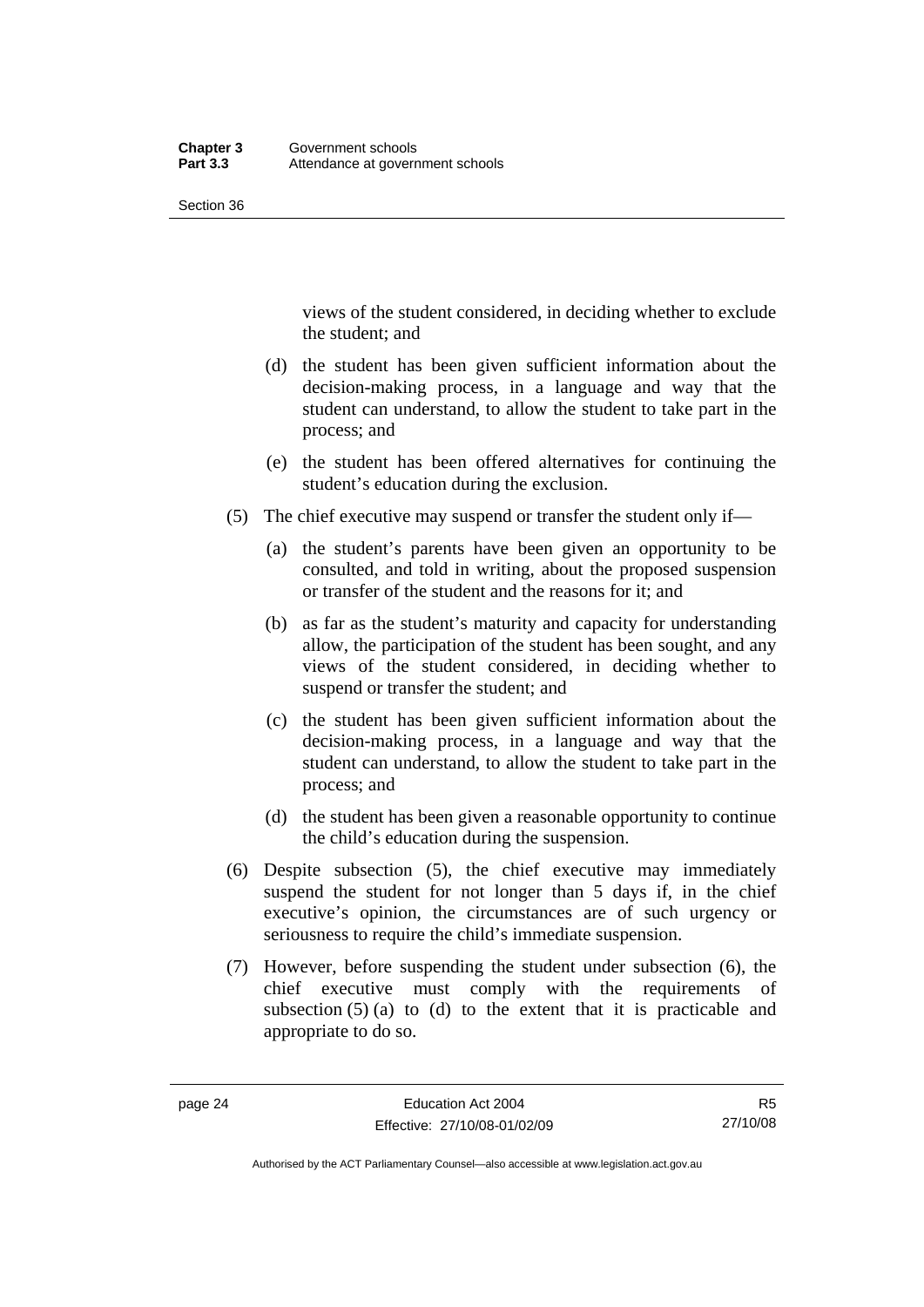views of the student considered, in deciding whether to exclude the student; and

(d) the student has been given sufficient information about the decision-making process, in a language and way that the student can understand, to allow the student to take part in the process; and

(e) the student has been offered alternatives for continuing the student's education during the exclusion.

(5) The chief executive may suspend or transfer the student only if—

(a) the student's parents have been given an opportunity to be consulted, and told in writing, about the proposed suspension or transfer of the student and the reasons for it; and

(b) as far as the student's maturity and capacity for understanding allow, the participation of the student has been sought, and any views of the student considered, in deciding whether to suspend or transfer the student; and

(c) the student has been given sufficient information about the decision-making process, in a language and way that the student can understand, to allow the student to take part in the process; and

(d) the student has been given a reasonable opportunity to continue the child's education during the suspension.

(6) Despite subsection (5), the chief executive may immediately suspend the student for not longer than 5 days if, in the chief executive's opinion, the circumstances are of such urgency or seriousness to require the child's immediate suspension.

(7) However, before suspending the student under subsection (6), the chief executive must comply with the requirements of subsection (5) (a) to (d) to the extent that it is practicable and appropriate to do so.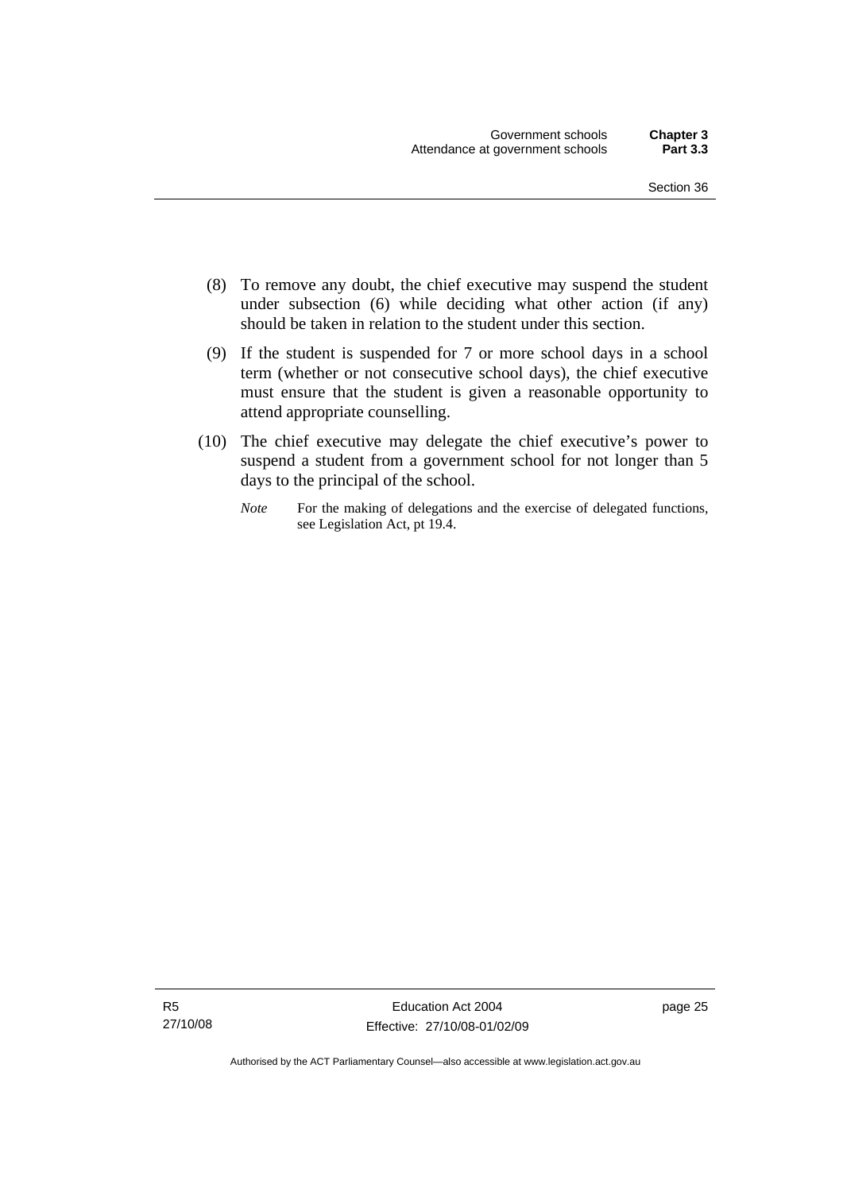(8) To remove any doubt, the chief executive may suspend the student under subsection (6) while deciding what other action (if any) should be taken in relation to the student under this section.

(9) If the student is suspended for 7 or more school days in a school term (whether or not consecutive school days), the chief executive must ensure that the student is given a reasonable opportunity to attend appropriate counselling.

(10) The chief executive may delegate the chief executive's power to suspend a student from a government school for not longer than 5 days to the principal of the school.

*Note* For the making of delegations and the exercise of delegated functions, see Legislation Act, pt 19.4.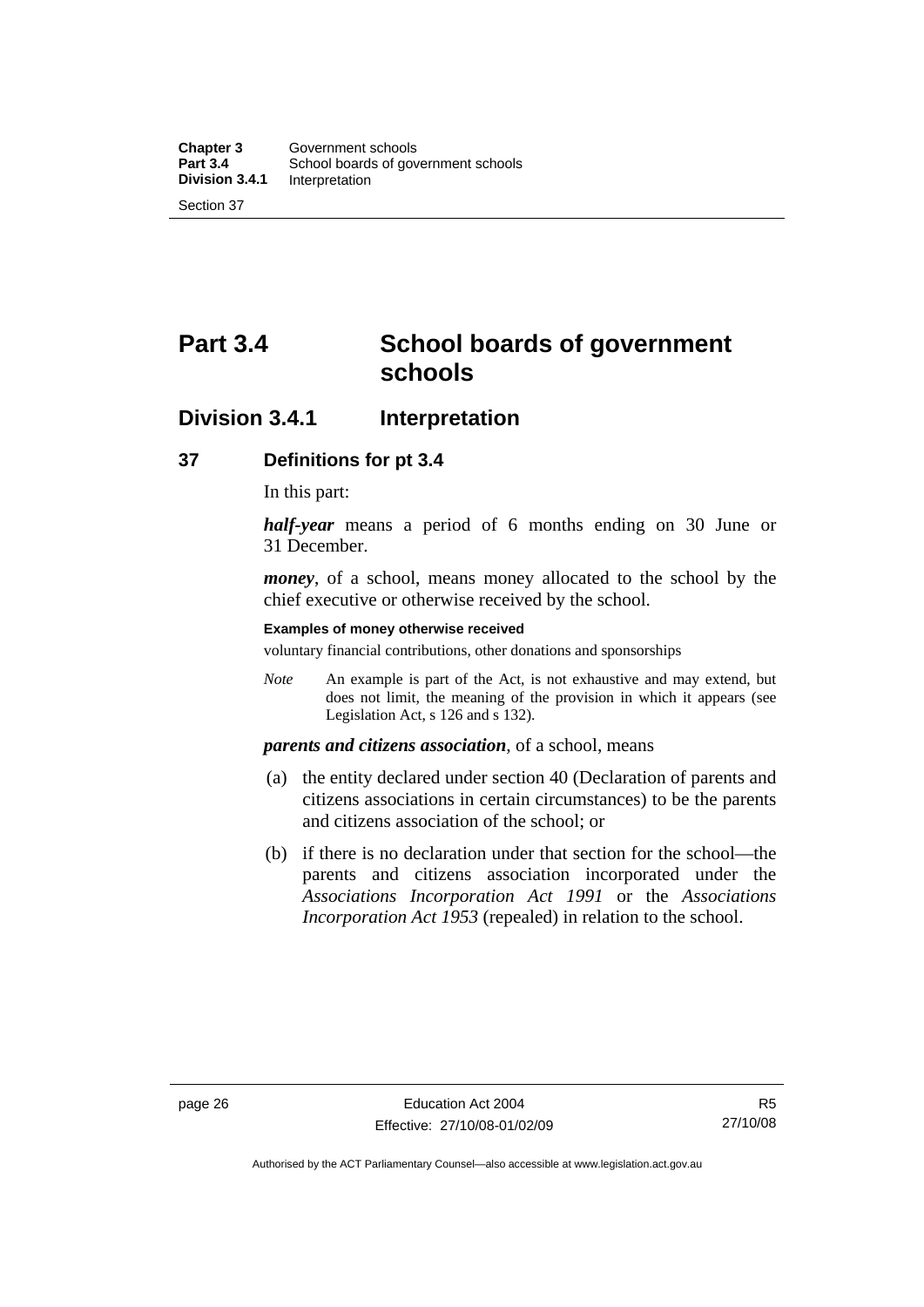# Part 3.4 School boards of government schools

## Division 3.4.1 Interpretation

### 37 Definitions for pt 3.4

In this part:

***half-year*** means a period of 6 months ending on 30 June or 31 December.

***money***, of a school, means money allocated to the school by the chief executive or otherwise received by the school.

**Examples of money otherwise received**

voluntary financial contributions, other donations and sponsorships

*Note* An example is part of the Act, is not exhaustive and may extend, but does not limit, the meaning of the provision in which it appears (see Legislation Act, s 126 and s 132).

***parents and citizens association***, of a school, means

(a) the entity declared under section 40 (Declaration of parents and citizens associations in certain circumstances) to be the parents and citizens association of the school; or

(b) if there is no declaration under that section for the school—the parents and citizens association incorporated under the *Associations Incorporation Act 1991* or the *Associations Incorporation Act 1953* (repealed) in relation to the school.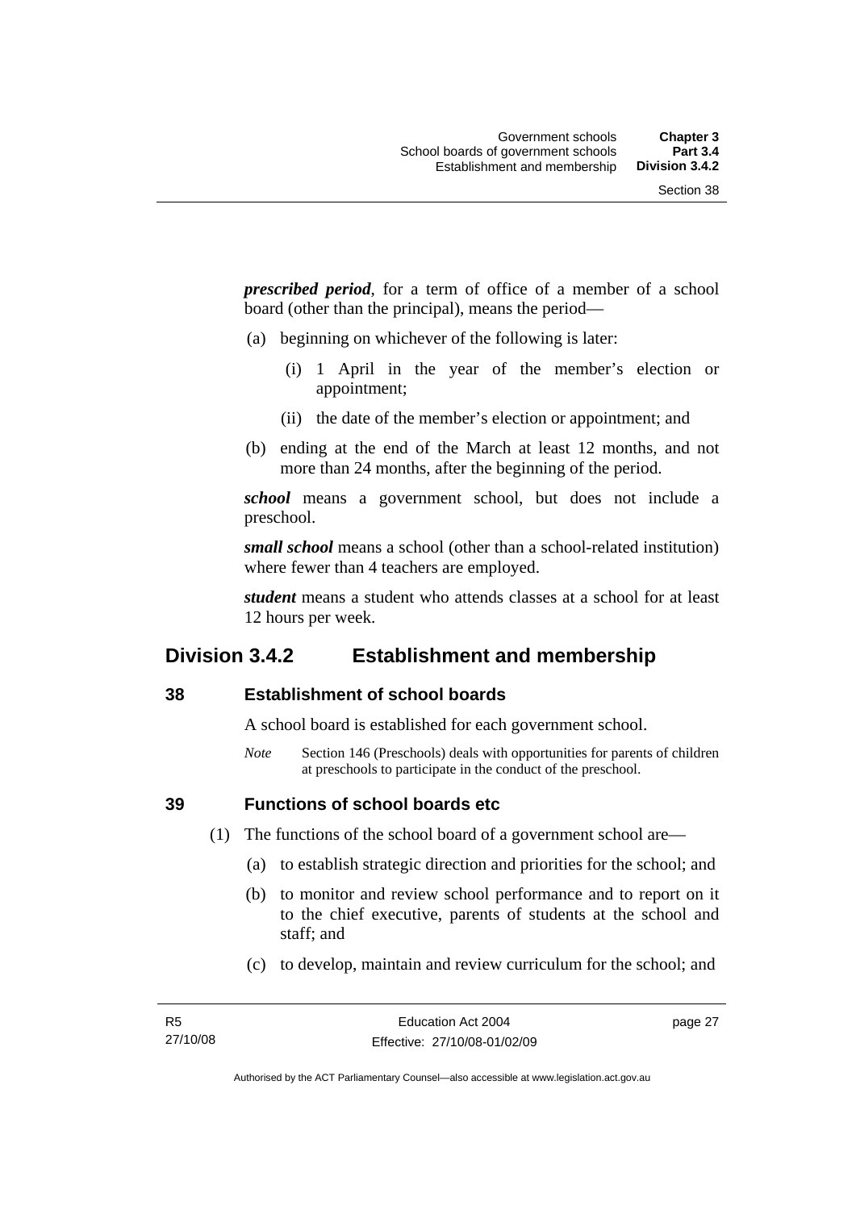***prescribed period***, for a term of office of a member of a school board (other than the principal), means the period—

(a) beginning on whichever of the following is later:

(i) 1 April in the year of the member's election or appointment;

(ii) the date of the member's election or appointment; and

(b) ending at the end of the March at least 12 months, and not more than 24 months, after the beginning of the period.

***school*** means a government school, but does not include a preschool.

***small school*** means a school (other than a school-related institution) where fewer than 4 teachers are employed.

***student*** means a student who attends classes at a school for at least 12 hours per week.

## Division 3.4.2 Establishment and membership

### 38 Establishment of school boards

A school board is established for each government school.

*Note* Section 146 (Preschools) deals with opportunities for parents of children at preschools to participate in the conduct of the preschool.

### 39 Functions of school boards etc

(1) The functions of the school board of a government school are—

(a) to establish strategic direction and priorities for the school; and

(b) to monitor and review school performance and to report on it to the chief executive, parents of students at the school and staff; and

(c) to develop, maintain and review curriculum for the school; and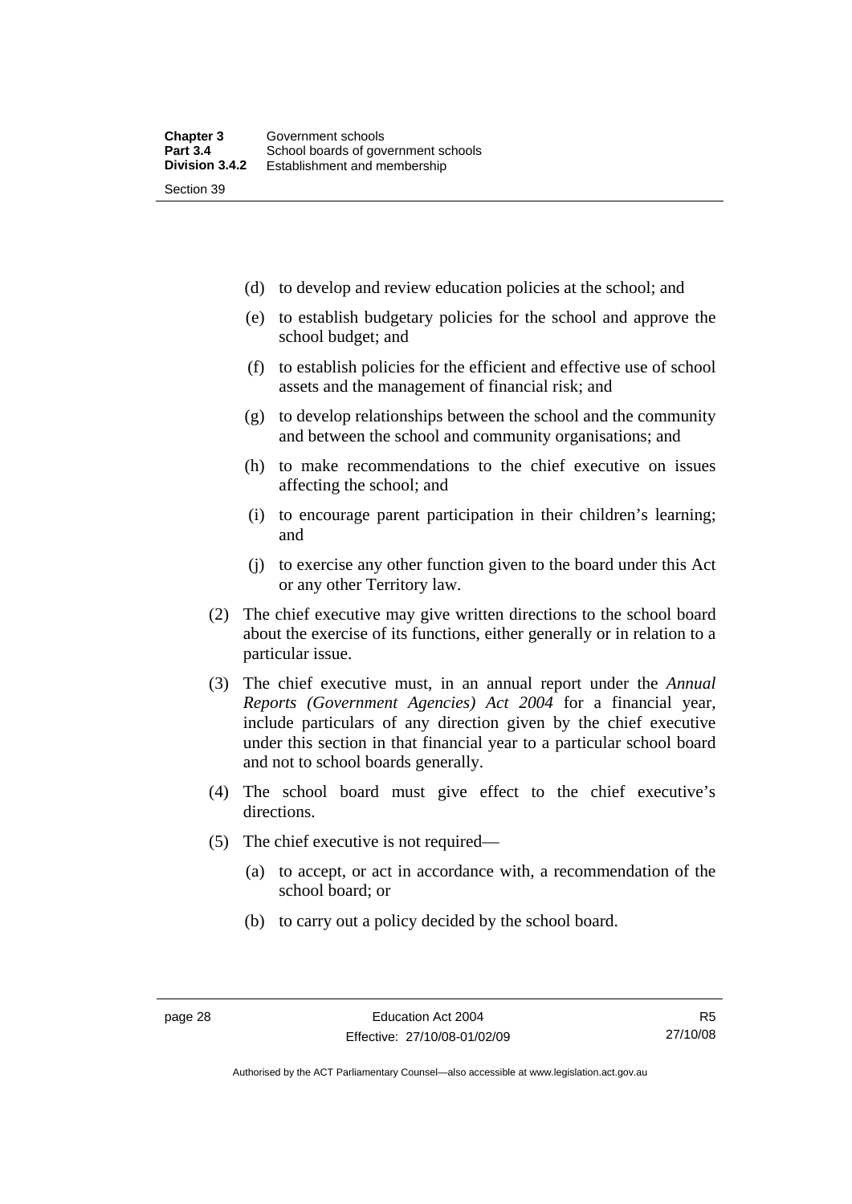(d) to develop and review education policies at the school; and

(e) to establish budgetary policies for the school and approve the school budget; and

(f) to establish policies for the efficient and effective use of school assets and the management of financial risk; and

(g) to develop relationships between the school and the community and between the school and community organisations; and

(h) to make recommendations to the chief executive on issues affecting the school; and

(i) to encourage parent participation in their children's learning; and

(j) to exercise any other function given to the board under this Act or any other Territory law.

(2) The chief executive may give written directions to the school board about the exercise of its functions, either generally or in relation to a particular issue.

(3) The chief executive must, in an annual report under the *Annual Reports (Government Agencies) Act 2004* for a financial year, include particulars of any direction given by the chief executive under this section in that financial year to a particular school board and not to school boards generally.

(4) The school board must give effect to the chief executive's directions.

(5) The chief executive is not required—

(a) to accept, or act in accordance with, a recommendation of the school board; or

(b) to carry out a policy decided by the school board.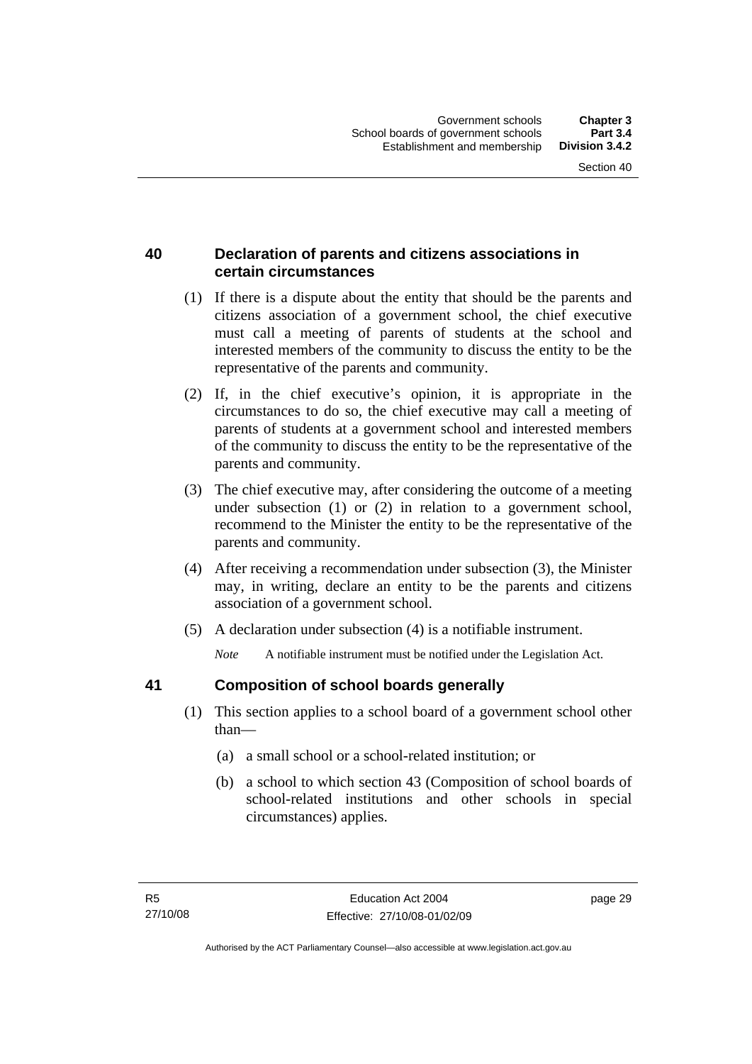## 40 Declaration of parents and citizens associations in certain circumstances

(1) If there is a dispute about the entity that should be the parents and citizens association of a government school, the chief executive must call a meeting of parents of students at the school and interested members of the community to discuss the entity to be the representative of the parents and community.

(2) If, in the chief executive's opinion, it is appropriate in the circumstances to do so, the chief executive may call a meeting of parents of students at a government school and interested members of the community to discuss the entity to be the representative of the parents and community.

(3) The chief executive may, after considering the outcome of a meeting under subsection (1) or (2) in relation to a government school, recommend to the Minister the entity to be the representative of the parents and community.

(4) After receiving a recommendation under subsection (3), the Minister may, in writing, declare an entity to be the parents and citizens association of a government school.

(5) A declaration under subsection (4) is a notifiable instrument.

*Note* A notifiable instrument must be notified under the Legislation Act.

## 41 Composition of school boards generally

(1) This section applies to a school board of a government school other than—

(a) a small school or a school-related institution; or

(b) a school to which section 43 (Composition of school boards of school-related institutions and other schools in special circumstances) applies.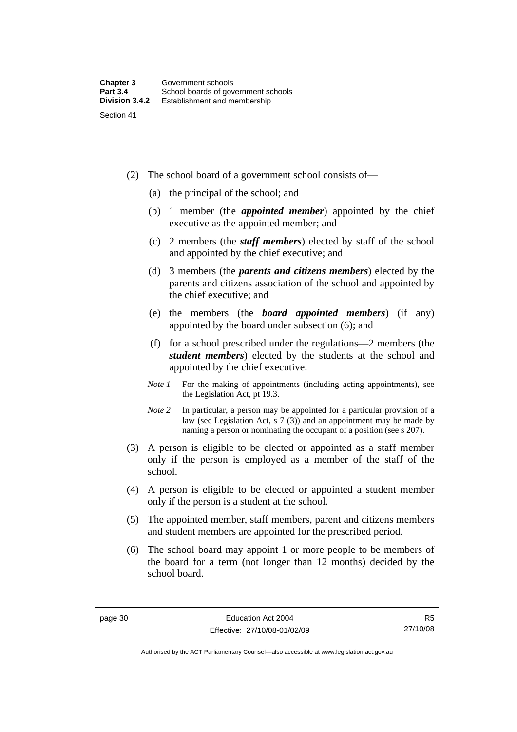(2) The school board of a government school consists of—

(a) the principal of the school; and

(b) 1 member (the ***appointed member***) appointed by the chief executive as the appointed member; and

(c) 2 members (the ***staff members***) elected by staff of the school and appointed by the chief executive; and

(d) 3 members (the ***parents and citizens members***) elected by the parents and citizens association of the school and appointed by the chief executive; and

(e) the members (the ***board appointed members***) (if any) appointed by the board under subsection (6); and

(f) for a school prescribed under the regulations—2 members (the ***student members***) elected by the students at the school and appointed by the chief executive.

*Note 1* For the making of appointments (including acting appointments), see the Legislation Act, pt 19.3.

*Note 2* In particular, a person may be appointed for a particular provision of a law (see Legislation Act, s 7 (3)) and an appointment may be made by naming a person or nominating the occupant of a position (see s 207).

(3) A person is eligible to be elected or appointed as a staff member only if the person is employed as a member of the staff of the school.

(4) A person is eligible to be elected or appointed a student member only if the person is a student at the school.

(5) The appointed member, staff members, parent and citizens members and student members are appointed for the prescribed period.

(6) The school board may appoint 1 or more people to be members of the board for a term (not longer than 12 months) decided by the school board.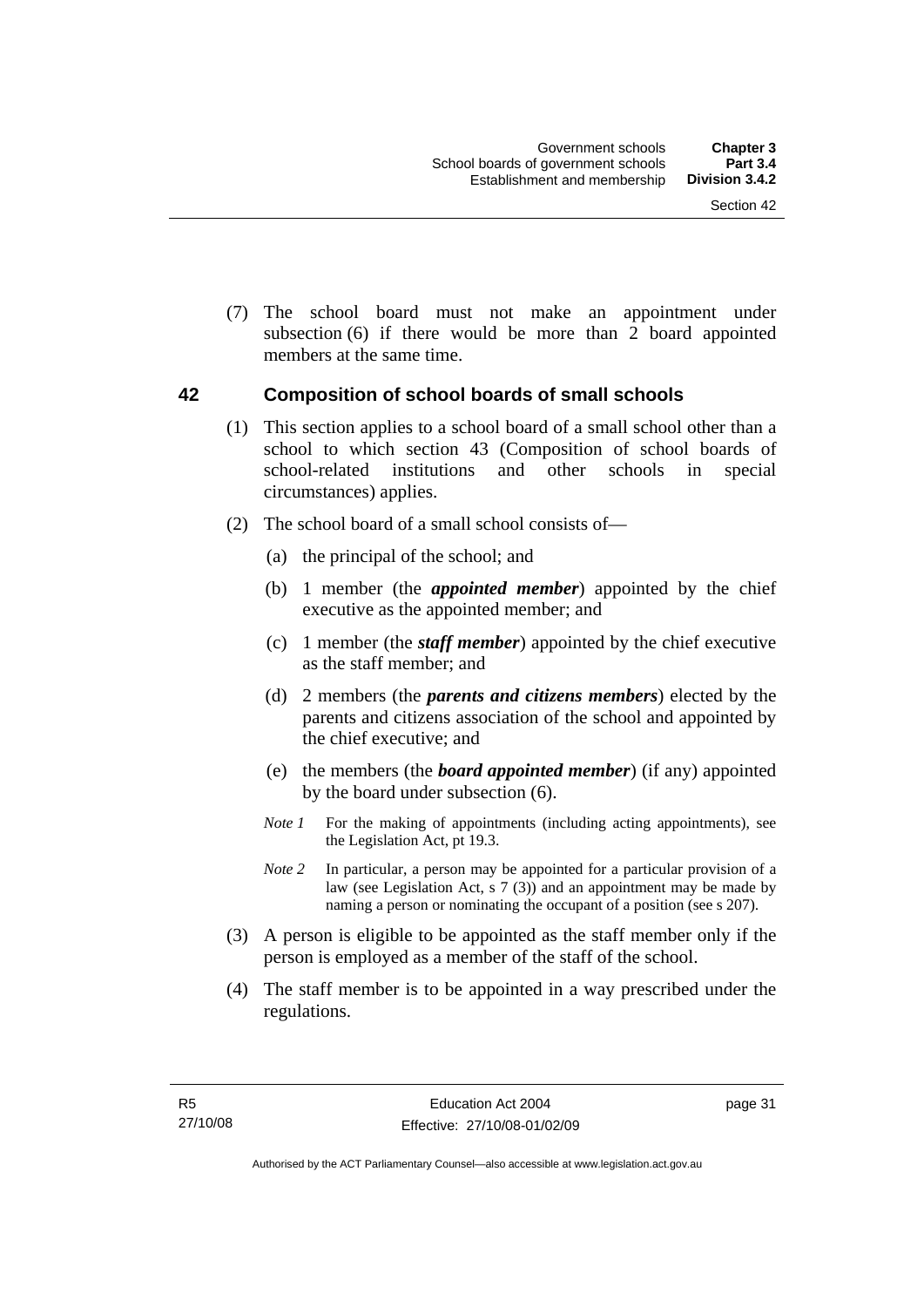(7) The school board must not make an appointment under subsection (6) if there would be more than 2 board appointed members at the same time.

## 42 Composition of school boards of small schools

(1) This section applies to a school board of a small school other than a school to which section 43 (Composition of school boards of school-related institutions and other schools in special circumstances) applies.

(2) The school board of a small school consists of—

(a) the principal of the school; and

(b) 1 member (the ***appointed member***) appointed by the chief executive as the appointed member; and

(c) 1 member (the ***staff member***) appointed by the chief executive as the staff member; and

(d) 2 members (the ***parents and citizens members***) elected by the parents and citizens association of the school and appointed by the chief executive; and

(e) the members (the ***board appointed member***) (if any) appointed by the board under subsection (6).

*Note 1* For the making of appointments (including acting appointments), see the Legislation Act, pt 19.3.

*Note 2* In particular, a person may be appointed for a particular provision of a law (see Legislation Act, s 7 (3)) and an appointment may be made by naming a person or nominating the occupant of a position (see s 207).

(3) A person is eligible to be appointed as the staff member only if the person is employed as a member of the staff of the school.

(4) The staff member is to be appointed in a way prescribed under the regulations.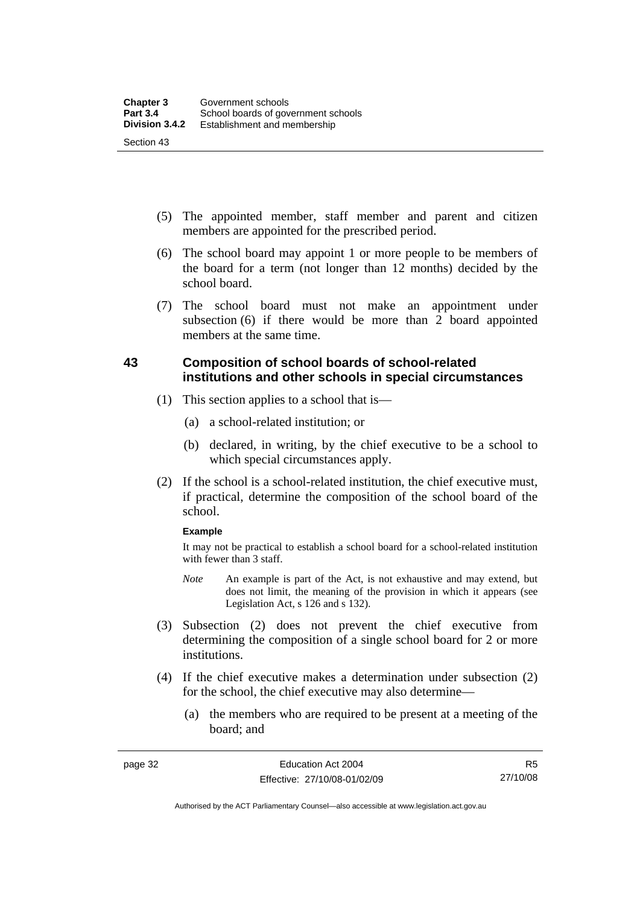(5) The appointed member, staff member and parent and citizen members are appointed for the prescribed period.

(6) The school board may appoint 1 or more people to be members of the board for a term (not longer than 12 months) decided by the school board.

(7) The school board must not make an appointment under subsection (6) if there would be more than 2 board appointed members at the same time.

### 43 Composition of school boards of school-related institutions and other schools in special circumstances

(1) This section applies to a school that is—

(a) a school-related institution; or

(b) declared, in writing, by the chief executive to be a school to which special circumstances apply.

(2) If the school is a school-related institution, the chief executive must, if practical, determine the composition of the school board of the school.

**Example**

It may not be practical to establish a school board for a school-related institution with fewer than 3 staff.

*Note* An example is part of the Act, is not exhaustive and may extend, but does not limit, the meaning of the provision in which it appears (see Legislation Act, s 126 and s 132).

(3) Subsection (2) does not prevent the chief executive from determining the composition of a single school board for 2 or more institutions.

(4) If the chief executive makes a determination under subsection (2) for the school, the chief executive may also determine—

(a) the members who are required to be present at a meeting of the board; and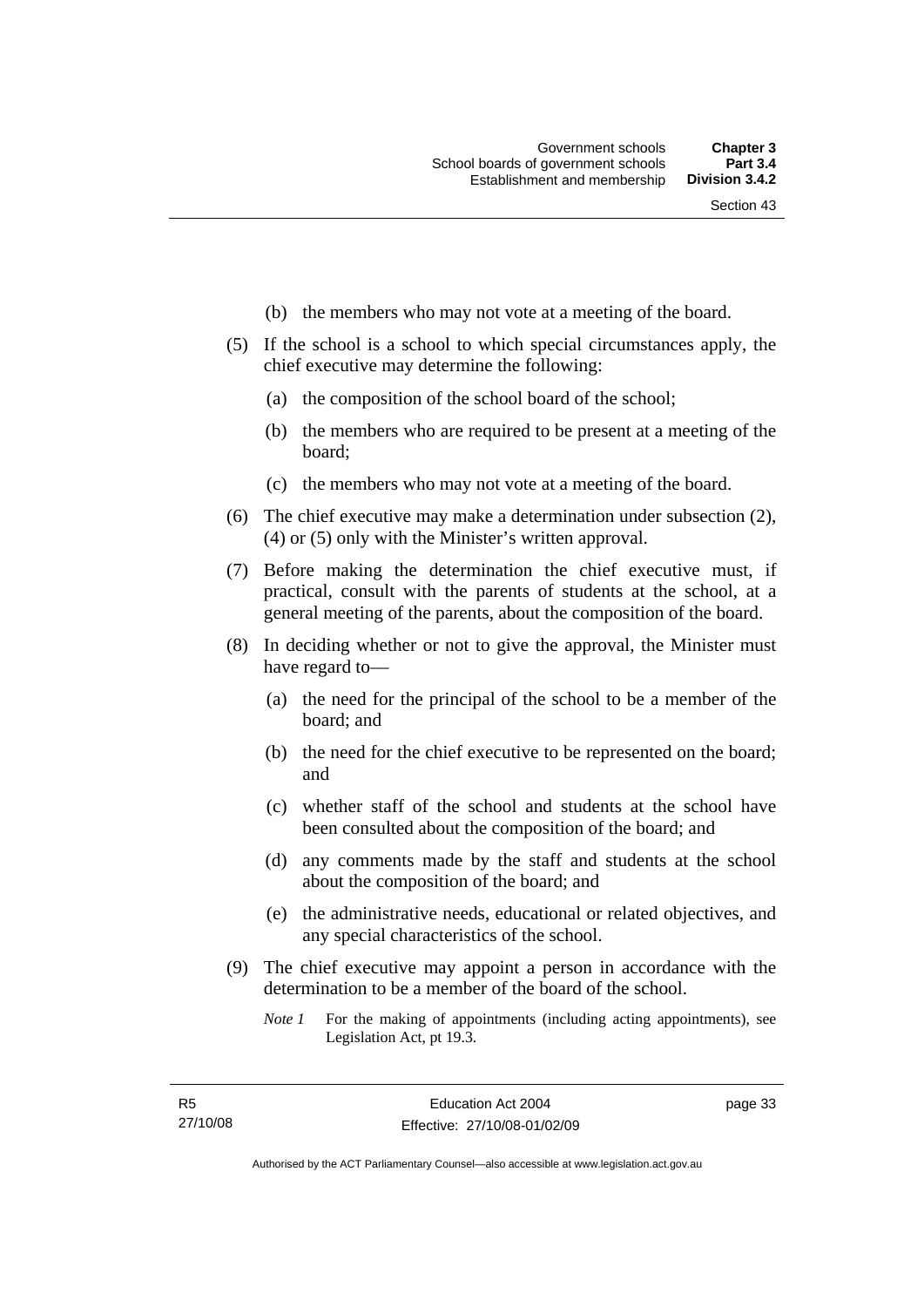(b) the members who may not vote at a meeting of the board.

(5) If the school is a school to which special circumstances apply, the chief executive may determine the following:

(a) the composition of the school board of the school;

(b) the members who are required to be present at a meeting of the board;

(c) the members who may not vote at a meeting of the board.

(6) The chief executive may make a determination under subsection (2), (4) or (5) only with the Minister's written approval.

(7) Before making the determination the chief executive must, if practical, consult with the parents of students at the school, at a general meeting of the parents, about the composition of the board.

(8) In deciding whether or not to give the approval, the Minister must have regard to—

(a) the need for the principal of the school to be a member of the board; and

(b) the need for the chief executive to be represented on the board; and

(c) whether staff of the school and students at the school have been consulted about the composition of the board; and

(d) any comments made by the staff and students at the school about the composition of the board; and

(e) the administrative needs, educational or related objectives, and any special characteristics of the school.

(9) The chief executive may appoint a person in accordance with the determination to be a member of the board of the school.

*Note 1* For the making of appointments (including acting appointments), see Legislation Act, pt 19.3.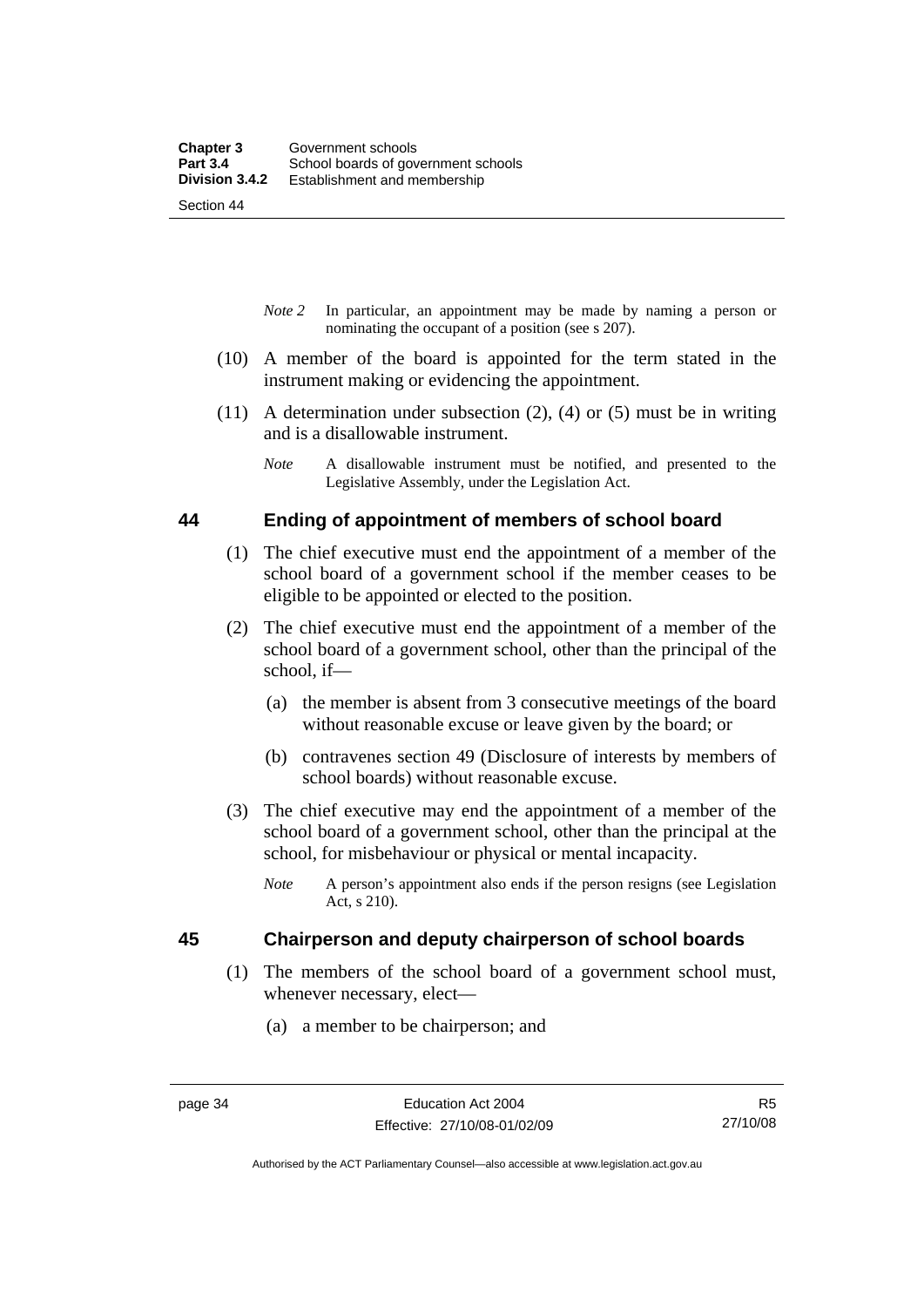*Note 2* In particular, an appointment may be made by naming a person or nominating the occupant of a position (see s 207).

(10) A member of the board is appointed for the term stated in the instrument making or evidencing the appointment.

(11) A determination under subsection (2), (4) or (5) must be in writing and is a disallowable instrument.

*Note* A disallowable instrument must be notified, and presented to the Legislative Assembly, under the Legislation Act.

## 44 Ending of appointment of members of school board

(1) The chief executive must end the appointment of a member of the school board of a government school if the member ceases to be eligible to be appointed or elected to the position.

(2) The chief executive must end the appointment of a member of the school board of a government school, other than the principal of the school, if—

(a) the member is absent from 3 consecutive meetings of the board without reasonable excuse or leave given by the board; or

(b) contravenes section 49 (Disclosure of interests by members of school boards) without reasonable excuse.

(3) The chief executive may end the appointment of a member of the school board of a government school, other than the principal at the school, for misbehaviour or physical or mental incapacity.

*Note* A person's appointment also ends if the person resigns (see Legislation Act, s 210).

## 45 Chairperson and deputy chairperson of school boards

(1) The members of the school board of a government school must, whenever necessary, elect—

(a) a member to be chairperson; and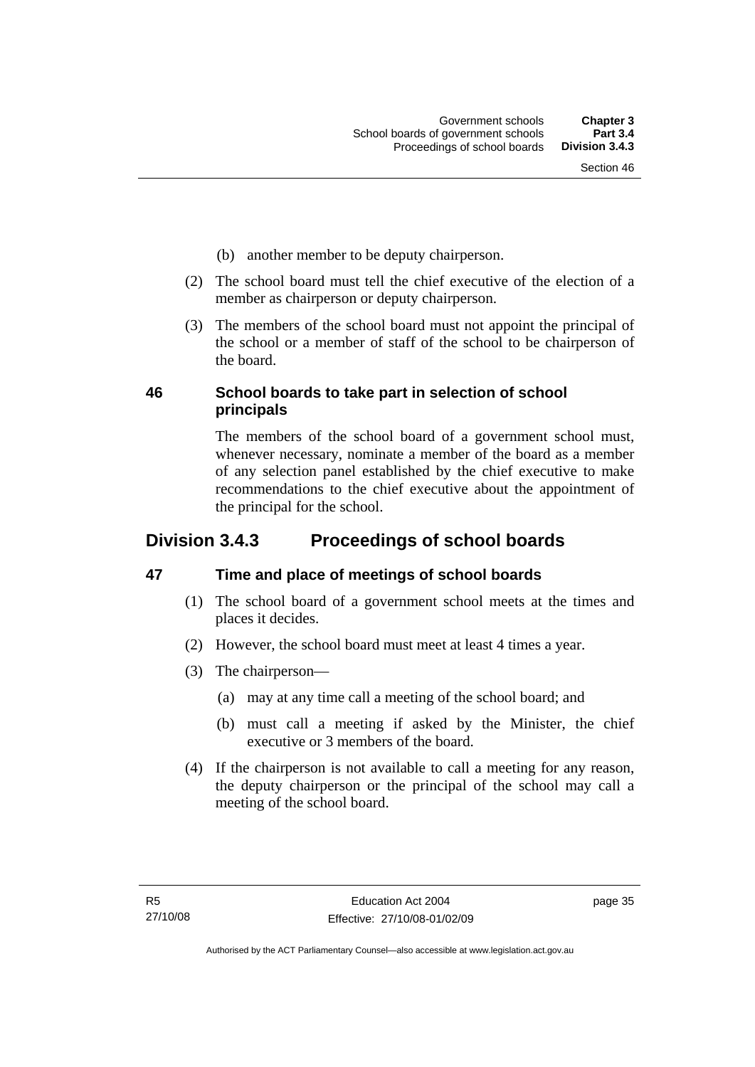(b) another member to be deputy chairperson.

(2) The school board must tell the chief executive of the election of a member as chairperson or deputy chairperson.

(3) The members of the school board must not appoint the principal of the school or a member of staff of the school to be chairperson of the board.

### 46 School boards to take part in selection of school principals

The members of the school board of a government school must, whenever necessary, nominate a member of the board as a member of any selection panel established by the chief executive to make recommendations to the chief executive about the appointment of the principal for the school.

## Division 3.4.3 Proceedings of school boards

### 47 Time and place of meetings of school boards

(1) The school board of a government school meets at the times and places it decides.

(2) However, the school board must meet at least 4 times a year.

(3) The chairperson—

(a) may at any time call a meeting of the school board; and

(b) must call a meeting if asked by the Minister, the chief executive or 3 members of the board.

(4) If the chairperson is not available to call a meeting for any reason, the deputy chairperson or the principal of the school may call a meeting of the school board.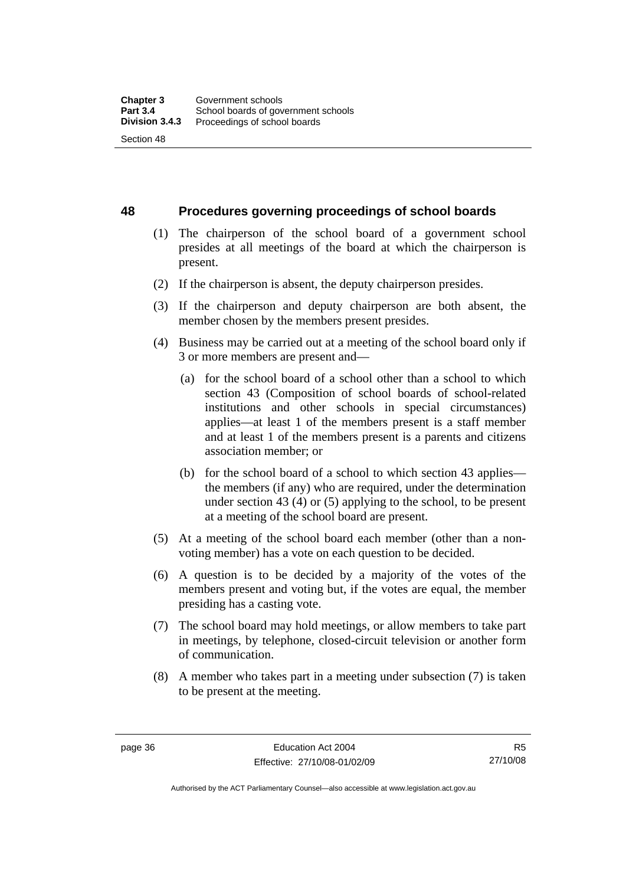## 48 Procedures governing proceedings of school boards

(1) The chairperson of the school board of a government school presides at all meetings of the board at which the chairperson is present.

(2) If the chairperson is absent, the deputy chairperson presides.

(3) If the chairperson and deputy chairperson are both absent, the member chosen by the members present presides.

(4) Business may be carried out at a meeting of the school board only if 3 or more members are present and—

(a) for the school board of a school other than a school to which section 43 (Composition of school boards of school-related institutions and other schools in special circumstances) applies—at least 1 of the members present is a staff member and at least 1 of the members present is a parents and citizens association member; or

(b) for the school board of a school to which section 43 applies—the members (if any) who are required, under the determination under section 43 (4) or (5) applying to the school, to be present at a meeting of the school board are present.

(5) At a meeting of the school board each member (other than a non-voting member) has a vote on each question to be decided.

(6) A question is to be decided by a majority of the votes of the members present and voting but, if the votes are equal, the member presiding has a casting vote.

(7) The school board may hold meetings, or allow members to take part in meetings, by telephone, closed-circuit television or another form of communication.

(8) A member who takes part in a meeting under subsection (7) is taken to be present at the meeting.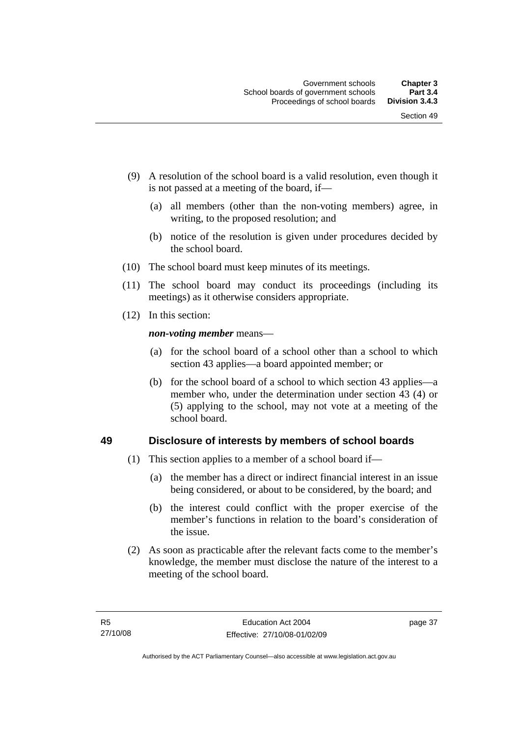(9) A resolution of the school board is a valid resolution, even though it is not passed at a meeting of the board, if—

  (a) all members (other than the non-voting members) agree, in writing, to the proposed resolution; and

  (b) notice of the resolution is given under procedures decided by the school board.

(10) The school board must keep minutes of its meetings.

(11) The school board may conduct its proceedings (including its meetings) as it otherwise considers appropriate.

(12) In this section:

***non-voting member*** means—

  (a) for the school board of a school other than a school to which section 43 applies—a board appointed member; or

  (b) for the school board of a school to which section 43 applies—a member who, under the determination under section 43 (4) or (5) applying to the school, may not vote at a meeting of the school board.

## 49 Disclosure of interests by members of school boards

(1) This section applies to a member of a school board if—

  (a) the member has a direct or indirect financial interest in an issue being considered, or about to be considered, by the board; and

  (b) the interest could conflict with the proper exercise of the member's functions in relation to the board's consideration of the issue.

(2) As soon as practicable after the relevant facts come to the member's knowledge, the member must disclose the nature of the interest to a meeting of the school board.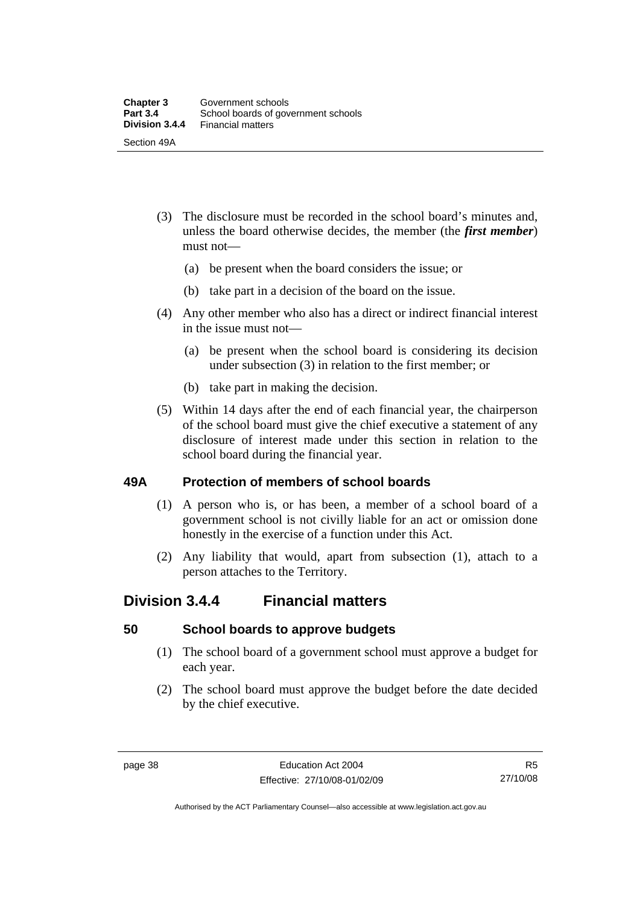(3) The disclosure must be recorded in the school board's minutes and, unless the board otherwise decides, the member (the ***first member***) must not—

  (a) be present when the board considers the issue; or

  (b) take part in a decision of the board on the issue.

(4) Any other member who also has a direct or indirect financial interest in the issue must not—

  (a) be present when the school board is considering its decision under subsection (3) in relation to the first member; or

  (b) take part in making the decision.

(5) Within 14 days after the end of each financial year, the chairperson of the school board must give the chief executive a statement of any disclosure of interest made under this section in relation to the school board during the financial year.

### 49A Protection of members of school boards

(1) A person who is, or has been, a member of a school board of a government school is not civilly liable for an act or omission done honestly in the exercise of a function under this Act.

(2) Any liability that would, apart from subsection (1), attach to a person attaches to the Territory.

## Division 3.4.4 Financial matters

### 50 School boards to approve budgets

(1) The school board of a government school must approve a budget for each year.

(2) The school board must approve the budget before the date decided by the chief executive.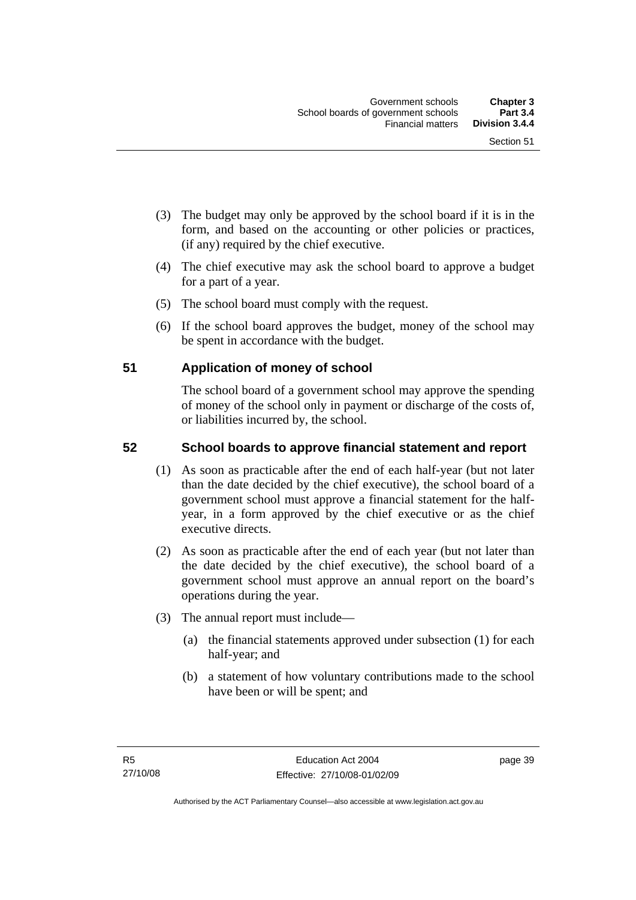(3) The budget may only be approved by the school board if it is in the form, and based on the accounting or other policies or practices, (if any) required by the chief executive.

(4) The chief executive may ask the school board to approve a budget for a part of a year.

(5) The school board must comply with the request.

(6) If the school board approves the budget, money of the school may be spent in accordance with the budget.

## 51 Application of money of school

The school board of a government school may approve the spending of money of the school only in payment or discharge of the costs of, or liabilities incurred by, the school.

## 52 School boards to approve financial statement and report

(1) As soon as practicable after the end of each half-year (but not later than the date decided by the chief executive), the school board of a government school must approve a financial statement for the half-year, in a form approved by the chief executive or as the chief executive directs.

(2) As soon as practicable after the end of each year (but not later than the date decided by the chief executive), the school board of a government school must approve an annual report on the board's operations during the year.

(3) The annual report must include—

(a) the financial statements approved under subsection (1) for each half-year; and

(b) a statement of how voluntary contributions made to the school have been or will be spent; and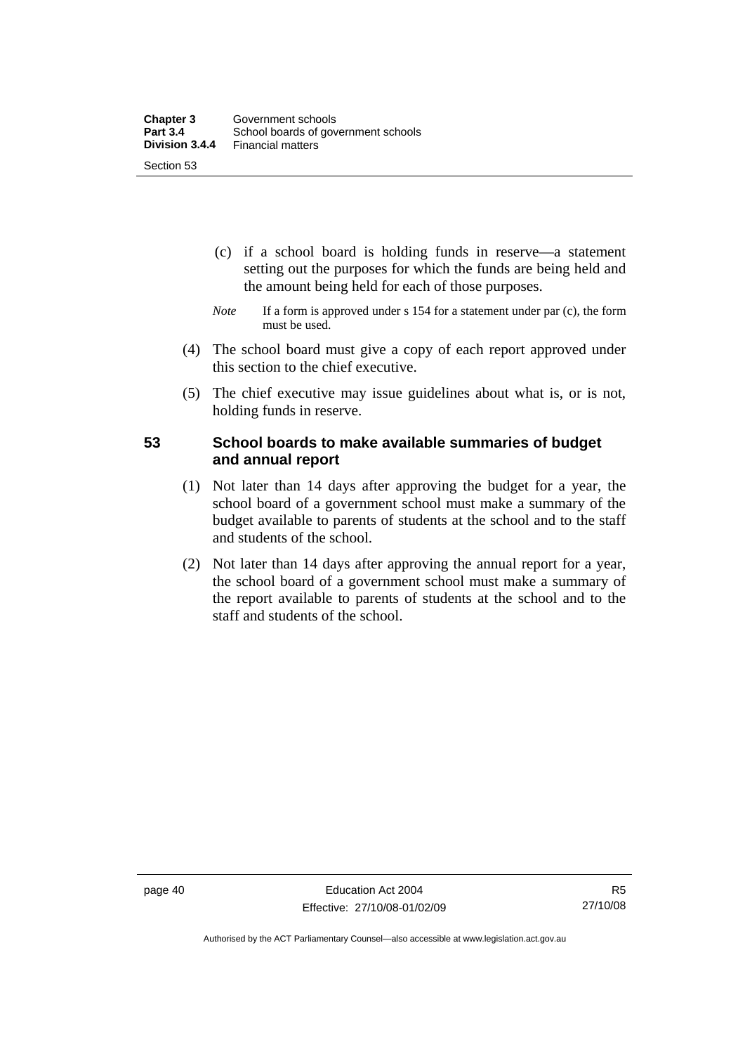(c) if a school board is holding funds in reserve—a statement setting out the purposes for which the funds are being held and the amount being held for each of those purposes.

*Note* If a form is approved under s 154 for a statement under par (c), the form must be used.

(4) The school board must give a copy of each report approved under this section to the chief executive.

(5) The chief executive may issue guidelines about what is, or is not, holding funds in reserve.

### 53 School boards to make available summaries of budget and annual report

(1) Not later than 14 days after approving the budget for a year, the school board of a government school must make a summary of the budget available to parents of students at the school and to the staff and students of the school.

(2) Not later than 14 days after approving the annual report for a year, the school board of a government school must make a summary of the report available to parents of students at the school and to the staff and students of the school.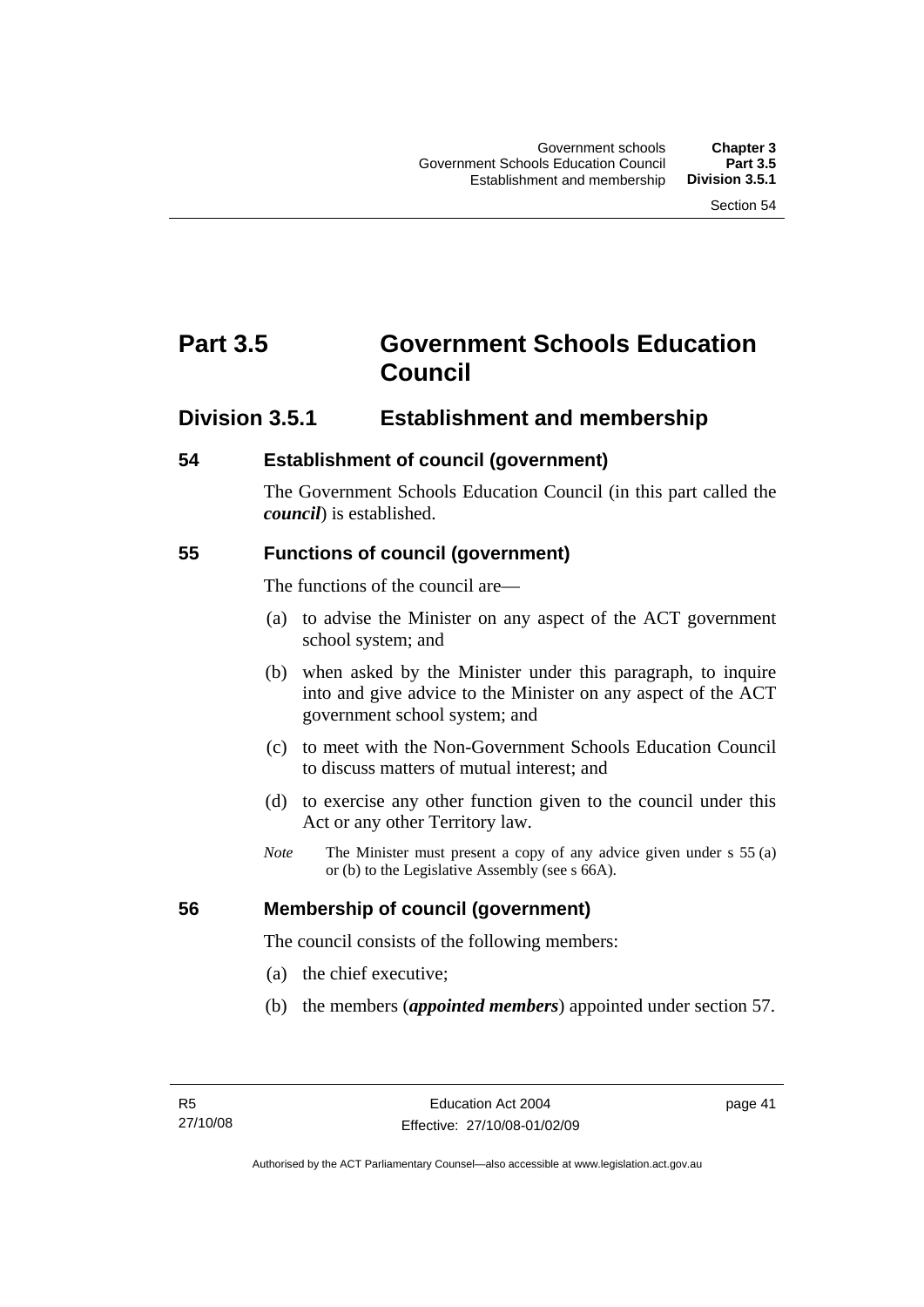# Part 3.5 Government Schools Education Council

## Division 3.5.1 Establishment and membership

### 54 Establishment of council (government)

The Government Schools Education Council (in this part called the ***council***) is established.

### 55 Functions of council (government)

The functions of the council are—

(a) to advise the Minister on any aspect of the ACT government school system; and

(b) when asked by the Minister under this paragraph, to inquire into and give advice to the Minister on any aspect of the ACT government school system; and

(c) to meet with the Non-Government Schools Education Council to discuss matters of mutual interest; and

(d) to exercise any other function given to the council under this Act or any other Territory law.

*Note* The Minister must present a copy of any advice given under s 55 (a) or (b) to the Legislative Assembly (see s 66A).

### 56 Membership of council (government)

The council consists of the following members:

(a) the chief executive;

(b) the members (***appointed members***) appointed under section 57.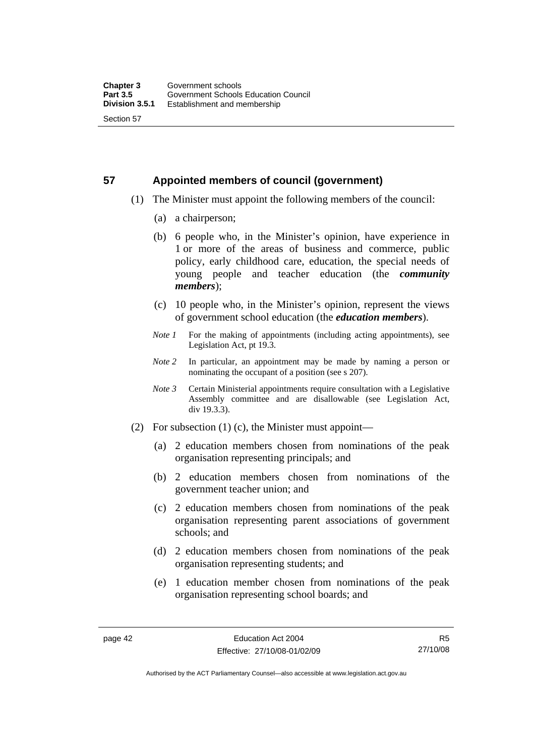## 57 Appointed members of council (government)

(1) The Minister must appoint the following members of the council:

(a) a chairperson;

(b) 6 people who, in the Minister's opinion, have experience in 1 or more of the areas of business and commerce, public policy, early childhood care, education, the special needs of young people and teacher education (the ***community members***);

(c) 10 people who, in the Minister's opinion, represent the views of government school education (the ***education members***).

*Note 1* For the making of appointments (including acting appointments), see Legislation Act, pt 19.3.

*Note 2* In particular, an appointment may be made by naming a person or nominating the occupant of a position (see s 207).

*Note 3* Certain Ministerial appointments require consultation with a Legislative Assembly committee and are disallowable (see Legislation Act, div 19.3.3).

(2) For subsection (1) (c), the Minister must appoint—

(a) 2 education members chosen from nominations of the peak organisation representing principals; and

(b) 2 education members chosen from nominations of the government teacher union; and

(c) 2 education members chosen from nominations of the peak organisation representing parent associations of government schools; and

(d) 2 education members chosen from nominations of the peak organisation representing students; and

(e) 1 education member chosen from nominations of the peak organisation representing school boards; and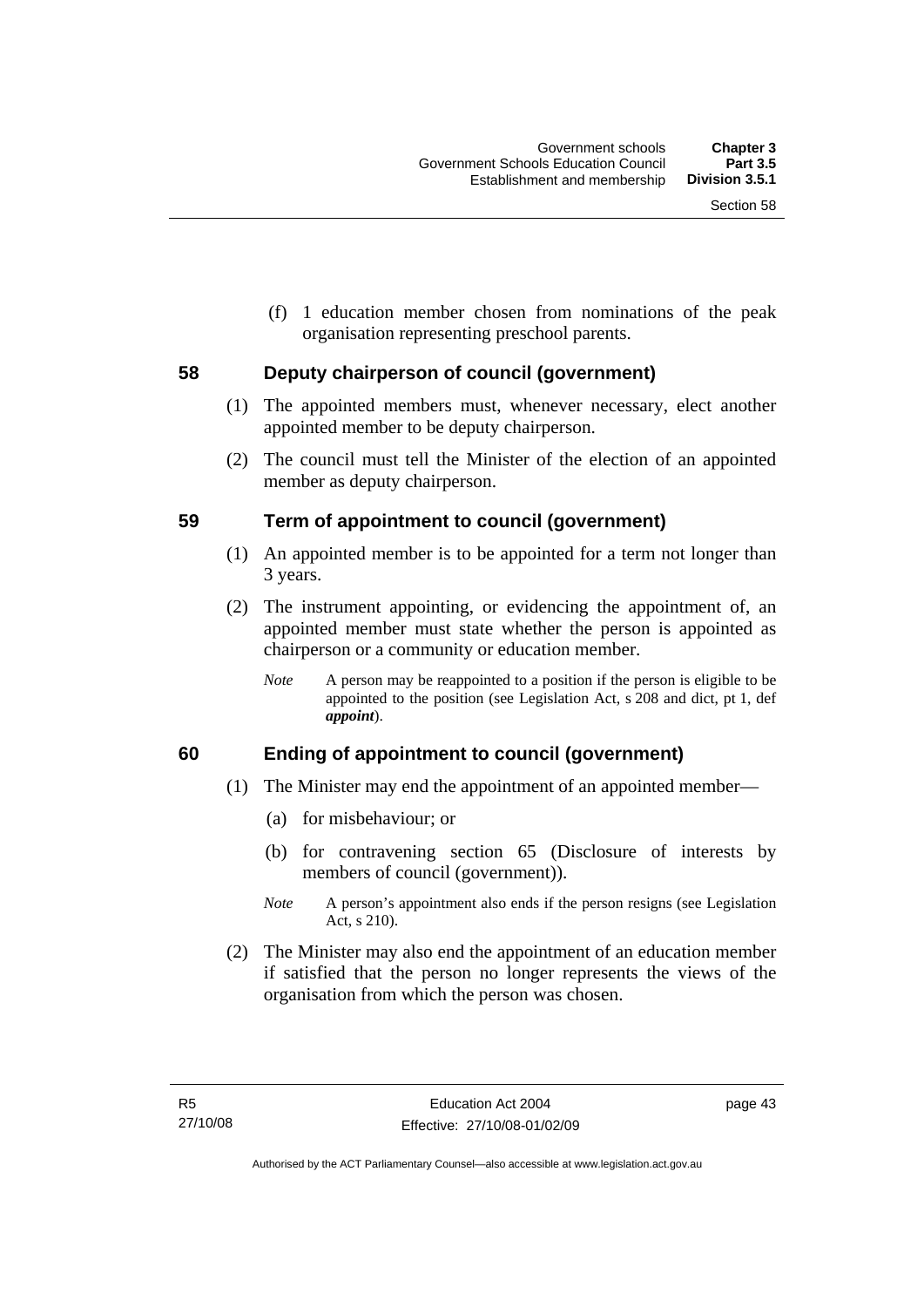(f) 1 education member chosen from nominations of the peak organisation representing preschool parents.

## 58 Deputy chairperson of council (government)

(1) The appointed members must, whenever necessary, elect another appointed member to be deputy chairperson.

(2) The council must tell the Minister of the election of an appointed member as deputy chairperson.

## 59 Term of appointment to council (government)

(1) An appointed member is to be appointed for a term not longer than 3 years.

(2) The instrument appointing, or evidencing the appointment of, an appointed member must state whether the person is appointed as chairperson or a community or education member.

*Note* A person may be reappointed to a position if the person is eligible to be appointed to the position (see Legislation Act, s 208 and dict, pt 1, def ***appoint***).

## 60 Ending of appointment to council (government)

(1) The Minister may end the appointment of an appointed member—

(a) for misbehaviour; or

(b) for contravening section 65 (Disclosure of interests by members of council (government)).

*Note* A person's appointment also ends if the person resigns (see Legislation Act, s 210).

(2) The Minister may also end the appointment of an education member if satisfied that the person no longer represents the views of the organisation from which the person was chosen.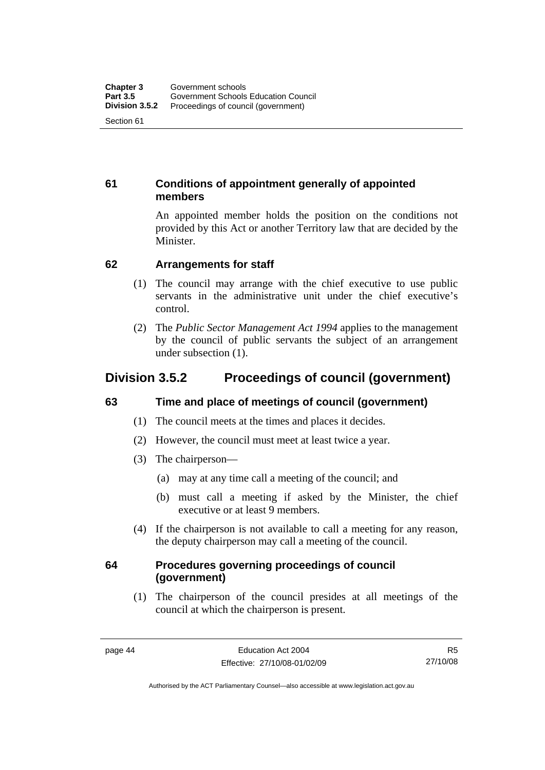### 61 Conditions of appointment generally of appointed members

An appointed member holds the position on the conditions not provided by this Act or another Territory law that are decided by the Minister.

### 62 Arrangements for staff

(1) The council may arrange with the chief executive to use public servants in the administrative unit under the chief executive's control.

(2) The *Public Sector Management Act 1994* applies to the management by the council of public servants the subject of an arrangement under subsection (1).

## Division 3.5.2 Proceedings of council (government)

### 63 Time and place of meetings of council (government)

(1) The council meets at the times and places it decides.

(2) However, the council must meet at least twice a year.

(3) The chairperson—

(a) may at any time call a meeting of the council; and

(b) must call a meeting if asked by the Minister, the chief executive or at least 9 members.

(4) If the chairperson is not available to call a meeting for any reason, the deputy chairperson may call a meeting of the council.

### 64 Procedures governing proceedings of council (government)

(1) The chairperson of the council presides at all meetings of the council at which the chairperson is present.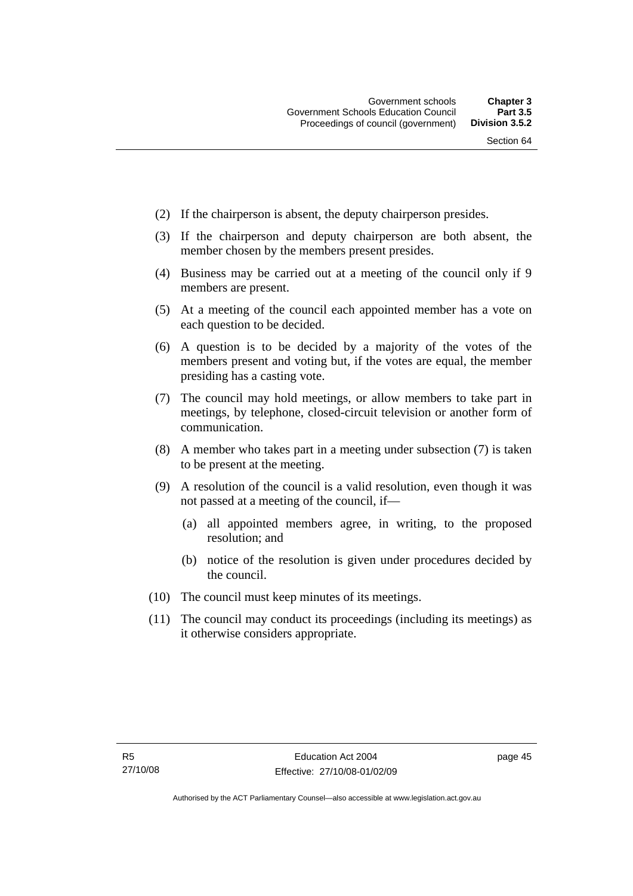(2) If the chairperson is absent, the deputy chairperson presides.

(3) If the chairperson and deputy chairperson are both absent, the member chosen by the members present presides.

(4) Business may be carried out at a meeting of the council only if 9 members are present.

(5) At a meeting of the council each appointed member has a vote on each question to be decided.

(6) A question is to be decided by a majority of the votes of the members present and voting but, if the votes are equal, the member presiding has a casting vote.

(7) The council may hold meetings, or allow members to take part in meetings, by telephone, closed-circuit television or another form of communication.

(8) A member who takes part in a meeting under subsection (7) is taken to be present at the meeting.

(9) A resolution of the council is a valid resolution, even though it was not passed at a meeting of the council, if—

  (a) all appointed members agree, in writing, to the proposed resolution; and

  (b) notice of the resolution is given under procedures decided by the council.

(10) The council must keep minutes of its meetings.

(11) The council may conduct its proceedings (including its meetings) as it otherwise considers appropriate.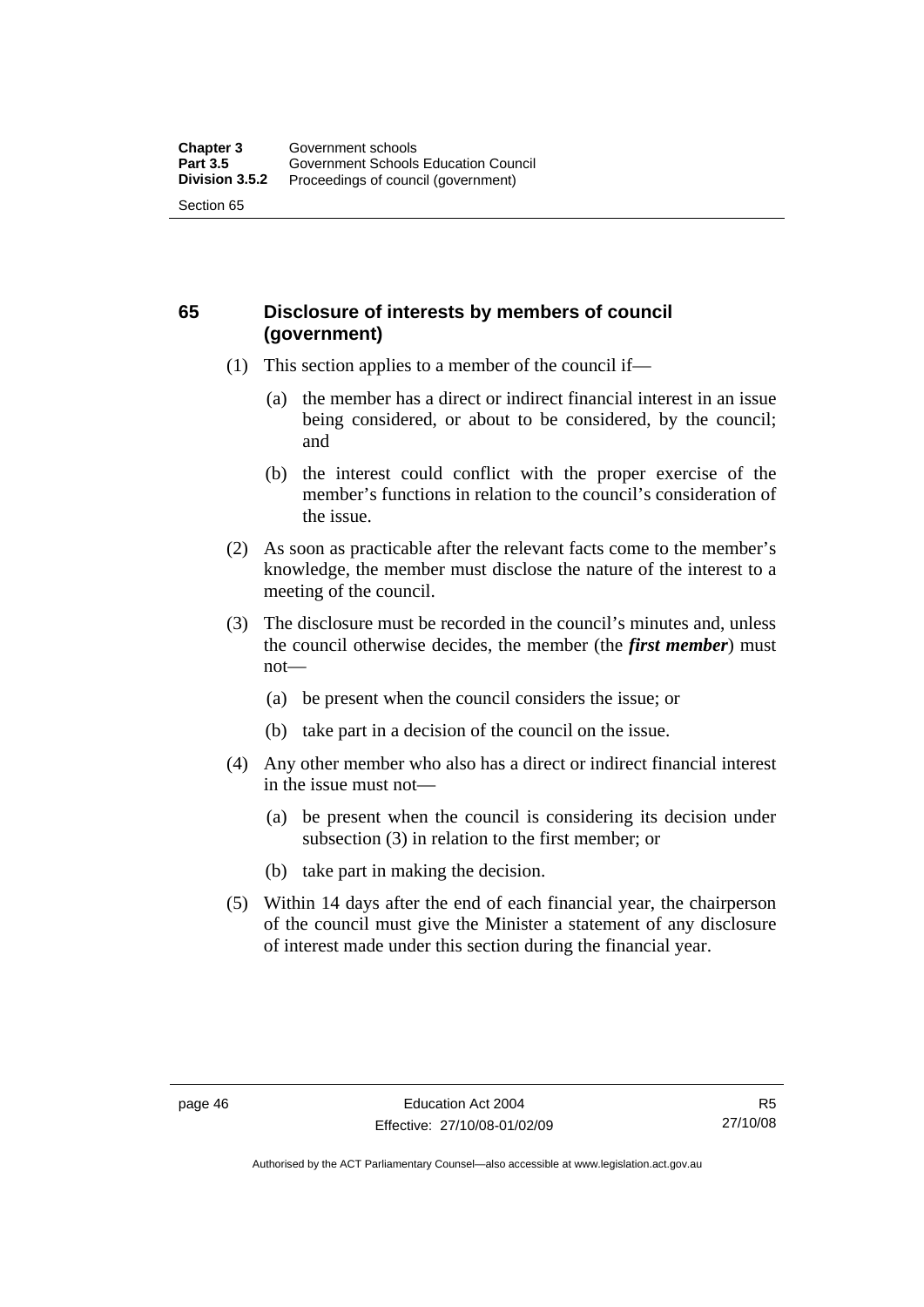## 65 Disclosure of interests by members of council (government)

(1) This section applies to a member of the council if—

(a) the member has a direct or indirect financial interest in an issue being considered, or about to be considered, by the council; and

(b) the interest could conflict with the proper exercise of the member's functions in relation to the council's consideration of the issue.

(2) As soon as practicable after the relevant facts come to the member's knowledge, the member must disclose the nature of the interest to a meeting of the council.

(3) The disclosure must be recorded in the council's minutes and, unless the council otherwise decides, the member (the ***first member***) must not—

(a) be present when the council considers the issue; or

(b) take part in a decision of the council on the issue.

(4) Any other member who also has a direct or indirect financial interest in the issue must not—

(a) be present when the council is considering its decision under subsection (3) in relation to the first member; or

(b) take part in making the decision.

(5) Within 14 days after the end of each financial year, the chairperson of the council must give the Minister a statement of any disclosure of interest made under this section during the financial year.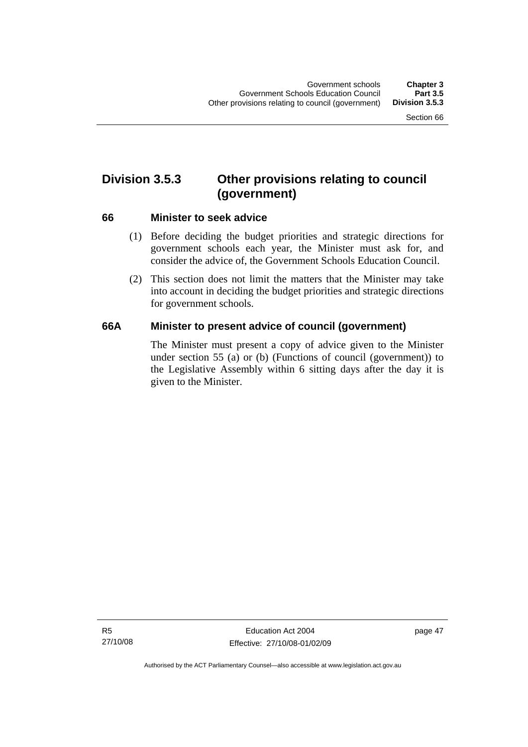## Division 3.5.3 Other provisions relating to council (government)

### 66 Minister to seek advice

(1) Before deciding the budget priorities and strategic directions for government schools each year, the Minister must ask for, and consider the advice of, the Government Schools Education Council.

(2) This section does not limit the matters that the Minister may take into account in deciding the budget priorities and strategic directions for government schools.

### 66A Minister to present advice of council (government)

The Minister must present a copy of advice given to the Minister under section 55 (a) or (b) (Functions of council (government)) to the Legislative Assembly within 6 sitting days after the day it is given to the Minister.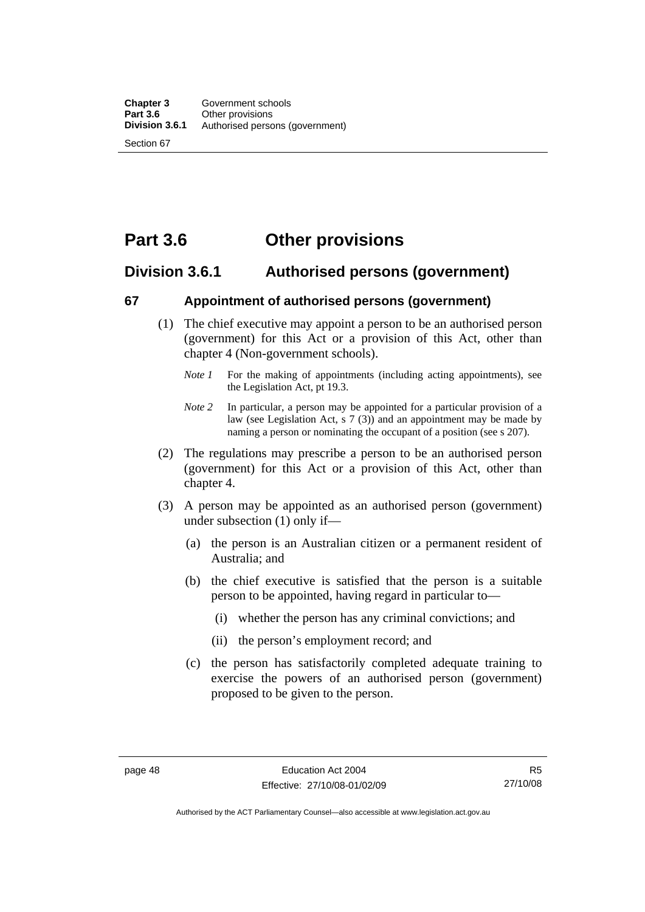# Part 3.6 Other provisions

## Division 3.6.1 Authorised persons (government)

### 67 Appointment of authorised persons (government)

(1) The chief executive may appoint a person to be an authorised person (government) for this Act or a provision of this Act, other than chapter 4 (Non-government schools).

*Note 1* For the making of appointments (including acting appointments), see the Legislation Act, pt 19.3.

*Note 2* In particular, a person may be appointed for a particular provision of a law (see Legislation Act, s 7 (3)) and an appointment may be made by naming a person or nominating the occupant of a position (see s 207).

(2) The regulations may prescribe a person to be an authorised person (government) for this Act or a provision of this Act, other than chapter 4.

(3) A person may be appointed as an authorised person (government) under subsection (1) only if—

(a) the person is an Australian citizen or a permanent resident of Australia; and

(b) the chief executive is satisfied that the person is a suitable person to be appointed, having regard in particular to—

(i) whether the person has any criminal convictions; and

(ii) the person's employment record; and

(c) the person has satisfactorily completed adequate training to exercise the powers of an authorised person (government) proposed to be given to the person.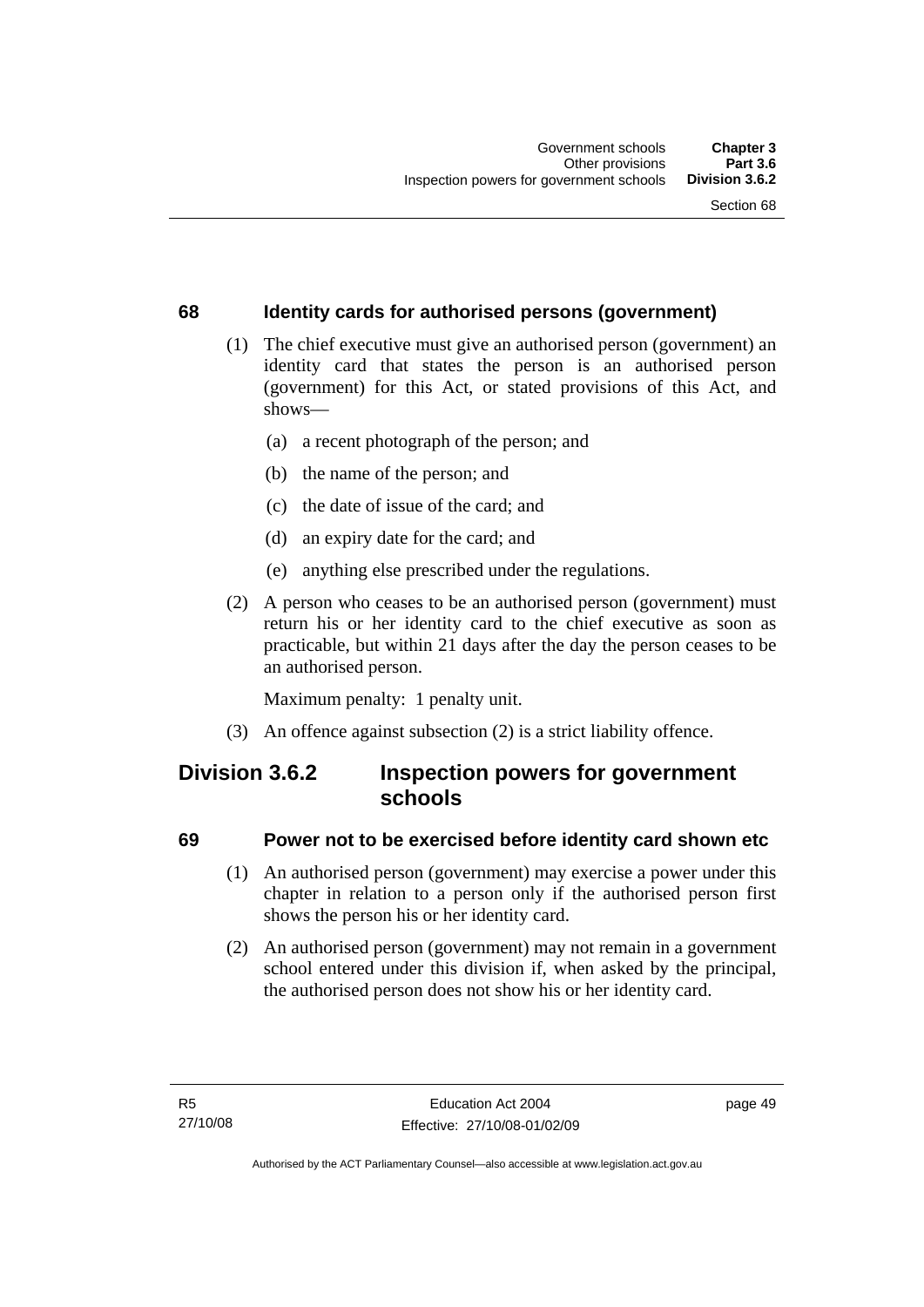### 68 Identity cards for authorised persons (government)

(1) The chief executive must give an authorised person (government) an identity card that states the person is an authorised person (government) for this Act, or stated provisions of this Act, and shows—

(a) a recent photograph of the person; and

(b) the name of the person; and

(c) the date of issue of the card; and

(d) an expiry date for the card; and

(e) anything else prescribed under the regulations.

(2) A person who ceases to be an authorised person (government) must return his or her identity card to the chief executive as soon as practicable, but within 21 days after the day the person ceases to be an authorised person.

Maximum penalty: 1 penalty unit.

(3) An offence against subsection (2) is a strict liability offence.

## Division 3.6.2 Inspection powers for government schools

### 69 Power not to be exercised before identity card shown etc

(1) An authorised person (government) may exercise a power under this chapter in relation to a person only if the authorised person first shows the person his or her identity card.

(2) An authorised person (government) may not remain in a government school entered under this division if, when asked by the principal, the authorised person does not show his or her identity card.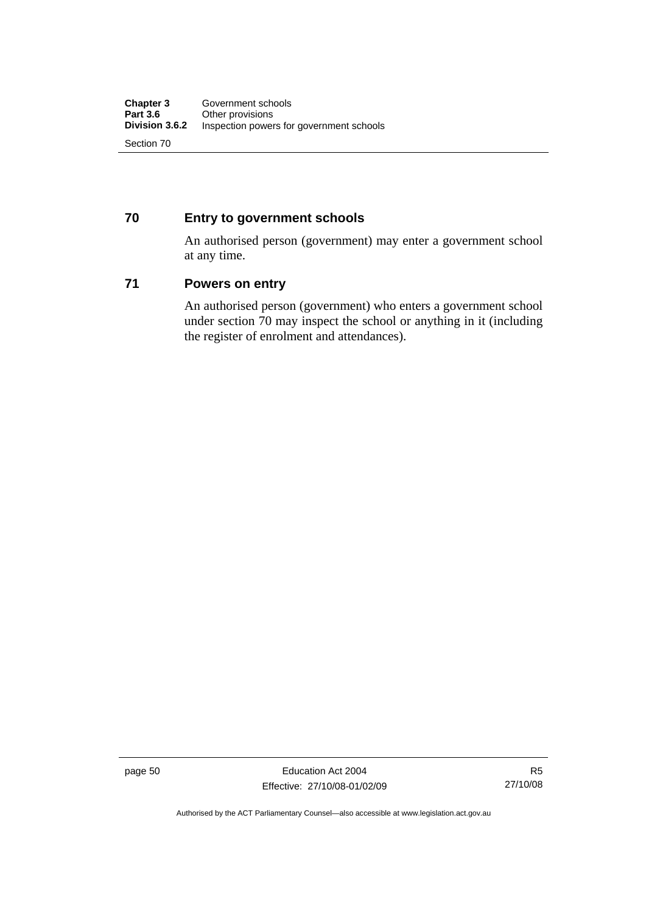## 70 Entry to government schools

An authorised person (government) may enter a government school at any time.

## 71 Powers on entry

An authorised person (government) who enters a government school under section 70 may inspect the school or anything in it (including the register of enrolment and attendances).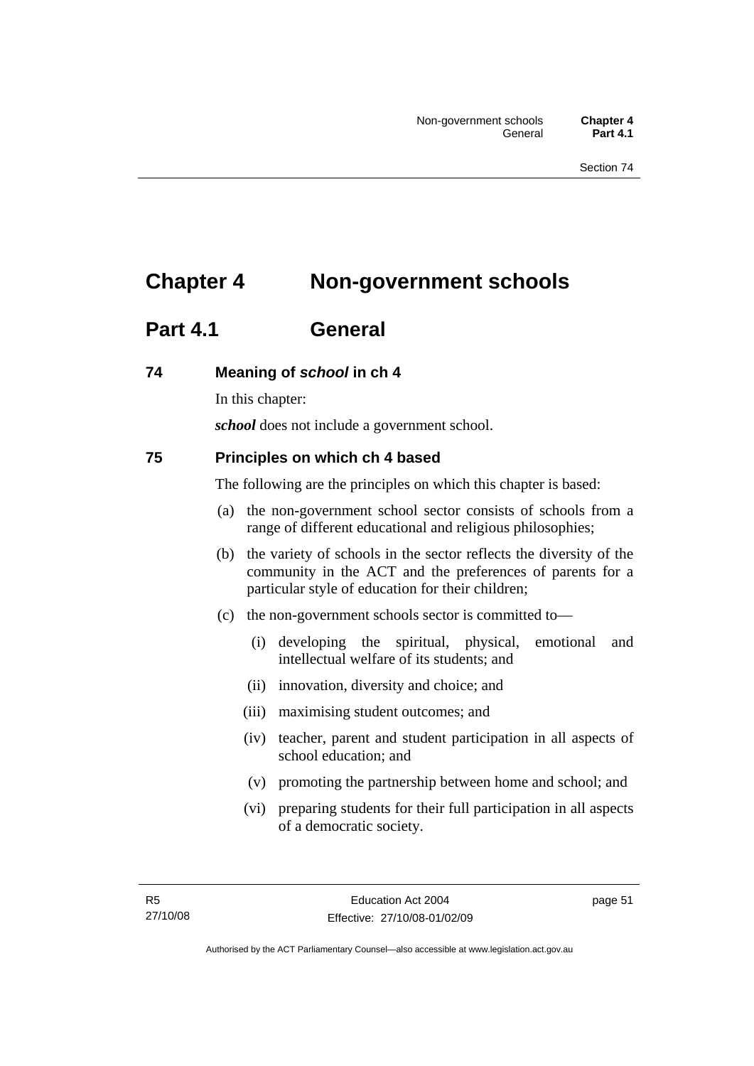# Chapter 4 Non-government schools

## Part 4.1 General

### 74 Meaning of *school* in ch 4

In this chapter:

***school*** does not include a government school.

### 75 Principles on which ch 4 based

The following are the principles on which this chapter is based:

(a) the non-government school sector consists of schools from a range of different educational and religious philosophies;

(b) the variety of schools in the sector reflects the diversity of the community in the ACT and the preferences of parents for a particular style of education for their children;

(c) the non-government schools sector is committed to—

(i) developing the spiritual, physical, emotional and intellectual welfare of its students; and

(ii) innovation, diversity and choice; and

(iii) maximising student outcomes; and

(iv) teacher, parent and student participation in all aspects of school education; and

(v) promoting the partnership between home and school; and

(vi) preparing students for their full participation in all aspects of a democratic society.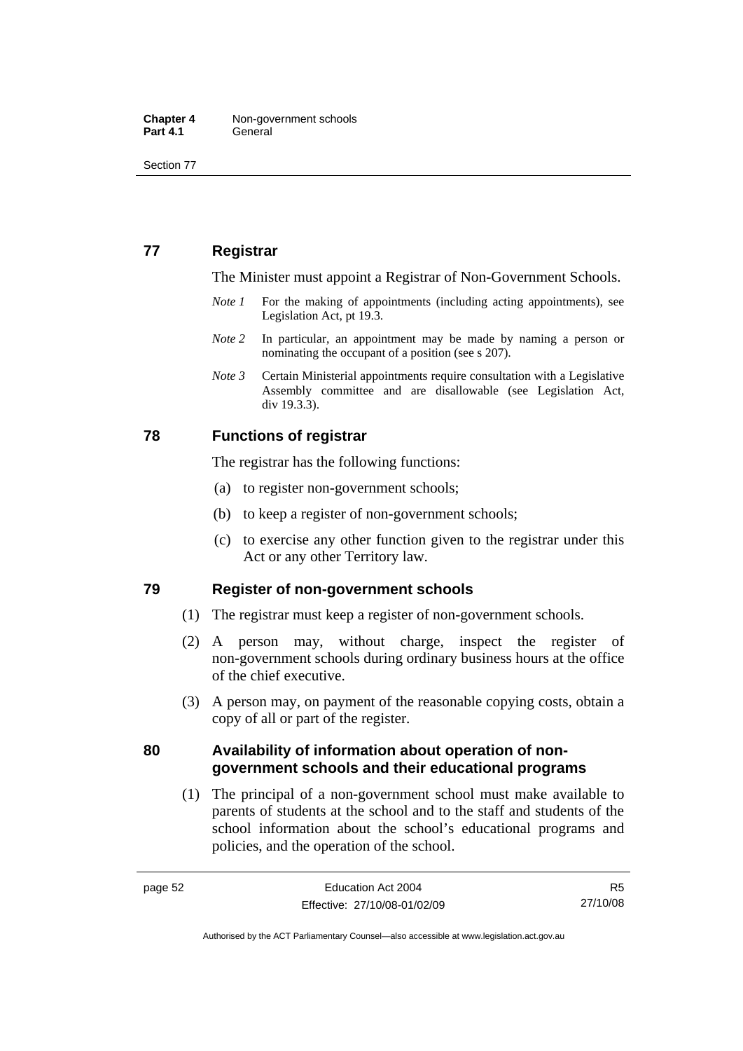## 77 Registrar

The Minister must appoint a Registrar of Non-Government Schools.

*Note 1* For the making of appointments (including acting appointments), see Legislation Act, pt 19.3.

*Note 2* In particular, an appointment may be made by naming a person or nominating the occupant of a position (see s 207).

*Note 3* Certain Ministerial appointments require consultation with a Legislative Assembly committee and are disallowable (see Legislation Act, div 19.3.3).

## 78 Functions of registrar

The registrar has the following functions:

(a) to register non-government schools;

(b) to keep a register of non-government schools;

(c) to exercise any other function given to the registrar under this Act or any other Territory law.

## 79 Register of non-government schools

(1) The registrar must keep a register of non-government schools.

(2) A person may, without charge, inspect the register of non-government schools during ordinary business hours at the office of the chief executive.

(3) A person may, on payment of the reasonable copying costs, obtain a copy of all or part of the register.

## 80 Availability of information about operation of non-government schools and their educational programs

(1) The principal of a non-government school must make available to parents of students at the school and to the staff and students of the school information about the school's educational programs and policies, and the operation of the school.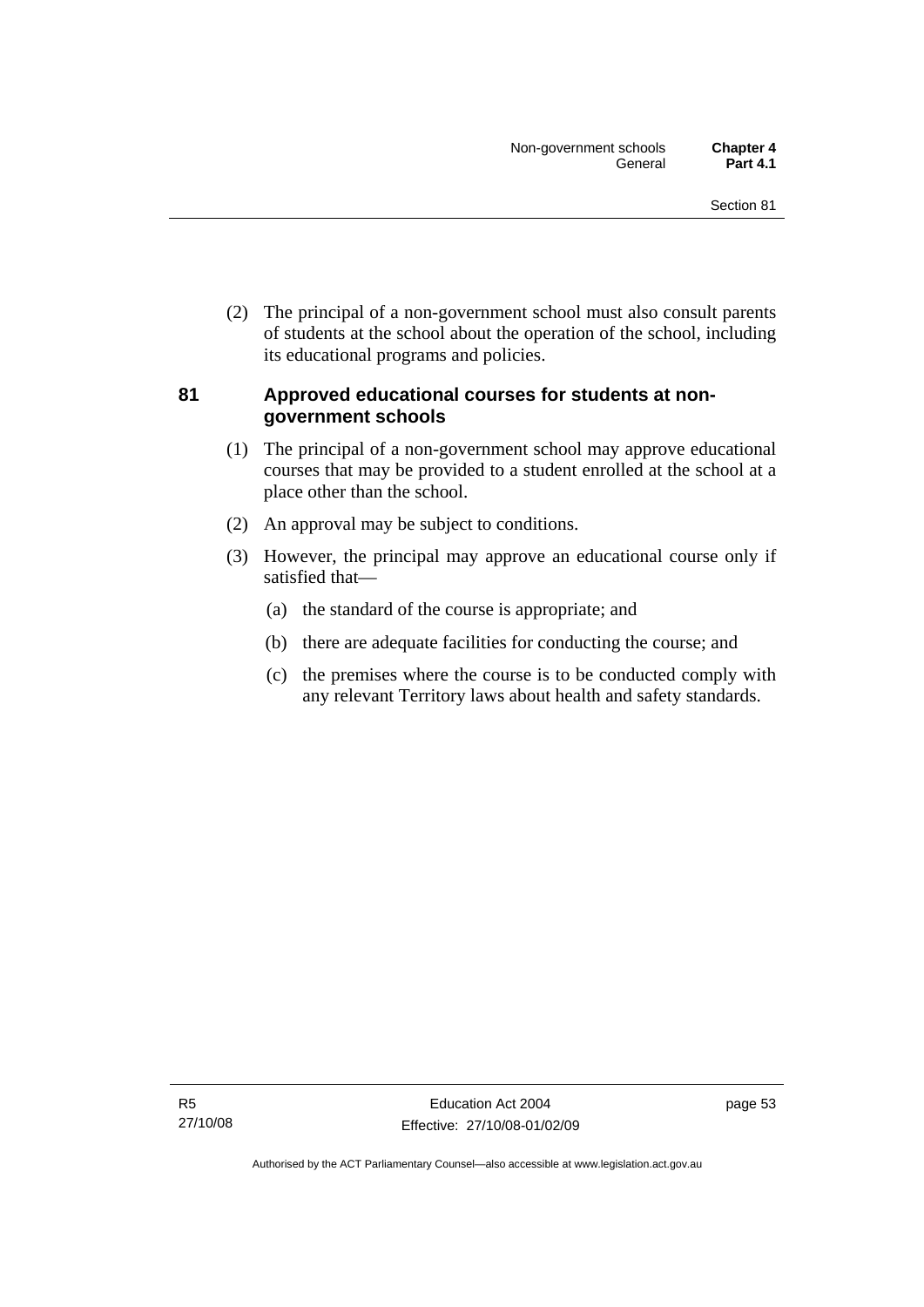(2) The principal of a non-government school must also consult parents of students at the school about the operation of the school, including its educational programs and policies.

## 81 Approved educational courses for students at non-government schools

(1) The principal of a non-government school may approve educational courses that may be provided to a student enrolled at the school at a place other than the school.

(2) An approval may be subject to conditions.

(3) However, the principal may approve an educational course only if satisfied that—

(a) the standard of the course is appropriate; and

(b) there are adequate facilities for conducting the course; and

(c) the premises where the course is to be conducted comply with any relevant Territory laws about health and safety standards.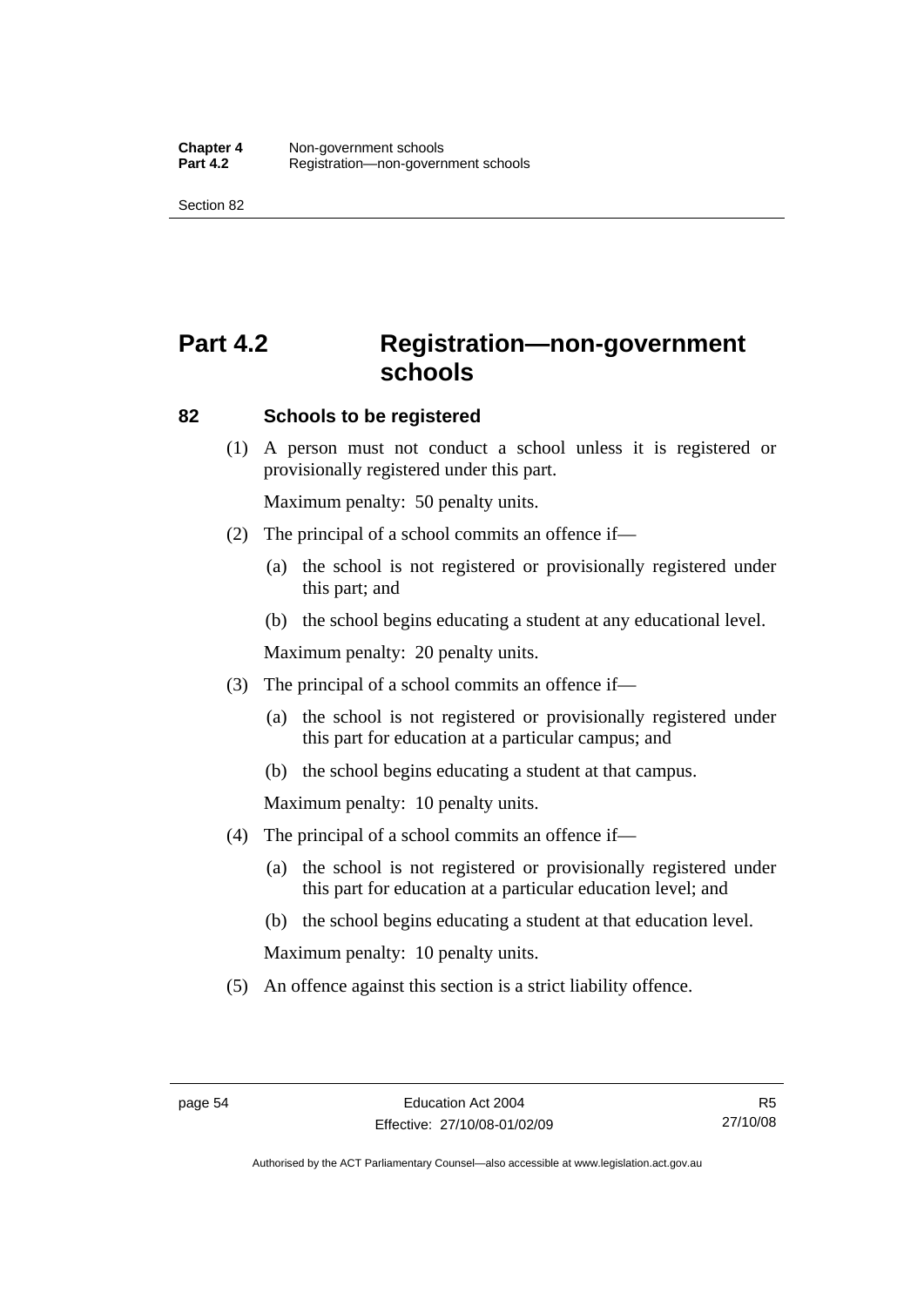# Part 4.2 Registration—non-government schools

## 82 Schools to be registered

(1) A person must not conduct a school unless it is registered or provisionally registered under this part.

Maximum penalty: 50 penalty units.

(2) The principal of a school commits an offence if—

(a) the school is not registered or provisionally registered under this part; and

(b) the school begins educating a student at any educational level.

Maximum penalty: 20 penalty units.

(3) The principal of a school commits an offence if—

(a) the school is not registered or provisionally registered under this part for education at a particular campus; and

(b) the school begins educating a student at that campus.

Maximum penalty: 10 penalty units.

(4) The principal of a school commits an offence if—

(a) the school is not registered or provisionally registered under this part for education at a particular education level; and

(b) the school begins educating a student at that education level.

Maximum penalty: 10 penalty units.

(5) An offence against this section is a strict liability offence.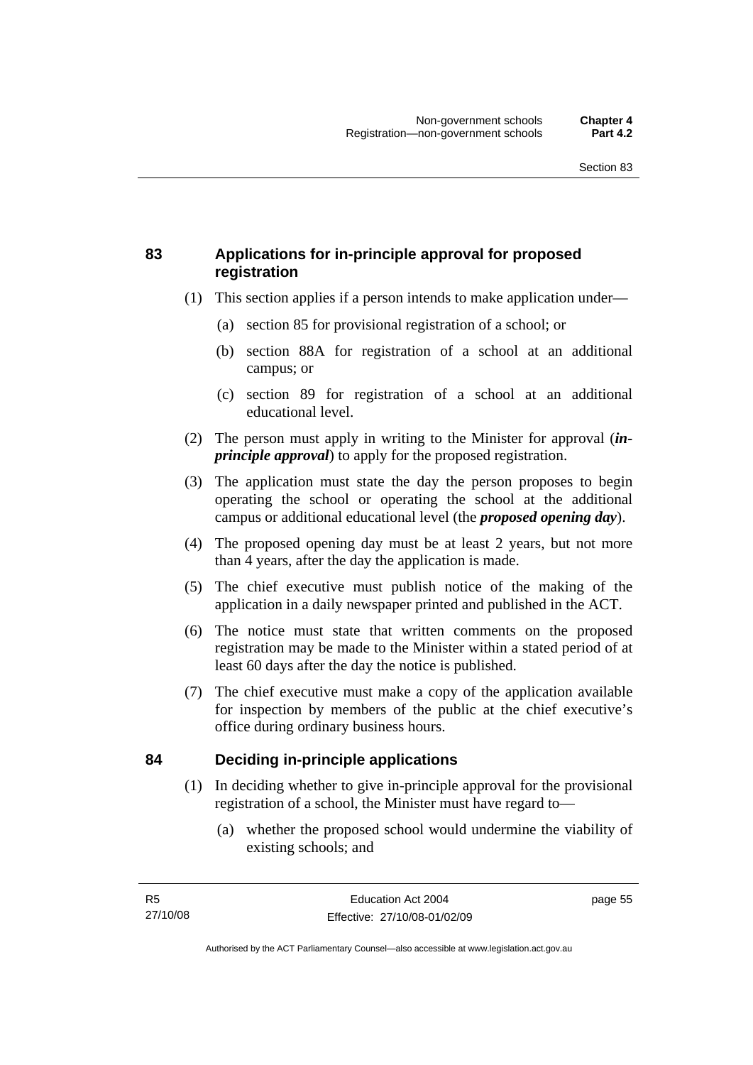## 83 Applications for in-principle approval for proposed registration

(1) This section applies if a person intends to make application under—

(a) section 85 for provisional registration of a school; or

(b) section 88A for registration of a school at an additional campus; or

(c) section 89 for registration of a school at an additional educational level.

(2) The person must apply in writing to the Minister for approval (***in-principle approval***) to apply for the proposed registration.

(3) The application must state the day the person proposes to begin operating the school or operating the school at the additional campus or additional educational level (the ***proposed opening day***).

(4) The proposed opening day must be at least 2 years, but not more than 4 years, after the day the application is made.

(5) The chief executive must publish notice of the making of the application in a daily newspaper printed and published in the ACT.

(6) The notice must state that written comments on the proposed registration may be made to the Minister within a stated period of at least 60 days after the day the notice is published.

(7) The chief executive must make a copy of the application available for inspection by members of the public at the chief executive's office during ordinary business hours.

## 84 Deciding in-principle applications

(1) In deciding whether to give in-principle approval for the provisional registration of a school, the Minister must have regard to—

(a) whether the proposed school would undermine the viability of existing schools; and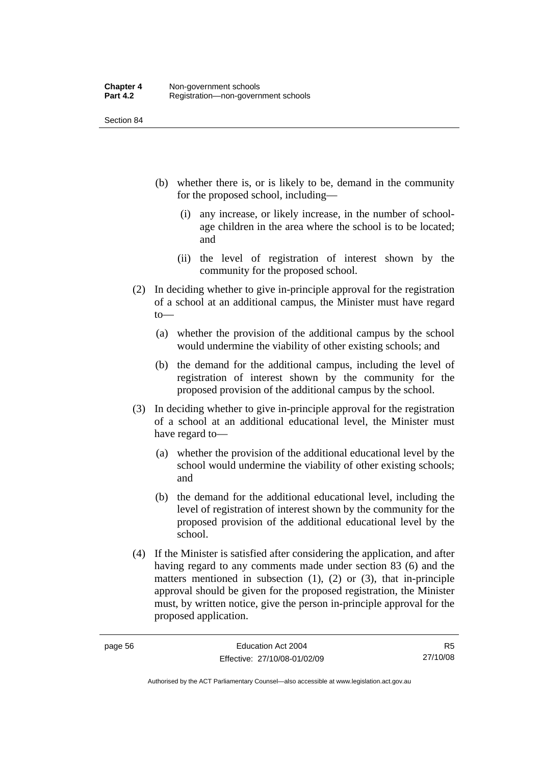(b) whether there is, or is likely to be, demand in the community for the proposed school, including—

   (i) any increase, or likely increase, in the number of school-age children in the area where the school is to be located; and

   (ii) the level of registration of interest shown by the community for the proposed school.

(2) In deciding whether to give in-principle approval for the registration of a school at an additional campus, the Minister must have regard to—

   (a) whether the provision of the additional campus by the school would undermine the viability of other existing schools; and

   (b) the demand for the additional campus, including the level of registration of interest shown by the community for the proposed provision of the additional campus by the school.

(3) In deciding whether to give in-principle approval for the registration of a school at an additional educational level, the Minister must have regard to—

   (a) whether the provision of the additional educational level by the school would undermine the viability of other existing schools; and

   (b) the demand for the additional educational level, including the level of registration of interest shown by the community for the proposed provision of the additional educational level by the school.

(4) If the Minister is satisfied after considering the application, and after having regard to any comments made under section 83 (6) and the matters mentioned in subsection (1), (2) or (3), that in-principle approval should be given for the proposed registration, the Minister must, by written notice, give the person in-principle approval for the proposed application.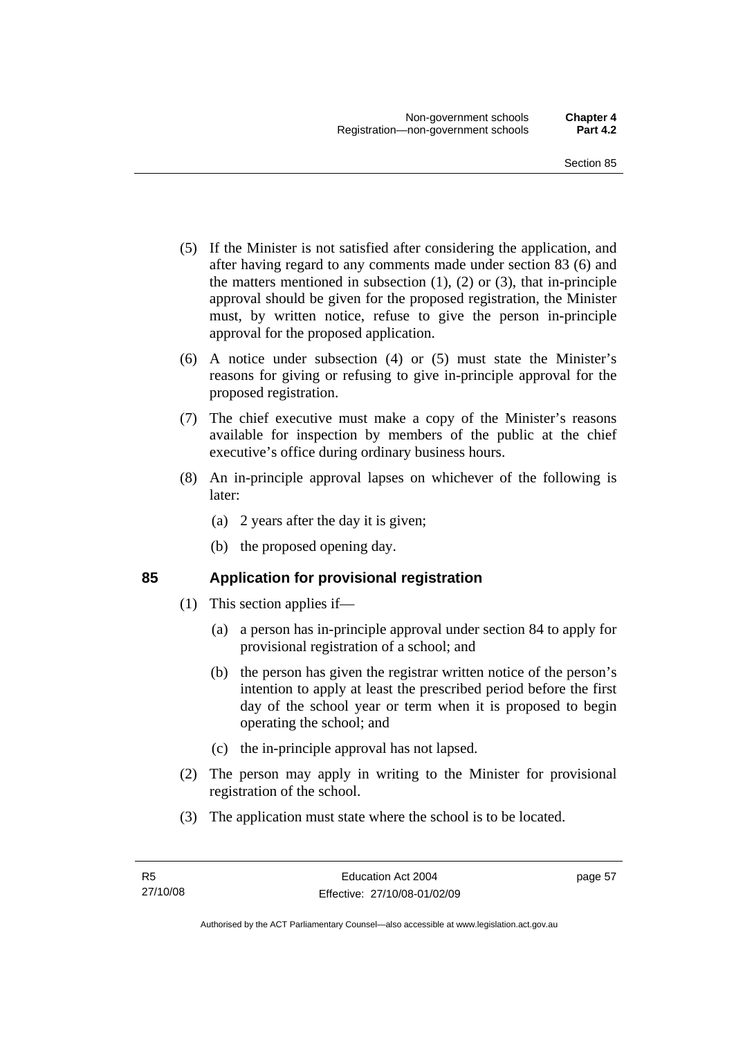(5) If the Minister is not satisfied after considering the application, and after having regard to any comments made under section 83 (6) and the matters mentioned in subsection (1), (2) or (3), that in-principle approval should be given for the proposed registration, the Minister must, by written notice, refuse to give the person in-principle approval for the proposed application.

(6) A notice under subsection (4) or (5) must state the Minister's reasons for giving or refusing to give in-principle approval for the proposed registration.

(7) The chief executive must make a copy of the Minister's reasons available for inspection by members of the public at the chief executive's office during ordinary business hours.

(8) An in-principle approval lapses on whichever of the following is later:

(a) 2 years after the day it is given;

(b) the proposed opening day.

## 85 Application for provisional registration

(1) This section applies if—

(a) a person has in-principle approval under section 84 to apply for provisional registration of a school; and

(b) the person has given the registrar written notice of the person's intention to apply at least the prescribed period before the first day of the school year or term when it is proposed to begin operating the school; and

(c) the in-principle approval has not lapsed.

(2) The person may apply in writing to the Minister for provisional registration of the school.

(3) The application must state where the school is to be located.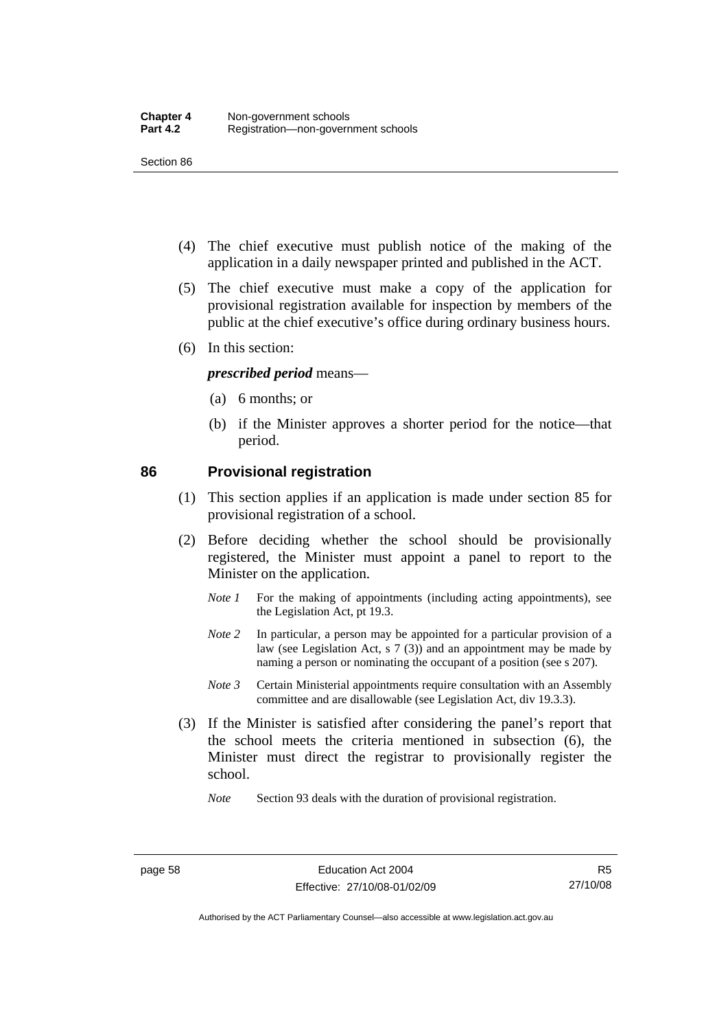(4) The chief executive must publish notice of the making of the application in a daily newspaper printed and published in the ACT.

(5) The chief executive must make a copy of the application for provisional registration available for inspection by members of the public at the chief executive's office during ordinary business hours.

(6) In this section:

***prescribed period*** means—

(a) 6 months; or

(b) if the Minister approves a shorter period for the notice—that period.

## 86 Provisional registration

(1) This section applies if an application is made under section 85 for provisional registration of a school.

(2) Before deciding whether the school should be provisionally registered, the Minister must appoint a panel to report to the Minister on the application.

*Note 1* For the making of appointments (including acting appointments), see the Legislation Act, pt 19.3.

*Note 2* In particular, a person may be appointed for a particular provision of a law (see Legislation Act, s 7 (3)) and an appointment may be made by naming a person or nominating the occupant of a position (see s 207).

*Note 3* Certain Ministerial appointments require consultation with an Assembly committee and are disallowable (see Legislation Act, div 19.3.3).

(3) If the Minister is satisfied after considering the panel's report that the school meets the criteria mentioned in subsection (6), the Minister must direct the registrar to provisionally register the school.

*Note* Section 93 deals with the duration of provisional registration.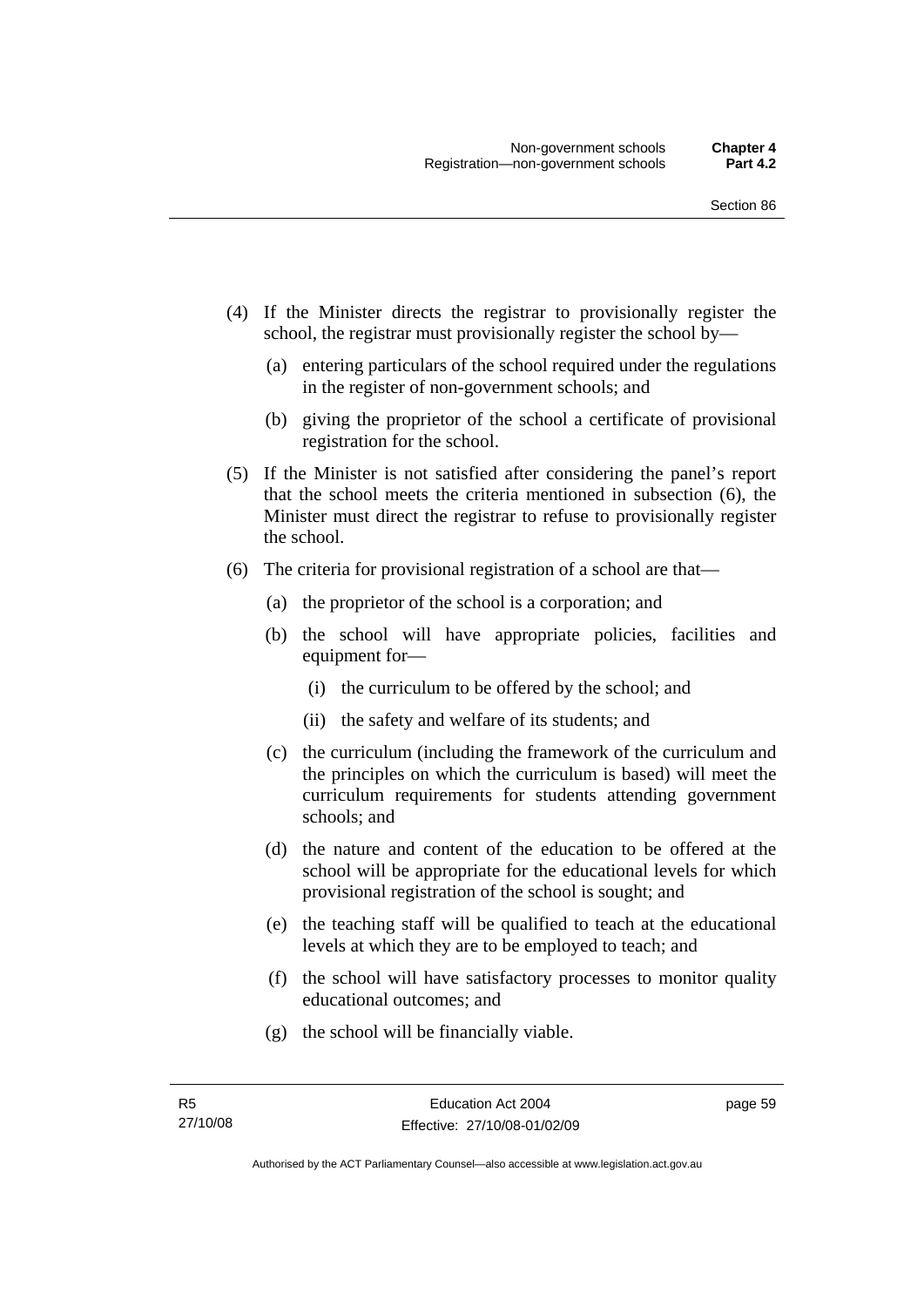(4) If the Minister directs the registrar to provisionally register the school, the registrar must provisionally register the school by—

(a) entering particulars of the school required under the regulations in the register of non-government schools; and

(b) giving the proprietor of the school a certificate of provisional registration for the school.

(5) If the Minister is not satisfied after considering the panel's report that the school meets the criteria mentioned in subsection (6), the Minister must direct the registrar to refuse to provisionally register the school.

(6) The criteria for provisional registration of a school are that—

(a) the proprietor of the school is a corporation; and

(b) the school will have appropriate policies, facilities and equipment for—

(i) the curriculum to be offered by the school; and

(ii) the safety and welfare of its students; and

(c) the curriculum (including the framework of the curriculum and the principles on which the curriculum is based) will meet the curriculum requirements for students attending government schools; and

(d) the nature and content of the education to be offered at the school will be appropriate for the educational levels for which provisional registration of the school is sought; and

(e) the teaching staff will be qualified to teach at the educational levels at which they are to be employed to teach; and

(f) the school will have satisfactory processes to monitor quality educational outcomes; and

(g) the school will be financially viable.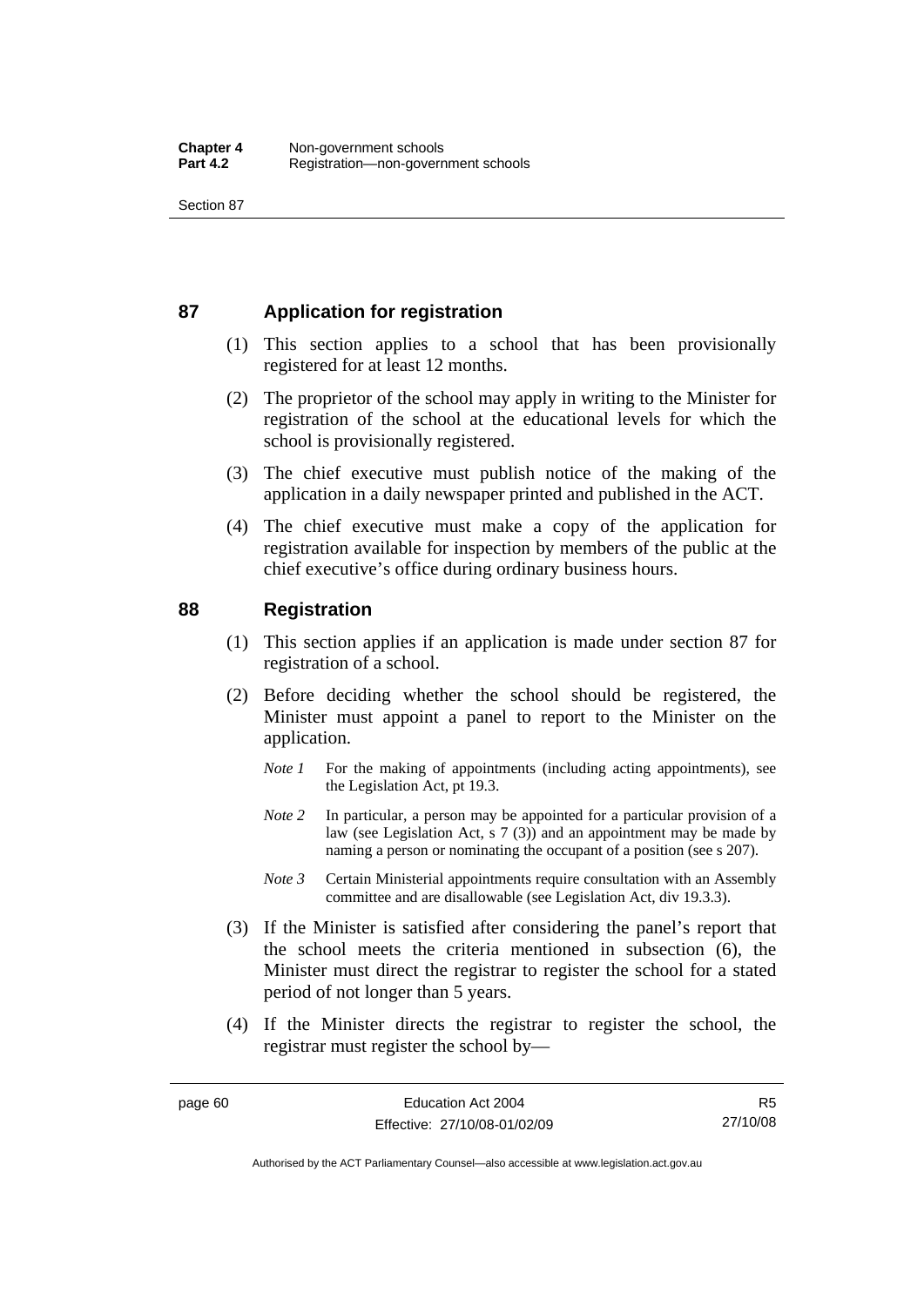## 87 Application for registration

(1) This section applies to a school that has been provisionally registered for at least 12 months.

(2) The proprietor of the school may apply in writing to the Minister for registration of the school at the educational levels for which the school is provisionally registered.

(3) The chief executive must publish notice of the making of the application in a daily newspaper printed and published in the ACT.

(4) The chief executive must make a copy of the application for registration available for inspection by members of the public at the chief executive's office during ordinary business hours.

## 88 Registration

(1) This section applies if an application is made under section 87 for registration of a school.

(2) Before deciding whether the school should be registered, the Minister must appoint a panel to report to the Minister on the application.

*Note 1* For the making of appointments (including acting appointments), see the Legislation Act, pt 19.3.

*Note 2* In particular, a person may be appointed for a particular provision of a law (see Legislation Act, s 7 (3)) and an appointment may be made by naming a person or nominating the occupant of a position (see s 207).

*Note 3* Certain Ministerial appointments require consultation with an Assembly committee and are disallowable (see Legislation Act, div 19.3.3).

(3) If the Minister is satisfied after considering the panel's report that the school meets the criteria mentioned in subsection (6), the Minister must direct the registrar to register the school for a stated period of not longer than 5 years.

(4) If the Minister directs the registrar to register the school, the registrar must register the school by—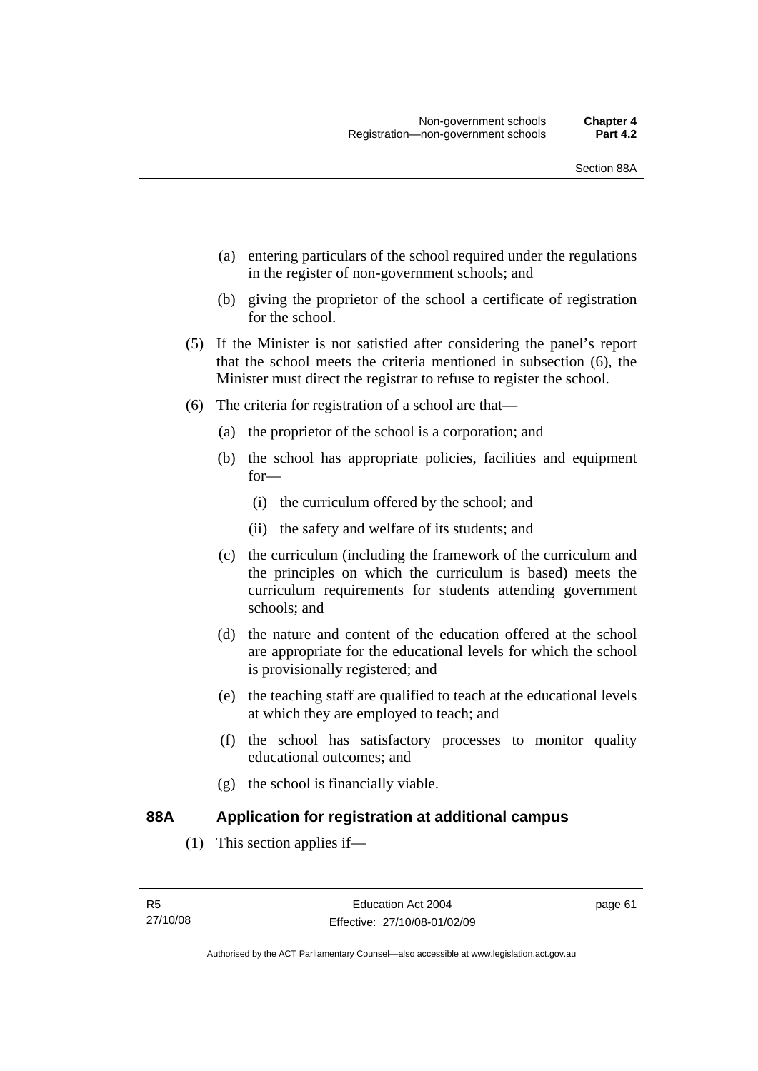(a) entering particulars of the school required under the regulations in the register of non-government schools; and

(b) giving the proprietor of the school a certificate of registration for the school.

(5) If the Minister is not satisfied after considering the panel's report that the school meets the criteria mentioned in subsection (6), the Minister must direct the registrar to refuse to register the school.

(6) The criteria for registration of a school are that—

(a) the proprietor of the school is a corporation; and

(b) the school has appropriate policies, facilities and equipment for—

(i) the curriculum offered by the school; and

(ii) the safety and welfare of its students; and

(c) the curriculum (including the framework of the curriculum and the principles on which the curriculum is based) meets the curriculum requirements for students attending government schools; and

(d) the nature and content of the education offered at the school are appropriate for the educational levels for which the school is provisionally registered; and

(e) the teaching staff are qualified to teach at the educational levels at which they are employed to teach; and

(f) the school has satisfactory processes to monitor quality educational outcomes; and

(g) the school is financially viable.

### 88A Application for registration at additional campus

(1) This section applies if—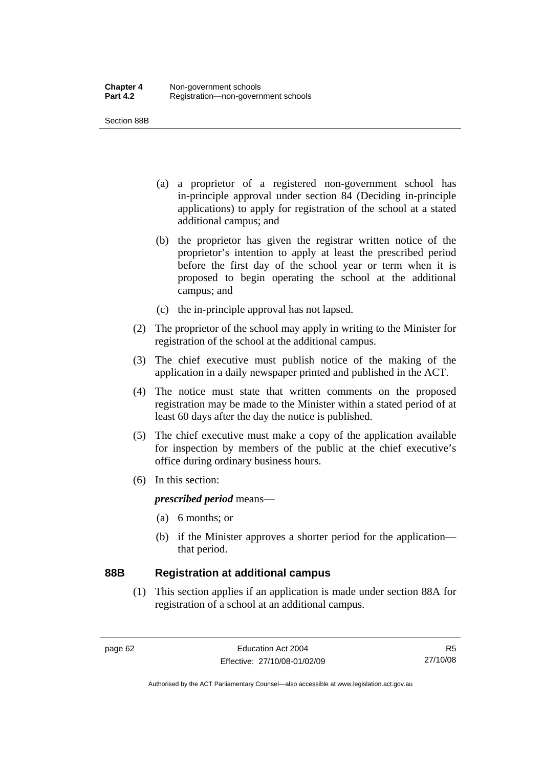(a) a proprietor of a registered non-government school has in-principle approval under section 84 (Deciding in-principle applications) to apply for registration of the school at a stated additional campus; and

(b) the proprietor has given the registrar written notice of the proprietor's intention to apply at least the prescribed period before the first day of the school year or term when it is proposed to begin operating the school at the additional campus; and

(c) the in-principle approval has not lapsed.

(2) The proprietor of the school may apply in writing to the Minister for registration of the school at the additional campus.

(3) The chief executive must publish notice of the making of the application in a daily newspaper printed and published in the ACT.

(4) The notice must state that written comments on the proposed registration may be made to the Minister within a stated period of at least 60 days after the day the notice is published.

(5) The chief executive must make a copy of the application available for inspection by members of the public at the chief executive's office during ordinary business hours.

(6) In this section:

***prescribed period*** means—

(a) 6 months; or

(b) if the Minister approves a shorter period for the application—that period.

## 88B Registration at additional campus

(1) This section applies if an application is made under section 88A for registration of a school at an additional campus.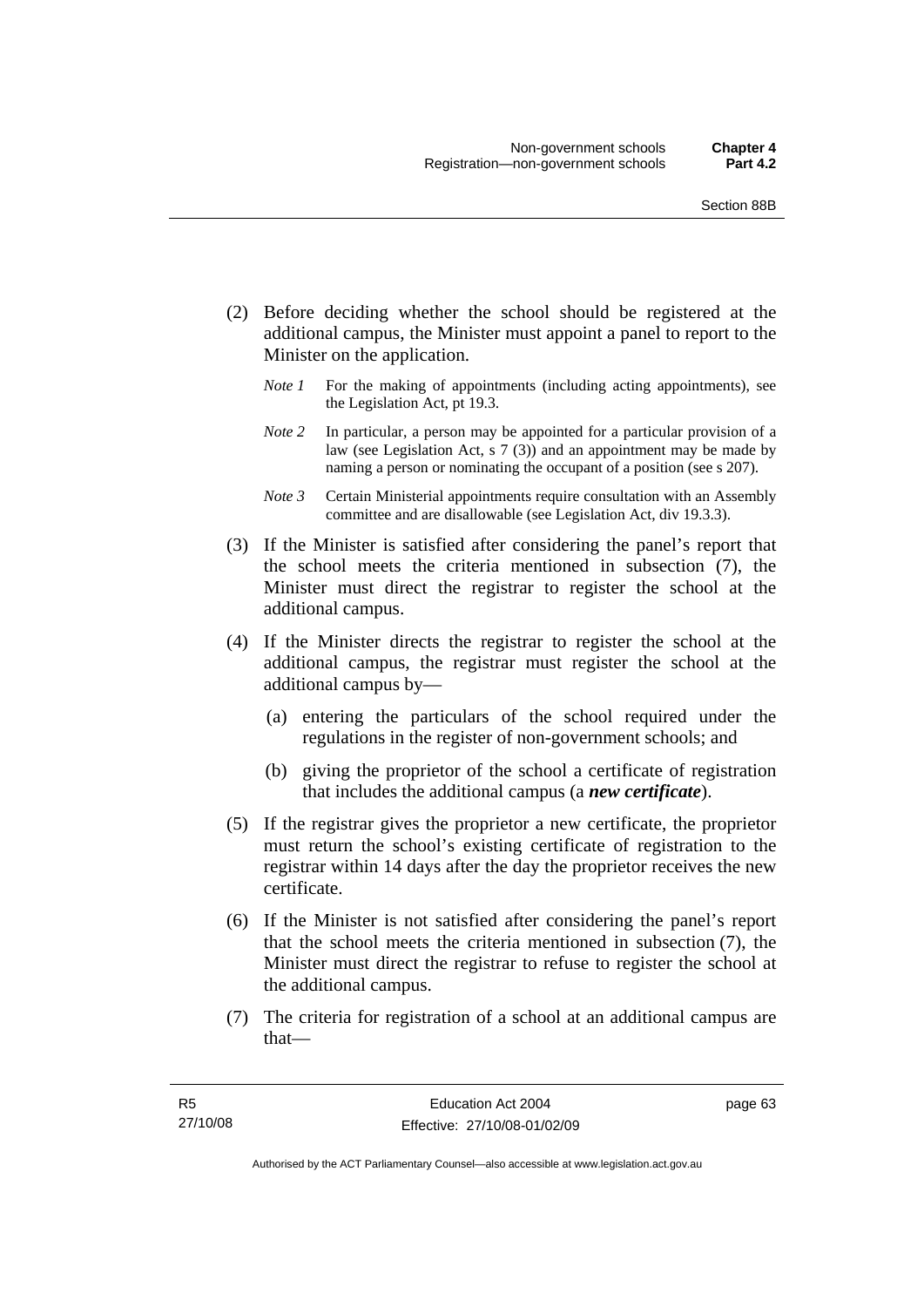(2) Before deciding whether the school should be registered at the additional campus, the Minister must appoint a panel to report to the Minister on the application.

*Note 1* For the making of appointments (including acting appointments), see the Legislation Act, pt 19.3.

*Note 2* In particular, a person may be appointed for a particular provision of a law (see Legislation Act, s 7 (3)) and an appointment may be made by naming a person or nominating the occupant of a position (see s 207).

*Note 3* Certain Ministerial appointments require consultation with an Assembly committee and are disallowable (see Legislation Act, div 19.3.3).

(3) If the Minister is satisfied after considering the panel's report that the school meets the criteria mentioned in subsection (7), the Minister must direct the registrar to register the school at the additional campus.

(4) If the Minister directs the registrar to register the school at the additional campus, the registrar must register the school at the additional campus by—

(a) entering the particulars of the school required under the regulations in the register of non-government schools; and

(b) giving the proprietor of the school a certificate of registration that includes the additional campus (a ***new certificate***).

(5) If the registrar gives the proprietor a new certificate, the proprietor must return the school's existing certificate of registration to the registrar within 14 days after the day the proprietor receives the new certificate.

(6) If the Minister is not satisfied after considering the panel's report that the school meets the criteria mentioned in subsection (7), the Minister must direct the registrar to refuse to register the school at the additional campus.

(7) The criteria for registration of a school at an additional campus are that—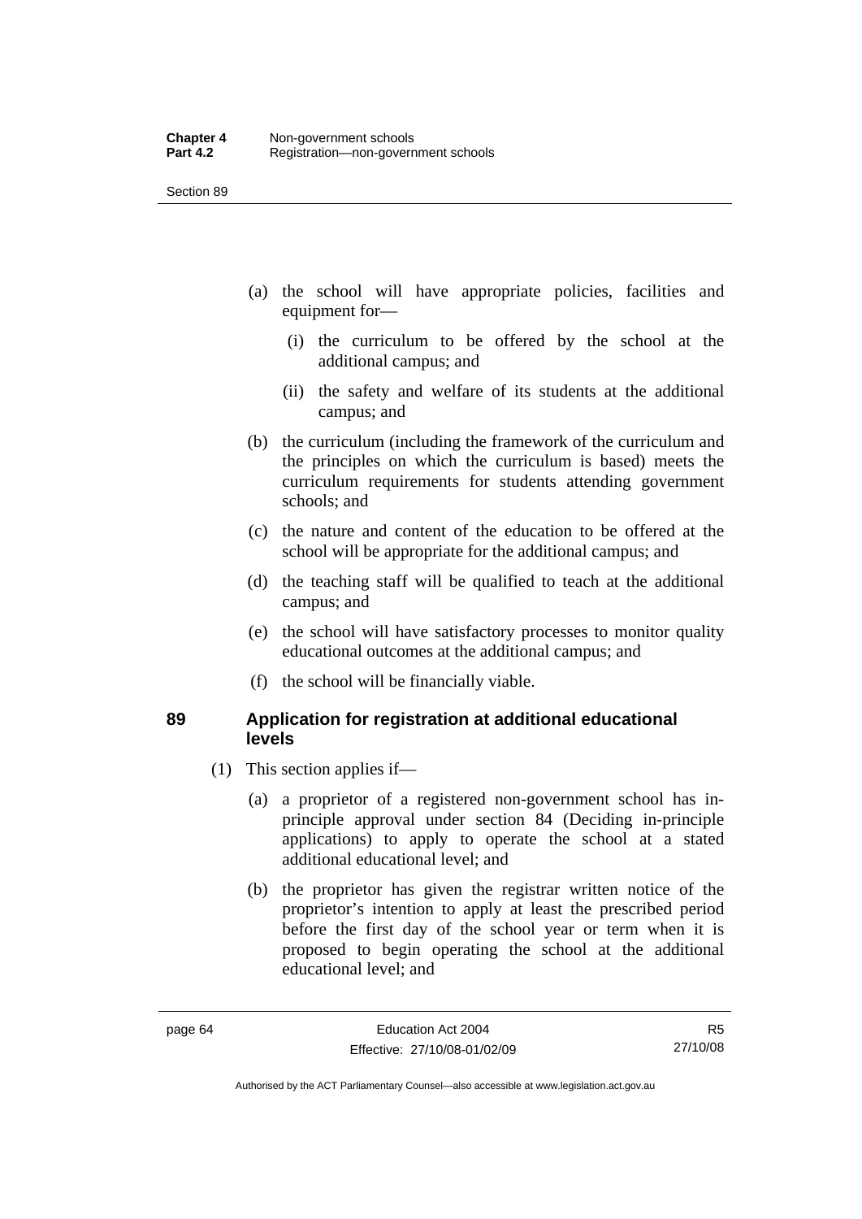(a) the school will have appropriate policies, facilities and equipment for—

  (i) the curriculum to be offered by the school at the additional campus; and

  (ii) the safety and welfare of its students at the additional campus; and

(b) the curriculum (including the framework of the curriculum and the principles on which the curriculum is based) meets the curriculum requirements for students attending government schools; and

(c) the nature and content of the education to be offered at the school will be appropriate for the additional campus; and

(d) the teaching staff will be qualified to teach at the additional campus; and

(e) the school will have satisfactory processes to monitor quality educational outcomes at the additional campus; and

(f) the school will be financially viable.

### 89 Application for registration at additional educational levels

(1) This section applies if—

  (a) a proprietor of a registered non-government school has in-principle approval under section 84 (Deciding in-principle applications) to apply to operate the school at a stated additional educational level; and

  (b) the proprietor has given the registrar written notice of the proprietor's intention to apply at least the prescribed period before the first day of the school year or term when it is proposed to begin operating the school at the additional educational level; and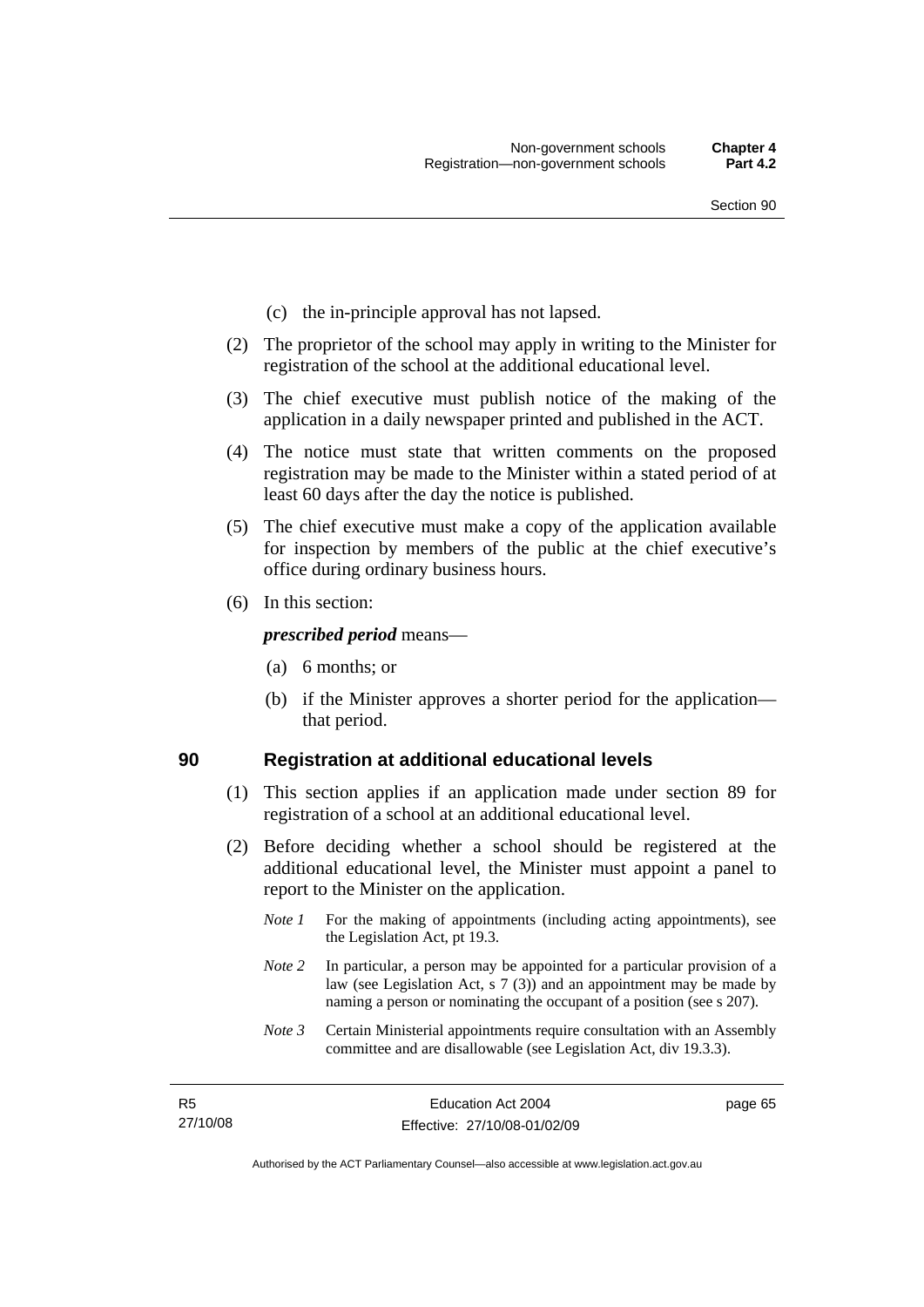(c) the in-principle approval has not lapsed.

(2) The proprietor of the school may apply in writing to the Minister for registration of the school at the additional educational level.

(3) The chief executive must publish notice of the making of the application in a daily newspaper printed and published in the ACT.

(4) The notice must state that written comments on the proposed registration may be made to the Minister within a stated period of at least 60 days after the day the notice is published.

(5) The chief executive must make a copy of the application available for inspection by members of the public at the chief executive's office during ordinary business hours.

(6) In this section:

***prescribed period*** means—

(a) 6 months; or

(b) if the Minister approves a shorter period for the application—that period.

### 90 Registration at additional educational levels

(1) This section applies if an application made under section 89 for registration of a school at an additional educational level.

(2) Before deciding whether a school should be registered at the additional educational level, the Minister must appoint a panel to report to the Minister on the application.

*Note 1* For the making of appointments (including acting appointments), see the Legislation Act, pt 19.3.

*Note 2* In particular, a person may be appointed for a particular provision of a law (see Legislation Act, s 7 (3)) and an appointment may be made by naming a person or nominating the occupant of a position (see s 207).

*Note 3* Certain Ministerial appointments require consultation with an Assembly committee and are disallowable (see Legislation Act, div 19.3.3).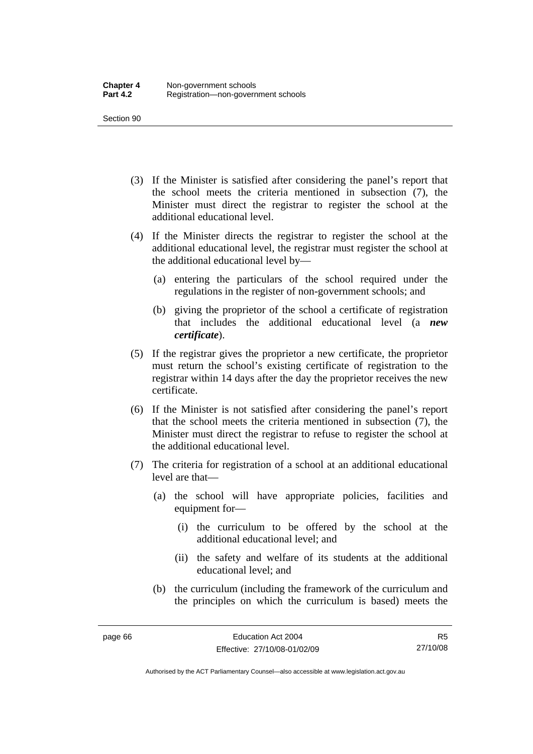(3) If the Minister is satisfied after considering the panel's report that the school meets the criteria mentioned in subsection (7), the Minister must direct the registrar to register the school at the additional educational level.

(4) If the Minister directs the registrar to register the school at the additional educational level, the registrar must register the school at the additional educational level by—

(a) entering the particulars of the school required under the regulations in the register of non-government schools; and

(b) giving the proprietor of the school a certificate of registration that includes the additional educational level (a ***new certificate***).

(5) If the registrar gives the proprietor a new certificate, the proprietor must return the school's existing certificate of registration to the registrar within 14 days after the day the proprietor receives the new certificate.

(6) If the Minister is not satisfied after considering the panel's report that the school meets the criteria mentioned in subsection (7), the Minister must direct the registrar to refuse to register the school at the additional educational level.

(7) The criteria for registration of a school at an additional educational level are that—

(a) the school will have appropriate policies, facilities and equipment for—

(i) the curriculum to be offered by the school at the additional educational level; and

(ii) the safety and welfare of its students at the additional educational level; and

(b) the curriculum (including the framework of the curriculum and the principles on which the curriculum is based) meets the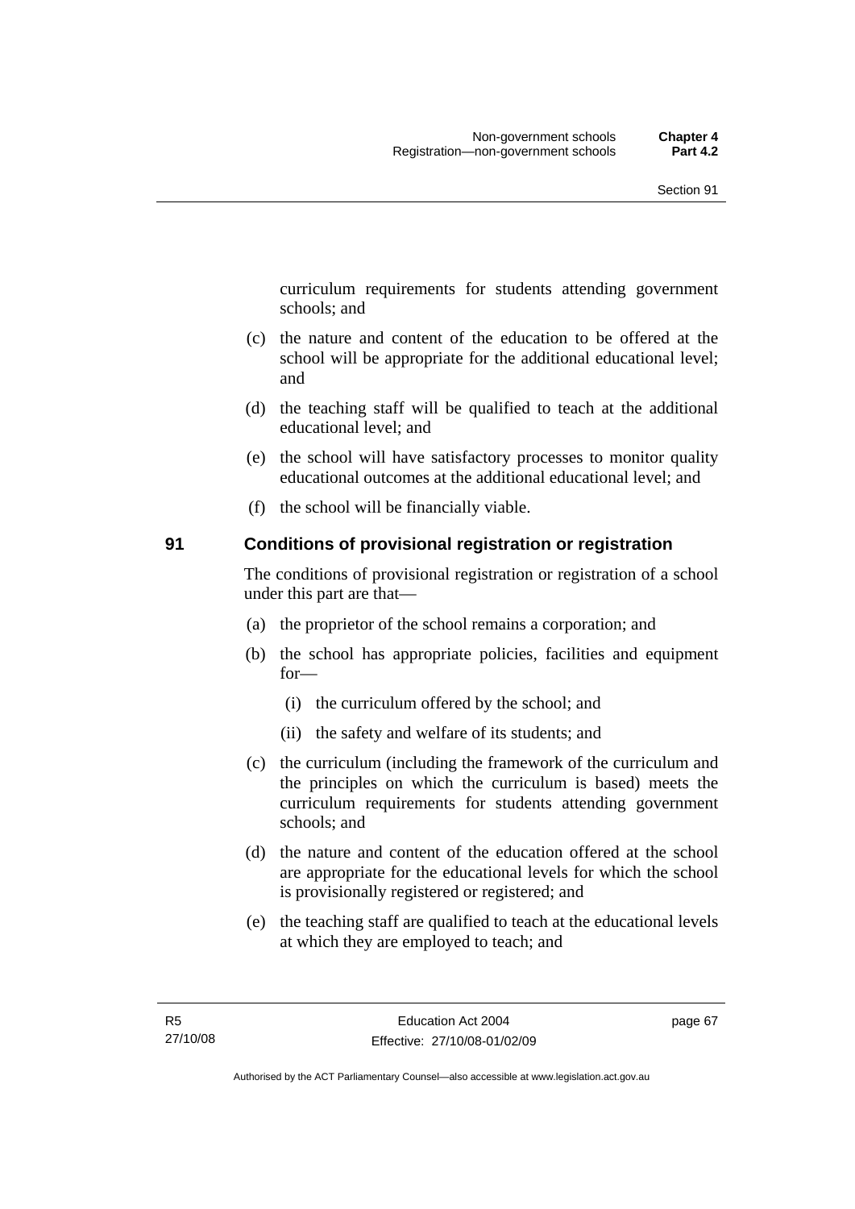curriculum requirements for students attending government schools; and

(c) the nature and content of the education to be offered at the school will be appropriate for the additional educational level; and

(d) the teaching staff will be qualified to teach at the additional educational level; and

(e) the school will have satisfactory processes to monitor quality educational outcomes at the additional educational level; and

(f) the school will be financially viable.

## 91 Conditions of provisional registration or registration

The conditions of provisional registration or registration of a school under this part are that—

(a) the proprietor of the school remains a corporation; and

(b) the school has appropriate policies, facilities and equipment for—

  (i) the curriculum offered by the school; and

  (ii) the safety and welfare of its students; and

(c) the curriculum (including the framework of the curriculum and the principles on which the curriculum is based) meets the curriculum requirements for students attending government schools; and

(d) the nature and content of the education offered at the school are appropriate for the educational levels for which the school is provisionally registered or registered; and

(e) the teaching staff are qualified to teach at the educational levels at which they are employed to teach; and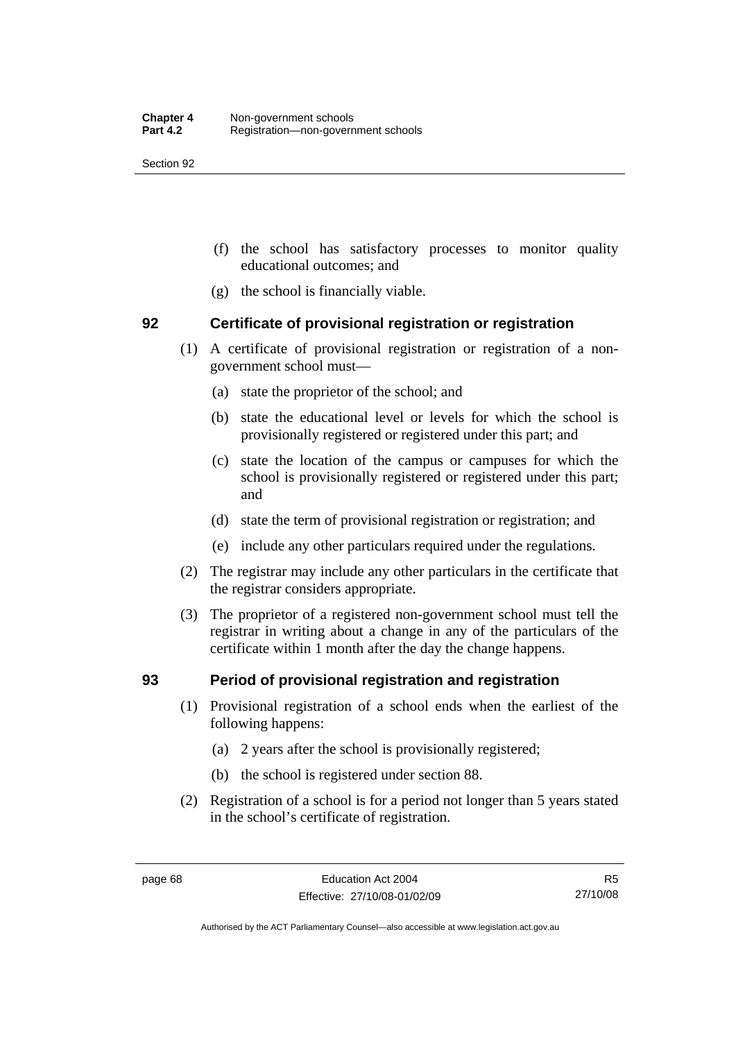(f) the school has satisfactory processes to monitor quality educational outcomes; and

(g) the school is financially viable.

## 92 Certificate of provisional registration or registration

(1) A certificate of provisional registration or registration of a non-government school must—

(a) state the proprietor of the school; and

(b) state the educational level or levels for which the school is provisionally registered or registered under this part; and

(c) state the location of the campus or campuses for which the school is provisionally registered or registered under this part; and

(d) state the term of provisional registration or registration; and

(e) include any other particulars required under the regulations.

(2) The registrar may include any other particulars in the certificate that the registrar considers appropriate.

(3) The proprietor of a registered non-government school must tell the registrar in writing about a change in any of the particulars of the certificate within 1 month after the day the change happens.

## 93 Period of provisional registration and registration

(1) Provisional registration of a school ends when the earliest of the following happens:

(a) 2 years after the school is provisionally registered;

(b) the school is registered under section 88.

(2) Registration of a school is for a period not longer than 5 years stated in the school's certificate of registration.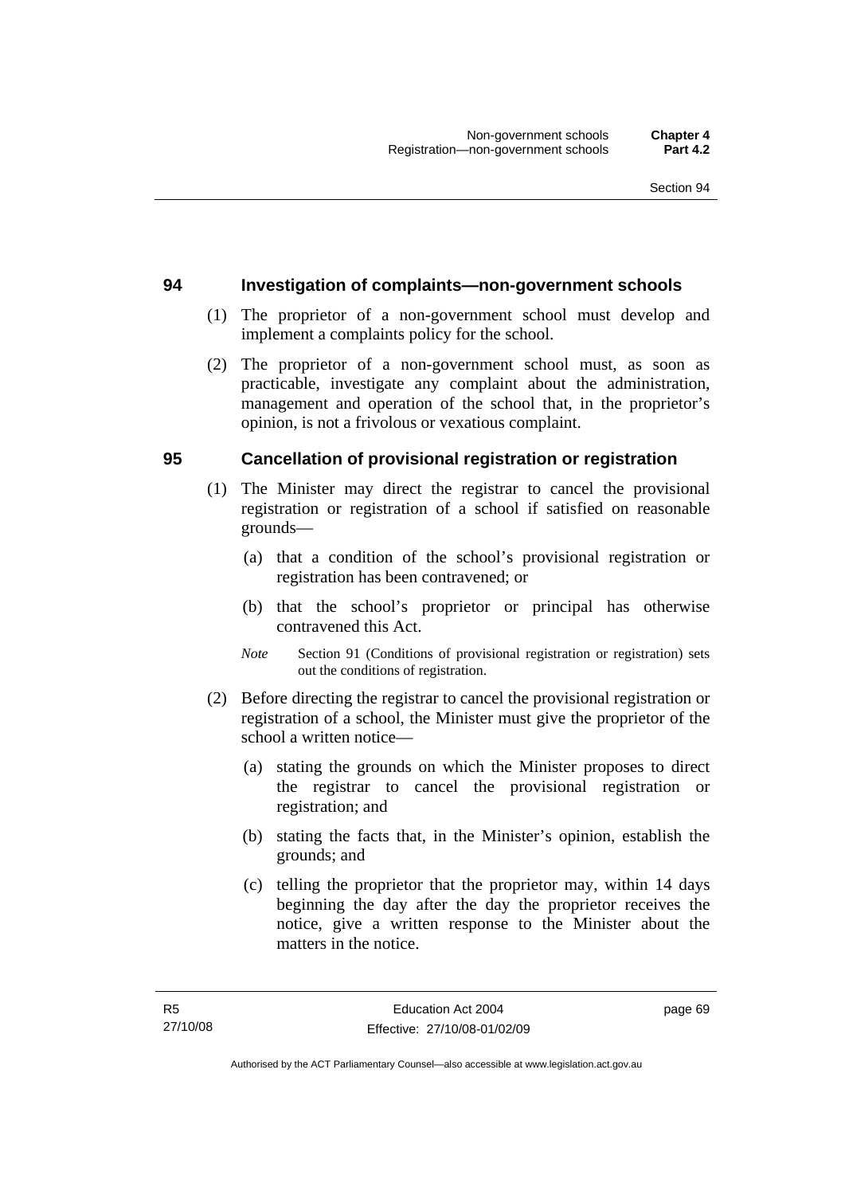## 94 Investigation of complaints—non-government schools

(1) The proprietor of a non-government school must develop and implement a complaints policy for the school.

(2) The proprietor of a non-government school must, as soon as practicable, investigate any complaint about the administration, management and operation of the school that, in the proprietor's opinion, is not a frivolous or vexatious complaint.

## 95 Cancellation of provisional registration or registration

(1) The Minister may direct the registrar to cancel the provisional registration or registration of a school if satisfied on reasonable grounds—

- (a) that a condition of the school's provisional registration or registration has been contravened; or
- (b) that the school's proprietor or principal has otherwise contravened this Act.

*Note* Section 91 (Conditions of provisional registration or registration) sets out the conditions of registration.

(2) Before directing the registrar to cancel the provisional registration or registration of a school, the Minister must give the proprietor of the school a written notice—

- (a) stating the grounds on which the Minister proposes to direct the registrar to cancel the provisional registration or registration; and
- (b) stating the facts that, in the Minister's opinion, establish the grounds; and
- (c) telling the proprietor that the proprietor may, within 14 days beginning the day after the day the proprietor receives the notice, give a written response to the Minister about the matters in the notice.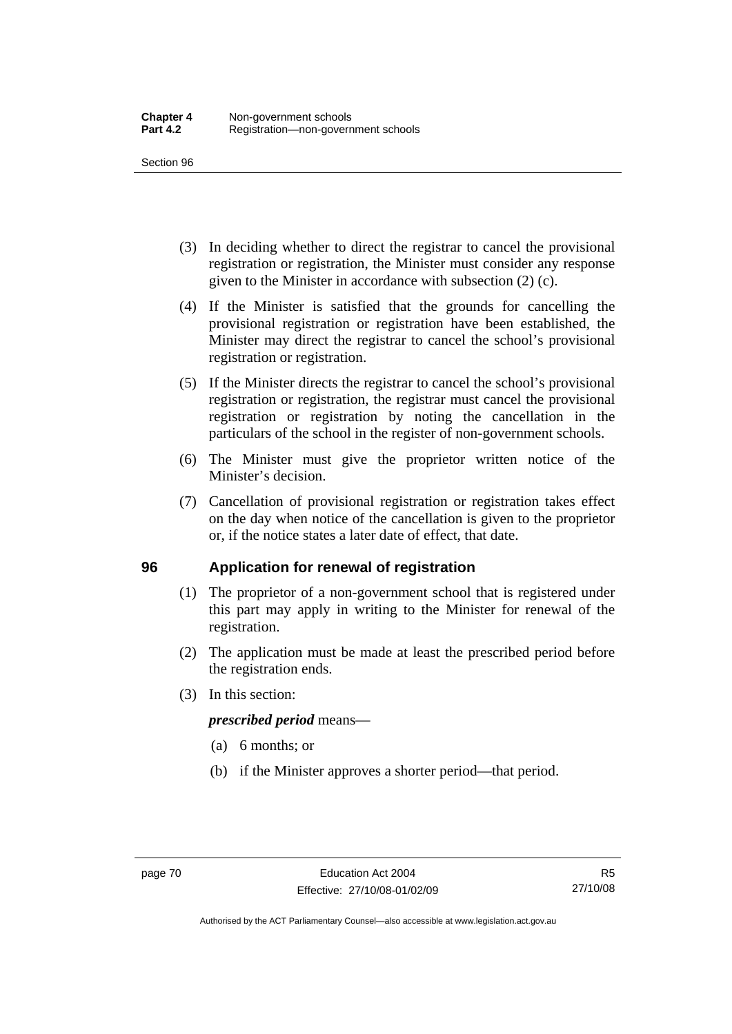(3) In deciding whether to direct the registrar to cancel the provisional registration or registration, the Minister must consider any response given to the Minister in accordance with subsection (2) (c).

(4) If the Minister is satisfied that the grounds for cancelling the provisional registration or registration have been established, the Minister may direct the registrar to cancel the school's provisional registration or registration.

(5) If the Minister directs the registrar to cancel the school's provisional registration or registration, the registrar must cancel the provisional registration or registration by noting the cancellation in the particulars of the school in the register of non-government schools.

(6) The Minister must give the proprietor written notice of the Minister's decision.

(7) Cancellation of provisional registration or registration takes effect on the day when notice of the cancellation is given to the proprietor or, if the notice states a later date of effect, that date.

## 96 Application for renewal of registration

(1) The proprietor of a non-government school that is registered under this part may apply in writing to the Minister for renewal of the registration.

(2) The application must be made at least the prescribed period before the registration ends.

(3) In this section:

***prescribed period*** means—

(a) 6 months; or

(b) if the Minister approves a shorter period—that period.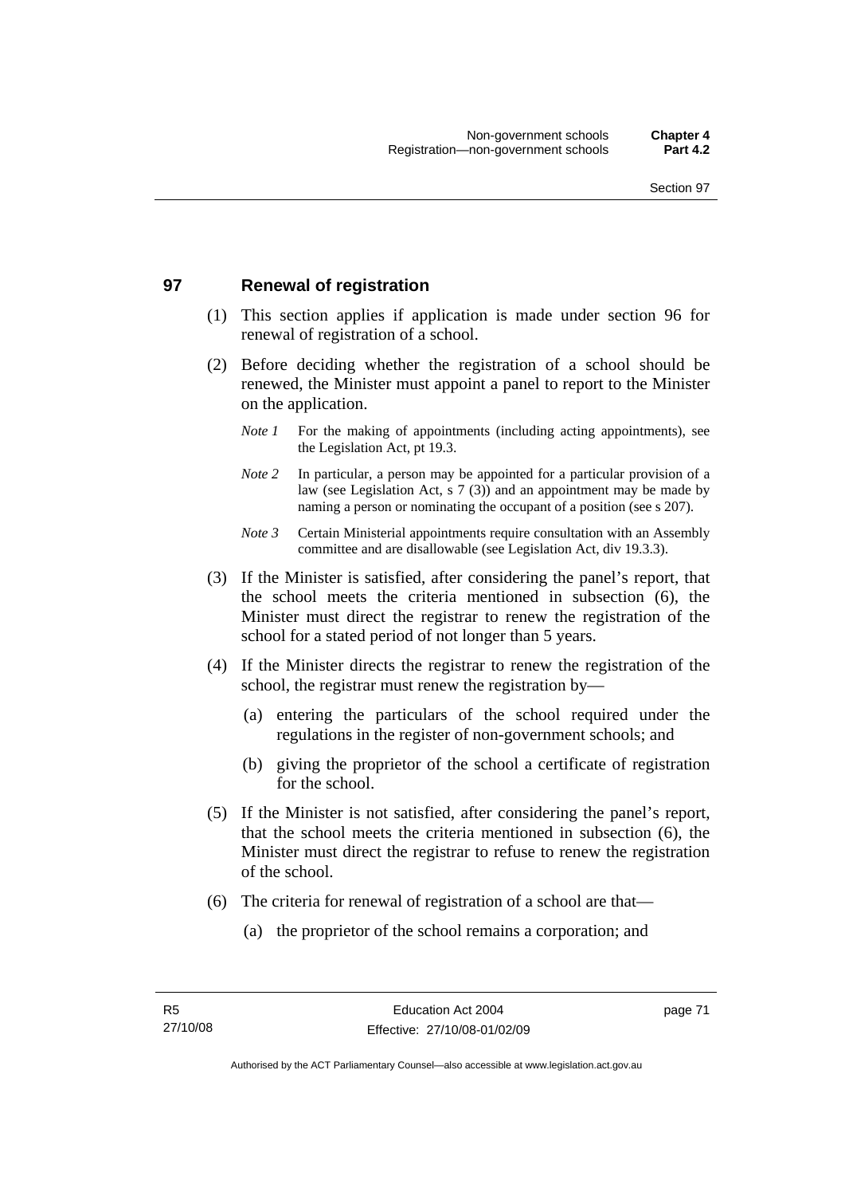## 97 Renewal of registration

(1) This section applies if application is made under section 96 for renewal of registration of a school.

(2) Before deciding whether the registration of a school should be renewed, the Minister must appoint a panel to report to the Minister on the application.

*Note 1* For the making of appointments (including acting appointments), see the Legislation Act, pt 19.3.

*Note 2* In particular, a person may be appointed for a particular provision of a law (see Legislation Act, s 7 (3)) and an appointment may be made by naming a person or nominating the occupant of a position (see s 207).

*Note 3* Certain Ministerial appointments require consultation with an Assembly committee and are disallowable (see Legislation Act, div 19.3.3).

(3) If the Minister is satisfied, after considering the panel's report, that the school meets the criteria mentioned in subsection (6), the Minister must direct the registrar to renew the registration of the school for a stated period of not longer than 5 years.

(4) If the Minister directs the registrar to renew the registration of the school, the registrar must renew the registration by—

(a) entering the particulars of the school required under the regulations in the register of non-government schools; and

(b) giving the proprietor of the school a certificate of registration for the school.

(5) If the Minister is not satisfied, after considering the panel's report, that the school meets the criteria mentioned in subsection (6), the Minister must direct the registrar to refuse to renew the registration of the school.

(6) The criteria for renewal of registration of a school are that—

(a) the proprietor of the school remains a corporation; and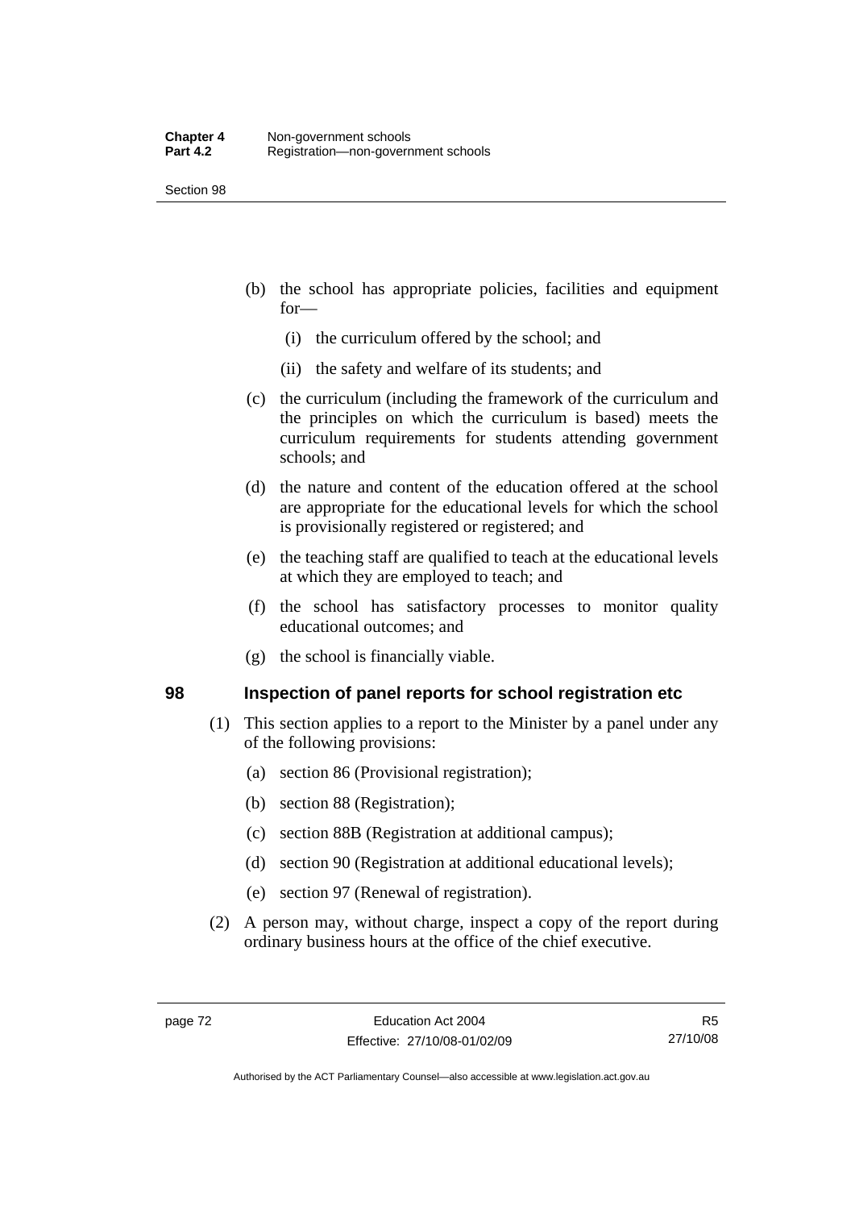(b) the school has appropriate policies, facilities and equipment for—

  (i) the curriculum offered by the school; and

  (ii) the safety and welfare of its students; and

(c) the curriculum (including the framework of the curriculum and the principles on which the curriculum is based) meets the curriculum requirements for students attending government schools; and

(d) the nature and content of the education offered at the school are appropriate for the educational levels for which the school is provisionally registered or registered; and

(e) the teaching staff are qualified to teach at the educational levels at which they are employed to teach; and

(f) the school has satisfactory processes to monitor quality educational outcomes; and

(g) the school is financially viable.

## 98 Inspection of panel reports for school registration etc

(1) This section applies to a report to the Minister by a panel under any of the following provisions:

  (a) section 86 (Provisional registration);

  (b) section 88 (Registration);

  (c) section 88B (Registration at additional campus);

  (d) section 90 (Registration at additional educational levels);

  (e) section 97 (Renewal of registration).

(2) A person may, without charge, inspect a copy of the report during ordinary business hours at the office of the chief executive.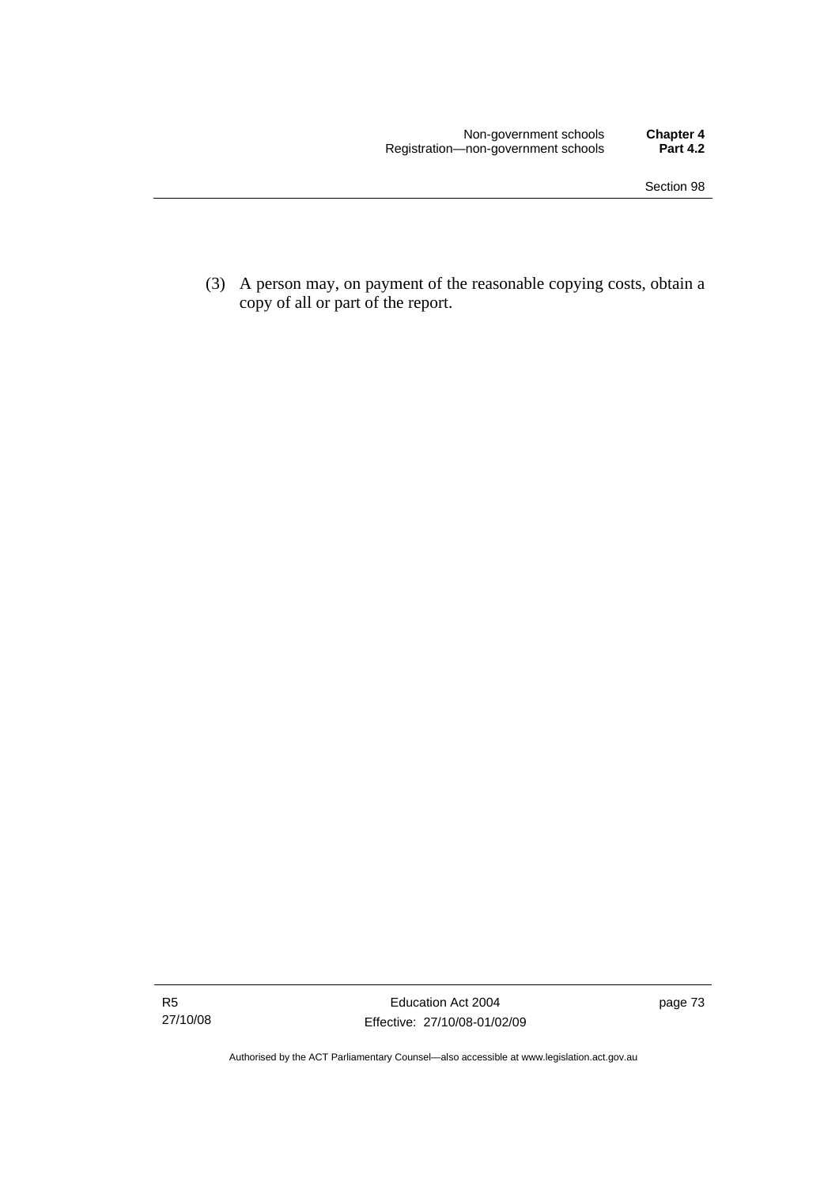(3) A person may, on payment of the reasonable copying costs, obtain a copy of all or part of the report.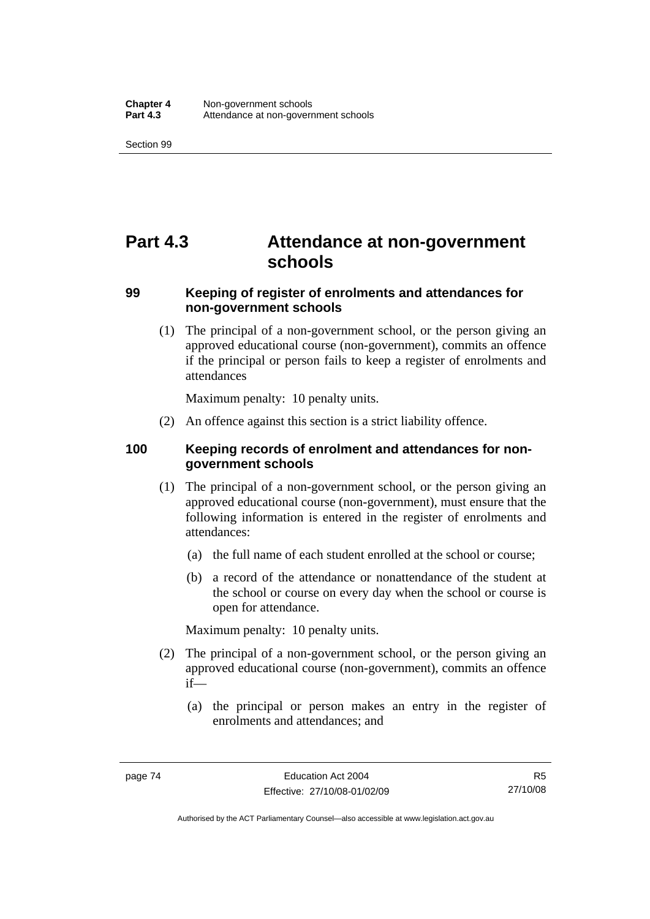# Part 4.3 Attendance at non-government schools

### 99 Keeping of register of enrolments and attendances for non-government schools

(1) The principal of a non-government school, or the person giving an approved educational course (non-government), commits an offence if the principal or person fails to keep a register of enrolments and attendances

Maximum penalty: 10 penalty units.

(2) An offence against this section is a strict liability offence.

### 100 Keeping records of enrolment and attendances for non-government schools

(1) The principal of a non-government school, or the person giving an approved educational course (non-government), must ensure that the following information is entered in the register of enrolments and attendances:

(a) the full name of each student enrolled at the school or course;

(b) a record of the attendance or nonattendance of the student at the school or course on every day when the school or course is open for attendance.

Maximum penalty: 10 penalty units.

(2) The principal of a non-government school, or the person giving an approved educational course (non-government), commits an offence if—

(a) the principal or person makes an entry in the register of enrolments and attendances; and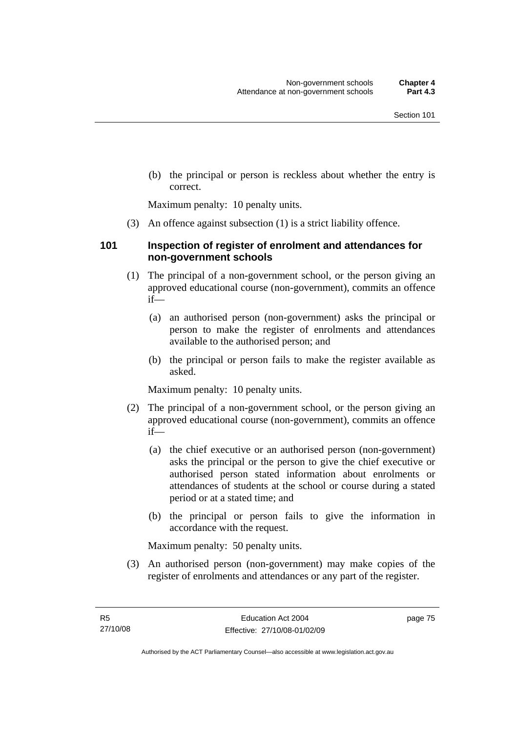(b) the principal or person is reckless about whether the entry is correct.

Maximum penalty: 10 penalty units.

(3) An offence against subsection (1) is a strict liability offence.

### 101 Inspection of register of enrolment and attendances for non-government schools

(1) The principal of a non-government school, or the person giving an approved educational course (non-government), commits an offence if—

(a) an authorised person (non-government) asks the principal or person to make the register of enrolments and attendances available to the authorised person; and

(b) the principal or person fails to make the register available as asked.

Maximum penalty: 10 penalty units.

(2) The principal of a non-government school, or the person giving an approved educational course (non-government), commits an offence if—

(a) the chief executive or an authorised person (non-government) asks the principal or the person to give the chief executive or authorised person stated information about enrolments or attendances of students at the school or course during a stated period or at a stated time; and

(b) the principal or person fails to give the information in accordance with the request.

Maximum penalty: 50 penalty units.

(3) An authorised person (non-government) may make copies of the register of enrolments and attendances or any part of the register.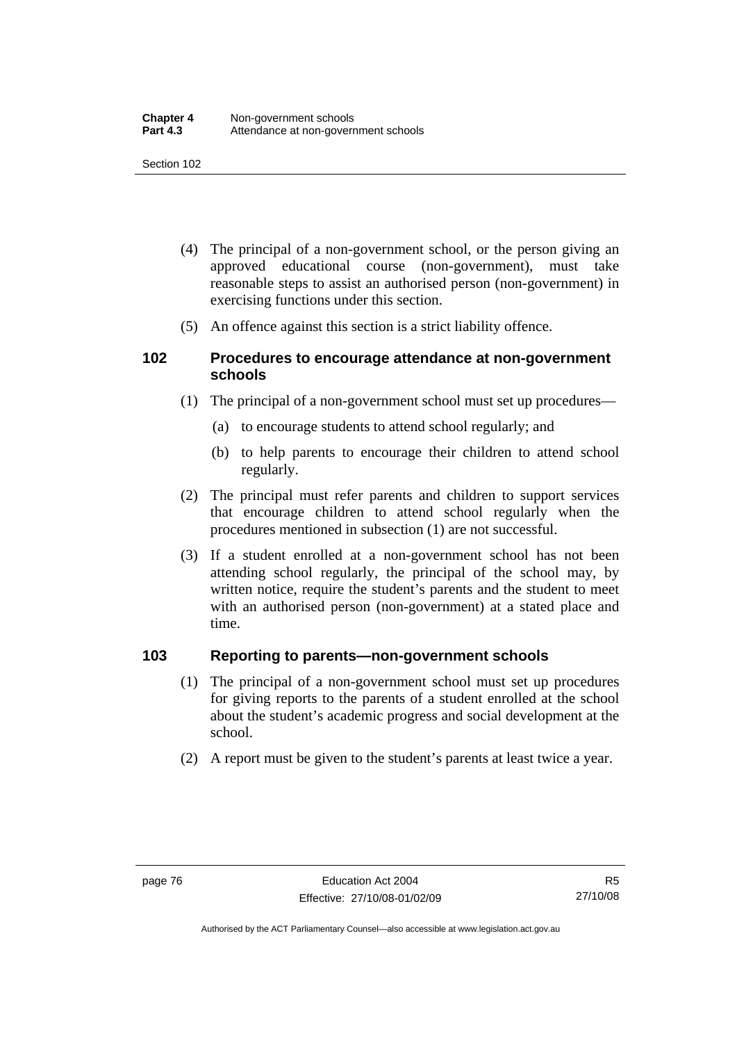(4) The principal of a non-government school, or the person giving an approved educational course (non-government), must take reasonable steps to assist an authorised person (non-government) in exercising functions under this section.

(5) An offence against this section is a strict liability offence.

### 102 Procedures to encourage attendance at non-government schools

(1) The principal of a non-government school must set up procedures—

(a) to encourage students to attend school regularly; and

(b) to help parents to encourage their children to attend school regularly.

(2) The principal must refer parents and children to support services that encourage children to attend school regularly when the procedures mentioned in subsection (1) are not successful.

(3) If a student enrolled at a non-government school has not been attending school regularly, the principal of the school may, by written notice, require the student's parents and the student to meet with an authorised person (non-government) at a stated place and time.

### 103 Reporting to parents—non-government schools

(1) The principal of a non-government school must set up procedures for giving reports to the parents of a student enrolled at the school about the student's academic progress and social development at the school.

(2) A report must be given to the student's parents at least twice a year.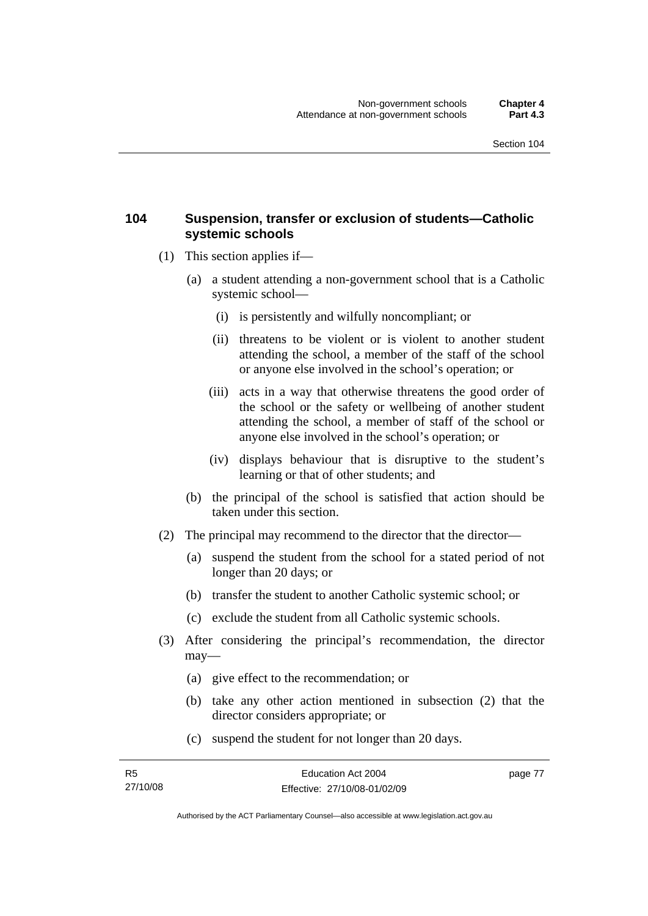## 104 Suspension, transfer or exclusion of students—Catholic systemic schools

(1) This section applies if—

(a) a student attending a non-government school that is a Catholic systemic school—

(i) is persistently and wilfully noncompliant; or

(ii) threatens to be violent or is violent to another student attending the school, a member of the staff of the school or anyone else involved in the school's operation; or

(iii) acts in a way that otherwise threatens the good order of the school or the safety or wellbeing of another student attending the school, a member of staff of the school or anyone else involved in the school's operation; or

(iv) displays behaviour that is disruptive to the student's learning or that of other students; and

(b) the principal of the school is satisfied that action should be taken under this section.

(2) The principal may recommend to the director that the director—

(a) suspend the student from the school for a stated period of not longer than 20 days; or

(b) transfer the student to another Catholic systemic school; or

(c) exclude the student from all Catholic systemic schools.

(3) After considering the principal's recommendation, the director may—

(a) give effect to the recommendation; or

(b) take any other action mentioned in subsection (2) that the director considers appropriate; or

(c) suspend the student for not longer than 20 days.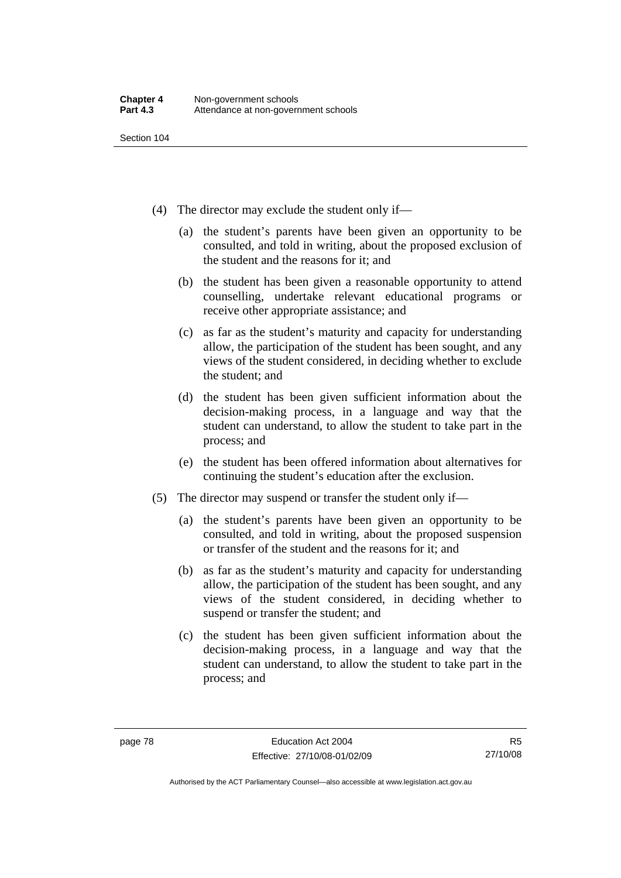(4) The director may exclude the student only if—

(a) the student's parents have been given an opportunity to be consulted, and told in writing, about the proposed exclusion of the student and the reasons for it; and

(b) the student has been given a reasonable opportunity to attend counselling, undertake relevant educational programs or receive other appropriate assistance; and

(c) as far as the student's maturity and capacity for understanding allow, the participation of the student has been sought, and any views of the student considered, in deciding whether to exclude the student; and

(d) the student has been given sufficient information about the decision-making process, in a language and way that the student can understand, to allow the student to take part in the process; and

(e) the student has been offered information about alternatives for continuing the student's education after the exclusion.

(5) The director may suspend or transfer the student only if—

(a) the student's parents have been given an opportunity to be consulted, and told in writing, about the proposed suspension or transfer of the student and the reasons for it; and

(b) as far as the student's maturity and capacity for understanding allow, the participation of the student has been sought, and any views of the student considered, in deciding whether to suspend or transfer the student; and

(c) the student has been given sufficient information about the decision-making process, in a language and way that the student can understand, to allow the student to take part in the process; and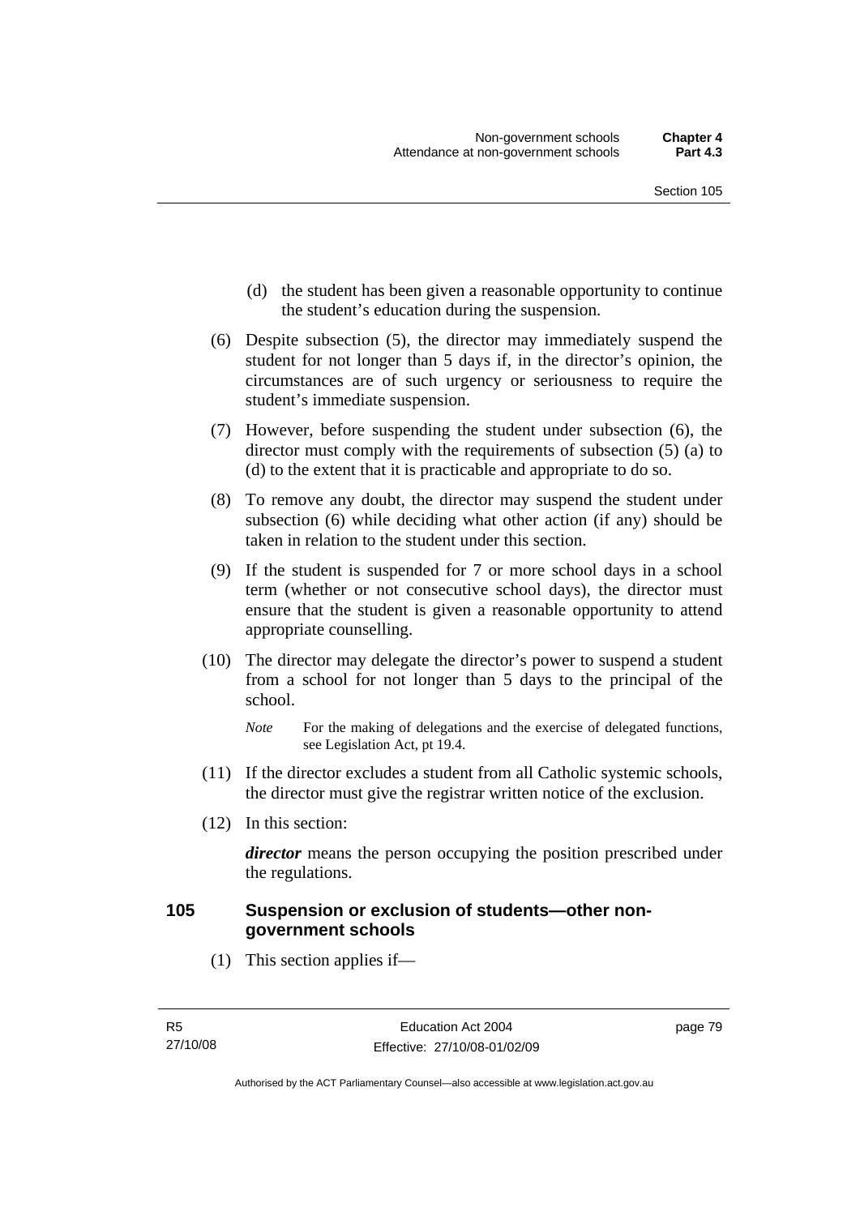(d) the student has been given a reasonable opportunity to continue the student's education during the suspension.

(6) Despite subsection (5), the director may immediately suspend the student for not longer than 5 days if, in the director's opinion, the circumstances are of such urgency or seriousness to require the student's immediate suspension.

(7) However, before suspending the student under subsection (6), the director must comply with the requirements of subsection (5) (a) to (d) to the extent that it is practicable and appropriate to do so.

(8) To remove any doubt, the director may suspend the student under subsection (6) while deciding what other action (if any) should be taken in relation to the student under this section.

(9) If the student is suspended for 7 or more school days in a school term (whether or not consecutive school days), the director must ensure that the student is given a reasonable opportunity to attend appropriate counselling.

(10) The director may delegate the director's power to suspend a student from a school for not longer than 5 days to the principal of the school.

*Note* For the making of delegations and the exercise of delegated functions, see Legislation Act, pt 19.4.

(11) If the director excludes a student from all Catholic systemic schools, the director must give the registrar written notice of the exclusion.

(12) In this section:

***director*** means the person occupying the position prescribed under the regulations.

### 105 Suspension or exclusion of students—other non-government schools

(1) This section applies if—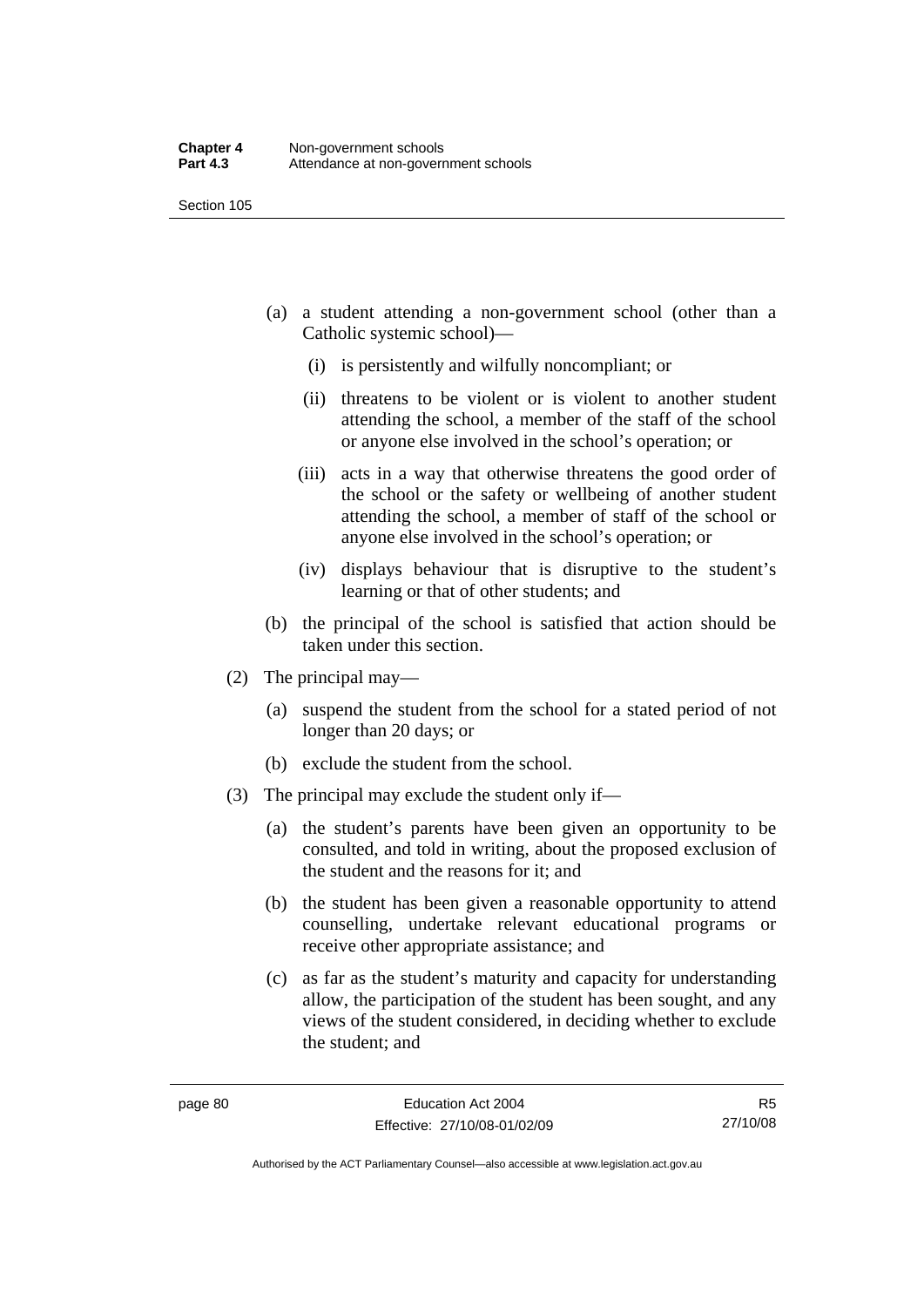(a) a student attending a non-government school (other than a Catholic systemic school)—

  (i) is persistently and wilfully noncompliant; or

  (ii) threatens to be violent or is violent to another student attending the school, a member of the staff of the school or anyone else involved in the school's operation; or

  (iii) acts in a way that otherwise threatens the good order of the school or the safety or wellbeing of another student attending the school, a member of staff of the school or anyone else involved in the school's operation; or

  (iv) displays behaviour that is disruptive to the student's learning or that of other students; and

(b) the principal of the school is satisfied that action should be taken under this section.

(2) The principal may—

  (a) suspend the student from the school for a stated period of not longer than 20 days; or

  (b) exclude the student from the school.

(3) The principal may exclude the student only if—

  (a) the student's parents have been given an opportunity to be consulted, and told in writing, about the proposed exclusion of the student and the reasons for it; and

  (b) the student has been given a reasonable opportunity to attend counselling, undertake relevant educational programs or receive other appropriate assistance; and

  (c) as far as the student's maturity and capacity for understanding allow, the participation of the student has been sought, and any views of the student considered, in deciding whether to exclude the student; and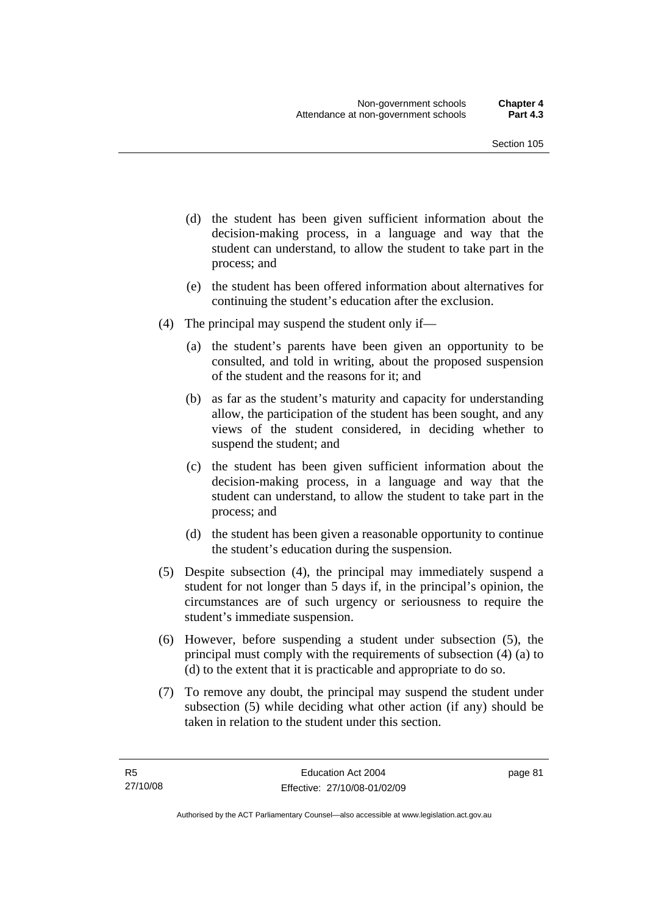(d) the student has been given sufficient information about the decision-making process, in a language and way that the student can understand, to allow the student to take part in the process; and

(e) the student has been offered information about alternatives for continuing the student's education after the exclusion.

(4) The principal may suspend the student only if—

(a) the student's parents have been given an opportunity to be consulted, and told in writing, about the proposed suspension of the student and the reasons for it; and

(b) as far as the student's maturity and capacity for understanding allow, the participation of the student has been sought, and any views of the student considered, in deciding whether to suspend the student; and

(c) the student has been given sufficient information about the decision-making process, in a language and way that the student can understand, to allow the student to take part in the process; and

(d) the student has been given a reasonable opportunity to continue the student's education during the suspension.

(5) Despite subsection (4), the principal may immediately suspend a student for not longer than 5 days if, in the principal's opinion, the circumstances are of such urgency or seriousness to require the student's immediate suspension.

(6) However, before suspending a student under subsection (5), the principal must comply with the requirements of subsection (4) (a) to (d) to the extent that it is practicable and appropriate to do so.

(7) To remove any doubt, the principal may suspend the student under subsection (5) while deciding what other action (if any) should be taken in relation to the student under this section.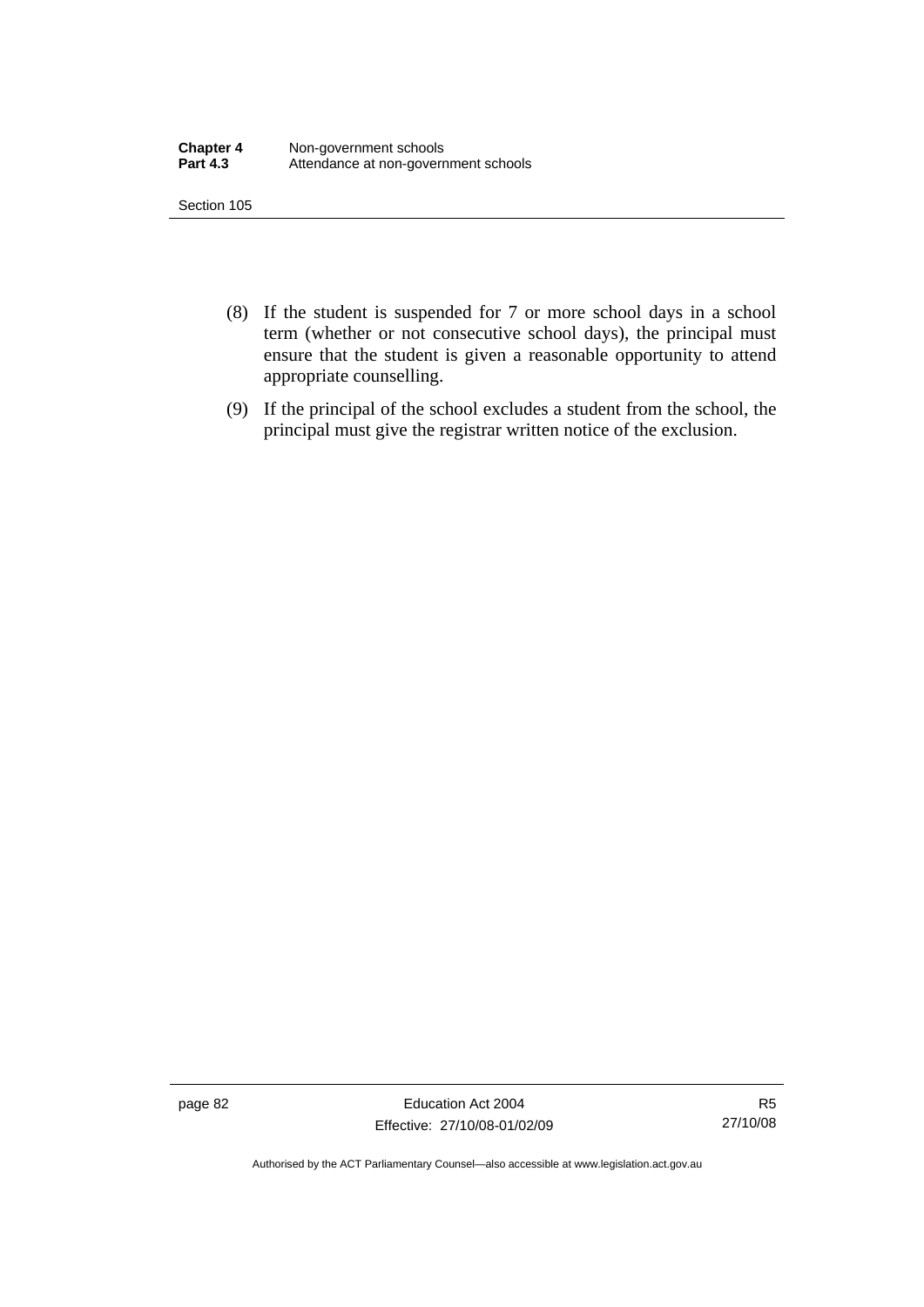(8) If the student is suspended for 7 or more school days in a school term (whether or not consecutive school days), the principal must ensure that the student is given a reasonable opportunity to attend appropriate counselling.

(9) If the principal of the school excludes a student from the school, the principal must give the registrar written notice of the exclusion.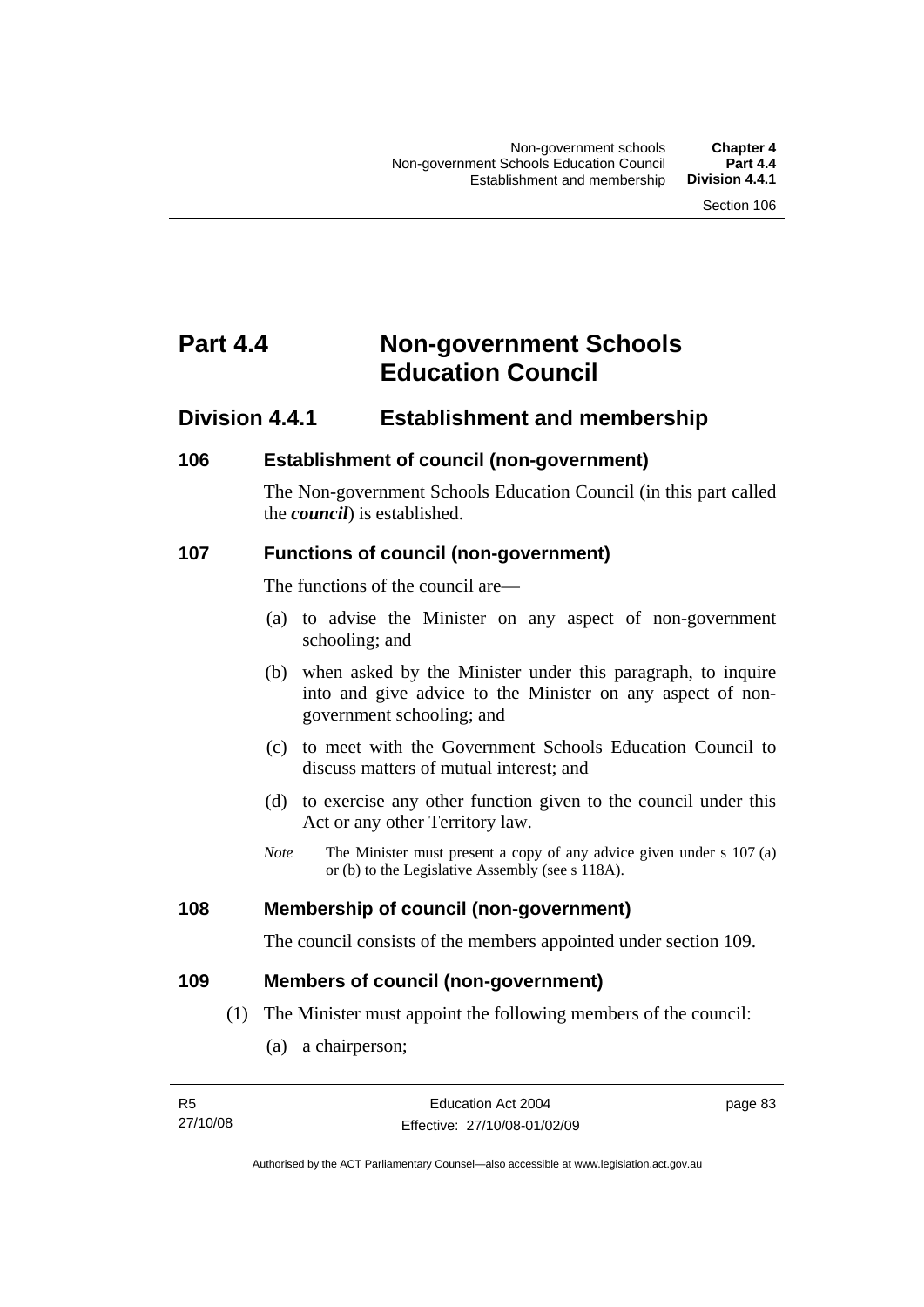# Part 4.4 Non-government Schools Education Council

## Division 4.4.1 Establishment and membership

### 106 Establishment of council (non-government)

The Non-government Schools Education Council (in this part called the ***council***) is established.

### 107 Functions of council (non-government)

The functions of the council are—

(a) to advise the Minister on any aspect of non-government schooling; and

(b) when asked by the Minister under this paragraph, to inquire into and give advice to the Minister on any aspect of non-government schooling; and

(c) to meet with the Government Schools Education Council to discuss matters of mutual interest; and

(d) to exercise any other function given to the council under this Act or any other Territory law.

*Note* The Minister must present a copy of any advice given under s 107 (a) or (b) to the Legislative Assembly (see s 118A).

### 108 Membership of council (non-government)

The council consists of the members appointed under section 109.

### 109 Members of council (non-government)

(1) The Minister must appoint the following members of the council:

(a) a chairperson;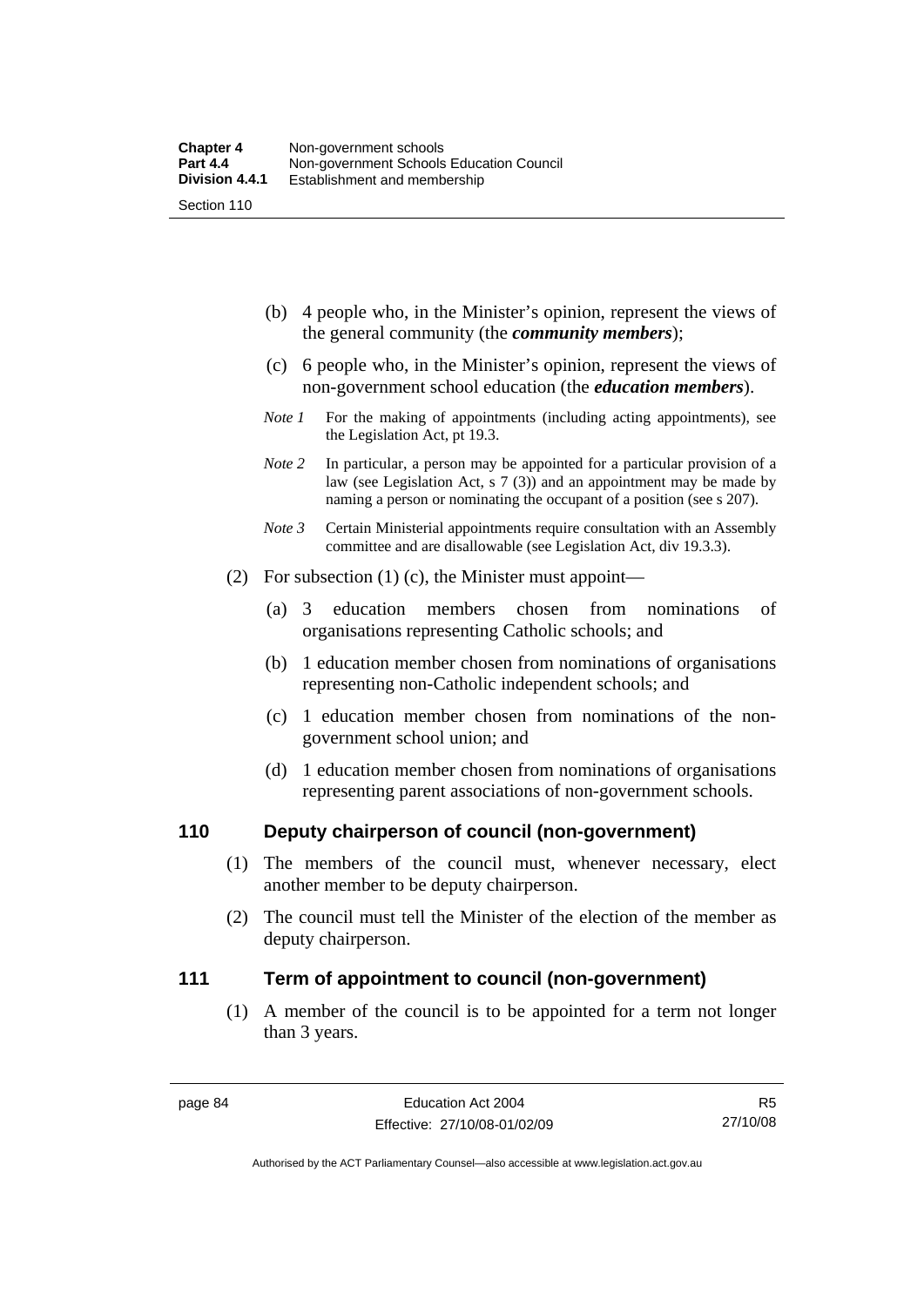(b) 4 people who, in the Minister's opinion, represent the views of the general community (the ***community members***);

(c) 6 people who, in the Minister's opinion, represent the views of non-government school education (the ***education members***).

*Note 1* For the making of appointments (including acting appointments), see the Legislation Act, pt 19.3.

*Note 2* In particular, a person may be appointed for a particular provision of a law (see Legislation Act, s 7 (3)) and an appointment may be made by naming a person or nominating the occupant of a position (see s 207).

*Note 3* Certain Ministerial appointments require consultation with an Assembly committee and are disallowable (see Legislation Act, div 19.3.3).

(2) For subsection (1) (c), the Minister must appoint—

(a) 3 education members chosen from nominations of organisations representing Catholic schools; and

(b) 1 education member chosen from nominations of organisations representing non-Catholic independent schools; and

(c) 1 education member chosen from nominations of the non-government school union; and

(d) 1 education member chosen from nominations of organisations representing parent associations of non-government schools.

## 110 Deputy chairperson of council (non-government)

(1) The members of the council must, whenever necessary, elect another member to be deputy chairperson.

(2) The council must tell the Minister of the election of the member as deputy chairperson.

## 111 Term of appointment to council (non-government)

(1) A member of the council is to be appointed for a term not longer than 3 years.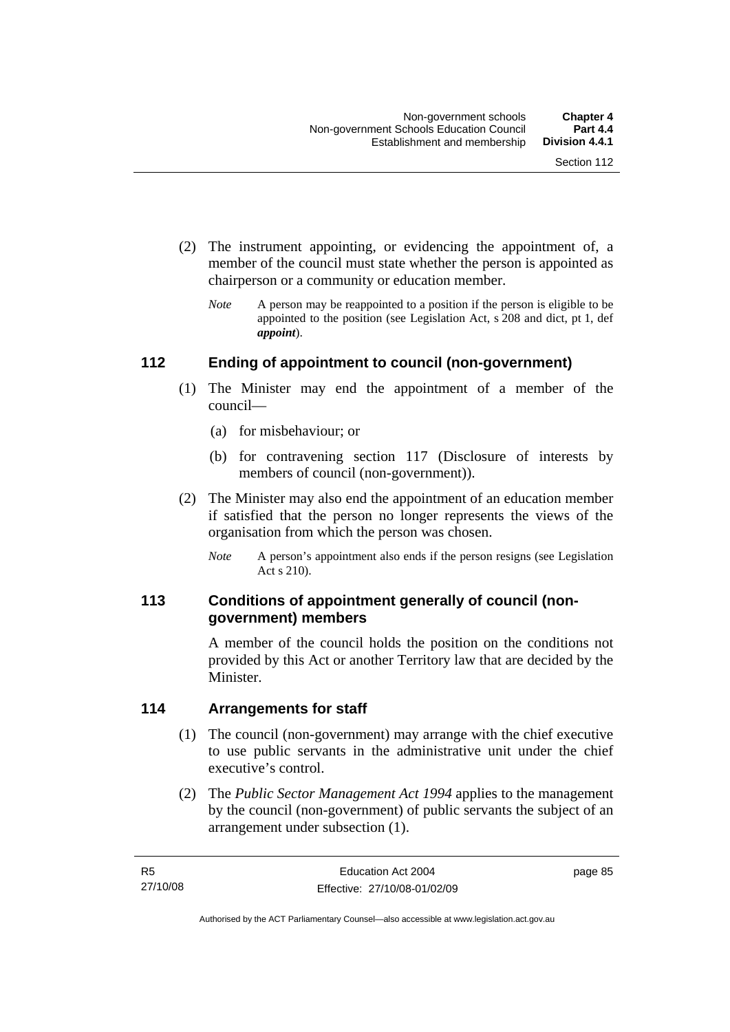(2) The instrument appointing, or evidencing the appointment of, a member of the council must state whether the person is appointed as chairperson or a community or education member.

*Note* A person may be reappointed to a position if the person is eligible to be appointed to the position (see Legislation Act, s 208 and dict, pt 1, def ***appoint***).

## 112 Ending of appointment to council (non-government)

(1) The Minister may end the appointment of a member of the council—

(a) for misbehaviour; or

(b) for contravening section 117 (Disclosure of interests by members of council (non-government)).

(2) The Minister may also end the appointment of an education member if satisfied that the person no longer represents the views of the organisation from which the person was chosen.

*Note* A person's appointment also ends if the person resigns (see Legislation Act s 210).

## 113 Conditions of appointment generally of council (non-government) members

A member of the council holds the position on the conditions not provided by this Act or another Territory law that are decided by the Minister.

## 114 Arrangements for staff

(1) The council (non-government) may arrange with the chief executive to use public servants in the administrative unit under the chief executive's control.

(2) The *Public Sector Management Act 1994* applies to the management by the council (non-government) of public servants the subject of an arrangement under subsection (1).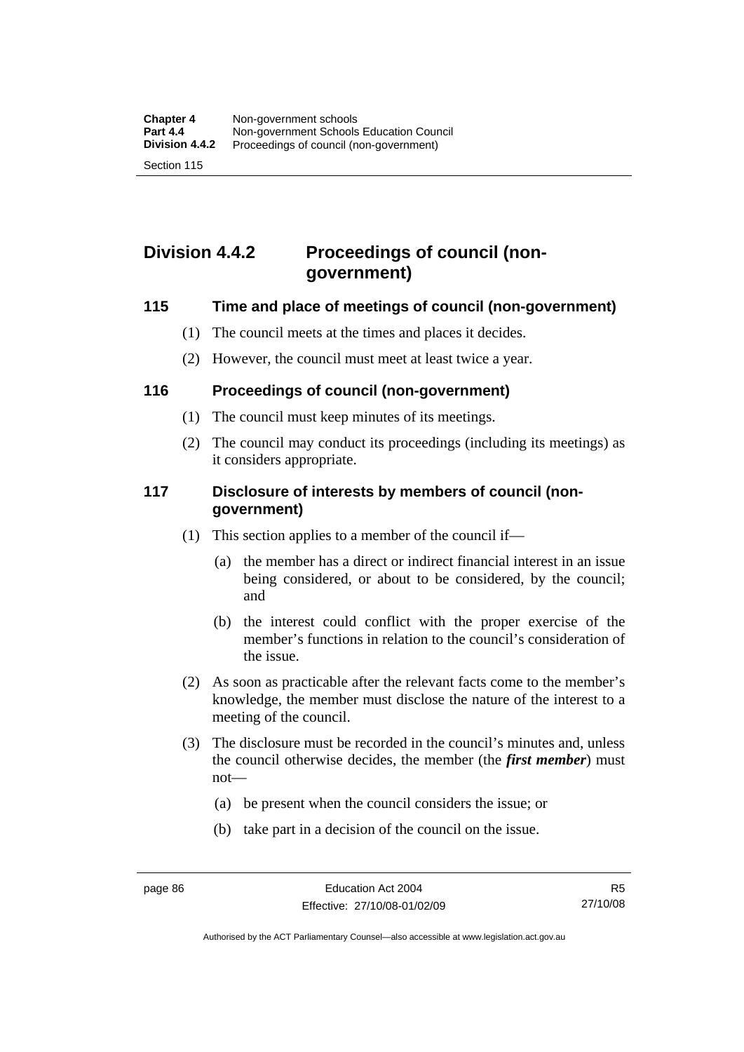## Division 4.4.2 Proceedings of council (non-government)

### 115 Time and place of meetings of council (non-government)

(1) The council meets at the times and places it decides.

(2) However, the council must meet at least twice a year.

### 116 Proceedings of council (non-government)

(1) The council must keep minutes of its meetings.

(2) The council may conduct its proceedings (including its meetings) as it considers appropriate.

### 117 Disclosure of interests by members of council (non-government)

(1) This section applies to a member of the council if—

(a) the member has a direct or indirect financial interest in an issue being considered, or about to be considered, by the council; and

(b) the interest could conflict with the proper exercise of the member's functions in relation to the council's consideration of the issue.

(2) As soon as practicable after the relevant facts come to the member's knowledge, the member must disclose the nature of the interest to a meeting of the council.

(3) The disclosure must be recorded in the council's minutes and, unless the council otherwise decides, the member (the ***first member***) must not—

(a) be present when the council considers the issue; or

(b) take part in a decision of the council on the issue.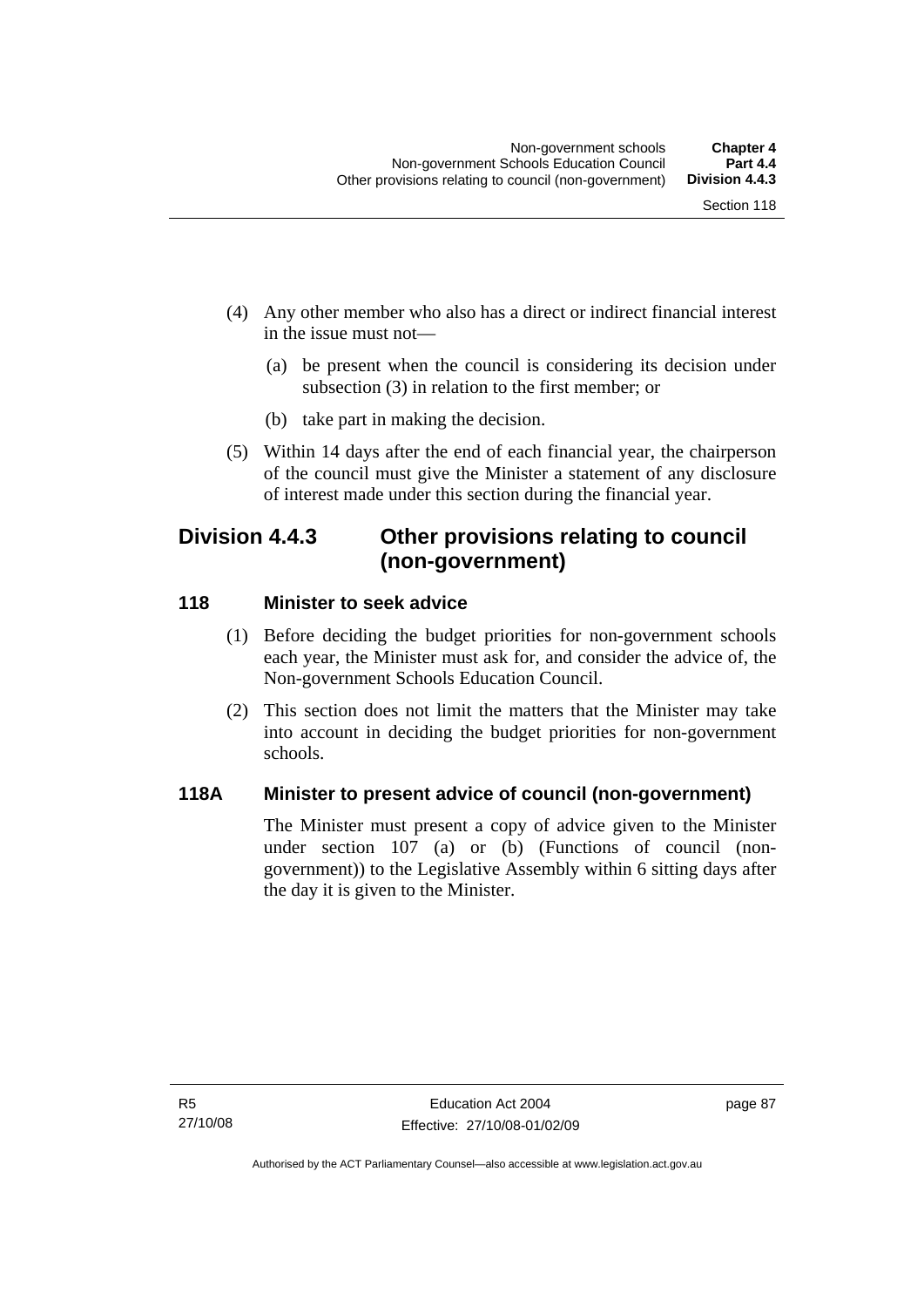(4) Any other member who also has a direct or indirect financial interest in the issue must not—

(a) be present when the council is considering its decision under subsection (3) in relation to the first member; or

(b) take part in making the decision.

(5) Within 14 days after the end of each financial year, the chairperson of the council must give the Minister a statement of any disclosure of interest made under this section during the financial year.

## Division 4.4.3 Other provisions relating to council (non-government)

### 118 Minister to seek advice

(1) Before deciding the budget priorities for non-government schools each year, the Minister must ask for, and consider the advice of, the Non-government Schools Education Council.

(2) This section does not limit the matters that the Minister may take into account in deciding the budget priorities for non-government schools.

### 118A Minister to present advice of council (non-government)

The Minister must present a copy of advice given to the Minister under section 107 (a) or (b) (Functions of council (non-government)) to the Legislative Assembly within 6 sitting days after the day it is given to the Minister.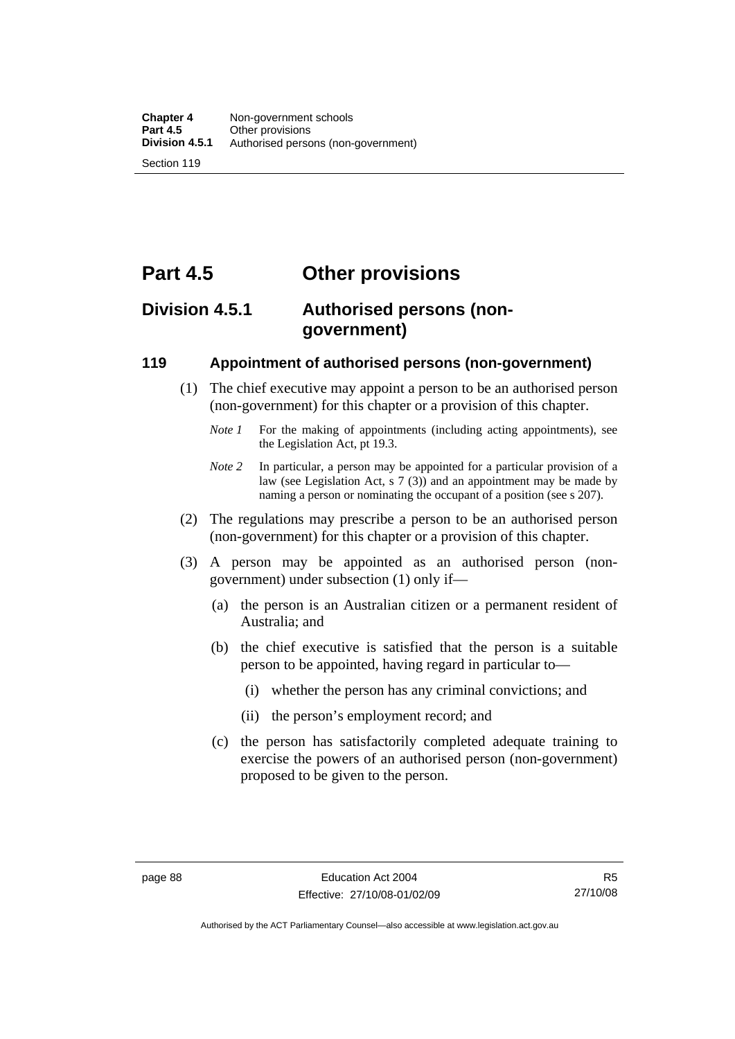# Part 4.5 Other provisions

## Division 4.5.1 Authorised persons (non-government)

### 119 Appointment of authorised persons (non-government)

(1) The chief executive may appoint a person to be an authorised person (non-government) for this chapter or a provision of this chapter.

*Note 1* For the making of appointments (including acting appointments), see the Legislation Act, pt 19.3.

*Note 2* In particular, a person may be appointed for a particular provision of a law (see Legislation Act, s 7 (3)) and an appointment may be made by naming a person or nominating the occupant of a position (see s 207).

(2) The regulations may prescribe a person to be an authorised person (non-government) for this chapter or a provision of this chapter.

(3) A person may be appointed as an authorised person (non-government) under subsection (1) only if—

(a) the person is an Australian citizen or a permanent resident of Australia; and

(b) the chief executive is satisfied that the person is a suitable person to be appointed, having regard in particular to—

(i) whether the person has any criminal convictions; and

(ii) the person's employment record; and

(c) the person has satisfactorily completed adequate training to exercise the powers of an authorised person (non-government) proposed to be given to the person.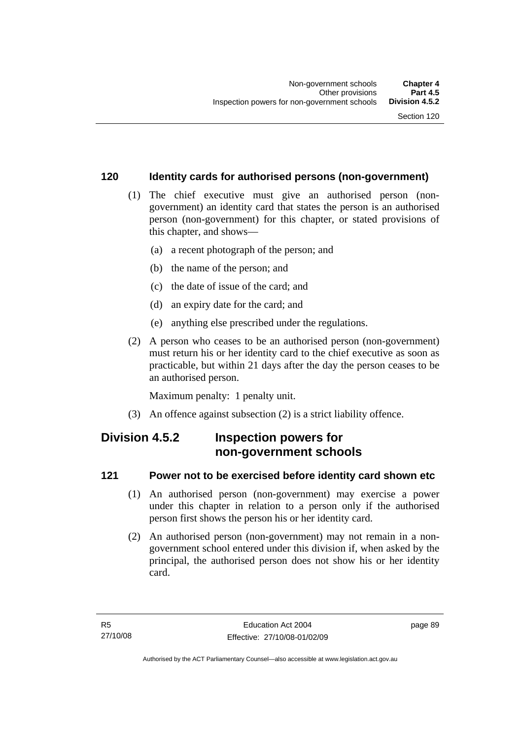### 120 Identity cards for authorised persons (non-government)

(1) The chief executive must give an authorised person (non-government) an identity card that states the person is an authorised person (non-government) for this chapter, or stated provisions of this chapter, and shows—

(a) a recent photograph of the person; and

(b) the name of the person; and

(c) the date of issue of the card; and

(d) an expiry date for the card; and

(e) anything else prescribed under the regulations.

(2) A person who ceases to be an authorised person (non-government) must return his or her identity card to the chief executive as soon as practicable, but within 21 days after the day the person ceases to be an authorised person.

Maximum penalty: 1 penalty unit.

(3) An offence against subsection (2) is a strict liability offence.

## Division 4.5.2 Inspection powers for non-government schools

### 121 Power not to be exercised before identity card shown etc

(1) An authorised person (non-government) may exercise a power under this chapter in relation to a person only if the authorised person first shows the person his or her identity card.

(2) An authorised person (non-government) may not remain in a non-government school entered under this division if, when asked by the principal, the authorised person does not show his or her identity card.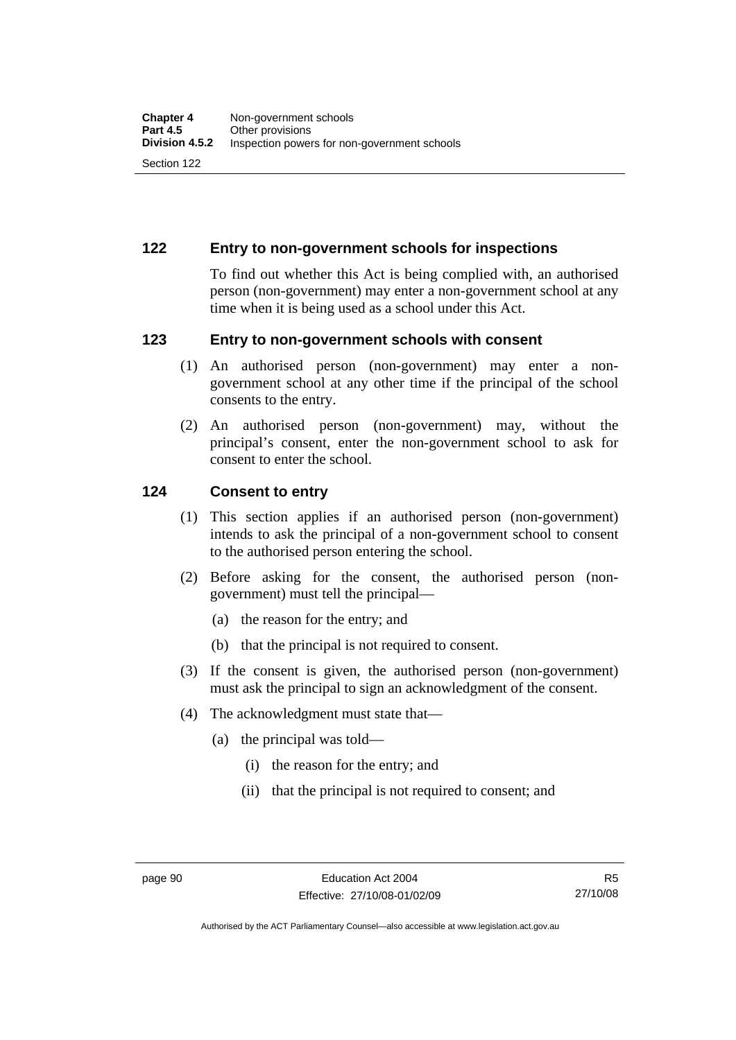## 122 Entry to non-government schools for inspections

To find out whether this Act is being complied with, an authorised person (non-government) may enter a non-government school at any time when it is being used as a school under this Act.

## 123 Entry to non-government schools with consent

(1) An authorised person (non-government) may enter a non-government school at any other time if the principal of the school consents to the entry.

(2) An authorised person (non-government) may, without the principal's consent, enter the non-government school to ask for consent to enter the school.

## 124 Consent to entry

(1) This section applies if an authorised person (non-government) intends to ask the principal of a non-government school to consent to the authorised person entering the school.

(2) Before asking for the consent, the authorised person (non-government) must tell the principal—

- (a) the reason for the entry; and
- (b) that the principal is not required to consent.

(3) If the consent is given, the authorised person (non-government) must ask the principal to sign an acknowledgment of the consent.

(4) The acknowledgment must state that—

- (a) the principal was told—
  - (i) the reason for the entry; and
  - (ii) that the principal is not required to consent; and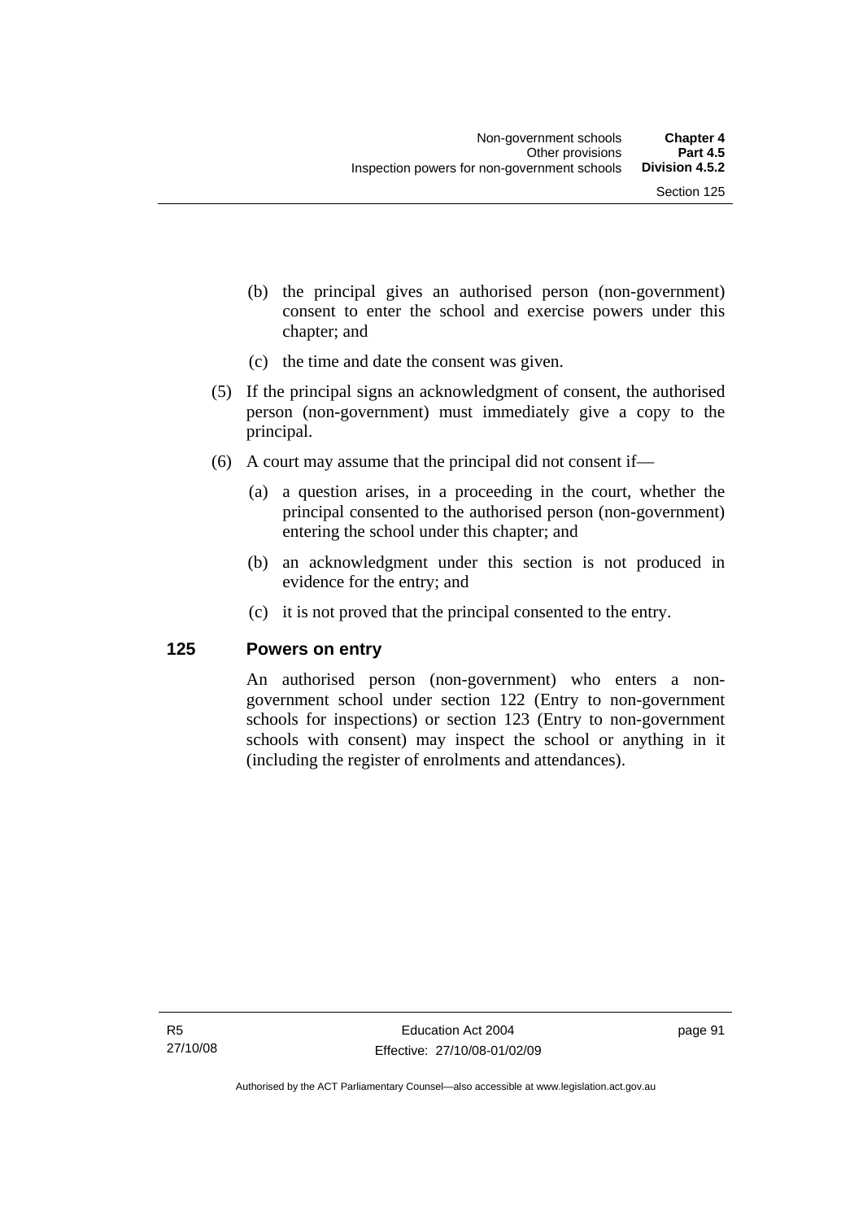(b) the principal gives an authorised person (non-government) consent to enter the school and exercise powers under this chapter; and

(c) the time and date the consent was given.

(5) If the principal signs an acknowledgment of consent, the authorised person (non-government) must immediately give a copy to the principal.

(6) A court may assume that the principal did not consent if—

(a) a question arises, in a proceeding in the court, whether the principal consented to the authorised person (non-government) entering the school under this chapter; and

(b) an acknowledgment under this section is not produced in evidence for the entry; and

(c) it is not proved that the principal consented to the entry.

### 125 Powers on entry

An authorised person (non-government) who enters a non-government school under section 122 (Entry to non-government schools for inspections) or section 123 (Entry to non-government schools with consent) may inspect the school or anything in it (including the register of enrolments and attendances).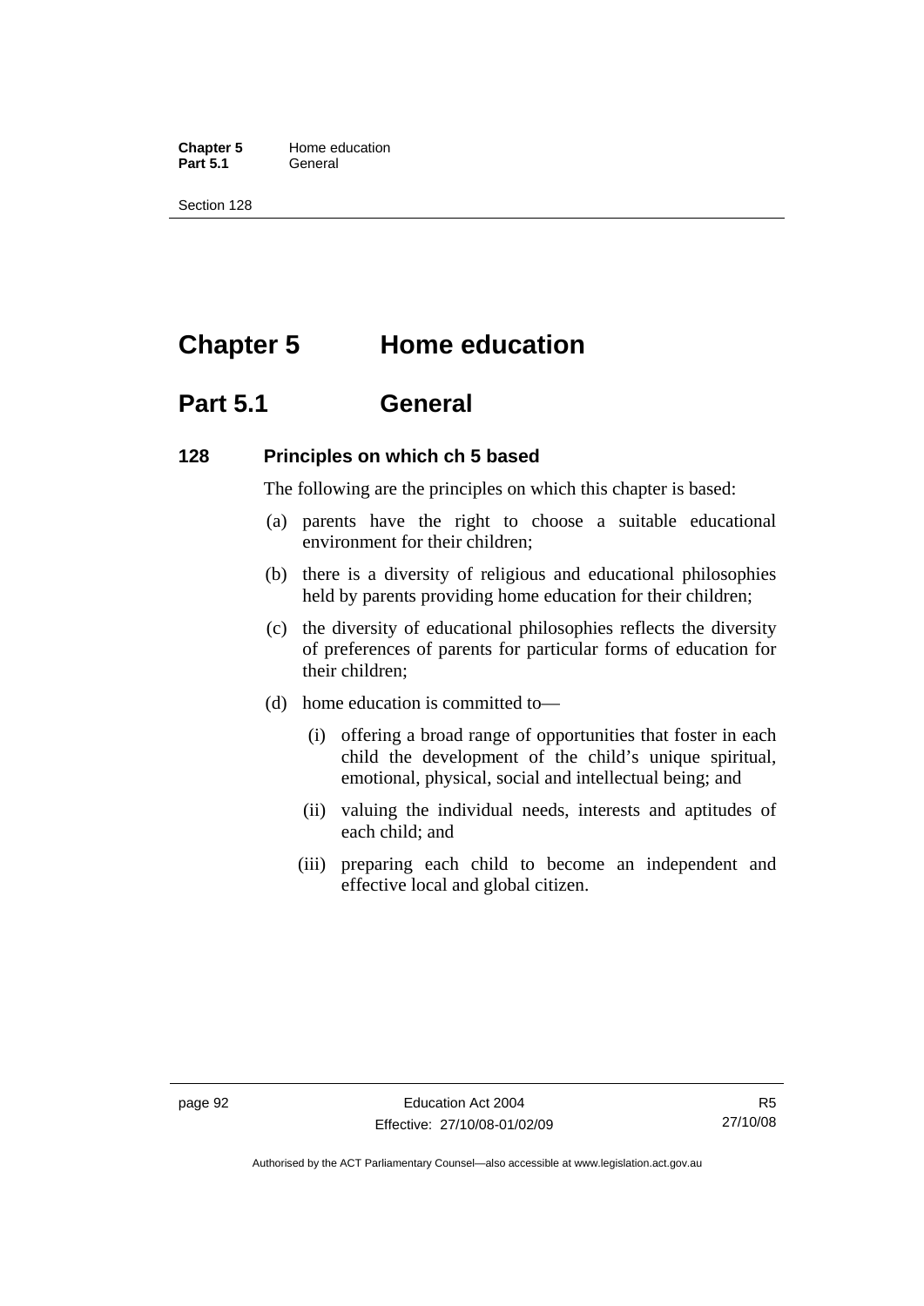# Chapter 5 Home education

## Part 5.1 General

### 128 Principles on which ch 5 based

The following are the principles on which this chapter is based:

(a) parents have the right to choose a suitable educational environment for their children;

(b) there is a diversity of religious and educational philosophies held by parents providing home education for their children;

(c) the diversity of educational philosophies reflects the diversity of preferences of parents for particular forms of education for their children;

(d) home education is committed to—

  (i) offering a broad range of opportunities that foster in each child the development of the child's unique spiritual, emotional, physical, social and intellectual being; and

  (ii) valuing the individual needs, interests and aptitudes of each child; and

  (iii) preparing each child to become an independent and effective local and global citizen.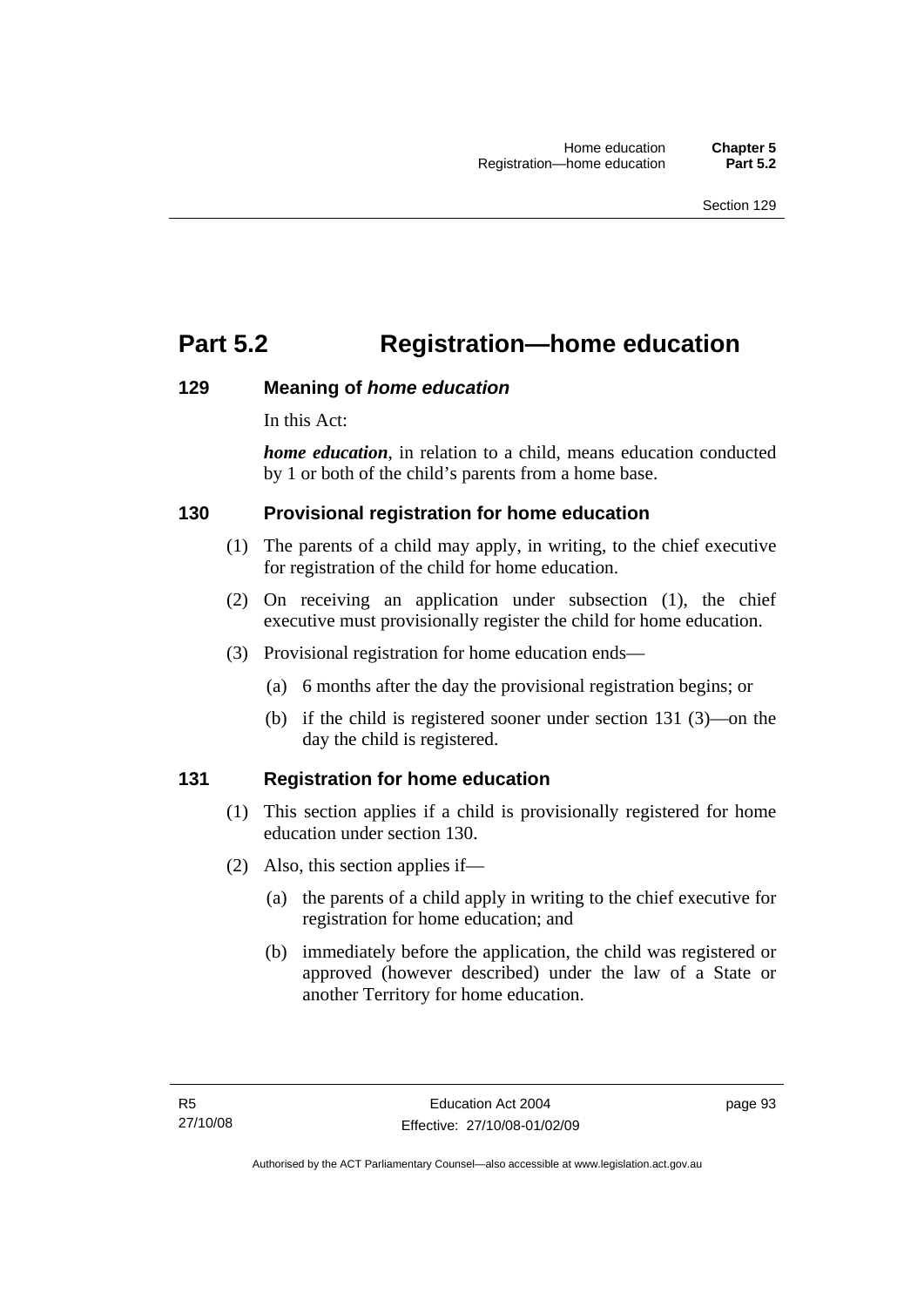# Part 5.2 Registration—home education

## 129 Meaning of *home education*

In this Act:

***home education***, in relation to a child, means education conducted by 1 or both of the child's parents from a home base.

## 130 Provisional registration for home education

(1) The parents of a child may apply, in writing, to the chief executive for registration of the child for home education.

(2) On receiving an application under subsection (1), the chief executive must provisionally register the child for home education.

(3) Provisional registration for home education ends—

(a) 6 months after the day the provisional registration begins; or

(b) if the child is registered sooner under section 131 (3)—on the day the child is registered.

## 131 Registration for home education

(1) This section applies if a child is provisionally registered for home education under section 130.

(2) Also, this section applies if—

(a) the parents of a child apply in writing to the chief executive for registration for home education; and

(b) immediately before the application, the child was registered or approved (however described) under the law of a State or another Territory for home education.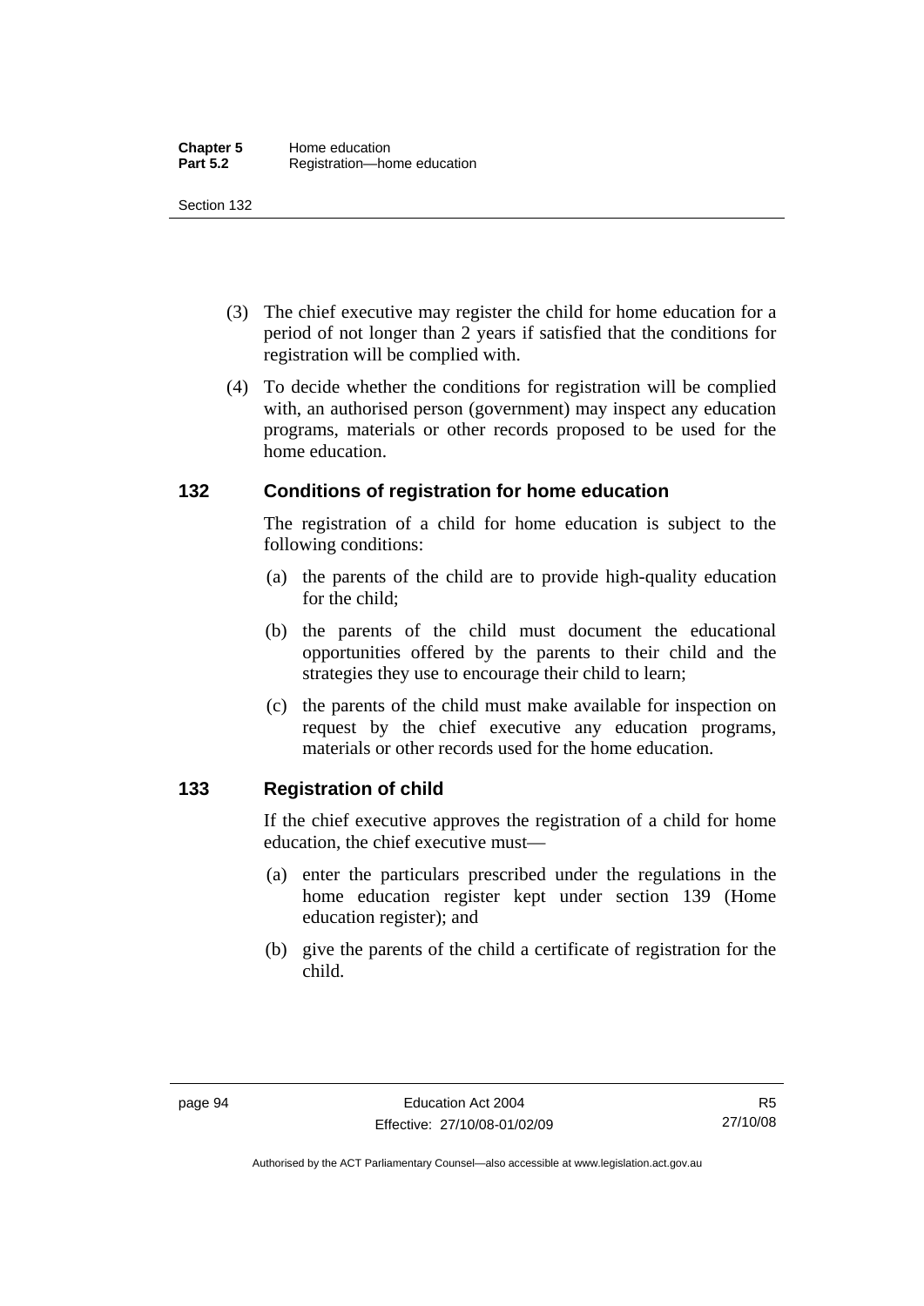(3) The chief executive may register the child for home education for a period of not longer than 2 years if satisfied that the conditions for registration will be complied with.

(4) To decide whether the conditions for registration will be complied with, an authorised person (government) may inspect any education programs, materials or other records proposed to be used for the home education.

## 132 Conditions of registration for home education

The registration of a child for home education is subject to the following conditions:

(a) the parents of the child are to provide high-quality education for the child;

(b) the parents of the child must document the educational opportunities offered by the parents to their child and the strategies they use to encourage their child to learn;

(c) the parents of the child must make available for inspection on request by the chief executive any education programs, materials or other records used for the home education.

## 133 Registration of child

If the chief executive approves the registration of a child for home education, the chief executive must—

(a) enter the particulars prescribed under the regulations in the home education register kept under section 139 (Home education register); and

(b) give the parents of the child a certificate of registration for the child.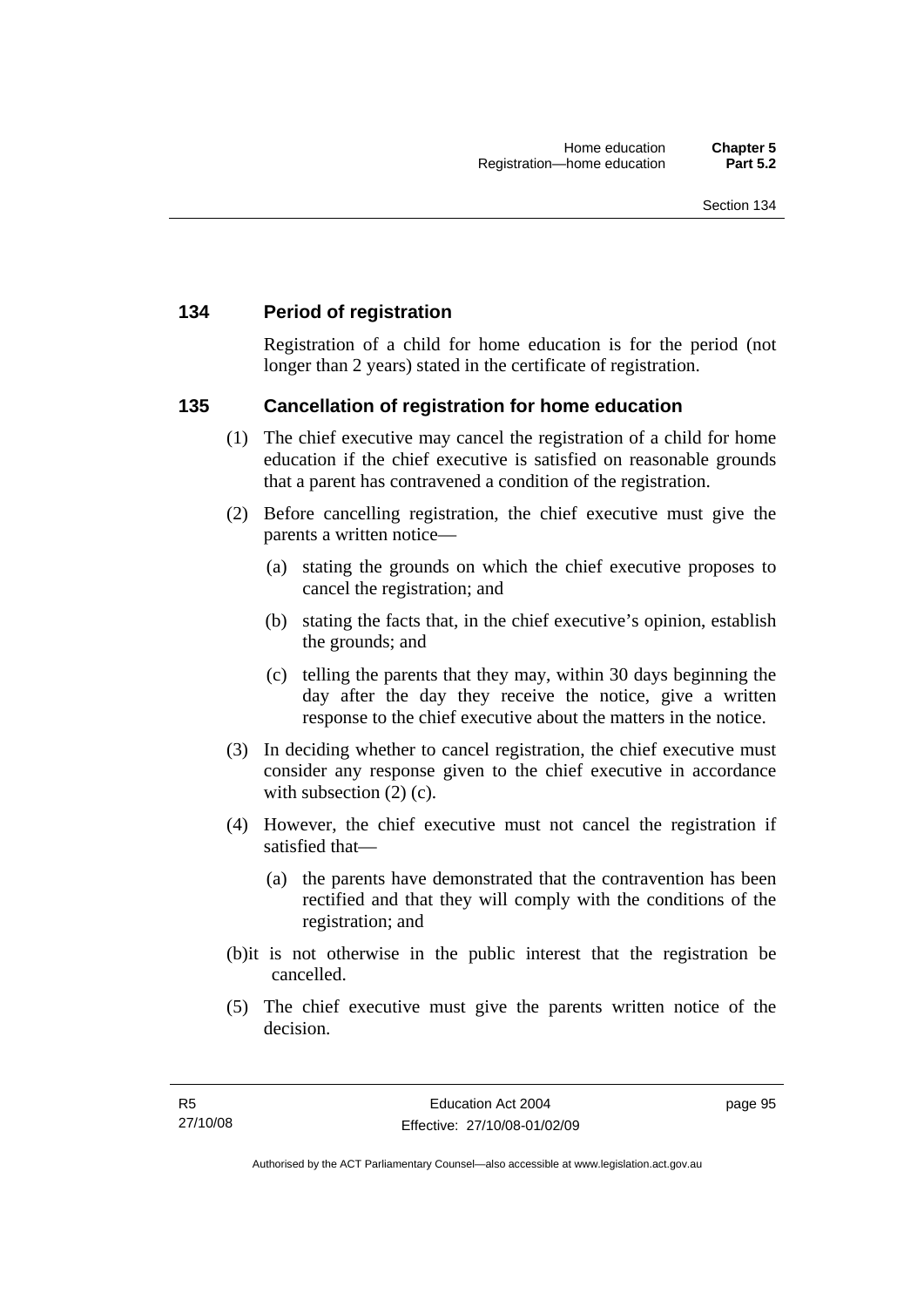## 134 Period of registration

Registration of a child for home education is for the period (not longer than 2 years) stated in the certificate of registration.

## 135 Cancellation of registration for home education

(1) The chief executive may cancel the registration of a child for home education if the chief executive is satisfied on reasonable grounds that a parent has contravened a condition of the registration.

(2) Before cancelling registration, the chief executive must give the parents a written notice—

(a) stating the grounds on which the chief executive proposes to cancel the registration; and

(b) stating the facts that, in the chief executive's opinion, establish the grounds; and

(c) telling the parents that they may, within 30 days beginning the day after the day they receive the notice, give a written response to the chief executive about the matters in the notice.

(3) In deciding whether to cancel registration, the chief executive must consider any response given to the chief executive in accordance with subsection (2) (c).

(4) However, the chief executive must not cancel the registration if satisfied that—

(a) the parents have demonstrated that the contravention has been rectified and that they will comply with the conditions of the registration; and

(b)it is not otherwise in the public interest that the registration be cancelled.

(5) The chief executive must give the parents written notice of the decision.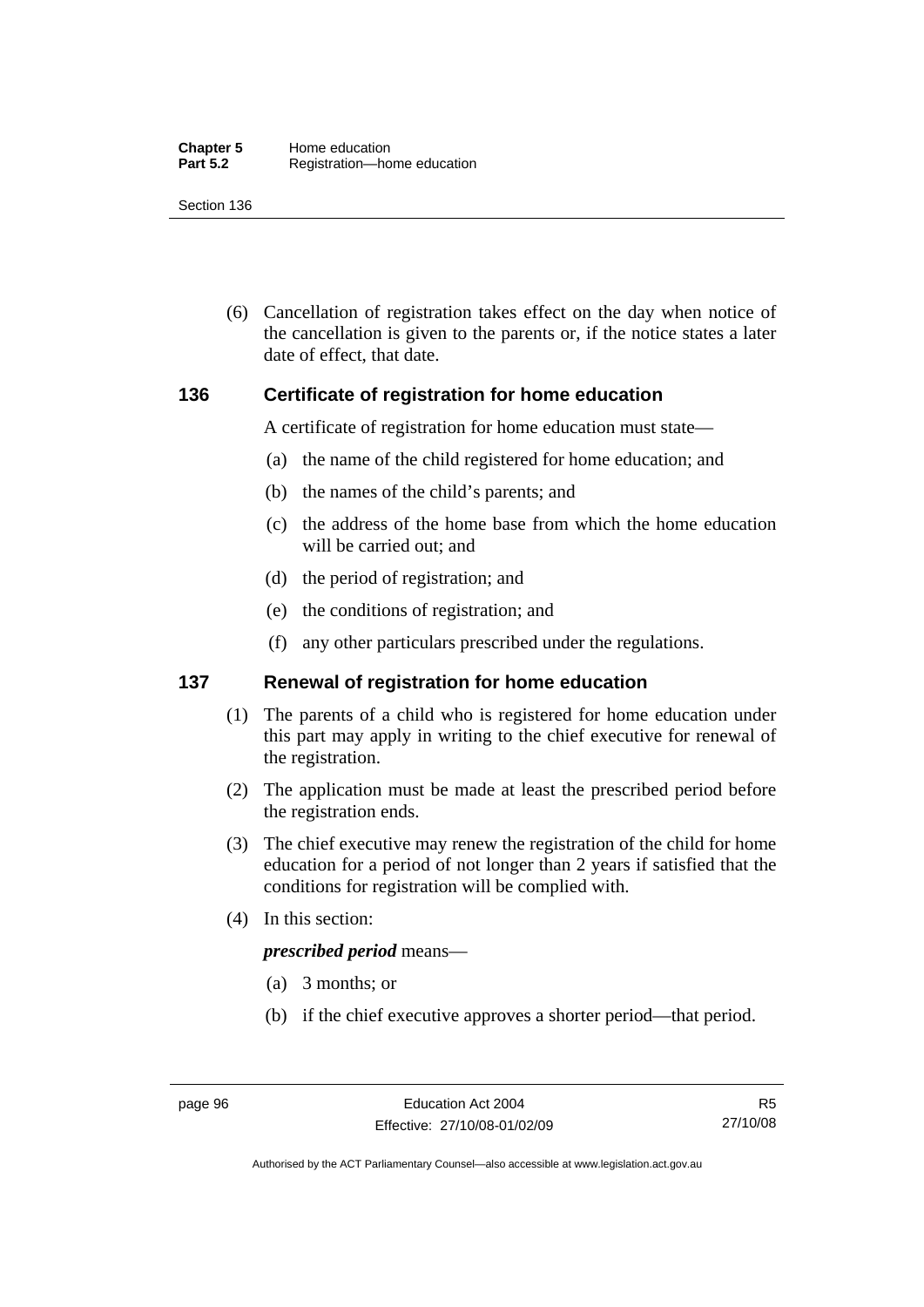(6) Cancellation of registration takes effect on the day when notice of the cancellation is given to the parents or, if the notice states a later date of effect, that date.

### 136 Certificate of registration for home education

A certificate of registration for home education must state—

(a) the name of the child registered for home education; and

(b) the names of the child's parents; and

(c) the address of the home base from which the home education will be carried out; and

(d) the period of registration; and

(e) the conditions of registration; and

(f) any other particulars prescribed under the regulations.

### 137 Renewal of registration for home education

(1) The parents of a child who is registered for home education under this part may apply in writing to the chief executive for renewal of the registration.

(2) The application must be made at least the prescribed period before the registration ends.

(3) The chief executive may renew the registration of the child for home education for a period of not longer than 2 years if satisfied that the conditions for registration will be complied with.

(4) In this section:

***prescribed period*** means—

(a) 3 months; or

(b) if the chief executive approves a shorter period—that period.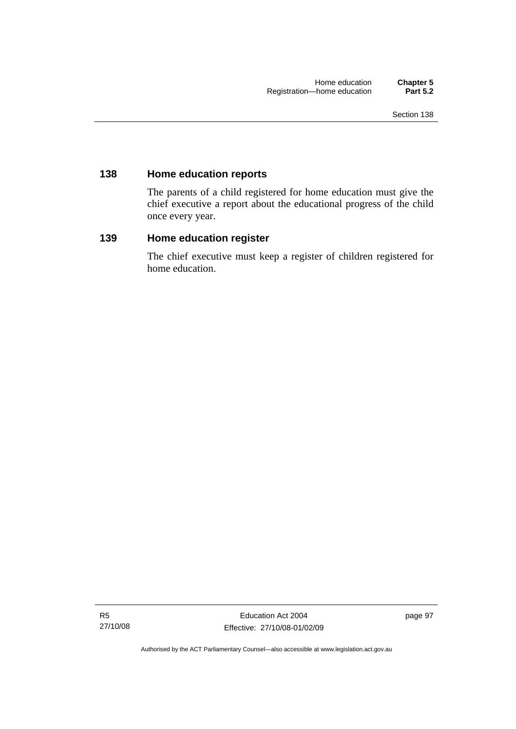## 138 Home education reports

The parents of a child registered for home education must give the chief executive a report about the educational progress of the child once every year.

## 139 Home education register

The chief executive must keep a register of children registered for home education.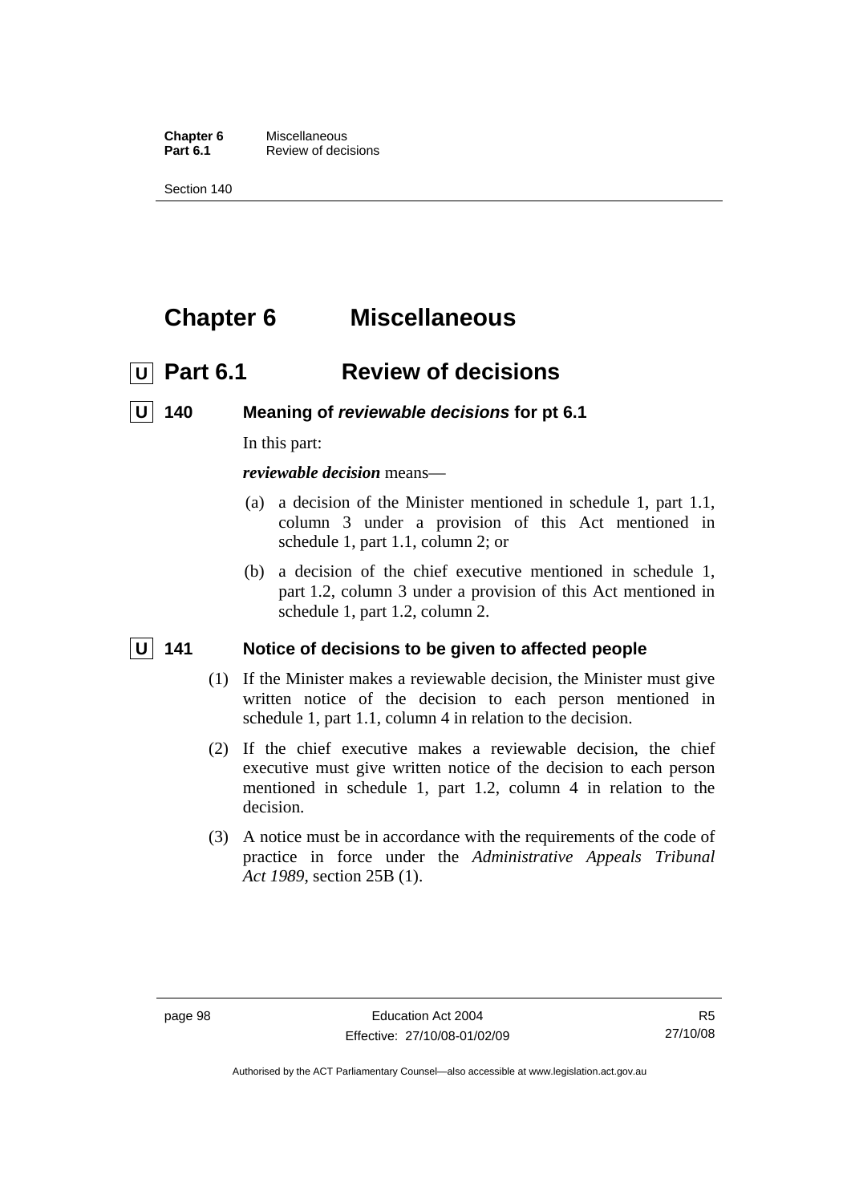# Chapter 6 Miscellaneous

## U Part 6.1 Review of decisions

### U 140 Meaning of *reviewable decisions* for pt 6.1

In this part:

***reviewable decision*** means—

(a) a decision of the Minister mentioned in schedule 1, part 1.1, column 3 under a provision of this Act mentioned in schedule 1, part 1.1, column 2; or

(b) a decision of the chief executive mentioned in schedule 1, part 1.2, column 3 under a provision of this Act mentioned in schedule 1, part 1.2, column 2.

### U 141 Notice of decisions to be given to affected people

(1) If the Minister makes a reviewable decision, the Minister must give written notice of the decision to each person mentioned in schedule 1, part 1.1, column 4 in relation to the decision.

(2) If the chief executive makes a reviewable decision, the chief executive must give written notice of the decision to each person mentioned in schedule 1, part 1.2, column 4 in relation to the decision.

(3) A notice must be in accordance with the requirements of the code of practice in force under the *Administrative Appeals Tribunal Act 1989*, section 25B (1).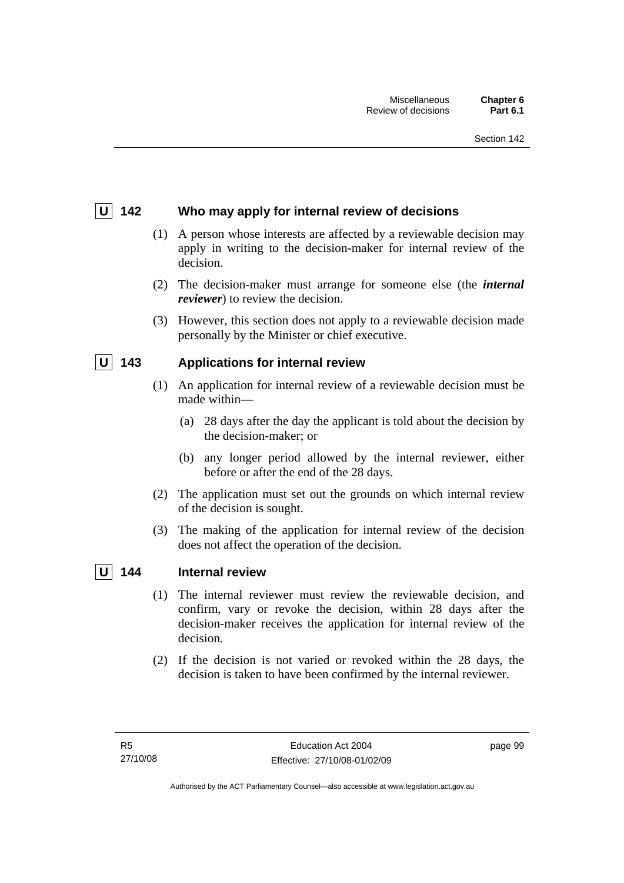## U 142 Who may apply for internal review of decisions

(1) A person whose interests are affected by a reviewable decision may apply in writing to the decision-maker for internal review of the decision.

(2) The decision-maker must arrange for someone else (the ***internal reviewer***) to review the decision.

(3) However, this section does not apply to a reviewable decision made personally by the Minister or chief executive.

## U 143 Applications for internal review

(1) An application for internal review of a reviewable decision must be made within—

(a) 28 days after the day the applicant is told about the decision by the decision-maker; or

(b) any longer period allowed by the internal reviewer, either before or after the end of the 28 days.

(2) The application must set out the grounds on which internal review of the decision is sought.

(3) The making of the application for internal review of the decision does not affect the operation of the decision.

## U 144 Internal review

(1) The internal reviewer must review the reviewable decision, and confirm, vary or revoke the decision, within 28 days after the decision-maker receives the application for internal review of the decision.

(2) If the decision is not varied or revoked within the 28 days, the decision is taken to have been confirmed by the internal reviewer.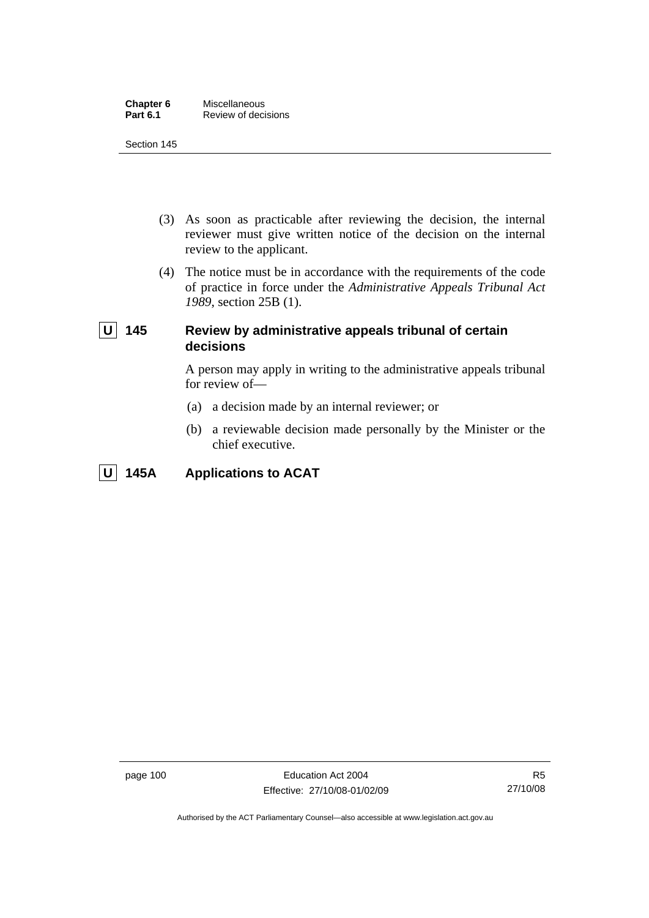(3) As soon as practicable after reviewing the decision, the internal reviewer must give written notice of the decision on the internal review to the applicant.

(4) The notice must be in accordance with the requirements of the code of practice in force under the *Administrative Appeals Tribunal Act 1989*, section 25B (1).

### U 145 Review by administrative appeals tribunal of certain decisions

A person may apply in writing to the administrative appeals tribunal for review of—

(a) a decision made by an internal reviewer; or

(b) a reviewable decision made personally by the Minister or the chief executive.

### U 145A Applications to ACAT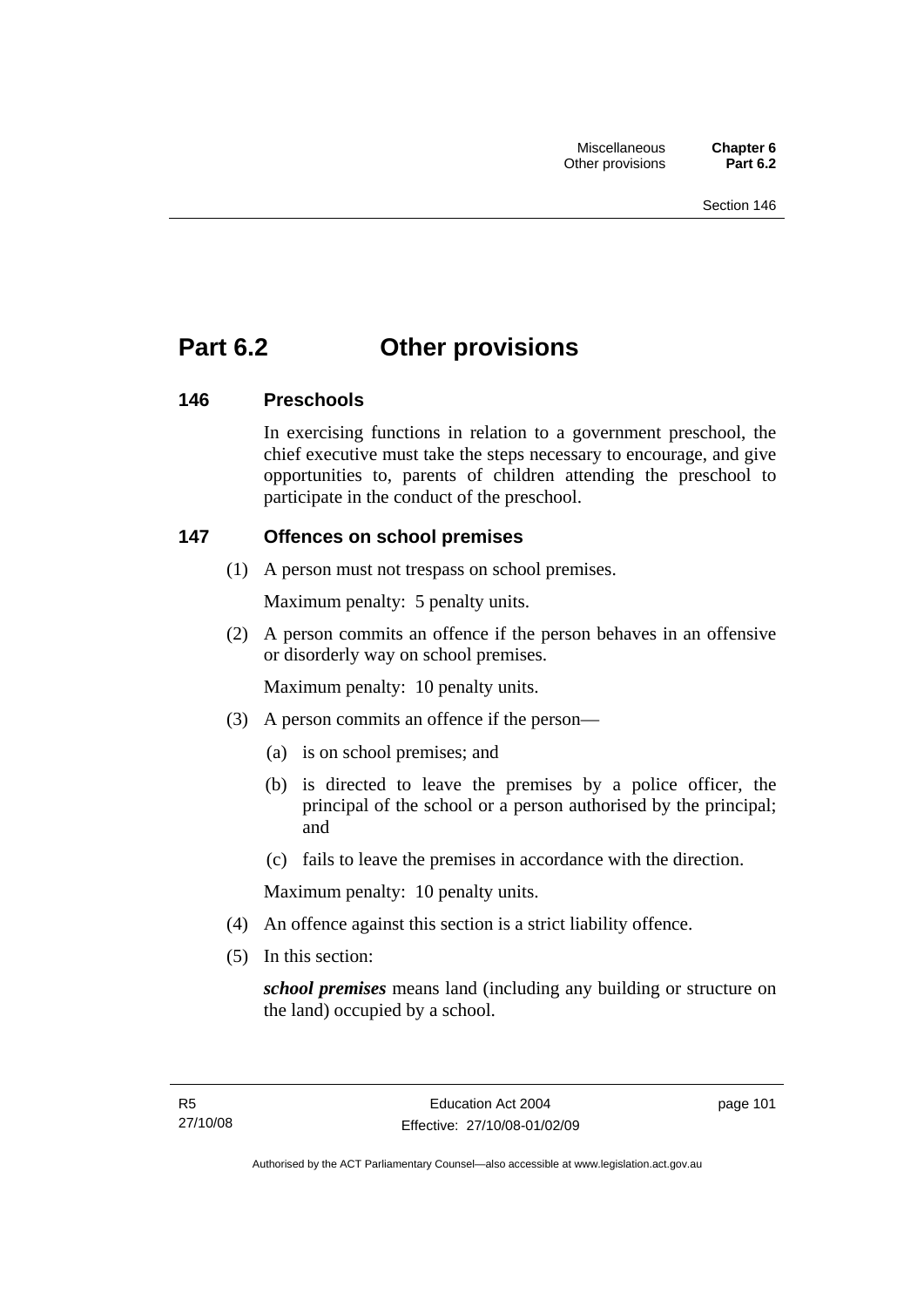# Part 6.2 Other provisions

### 146 Preschools

In exercising functions in relation to a government preschool, the chief executive must take the steps necessary to encourage, and give opportunities to, parents of children attending the preschool to participate in the conduct of the preschool.

### 147 Offences on school premises

(1) A person must not trespass on school premises.

Maximum penalty: 5 penalty units.

(2) A person commits an offence if the person behaves in an offensive or disorderly way on school premises.

Maximum penalty: 10 penalty units.

(3) A person commits an offence if the person—

(a) is on school premises; and

(b) is directed to leave the premises by a police officer, the principal of the school or a person authorised by the principal; and

(c) fails to leave the premises in accordance with the direction.

Maximum penalty: 10 penalty units.

(4) An offence against this section is a strict liability offence.

(5) In this section:

***school premises*** means land (including any building or structure on the land) occupied by a school.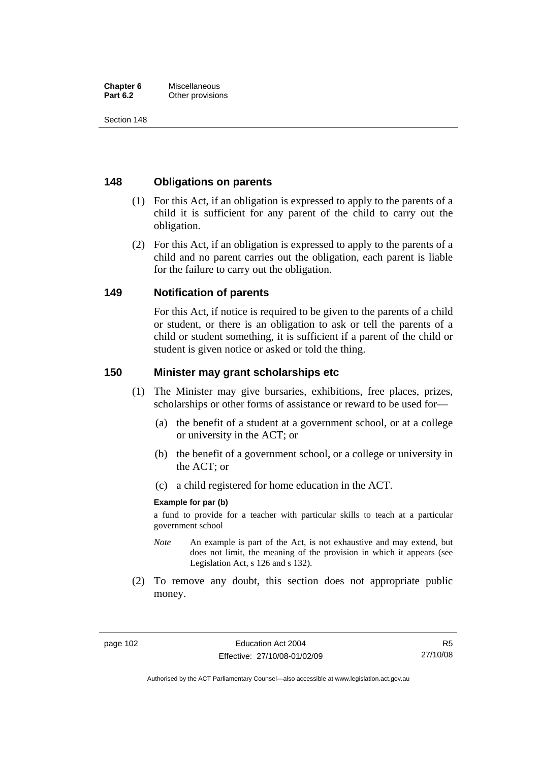## 148 Obligations on parents

(1) For this Act, if an obligation is expressed to apply to the parents of a child it is sufficient for any parent of the child to carry out the obligation.

(2) For this Act, if an obligation is expressed to apply to the parents of a child and no parent carries out the obligation, each parent is liable for the failure to carry out the obligation.

## 149 Notification of parents

For this Act, if notice is required to be given to the parents of a child or student, or there is an obligation to ask or tell the parents of a child or student something, it is sufficient if a parent of the child or student is given notice or asked or told the thing.

## 150 Minister may grant scholarships etc

(1) The Minister may give bursaries, exhibitions, free places, prizes, scholarships or other forms of assistance or reward to be used for—

(a) the benefit of a student at a government school, or at a college or university in the ACT; or

(b) the benefit of a government school, or a college or university in the ACT; or

(c) a child registered for home education in the ACT.

**Example for par (b)**

a fund to provide for a teacher with particular skills to teach at a particular government school

*Note* An example is part of the Act, is not exhaustive and may extend, but does not limit, the meaning of the provision in which it appears (see Legislation Act, s 126 and s 132).

(2) To remove any doubt, this section does not appropriate public money.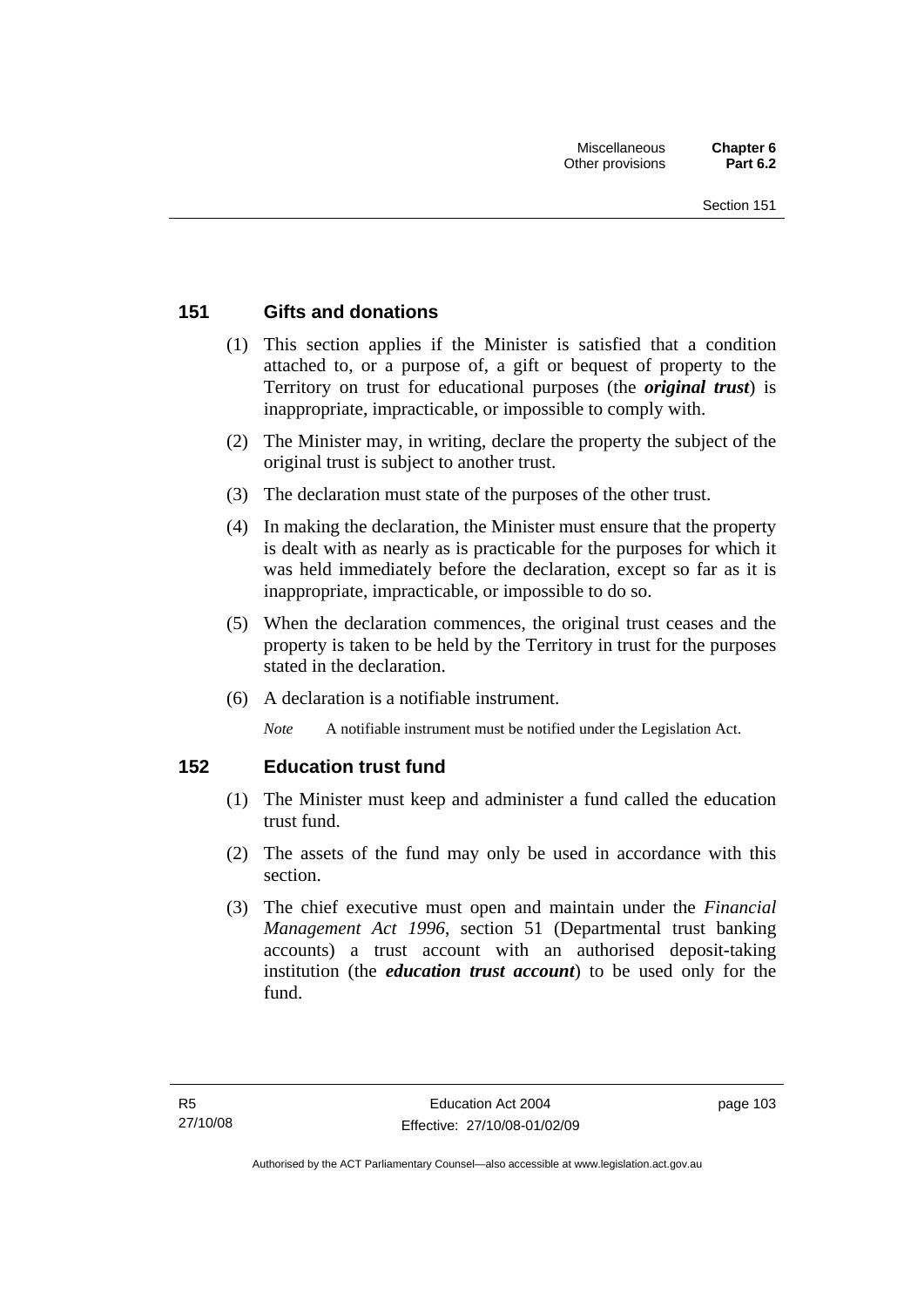## 151 Gifts and donations

(1) This section applies if the Minister is satisfied that a condition attached to, or a purpose of, a gift or bequest of property to the Territory on trust for educational purposes (the ***original trust***) is inappropriate, impracticable, or impossible to comply with.

(2) The Minister may, in writing, declare the property the subject of the original trust is subject to another trust.

(3) The declaration must state of the purposes of the other trust.

(4) In making the declaration, the Minister must ensure that the property is dealt with as nearly as is practicable for the purposes for which it was held immediately before the declaration, except so far as it is inappropriate, impracticable, or impossible to do so.

(5) When the declaration commences, the original trust ceases and the property is taken to be held by the Territory in trust for the purposes stated in the declaration.

(6) A declaration is a notifiable instrument.

*Note* A notifiable instrument must be notified under the Legislation Act.

## 152 Education trust fund

(1) The Minister must keep and administer a fund called the education trust fund.

(2) The assets of the fund may only be used in accordance with this section.

(3) The chief executive must open and maintain under the *Financial Management Act 1996*, section 51 (Departmental trust banking accounts) a trust account with an authorised deposit-taking institution (the ***education trust account***) to be used only for the fund.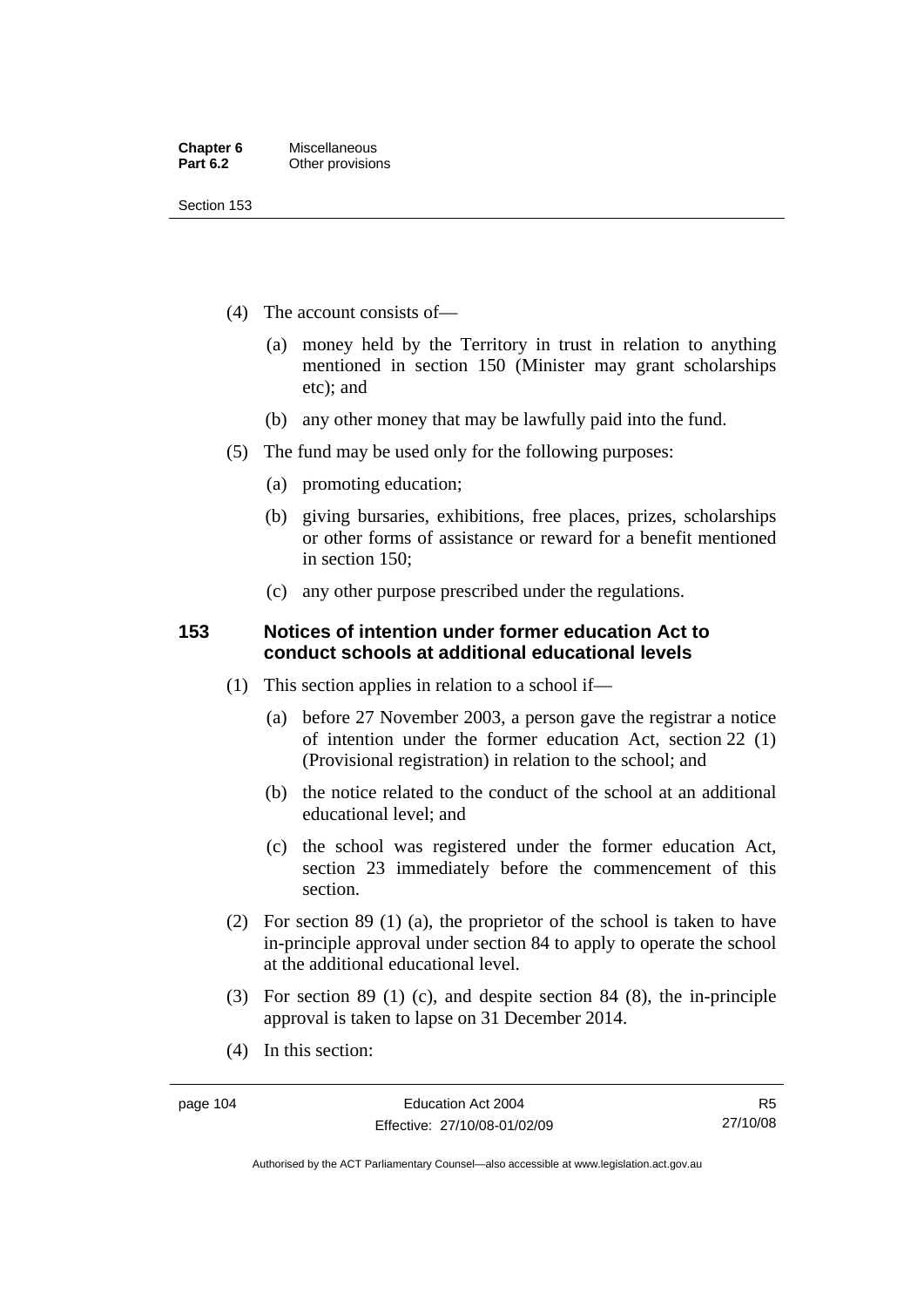(4) The account consists of—

(a) money held by the Territory in trust in relation to anything mentioned in section 150 (Minister may grant scholarships etc); and

(b) any other money that may be lawfully paid into the fund.

(5) The fund may be used only for the following purposes:

(a) promoting education;

(b) giving bursaries, exhibitions, free places, prizes, scholarships or other forms of assistance or reward for a benefit mentioned in section 150;

(c) any other purpose prescribed under the regulations.

### 153 Notices of intention under former education Act to conduct schools at additional educational levels

(1) This section applies in relation to a school if—

(a) before 27 November 2003, a person gave the registrar a notice of intention under the former education Act, section 22 (1) (Provisional registration) in relation to the school; and

(b) the notice related to the conduct of the school at an additional educational level; and

(c) the school was registered under the former education Act, section 23 immediately before the commencement of this section.

(2) For section 89 (1) (a), the proprietor of the school is taken to have in-principle approval under section 84 to apply to operate the school at the additional educational level.

(3) For section 89 (1) (c), and despite section 84 (8), the in-principle approval is taken to lapse on 31 December 2014.

(4) In this section: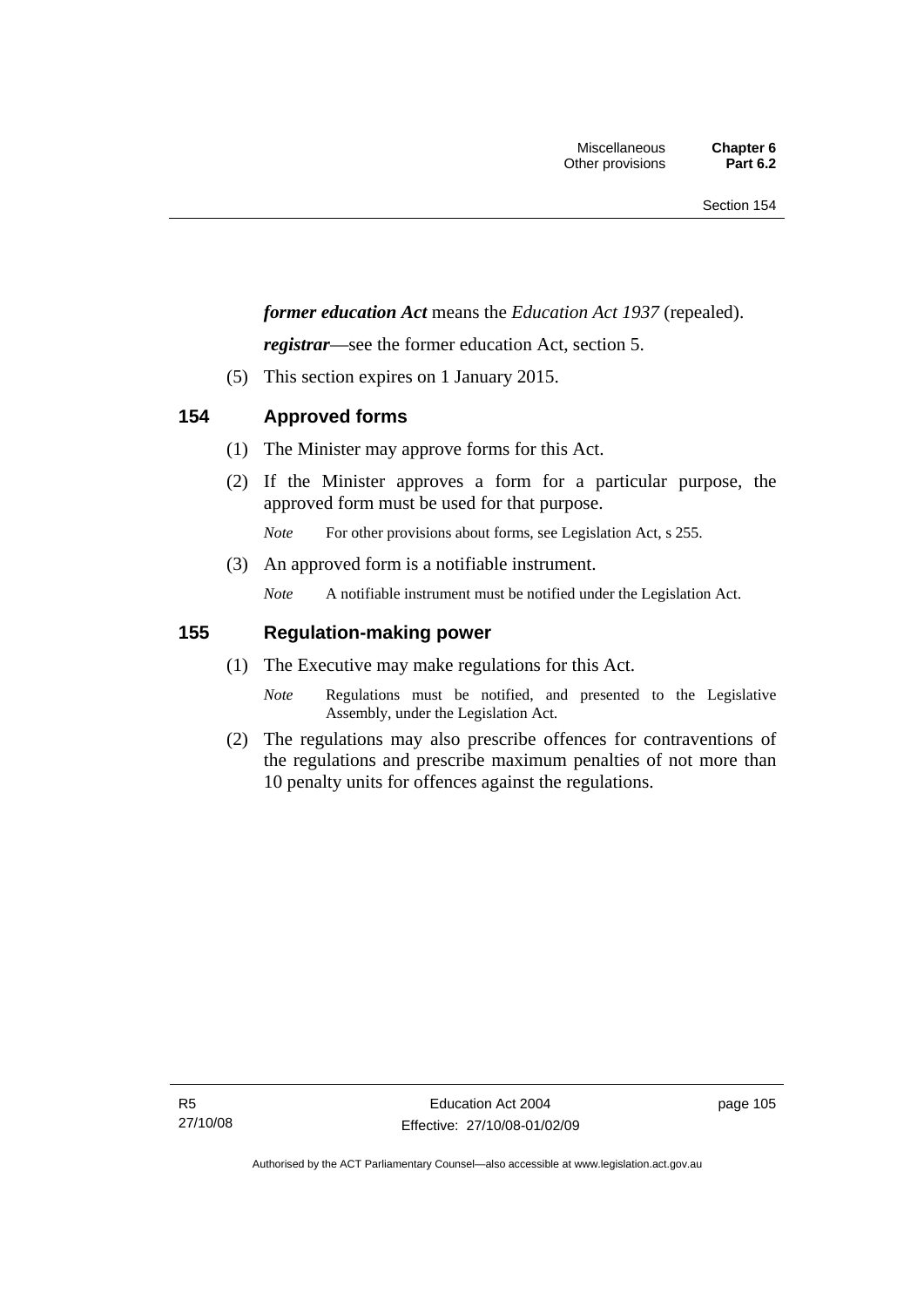***former education Act*** means the *Education Act 1937* (repealed).

***registrar***—see the former education Act, section 5.

(5) This section expires on 1 January 2015.

## 154 Approved forms

(1) The Minister may approve forms for this Act.

(2) If the Minister approves a form for a particular purpose, the approved form must be used for that purpose.

*Note* For other provisions about forms, see Legislation Act, s 255.

(3) An approved form is a notifiable instrument.

*Note* A notifiable instrument must be notified under the Legislation Act.

## 155 Regulation-making power

(1) The Executive may make regulations for this Act.

*Note* Regulations must be notified, and presented to the Legislative Assembly, under the Legislation Act.

(2) The regulations may also prescribe offences for contraventions of the regulations and prescribe maximum penalties of not more than 10 penalty units for offences against the regulations.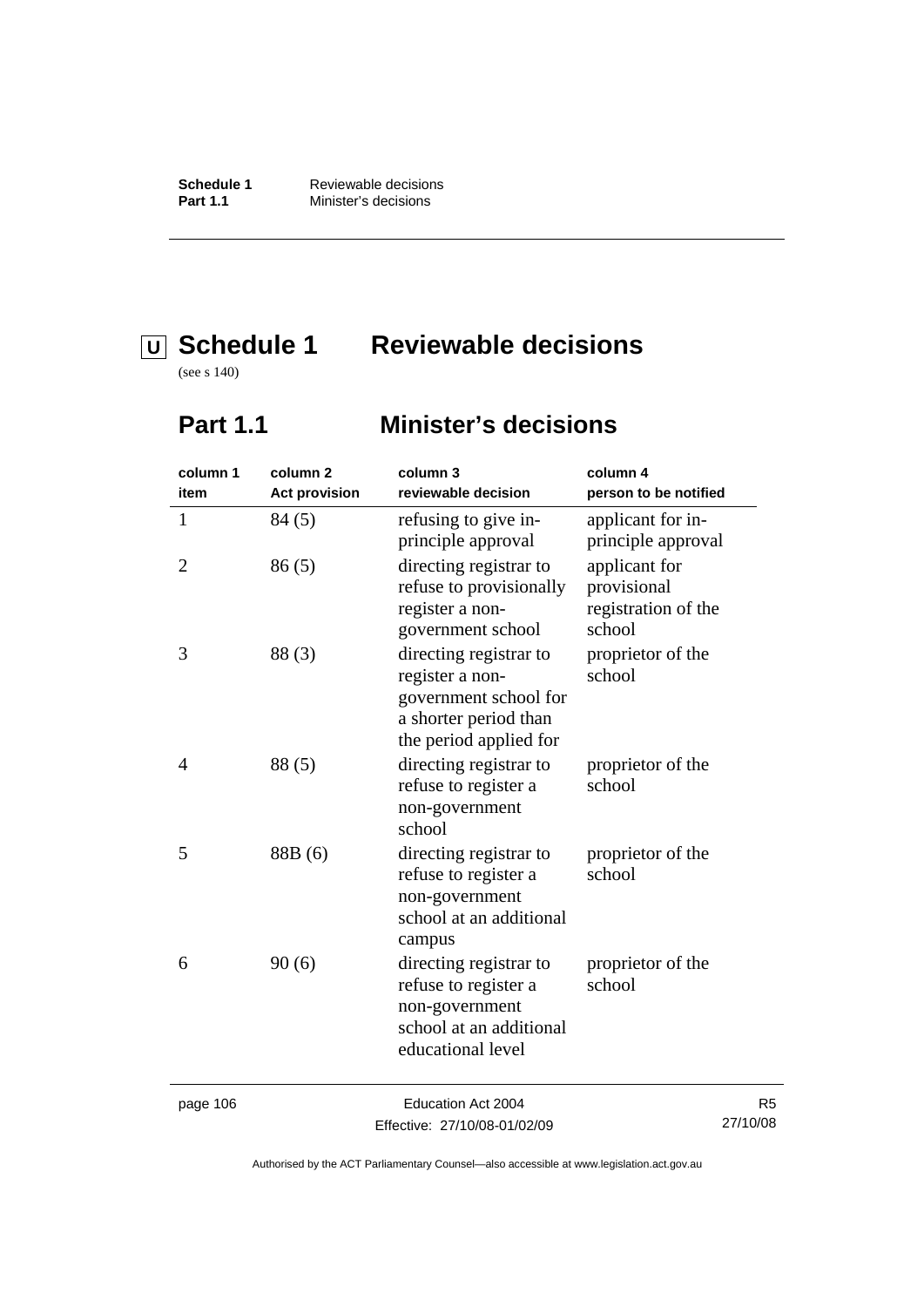# Schedule 1 Reviewable decisions

(see s 140)

## Part 1.1 Minister's decisions

| column 1<br>item | column 2<br>Act provision | column 3<br>reviewable decision | column 4<br>person to be notified |
|---|---|---|---|
| 1 | 84 (5) | refusing to give in-principle approval | applicant for in-principle approval |
| 2 | 86 (5) | directing registrar to refuse to provisionally register a non-government school | applicant for provisional registration of the school |
| 3 | 88 (3) | directing registrar to register a non-government school for a shorter period than the period applied for | proprietor of the school |
| 4 | 88 (5) | directing registrar to refuse to register a non-government school | proprietor of the school |
| 5 | 88B (6) | directing registrar to refuse to register a non-government school at an additional campus | proprietor of the school |
| 6 | 90 (6) | directing registrar to refuse to register a non-government school at an additional educational level | proprietor of the school |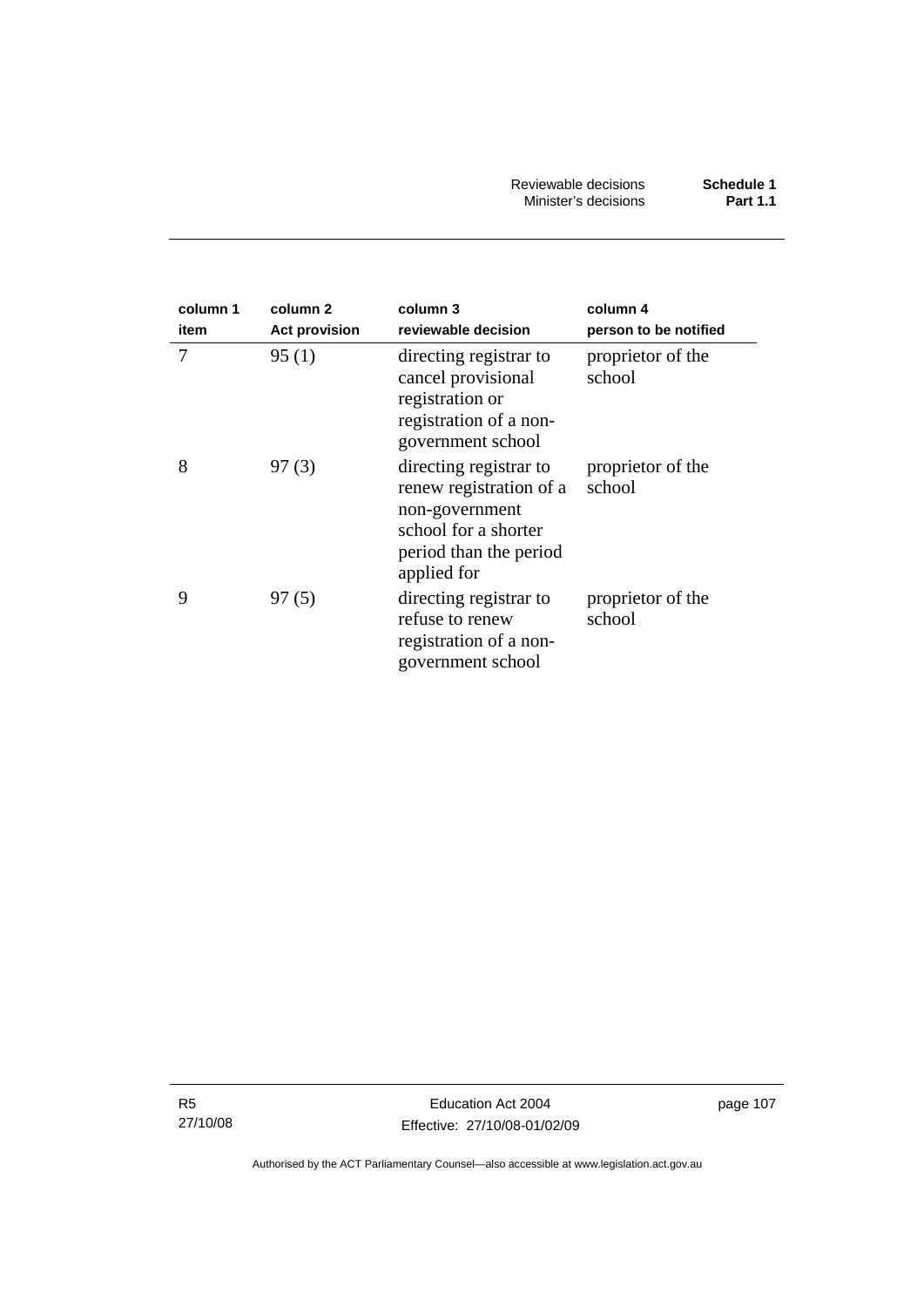| column 1 item | column 2 Act provision | column 3 reviewable decision | column 4 person to be notified |
|---|---|---|---|
| 7 | 95 (1) | directing registrar to cancel provisional registration or registration of a non-government school | proprietor of the school |
| 8 | 97 (3) | directing registrar to renew registration of a non-government school for a shorter period than the period applied for | proprietor of the school |
| 9 | 97 (5) | directing registrar to refuse to renew registration of a non-government school | proprietor of the school |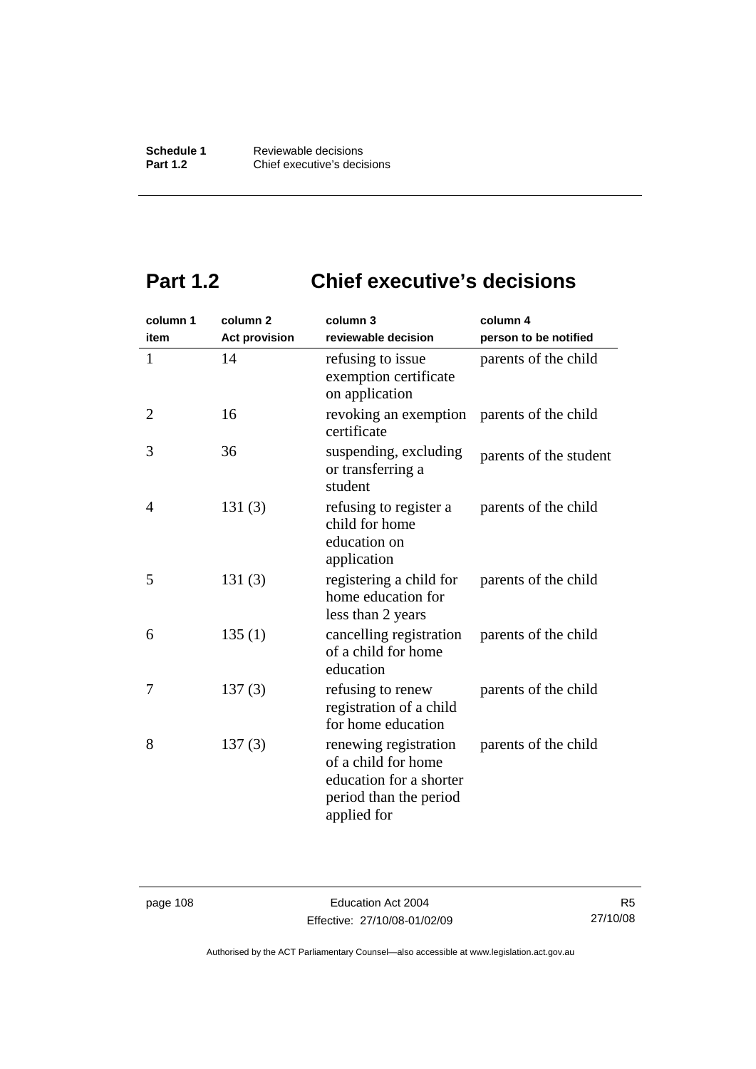# Part 1.2 Chief executive's decisions

| column 1<br>item | column 2<br>Act provision | column 3<br>reviewable decision | column 4<br>person to be notified |
|---|---|---|---|
| 1 | 14 | refusing to issue exemption certificate on application | parents of the child |
| 2 | 16 | revoking an exemption certificate | parents of the child |
| 3 | 36 | suspending, excluding or transferring a student | parents of the student |
| 4 | 131 (3) | refusing to register a child for home education on application | parents of the child |
| 5 | 131 (3) | registering a child for home education for less than 2 years | parents of the child |
| 6 | 135 (1) | cancelling registration of a child for home education | parents of the child |
| 7 | 137 (3) | refusing to renew registration of a child for home education | parents of the child |
| 8 | 137 (3) | renewing registration of a child for home education for a shorter period than the period applied for | parents of the child |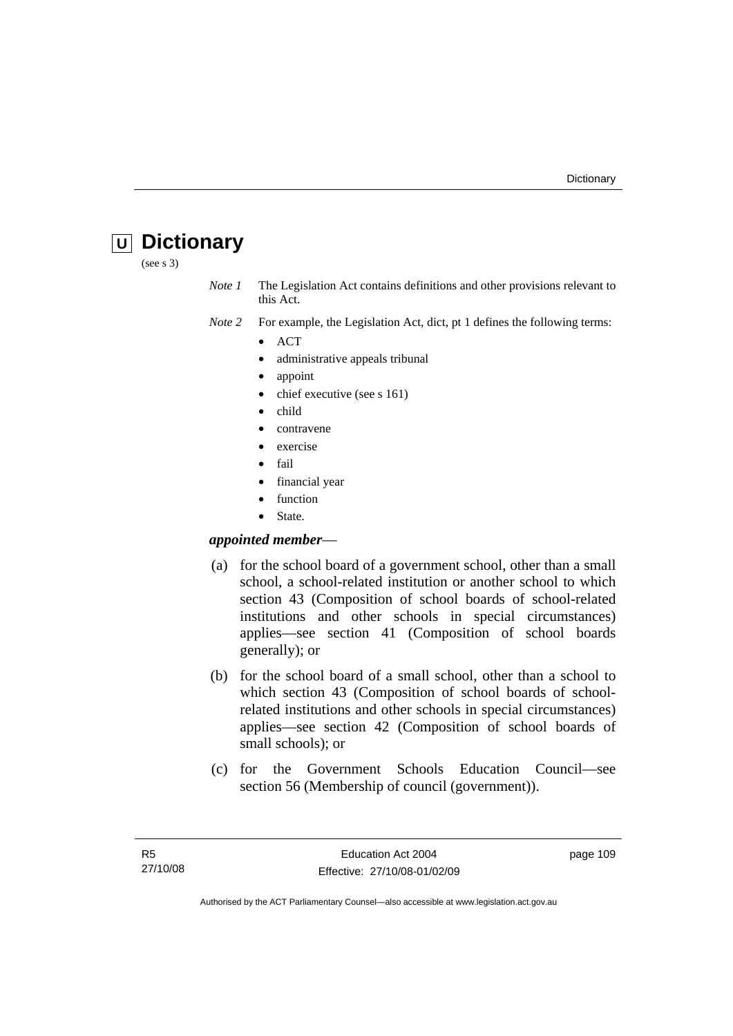# U Dictionary

(see s 3)

*Note 1* The Legislation Act contains definitions and other provisions relevant to this Act.

*Note 2* For example, the Legislation Act, dict, pt 1 defines the following terms:

- ACT
- administrative appeals tribunal
- appoint
- chief executive (see s 161)
- child
- contravene
- exercise
- fail
- financial year
- function
- State.

***appointed member***—

(a) for the school board of a government school, other than a small school, a school-related institution or another school to which section 43 (Composition of school boards of school-related institutions and other schools in special circumstances) applies—see section 41 (Composition of school boards generally); or

(b) for the school board of a small school, other than a school to which section 43 (Composition of school boards of school-related institutions and other schools in special circumstances) applies—see section 42 (Composition of school boards of small schools); or

(c) for the Government Schools Education Council—see section 56 (Membership of council (government)).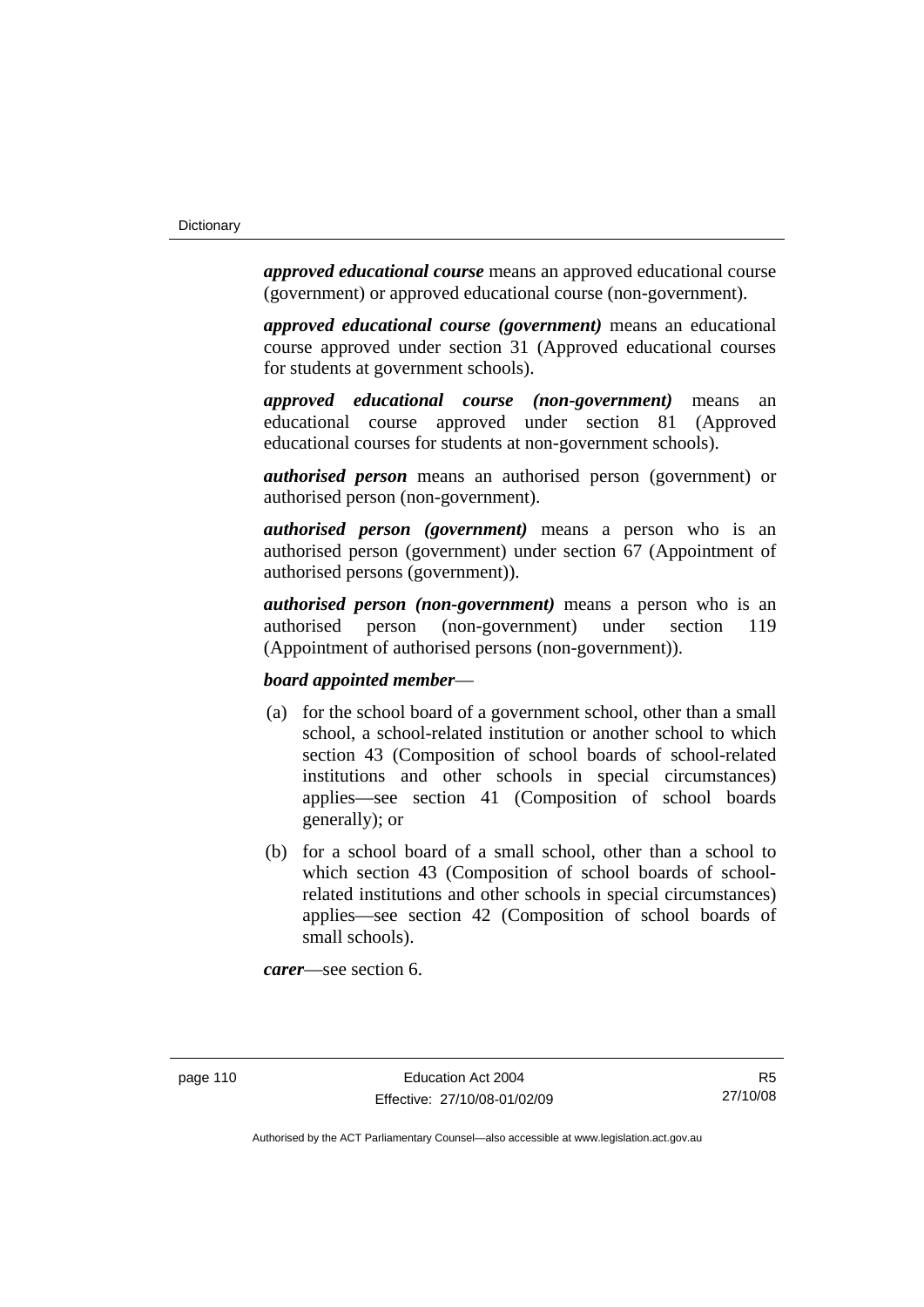***approved educational course*** means an approved educational course (government) or approved educational course (non-government).

***approved educational course (government)*** means an educational course approved under section 31 (Approved educational courses for students at government schools).

***approved educational course (non-government)*** means an educational course approved under section 81 (Approved educational courses for students at non-government schools).

***authorised person*** means an authorised person (government) or authorised person (non-government).

***authorised person (government)*** means a person who is an authorised person (government) under section 67 (Appointment of authorised persons (government)).

***authorised person (non-government)*** means a person who is an authorised person (non-government) under section 119 (Appointment of authorised persons (non-government)).

***board appointed member***—

(a) for the school board of a government school, other than a small school, a school-related institution or another school to which section 43 (Composition of school boards of school-related institutions and other schools in special circumstances) applies—see section 41 (Composition of school boards generally); or

(b) for a school board of a small school, other than a school to which section 43 (Composition of school boards of school-related institutions and other schools in special circumstances) applies—see section 42 (Composition of school boards of small schools).

***carer***—see section 6.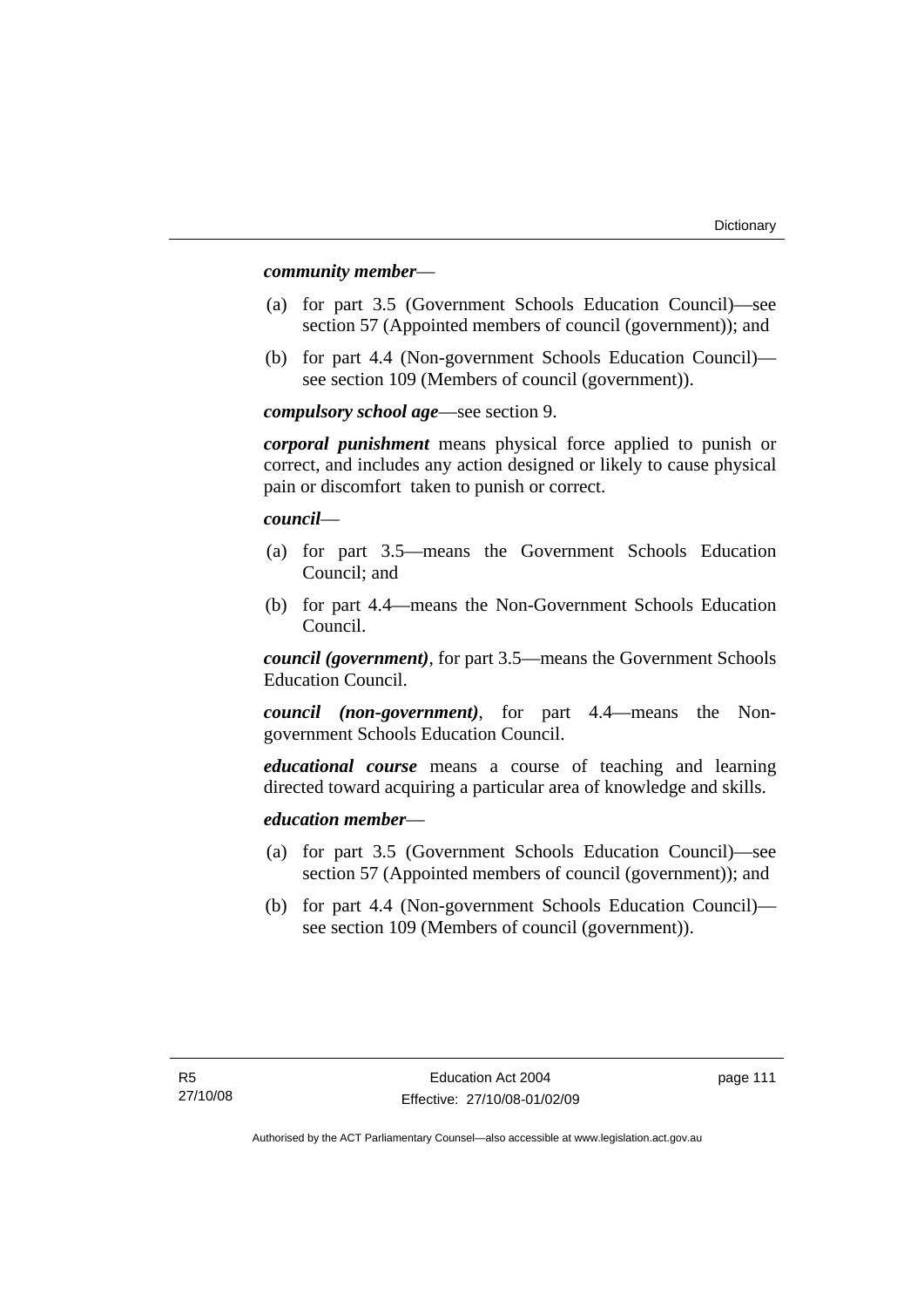***community member***—

(a) for part 3.5 (Government Schools Education Council)—see section 57 (Appointed members of council (government)); and

(b) for part 4.4 (Non-government Schools Education Council)—see section 109 (Members of council (government)).

***compulsory school age***—see section 9.

***corporal punishment*** means physical force applied to punish or correct, and includes any action designed or likely to cause physical pain or discomfort taken to punish or correct.

***council***—

(a) for part 3.5—means the Government Schools Education Council; and

(b) for part 4.4—means the Non-Government Schools Education Council.

***council (government)***, for part 3.5—means the Government Schools Education Council.

***council (non-government)***, for part 4.4—means the Non-government Schools Education Council.

***educational course*** means a course of teaching and learning directed toward acquiring a particular area of knowledge and skills.

***education member***—

(a) for part 3.5 (Government Schools Education Council)—see section 57 (Appointed members of council (government)); and

(b) for part 4.4 (Non-government Schools Education Council)—see section 109 (Members of council (government)).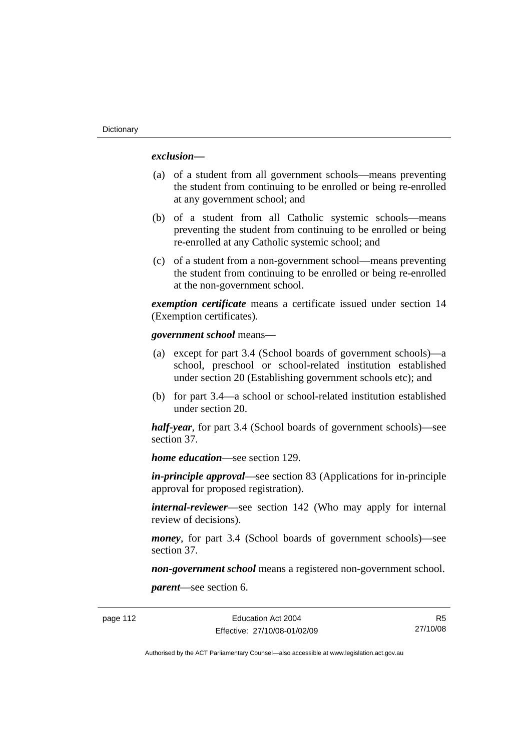***exclusion*—**

(a) of a student from all government schools—means preventing the student from continuing to be enrolled or being re-enrolled at any government school; and

(b) of a student from all Catholic systemic schools—means preventing the student from continuing to be enrolled or being re-enrolled at any Catholic systemic school; and

(c) of a student from a non-government school—means preventing the student from continuing to be enrolled or being re-enrolled at the non-government school.

***exemption certificate*** means a certificate issued under section 14 (Exemption certificates).

***government school*** means**—**

(a) except for part 3.4 (School boards of government schools)—a school, preschool or school-related institution established under section 20 (Establishing government schools etc); and

(b) for part 3.4—a school or school-related institution established under section 20.

***half-year***, for part 3.4 (School boards of government schools)—see section 37.

***home education***—see section 129.

***in-principle approval***—see section 83 (Applications for in-principle approval for proposed registration).

***internal-reviewer***—see section 142 (Who may apply for internal review of decisions).

***money***, for part 3.4 (School boards of government schools)—see section 37.

***non-government school*** means a registered non-government school.

***parent***—see section 6.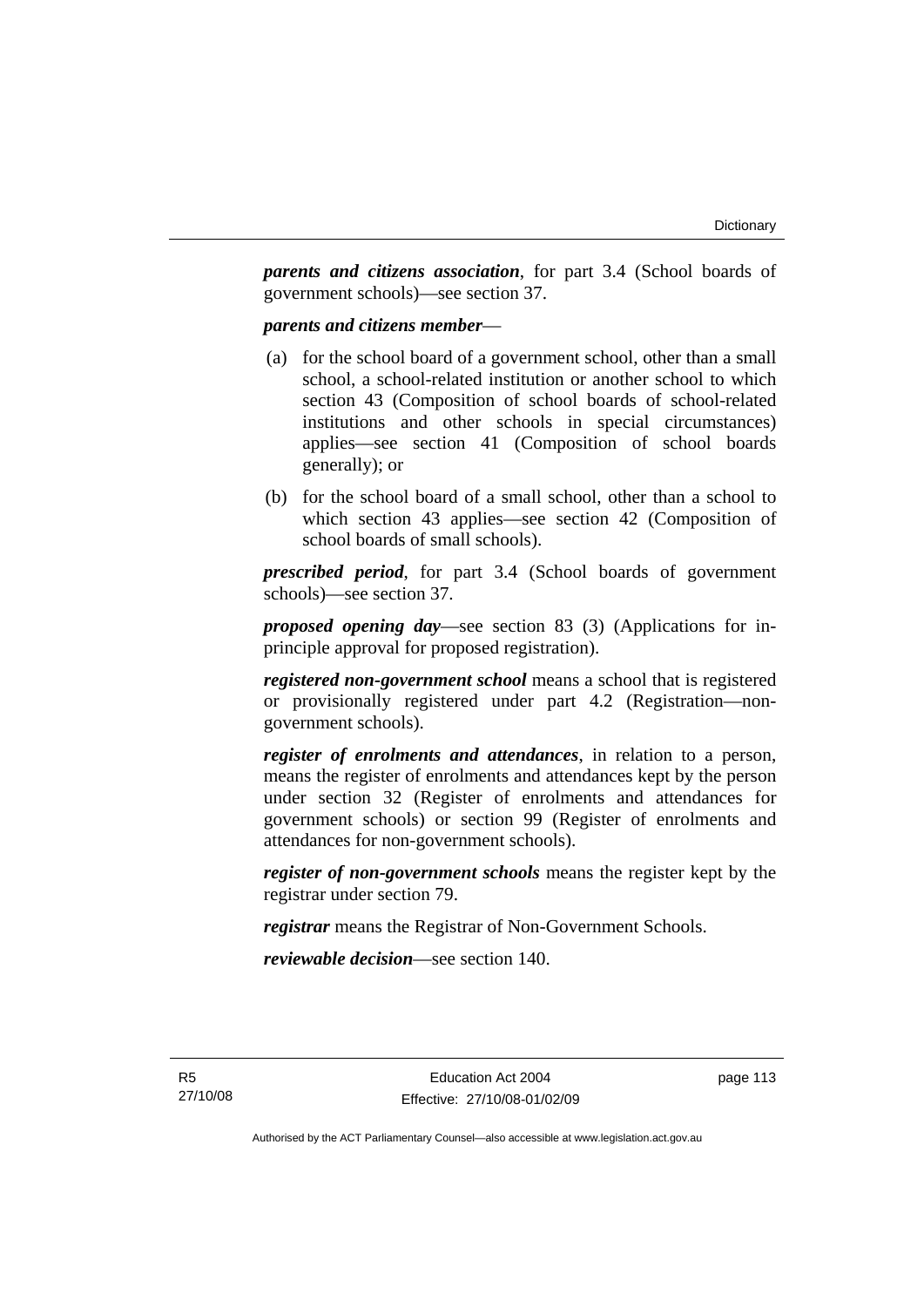***parents and citizens association***, for part 3.4 (School boards of government schools)—see section 37.

***parents and citizens member***—

(a) for the school board of a government school, other than a small school, a school-related institution or another school to which section 43 (Composition of school boards of school-related institutions and other schools in special circumstances) applies—see section 41 (Composition of school boards generally); or

(b) for the school board of a small school, other than a school to which section 43 applies—see section 42 (Composition of school boards of small schools).

***prescribed period***, for part 3.4 (School boards of government schools)—see section 37.

***proposed opening day***—see section 83 (3) (Applications for in-principle approval for proposed registration).

***registered non-government school*** means a school that is registered or provisionally registered under part 4.2 (Registration—non-government schools).

***register of enrolments and attendances***, in relation to a person, means the register of enrolments and attendances kept by the person under section 32 (Register of enrolments and attendances for government schools) or section 99 (Register of enrolments and attendances for non-government schools).

***register of non-government schools*** means the register kept by the registrar under section 79.

***registrar*** means the Registrar of Non-Government Schools.

***reviewable decision***—see section 140.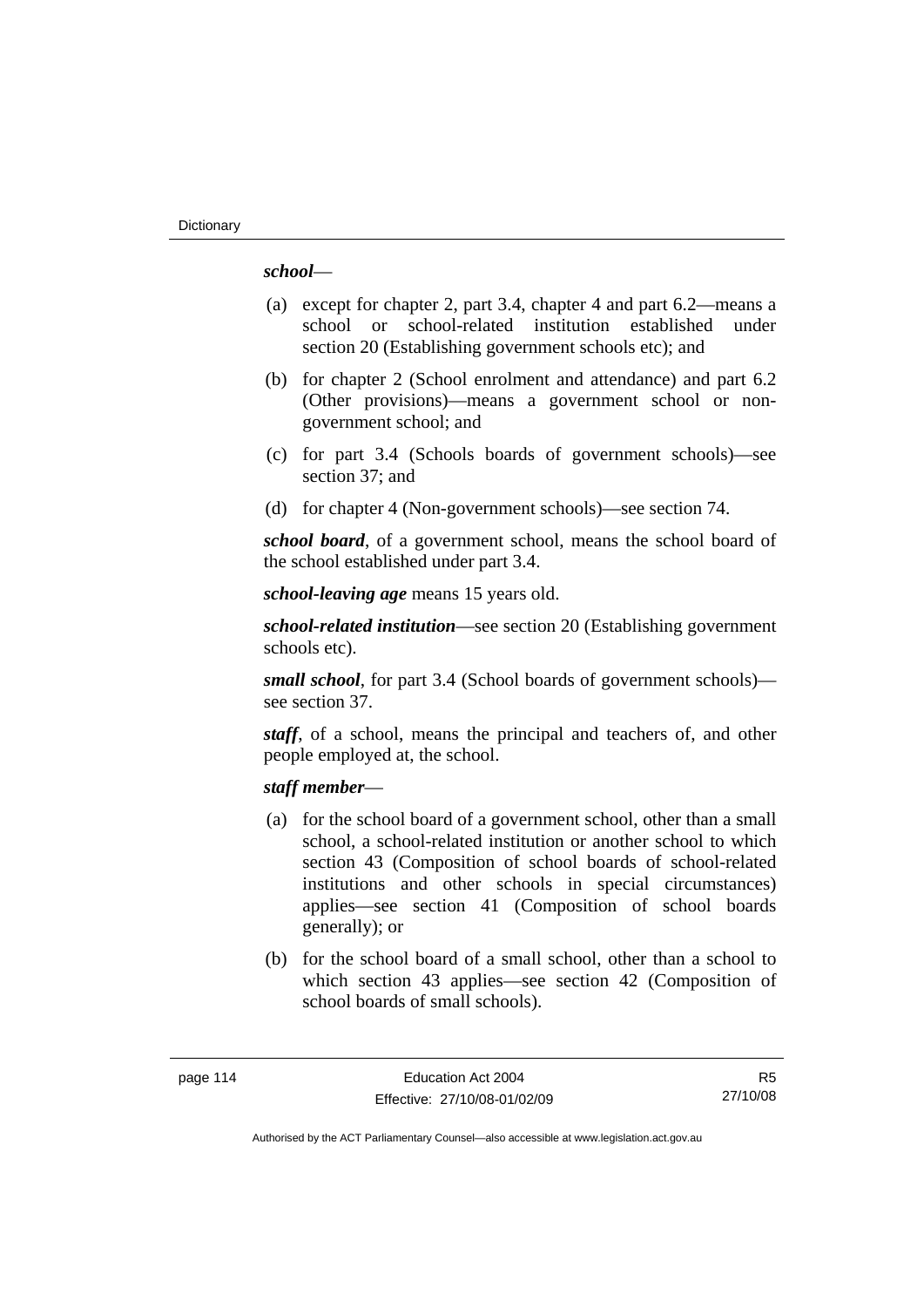***school***—

(a) except for chapter 2, part 3.4, chapter 4 and part 6.2—means a school or school-related institution established under section 20 (Establishing government schools etc); and

(b) for chapter 2 (School enrolment and attendance) and part 6.2 (Other provisions)—means a government school or non-government school; and

(c) for part 3.4 (Schools boards of government schools)—see section 37; and

(d) for chapter 4 (Non-government schools)—see section 74.

***school board***, of a government school, means the school board of the school established under part 3.4.

***school-leaving age*** means 15 years old.

***school-related institution***—see section 20 (Establishing government schools etc).

***small school***, for part 3.4 (School boards of government schools)—see section 37.

***staff***, of a school, means the principal and teachers of, and other people employed at, the school.

***staff member***—

(a) for the school board of a government school, other than a small school, a school-related institution or another school to which section 43 (Composition of school boards of school-related institutions and other schools in special circumstances) applies—see section 41 (Composition of school boards generally); or

(b) for the school board of a small school, other than a school to which section 43 applies—see section 42 (Composition of school boards of small schools).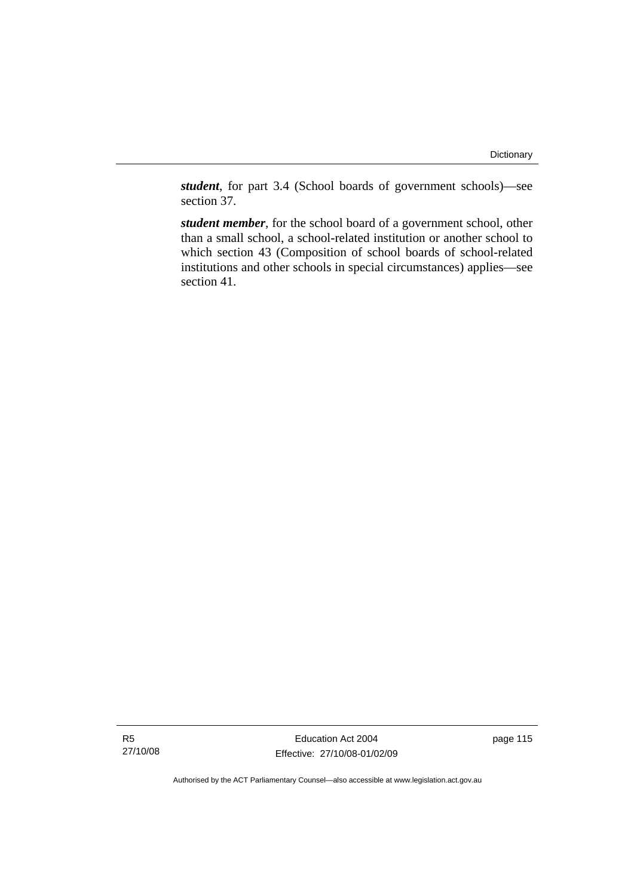***student***, for part 3.4 (School boards of government schools)—see section 37.

***student member***, for the school board of a government school, other than a small school, a school-related institution or another school to which section 43 (Composition of school boards of school-related institutions and other schools in special circumstances) applies—see section 41.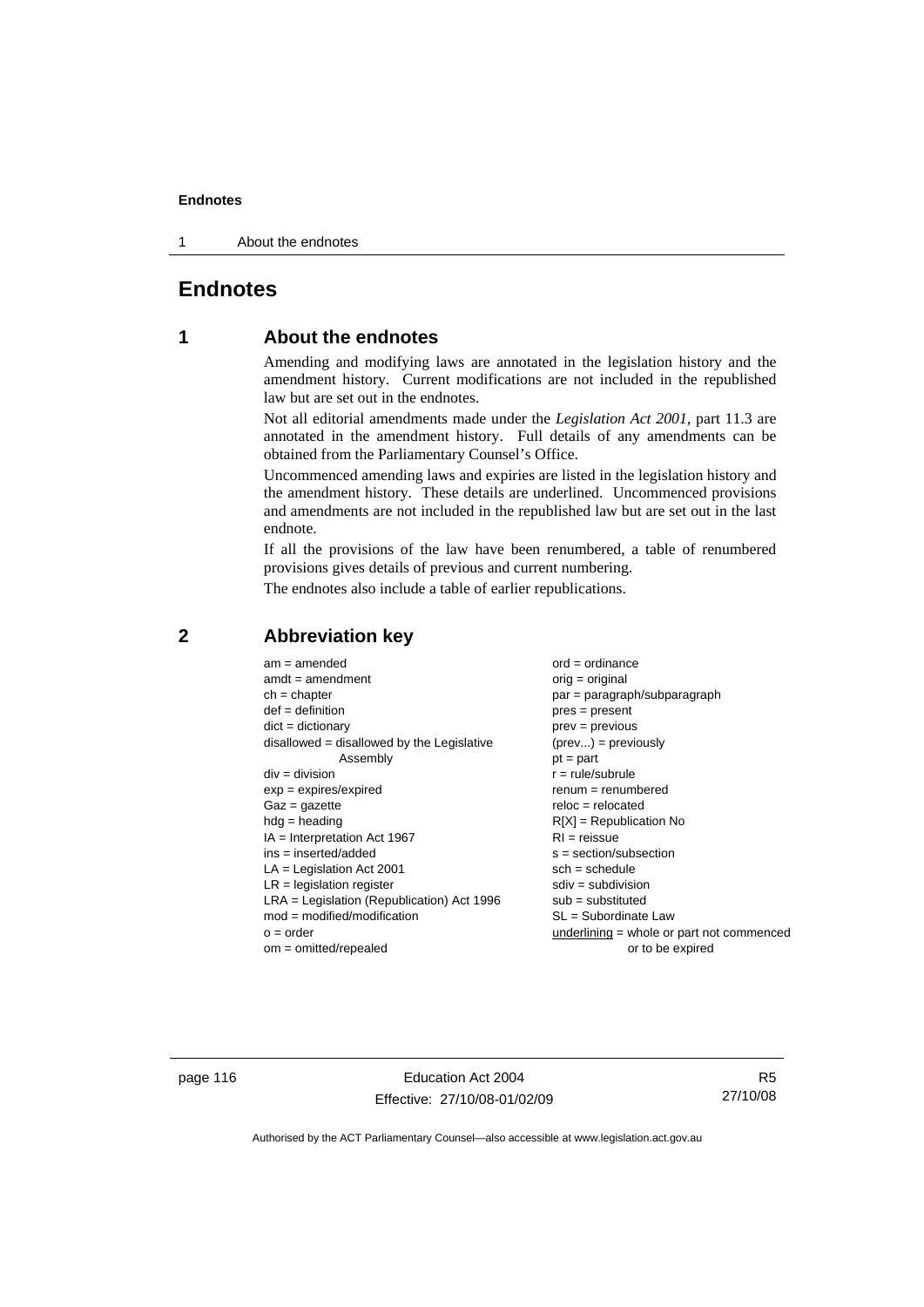# Endnotes

## 1 About the endnotes

Amending and modifying laws are annotated in the legislation history and the amendment history. Current modifications are not included in the republished law but are set out in the endnotes.

Not all editorial amendments made under the *Legislation Act 2001*, part 11.3 are annotated in the amendment history. Full details of any amendments can be obtained from the Parliamentary Counsel's Office.

Uncommenced amending laws and expiries are listed in the legislation history and the amendment history. These details are underlined. Uncommenced provisions and amendments are not included in the republished law but are set out in the last endnote.

If all the provisions of the law have been renumbered, a table of renumbered provisions gives details of previous and current numbering.

The endnotes also include a table of earlier republications.

## 2 Abbreviation key

am = amended
amdt = amendment
ch = chapter
def = definition
dict = dictionary
disallowed = disallowed by the Legislative Assembly
div = division
exp = expires/expired
Gaz = gazette
hdg = heading
IA = Interpretation Act 1967
ins = inserted/added
LA = Legislation Act 2001
LR = legislation register
LRA = Legislation (Republication) Act 1996
mod = modified/modification
o = order
om = omitted/repealed
ord = ordinance
orig = original
par = paragraph/subparagraph
pres = present
prev = previous
(prev...) = previously
pt = part
r = rule/subrule
renum = renumbered
reloc = relocated
R[X] = Republication No
RI = reissue
s = section/subsection
sch = schedule
sdiv = subdivision
sub = substituted
SL = Subordinate Law
underlining = whole or part not commenced or to be expired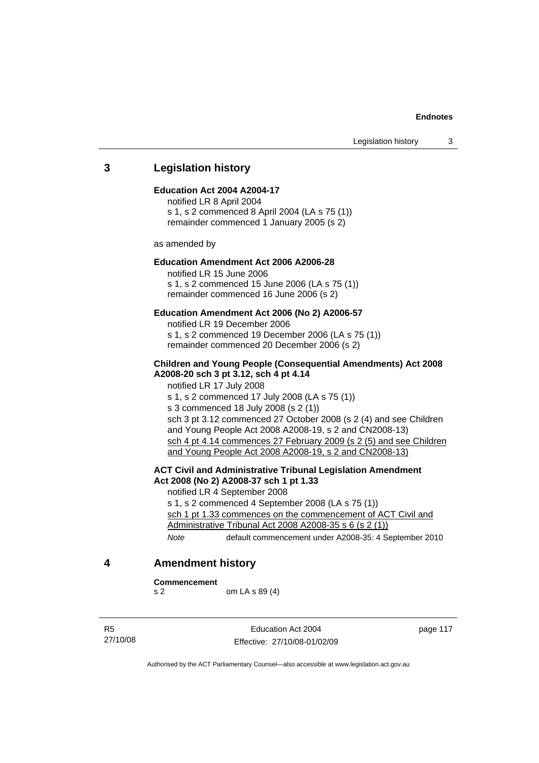## 3 Legislation history

**Education Act 2004 A2004-17**

notified LR 8 April 2004
s 1, s 2 commenced 8 April 2004 (LA s 75 (1))
remainder commenced 1 January 2005 (s 2)

as amended by

**Education Amendment Act 2006 A2006-28**

notified LR 15 June 2006
s 1, s 2 commenced 15 June 2006 (LA s 75 (1))
remainder commenced 16 June 2006 (s 2)

**Education Amendment Act 2006 (No 2) A2006-57**

notified LR 19 December 2006
s 1, s 2 commenced 19 December 2006 (LA s 75 (1))
remainder commenced 20 December 2006 (s 2)

**Children and Young People (Consequential Amendments) Act 2008 A2008-20 sch 3 pt 3.12, sch 4 pt 4.14**

notified LR 17 July 2008
s 1, s 2 commenced 17 July 2008 (LA s 75 (1))
s 3 commenced 18 July 2008 (s 2 (1))
sch 3 pt 3.12 commenced 27 October 2008 (s 2 (4) and see Children and Young People Act 2008 A2008-19, s 2 and CN2008-13)
sch 4 pt 4.14 commences 27 February 2009 (s 2 (5) and see Children and Young People Act 2008 A2008-19, s 2 and CN2008-13)

**ACT Civil and Administrative Tribunal Legislation Amendment Act 2008 (No 2) A2008-37 sch 1 pt 1.33**

notified LR 4 September 2008
s 1, s 2 commenced 4 September 2008 (LA s 75 (1))
sch 1 pt 1.33 commences on the commencement of ACT Civil and Administrative Tribunal Act 2008 A2008-35 s 6 (s 2 (1))

*Note* default commencement under A2008-35: 4 September 2010

## 4 Amendment history

**Commencement**
s 2 om LA s 89 (4)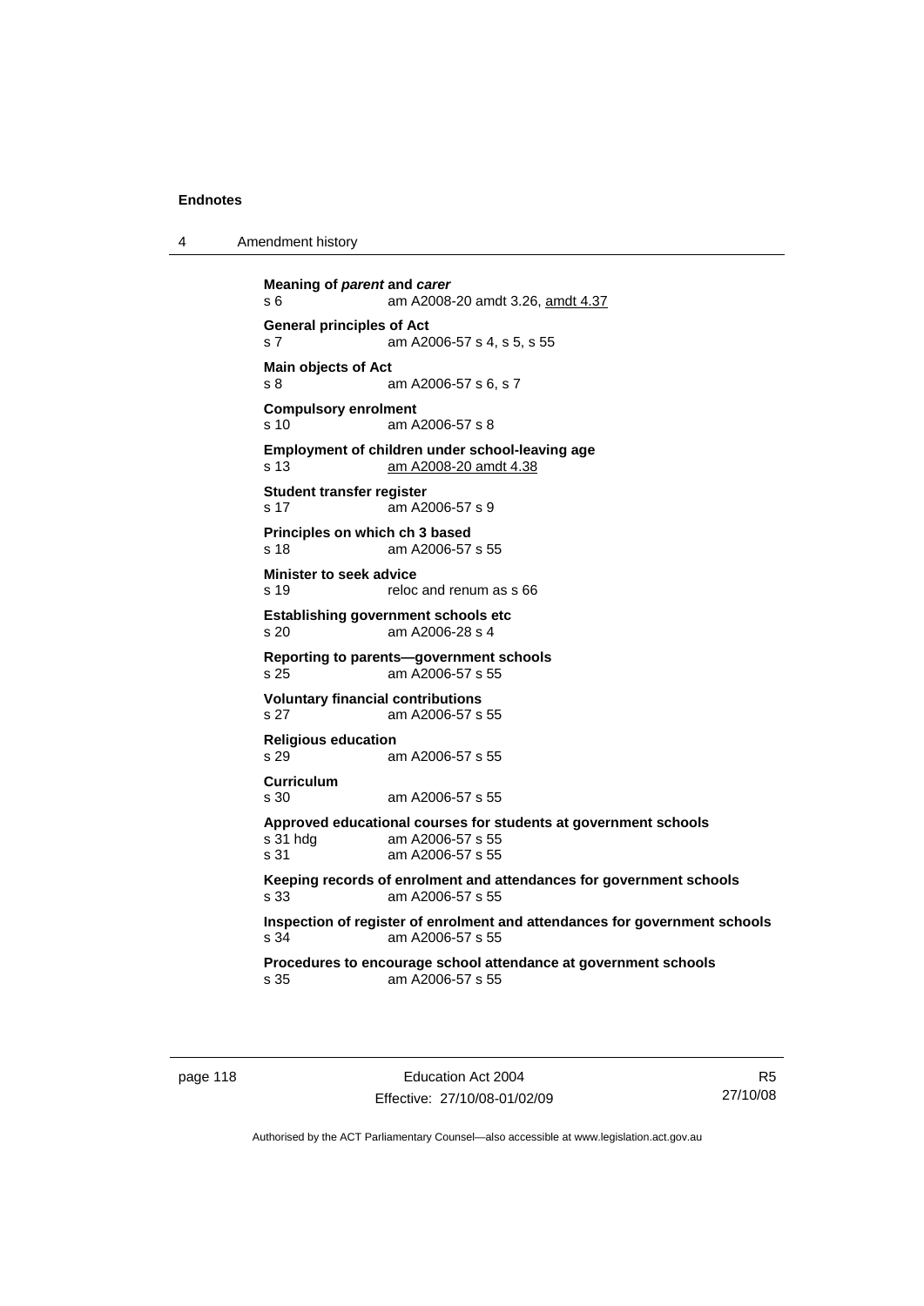**Meaning of *parent* and *carer***
s 6 am A2008-20 amdt 3.26, amdt 4.37

**General principles of Act**
s 7 am A2006-57 s 4, s 5, s 55

**Main objects of Act**
s 8 am A2006-57 s 6, s 7

**Compulsory enrolment**
s 10 am A2006-57 s 8

**Employment of children under school-leaving age**
s 13 am A2008-20 amdt 4.38

**Student transfer register**
s 17 am A2006-57 s 9

**Principles on which ch 3 based**
s 18 am A2006-57 s 55

**Minister to seek advice**
s 19 reloc and renum as s 66

**Establishing government schools etc**
s 20 am A2006-28 s 4

**Reporting to parents—government schools**
s 25 am A2006-57 s 55

**Voluntary financial contributions**
s 27 am A2006-57 s 55

**Religious education**
s 29 am A2006-57 s 55

**Curriculum**
s 30 am A2006-57 s 55

**Approved educational courses for students at government schools**
s 31 hdg am A2006-57 s 55
s 31 am A2006-57 s 55

**Keeping records of enrolment and attendances for government schools**
s 33 am A2006-57 s 55

**Inspection of register of enrolment and attendances for government schools**
s 34 am A2006-57 s 55

**Procedures to encourage school attendance at government schools**
s 35 am A2006-57 s 55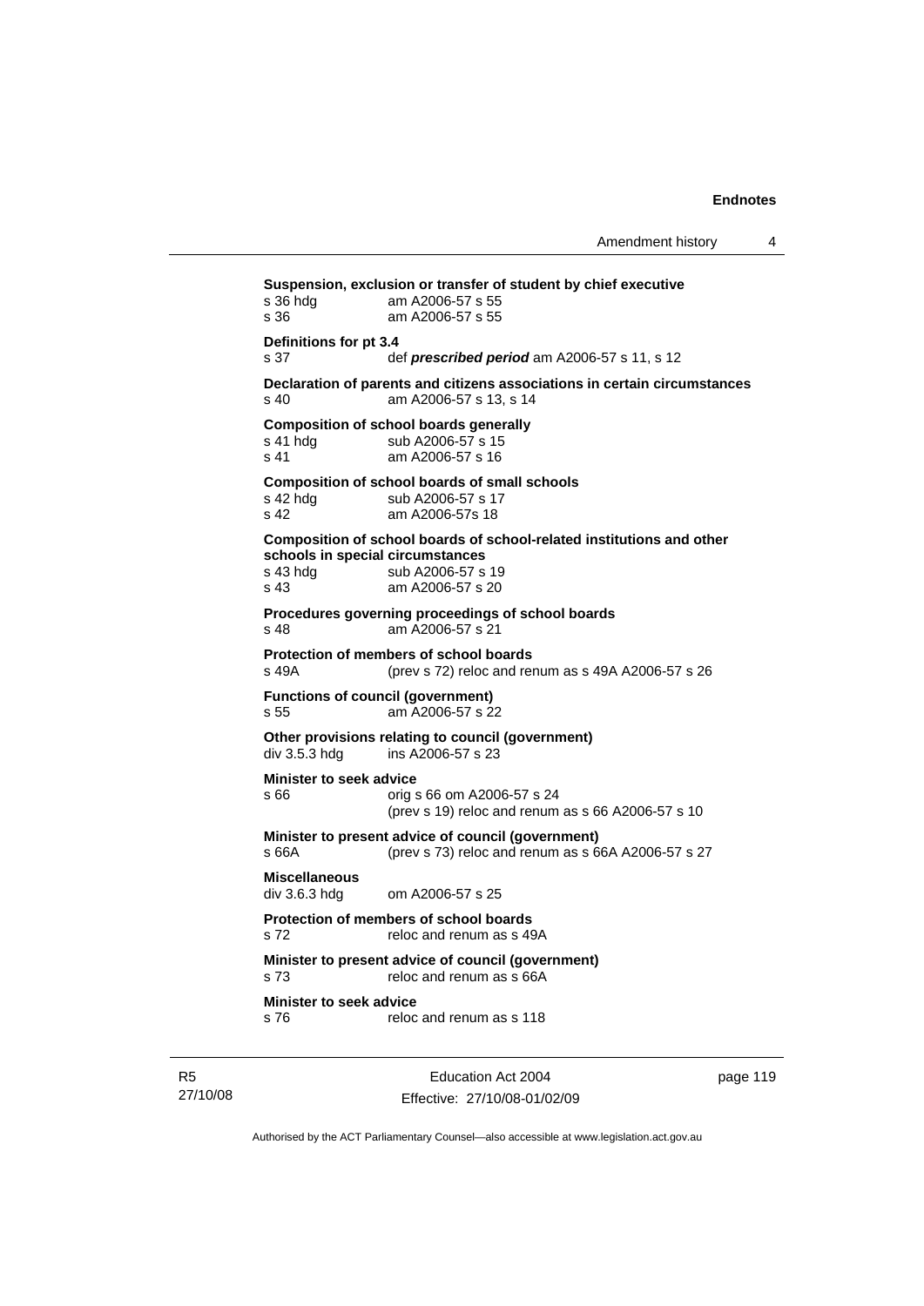**Suspension, exclusion or transfer of student by chief executive**

| | |
|---|---|
| s 36 hdg | am A2006-57 s 55 |
| s 36 | am A2006-57 s 55 |

**Definitions for pt 3.4**

| | |
|---|---|
| s 37 | def ***prescribed period*** am A2006-57 s 11, s 12 |

**Declaration of parents and citizens associations in certain circumstances**

| | |
|---|---|
| s 40 | am A2006-57 s 13, s 14 |

**Composition of school boards generally**

| | |
|---|---|
| s 41 hdg | sub A2006-57 s 15 |
| s 41 | am A2006-57 s 16 |

**Composition of school boards of small schools**

| | |
|---|---|
| s 42 hdg | sub A2006-57 s 17 |
| s 42 | am A2006-57s 18 |

**Composition of school boards of school-related institutions and other schools in special circumstances**

| | |
|---|---|
| s 43 hdg | sub A2006-57 s 19 |
| s 43 | am A2006-57 s 20 |

**Procedures governing proceedings of school boards**

| | |
|---|---|
| s 48 | am A2006-57 s 21 |

**Protection of members of school boards**

| | |
|---|---|
| s 49A | (prev s 72) reloc and renum as s 49A A2006-57 s 26 |

**Functions of council (government)**

| | |
|---|---|
| s 55 | am A2006-57 s 22 |

**Other provisions relating to council (government)**

| | |
|---|---|
| div 3.5.3 hdg | ins A2006-57 s 23 |

**Minister to seek advice**

| | |
|---|---|
| s 66 | orig s 66 om A2006-57 s 24<br>(prev s 19) reloc and renum as s 66 A2006-57 s 10 |

**Minister to present advice of council (government)**

| | |
|---|---|
| s 66A | (prev s 73) reloc and renum as s 66A A2006-57 s 27 |

**Miscellaneous**

| | |
|---|---|
| div 3.6.3 hdg | om A2006-57 s 25 |

**Protection of members of school boards**

| | |
|---|---|
| s 72 | reloc and renum as s 49A |

**Minister to present advice of council (government)**

| | |
|---|---|
| s 73 | reloc and renum as s 66A |

**Minister to seek advice**

| | |
|---|---|
| s 76 | reloc and renum as s 118 |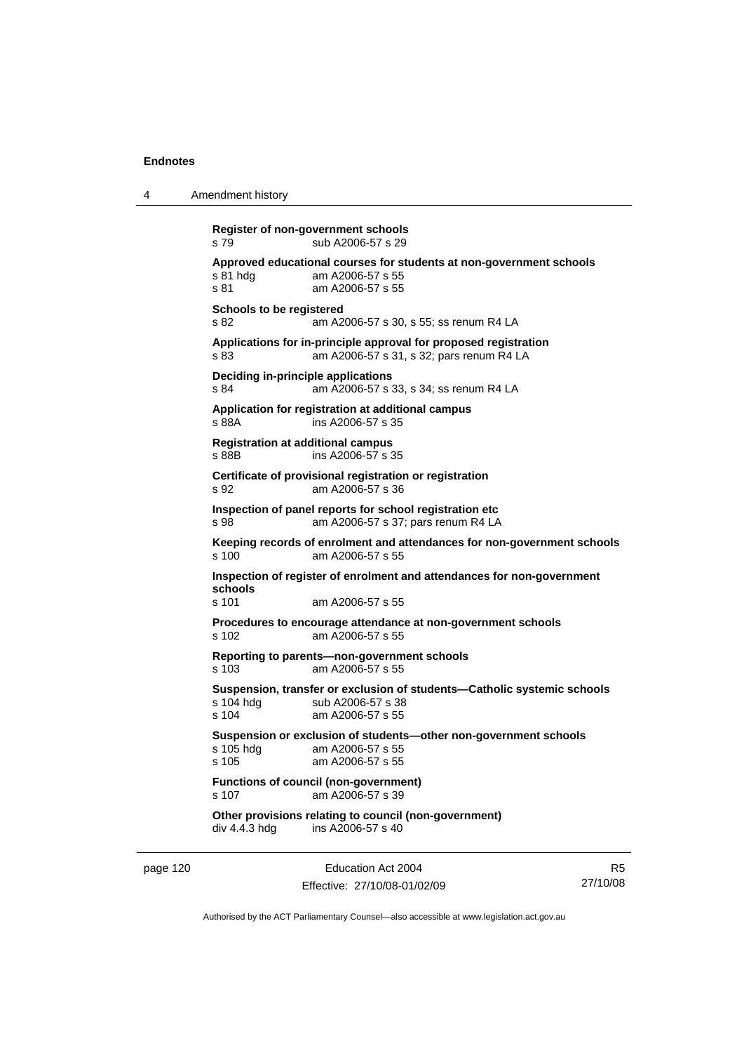**Register of non-government schools**
s 79 sub A2006-57 s 29

**Approved educational courses for students at non-government schools**
s 81 hdg am A2006-57 s 55
s 81 am A2006-57 s 55

**Schools to be registered**
s 82 am A2006-57 s 30, s 55; ss renum R4 LA

**Applications for in-principle approval for proposed registration**
s 83 am A2006-57 s 31, s 32; pars renum R4 LA

**Deciding in-principle applications**
s 84 am A2006-57 s 33, s 34; ss renum R4 LA

**Application for registration at additional campus**
s 88A ins A2006-57 s 35

**Registration at additional campus**
s 88B ins A2006-57 s 35

**Certificate of provisional registration or registration**
s 92 am A2006-57 s 36

**Inspection of panel reports for school registration etc**
s 98 am A2006-57 s 37; pars renum R4 LA

**Keeping records of enrolment and attendances for non-government schools**
s 100 am A2006-57 s 55

**Inspection of register of enrolment and attendances for non-government schools**
s 101 am A2006-57 s 55

**Procedures to encourage attendance at non-government schools**
s 102 am A2006-57 s 55

**Reporting to parents—non-government schools**
s 103 am A2006-57 s 55

**Suspension, transfer or exclusion of students—Catholic systemic schools**
s 104 hdg sub A2006-57 s 38
s 104 am A2006-57 s 55

**Suspension or exclusion of students—other non-government schools**
s 105 hdg am A2006-57 s 55
s 105 am A2006-57 s 55

**Functions of council (non-government)**
s 107 am A2006-57 s 39

**Other provisions relating to council (non-government)**
div 4.4.3 hdg ins A2006-57 s 40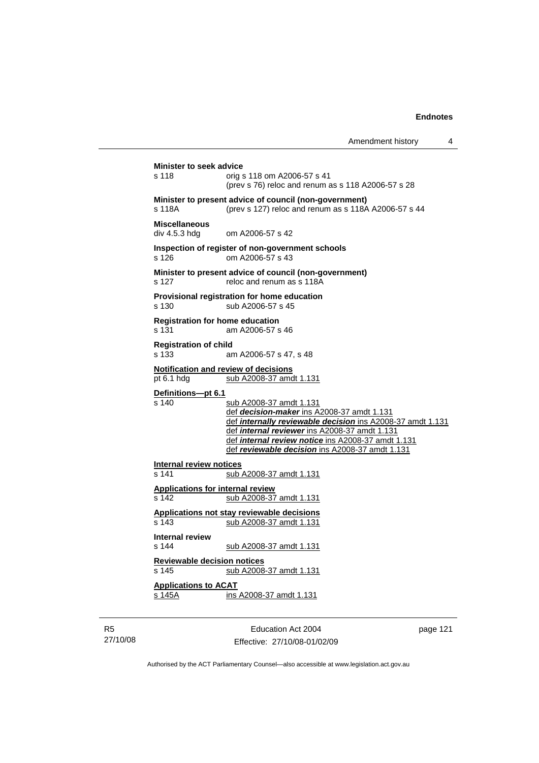**Minister to seek advice**
s 118 orig s 118 om A2006-57 s 41
(prev s 76) reloc and renum as s 118 A2006-57 s 28

**Minister to present advice of council (non-government)**
s 118A (prev s 127) reloc and renum as s 118A A2006-57 s 44

**Miscellaneous**
div 4.5.3 hdg om A2006-57 s 42

**Inspection of register of non-government schools**
s 126 om A2006-57 s 43

**Minister to present advice of council (non-government)**
s 127 reloc and renum as s 118A

**Provisional registration for home education**
s 130 sub A2006-57 s 45

**Registration for home education**
s 131 am A2006-57 s 46

**Registration of child**
s 133 am A2006-57 s 47, s 48

**Notification and review of decisions**
pt 6.1 hdg sub A2008-37 amdt 1.131

**Definitions—pt 6.1**
s 140 sub A2008-37 amdt 1.131
def ***decision-maker*** ins A2008-37 amdt 1.131
def ***internally reviewable decision*** ins A2008-37 amdt 1.131
def ***internal reviewer*** ins A2008-37 amdt 1.131
def ***internal review notice*** ins A2008-37 amdt 1.131
def ***reviewable decision*** ins A2008-37 amdt 1.131

**Internal review notices**
s 141 sub A2008-37 amdt 1.131

**Applications for internal review**
s 142 sub A2008-37 amdt 1.131

**Applications not stay reviewable decisions**
s 143 sub A2008-37 amdt 1.131

**Internal review**
s 144 sub A2008-37 amdt 1.131

**Reviewable decision notices**
s 145 sub A2008-37 amdt 1.131

**Applications to ACAT**
s 145A ins A2008-37 amdt 1.131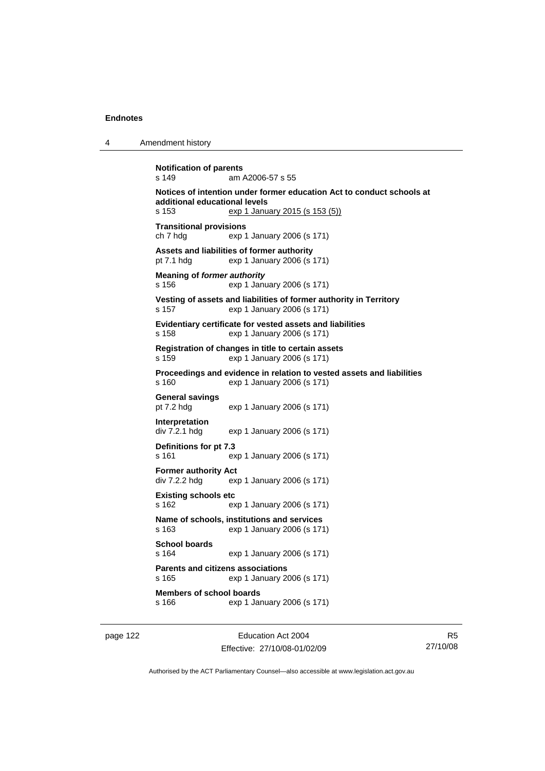**Notification of parents**
s 149 am A2006-57 s 55

**Notices of intention under former education Act to conduct schools at additional educational levels**
s 153 exp 1 January 2015 (s 153 (5))

**Transitional provisions**
ch 7 hdg exp 1 January 2006 (s 171)

**Assets and liabilities of former authority**
pt 7.1 hdg exp 1 January 2006 (s 171)

**Meaning of *former authority***
s 156 exp 1 January 2006 (s 171)

**Vesting of assets and liabilities of former authority in Territory**
s 157 exp 1 January 2006 (s 171)

**Evidentiary certificate for vested assets and liabilities**
s 158 exp 1 January 2006 (s 171)

**Registration of changes in title to certain assets**
s 159 exp 1 January 2006 (s 171)

**Proceedings and evidence in relation to vested assets and liabilities**
s 160 exp 1 January 2006 (s 171)

**General savings**
pt 7.2 hdg exp 1 January 2006 (s 171)

**Interpretation**
div 7.2.1 hdg exp 1 January 2006 (s 171)

**Definitions for pt 7.3**
s 161 exp 1 January 2006 (s 171)

**Former authority Act**
div 7.2.2 hdg exp 1 January 2006 (s 171)

**Existing schools etc**
s 162 exp 1 January 2006 (s 171)

**Name of schools, institutions and services**
s 163 exp 1 January 2006 (s 171)

**School boards**
s 164 exp 1 January 2006 (s 171)

**Parents and citizens associations**
s 165 exp 1 January 2006 (s 171)

**Members of school boards**
s 166 exp 1 January 2006 (s 171)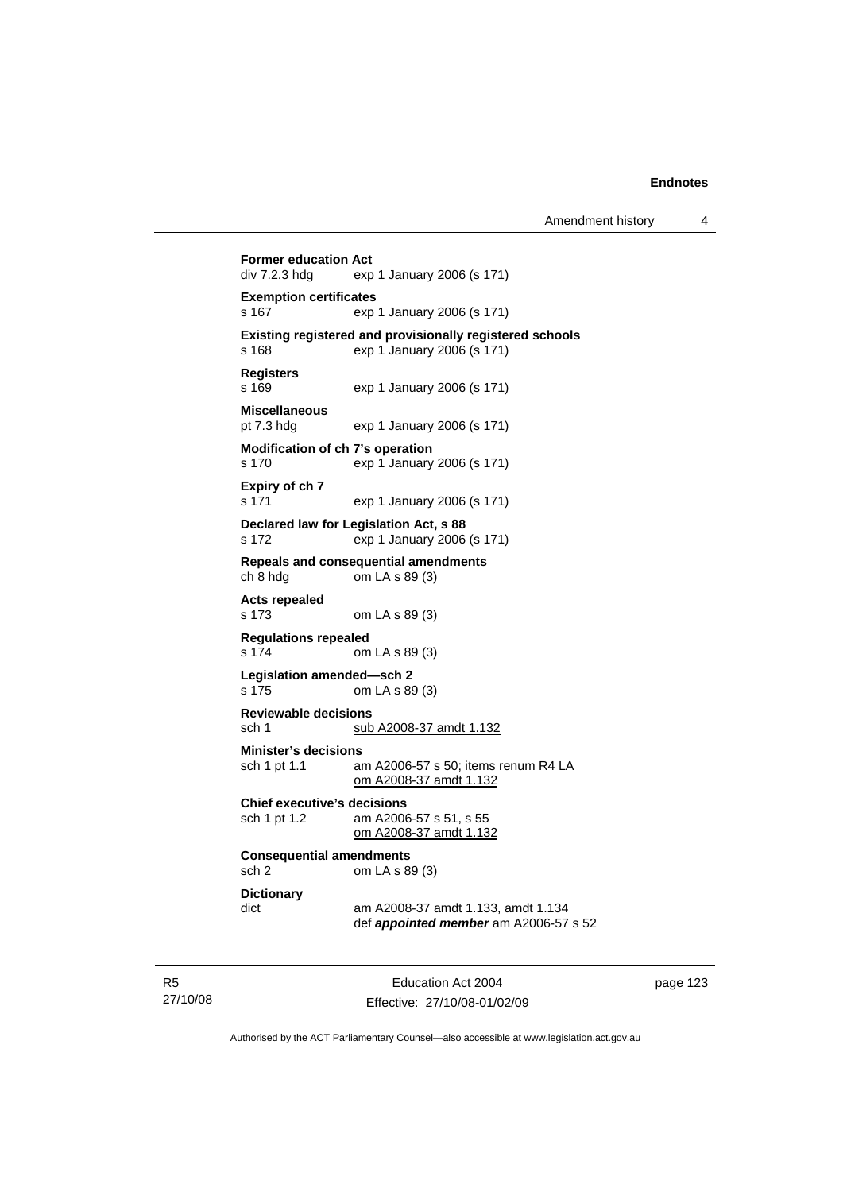**Former education Act**
div 7.2.3 hdg exp 1 January 2006 (s 171)

**Exemption certificates**
s 167 exp 1 January 2006 (s 171)

**Existing registered and provisionally registered schools**
s 168 exp 1 January 2006 (s 171)

**Registers**
s 169 exp 1 January 2006 (s 171)

**Miscellaneous**
pt 7.3 hdg exp 1 January 2006 (s 171)

**Modification of ch 7's operation**
s 170 exp 1 January 2006 (s 171)

**Expiry of ch 7**
s 171 exp 1 January 2006 (s 171)

**Declared law for Legislation Act, s 88**
s 172 exp 1 January 2006 (s 171)

**Repeals and consequential amendments**
ch 8 hdg om LA s 89 (3)

**Acts repealed**
s 173 om LA s 89 (3)

**Regulations repealed**
s 174 om LA s 89 (3)

**Legislation amended—sch 2**
s 175 om LA s 89 (3)

**Reviewable decisions**
sch 1 sub A2008-37 amdt 1.132

**Minister's decisions**
sch 1 pt 1.1 am A2006-57 s 50; items renum R4 LA
om A2008-37 amdt 1.132

**Chief executive's decisions**
sch 1 pt 1.2 am A2006-57 s 51, s 55
om A2008-37 amdt 1.132

**Consequential amendments**
sch 2 om LA s 89 (3)

**Dictionary**
dict am A2008-37 amdt 1.133, amdt 1.134
def ***appointed member*** am A2006-57 s 52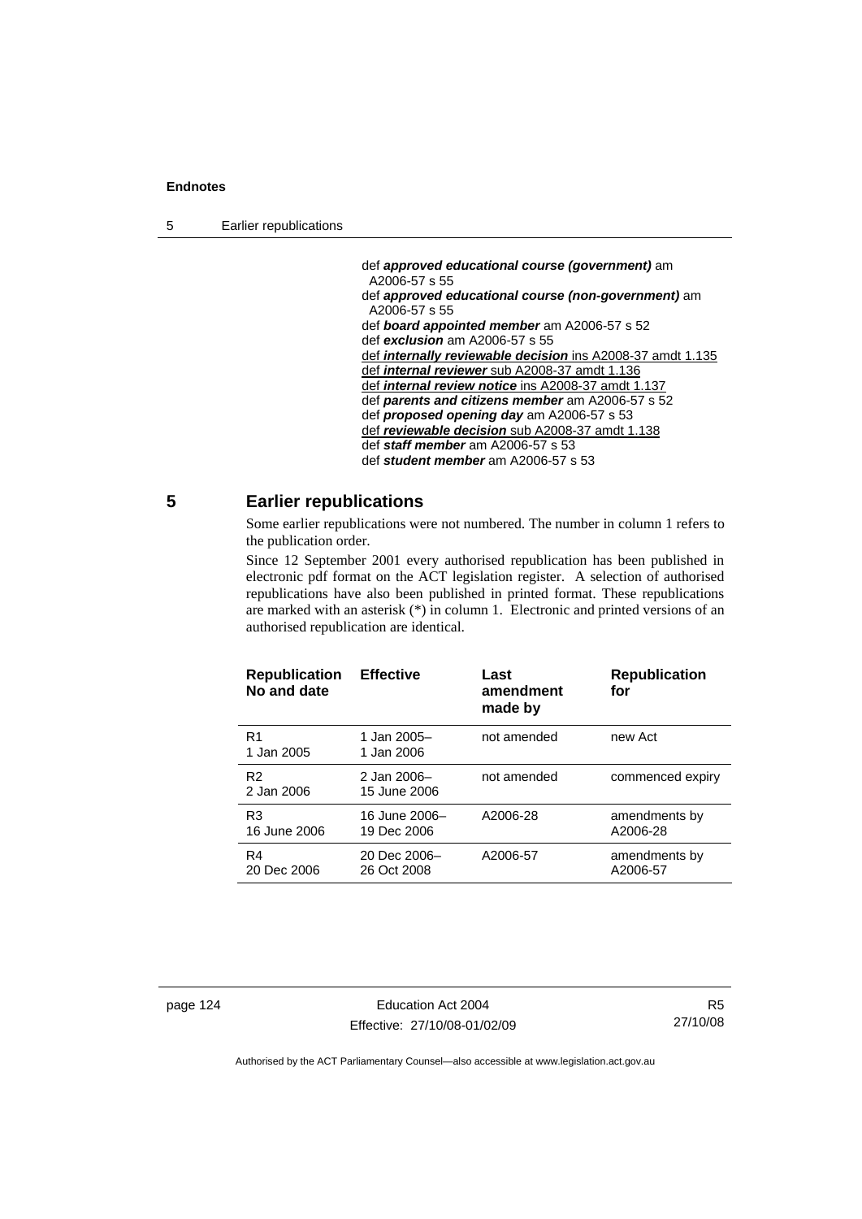def ***approved educational course (government)*** am A2006-57 s 55
def ***approved educational course (non-government)*** am A2006-57 s 55
def ***board appointed member*** am A2006-57 s 52
def ***exclusion*** am A2006-57 s 55
def ***internally reviewable decision*** ins A2008-37 amdt 1.135
def ***internal reviewer*** sub A2008-37 amdt 1.136
def ***internal review notice*** ins A2008-37 amdt 1.137
def ***parents and citizens member*** am A2006-57 s 52
def ***proposed opening day*** am A2006-57 s 53
def ***reviewable decision*** sub A2008-37 amdt 1.138
def ***staff member*** am A2006-57 s 53
def ***student member*** am A2006-57 s 53

## 5 Earlier republications

Some earlier republications were not numbered. The number in column 1 refers to the publication order.

Since 12 September 2001 every authorised republication has been published in electronic pdf format on the ACT legislation register. A selection of authorised republications have also been published in printed format. These republications are marked with an asterisk (*) in column 1. Electronic and printed versions of an authorised republication are identical.

| Republication No and date | Effective | Last amendment made by | Republication for |
|---|---|---|---|
| R1 1 Jan 2005 | 1 Jan 2005– 1 Jan 2006 | not amended | new Act |
| R2 2 Jan 2006 | 2 Jan 2006– 15 June 2006 | not amended | commenced expiry |
| R3 16 June 2006 | 16 June 2006– 19 Dec 2006 | A2006-28 | amendments by A2006-28 |
| R4 20 Dec 2006 | 20 Dec 2006– 26 Oct 2008 | A2006-57 | amendments by A2006-57 |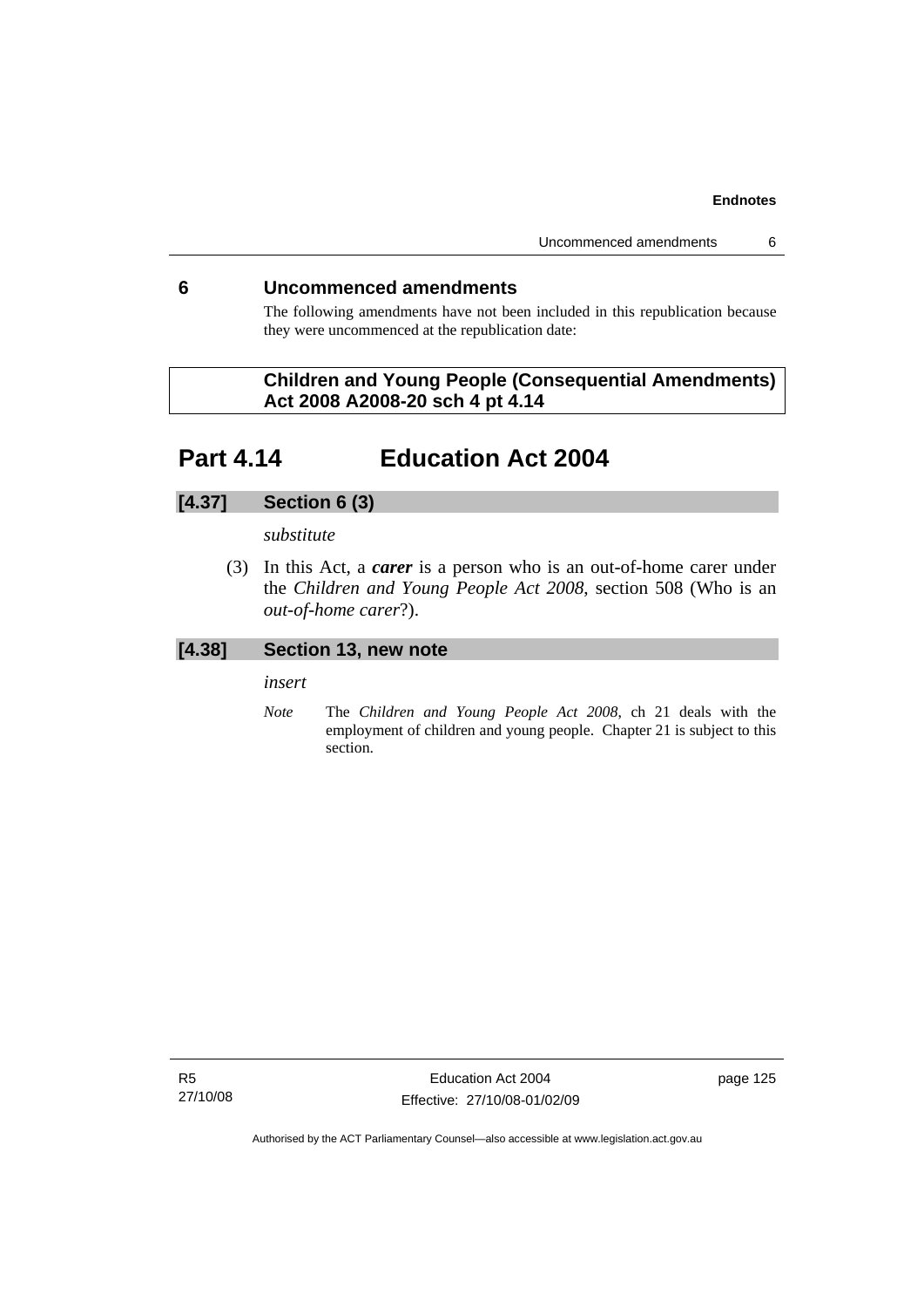## 6 Uncommenced amendments

The following amendments have not been included in this republication because they were uncommenced at the republication date:

**Children and Young People (Consequential Amendments) Act 2008 A2008-20 sch 4 pt 4.14**

# Part 4.14 Education Act 2004

### [4.37] Section 6 (3)

*substitute*

(3) In this Act, a ***carer*** is a person who is an out-of-home carer under the *Children and Young People Act 2008*, section 508 (Who is an *out-of-home carer*?).

### [4.38] Section 13, new note

*insert*

*Note* The *Children and Young People Act 2008*, ch 21 deals with the employment of children and young people. Chapter 21 is subject to this section.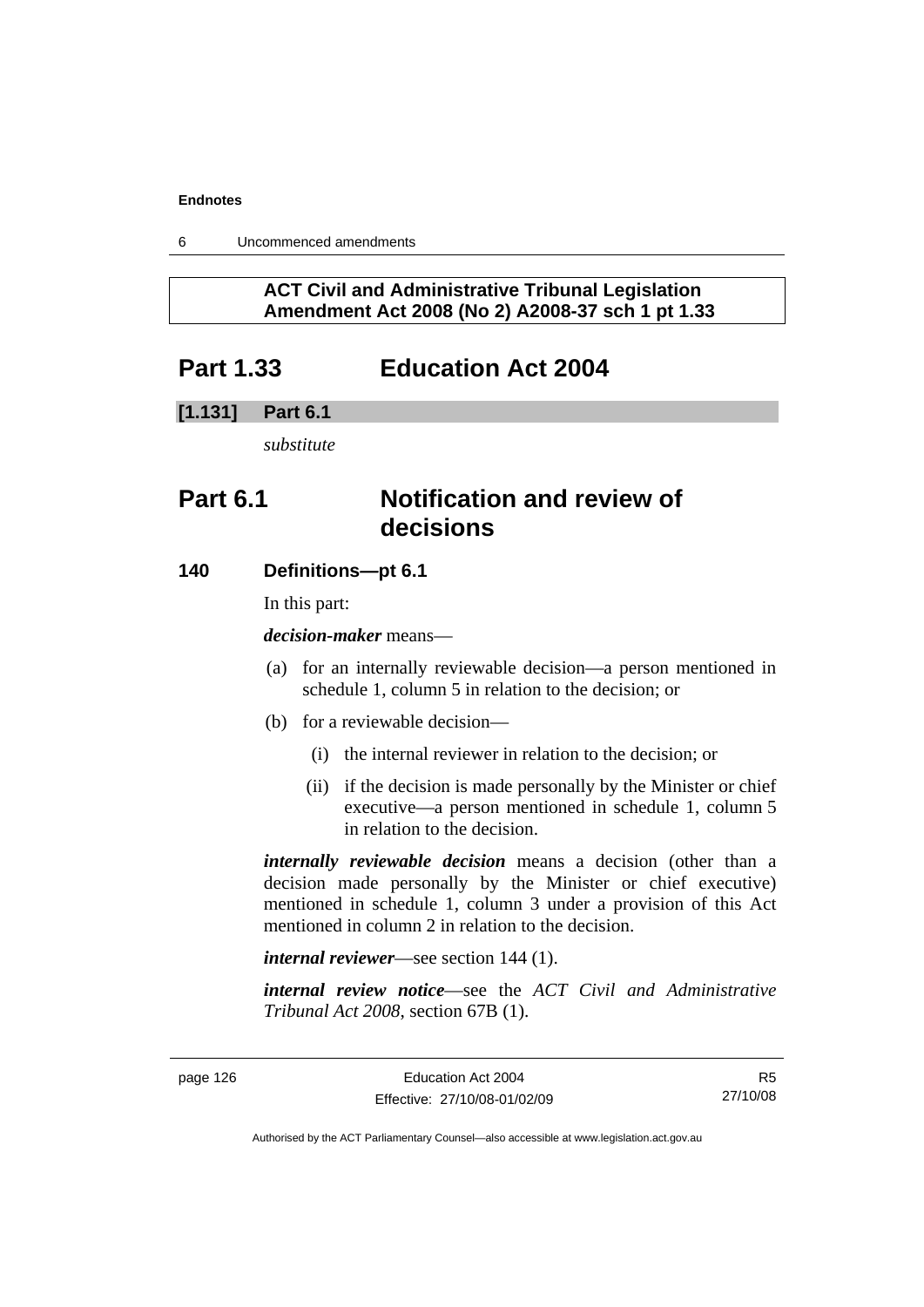**ACT Civil and Administrative Tribunal Legislation Amendment Act 2008 (No 2) A2008-37 sch 1 pt 1.33**

# Part 1.33 Education Act 2004

**[1.131] Part 6.1**

*substitute*

# Part 6.1 Notification and review of decisions

### 140 Definitions—pt 6.1

In this part:

***decision-maker*** means—

(a) for an internally reviewable decision—a person mentioned in schedule 1, column 5 in relation to the decision; or

(b) for a reviewable decision—

(i) the internal reviewer in relation to the decision; or

(ii) if the decision is made personally by the Minister or chief executive—a person mentioned in schedule 1, column 5 in relation to the decision.

***internally reviewable decision*** means a decision (other than a decision made personally by the Minister or chief executive) mentioned in schedule 1, column 3 under a provision of this Act mentioned in column 2 in relation to the decision.

***internal reviewer***—see section 144 (1).

***internal review notice***—see the *ACT Civil and Administrative Tribunal Act 2008*, section 67B (1).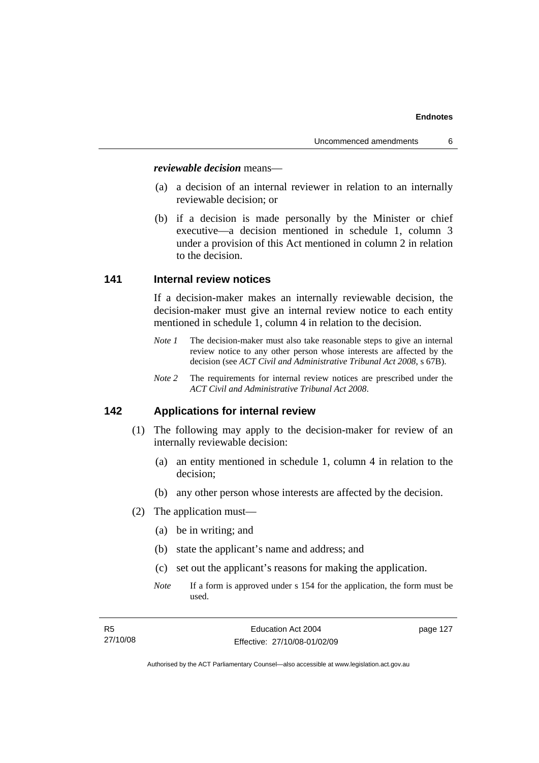***reviewable decision*** means—

(a) a decision of an internal reviewer in relation to an internally reviewable decision; or

(b) if a decision is made personally by the Minister or chief executive—a decision mentioned in schedule 1, column 3 under a provision of this Act mentioned in column 2 in relation to the decision.

## 141 Internal review notices

If a decision-maker makes an internally reviewable decision, the decision-maker must give an internal review notice to each entity mentioned in schedule 1, column 4 in relation to the decision.

*Note 1* The decision-maker must also take reasonable steps to give an internal review notice to any other person whose interests are affected by the decision (see *ACT Civil and Administrative Tribunal Act 2008*, s 67B).

*Note 2* The requirements for internal review notices are prescribed under the *ACT Civil and Administrative Tribunal Act 2008*.

## 142 Applications for internal review

(1) The following may apply to the decision-maker for review of an internally reviewable decision:

(a) an entity mentioned in schedule 1, column 4 in relation to the decision;

(b) any other person whose interests are affected by the decision.

(2) The application must—

(a) be in writing; and

(b) state the applicant's name and address; and

(c) set out the applicant's reasons for making the application.

*Note* If a form is approved under s 154 for the application, the form must be used.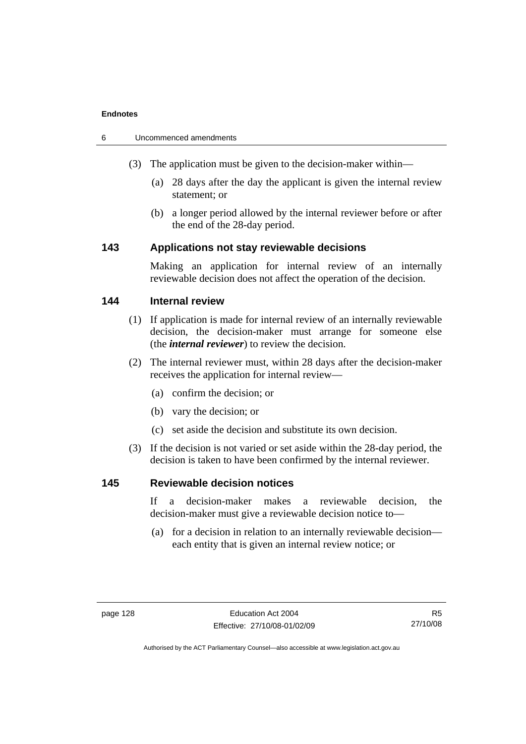(3) The application must be given to the decision-maker within—

(a) 28 days after the day the applicant is given the internal review statement; or

(b) a longer period allowed by the internal reviewer before or after the end of the 28-day period.

### 143 Applications not stay reviewable decisions

Making an application for internal review of an internally reviewable decision does not affect the operation of the decision.

### 144 Internal review

(1) If application is made for internal review of an internally reviewable decision, the decision-maker must arrange for someone else (the ***internal reviewer***) to review the decision.

(2) The internal reviewer must, within 28 days after the decision-maker receives the application for internal review—

(a) confirm the decision; or

(b) vary the decision; or

(c) set aside the decision and substitute its own decision.

(3) If the decision is not varied or set aside within the 28-day period, the decision is taken to have been confirmed by the internal reviewer.

### 145 Reviewable decision notices

If a decision-maker makes a reviewable decision, the decision-maker must give a reviewable decision notice to—

(a) for a decision in relation to an internally reviewable decision—each entity that is given an internal review notice; or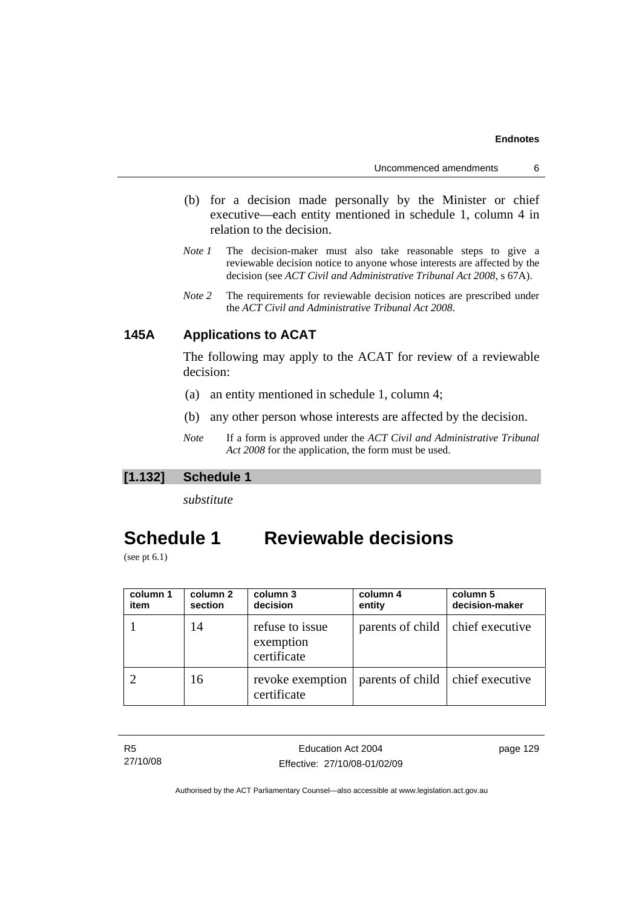(b) for a decision made personally by the Minister or chief executive—each entity mentioned in schedule 1, column 4 in relation to the decision.

*Note 1* The decision-maker must also take reasonable steps to give a reviewable decision notice to anyone whose interests are affected by the decision (see *ACT Civil and Administrative Tribunal Act 2008*, s 67A).

*Note 2* The requirements for reviewable decision notices are prescribed under the *ACT Civil and Administrative Tribunal Act 2008*.

### 145A Applications to ACAT

The following may apply to the ACAT for review of a reviewable decision:

(a) an entity mentioned in schedule 1, column 4;

(b) any other person whose interests are affected by the decision.

*Note* If a form is approved under the *ACT Civil and Administrative Tribunal Act 2008* for the application, the form must be used.

**[1.132] Schedule 1**

*substitute*

# Schedule 1 Reviewable decisions

(see pt 6.1)

| column 1 item | column 2 section | column 3 decision | column 4 entity | column 5 decision-maker |
|---|---|---|---|---|
| 1 | 14 | refuse to issue exemption certificate | parents of child | chief executive |
| 2 | 16 | revoke exemption certificate | parents of child | chief executive |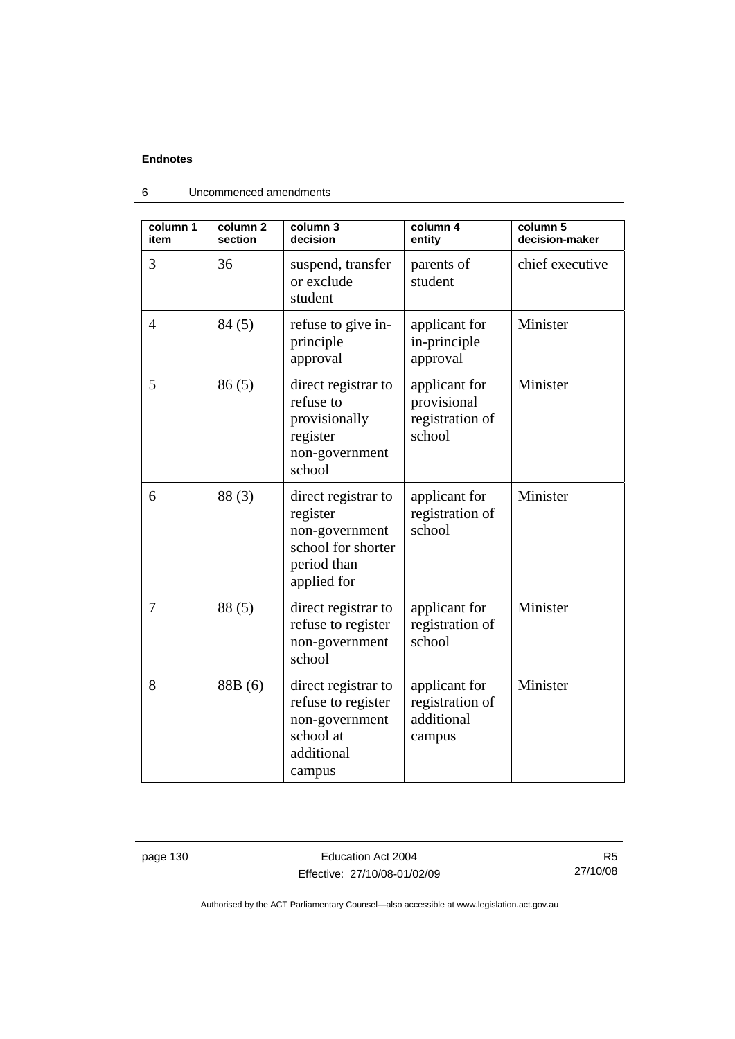| column 1 item | column 2 section | column 3 decision | column 4 entity | column 5 decision-maker |
|---|---|---|---|---|
| 3 | 36 | suspend, transfer or exclude student | parents of student | chief executive |
| 4 | 84 (5) | refuse to give in-principle approval | applicant for in-principle approval | Minister |
| 5 | 86 (5) | direct registrar to refuse to provisionally register non-government school | applicant for provisional registration of school | Minister |
| 6 | 88 (3) | direct registrar to register non-government school for shorter period than applied for | applicant for registration of school | Minister |
| 7 | 88 (5) | direct registrar to refuse to register non-government school | applicant for registration of school | Minister |
| 8 | 88B (6) | direct registrar to refuse to register non-government school at additional campus | applicant for registration of additional campus | Minister |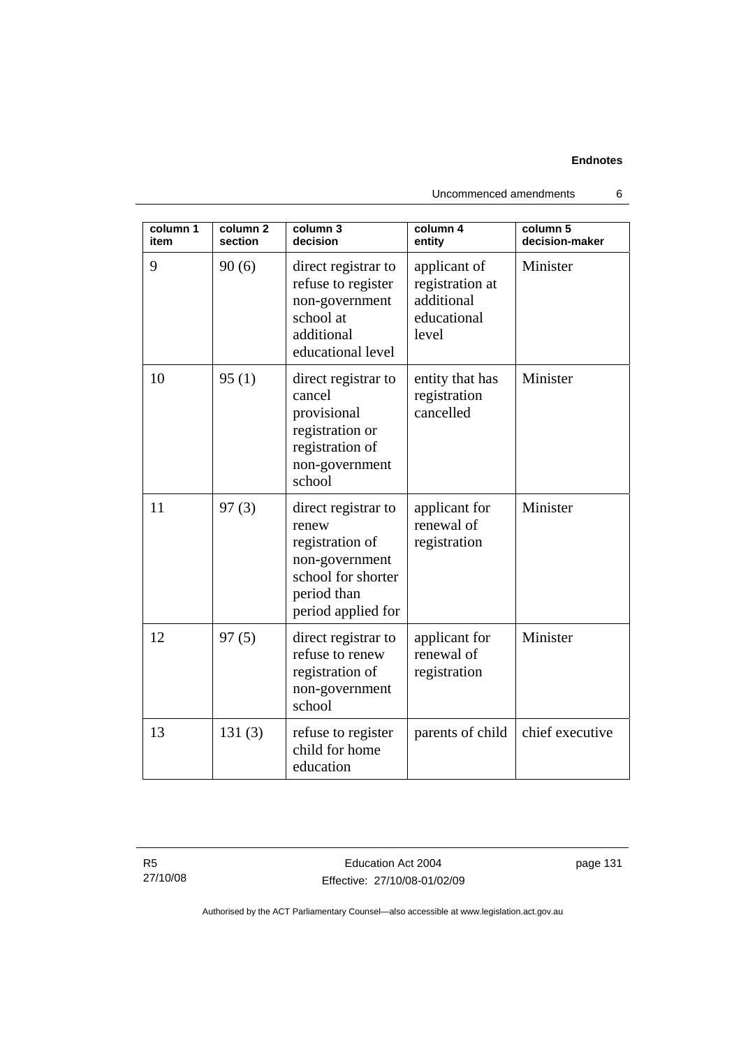| column 1 item | column 2 section | column 3 decision | column 4 entity | column 5 decision-maker |
|---|---|---|---|---|
| 9 | 90 (6) | direct registrar to refuse to register non-government school at additional educational level | applicant of registration at additional educational level | Minister |
| 10 | 95 (1) | direct registrar to cancel provisional registration or registration of non-government school | entity that has registration cancelled | Minister |
| 11 | 97 (3) | direct registrar to renew registration of non-government school for shorter period than period applied for | applicant for renewal of registration | Minister |
| 12 | 97 (5) | direct registrar to refuse to renew registration of non-government school | applicant for renewal of registration | Minister |
| 13 | 131 (3) | refuse to register child for home education | parents of child | chief executive |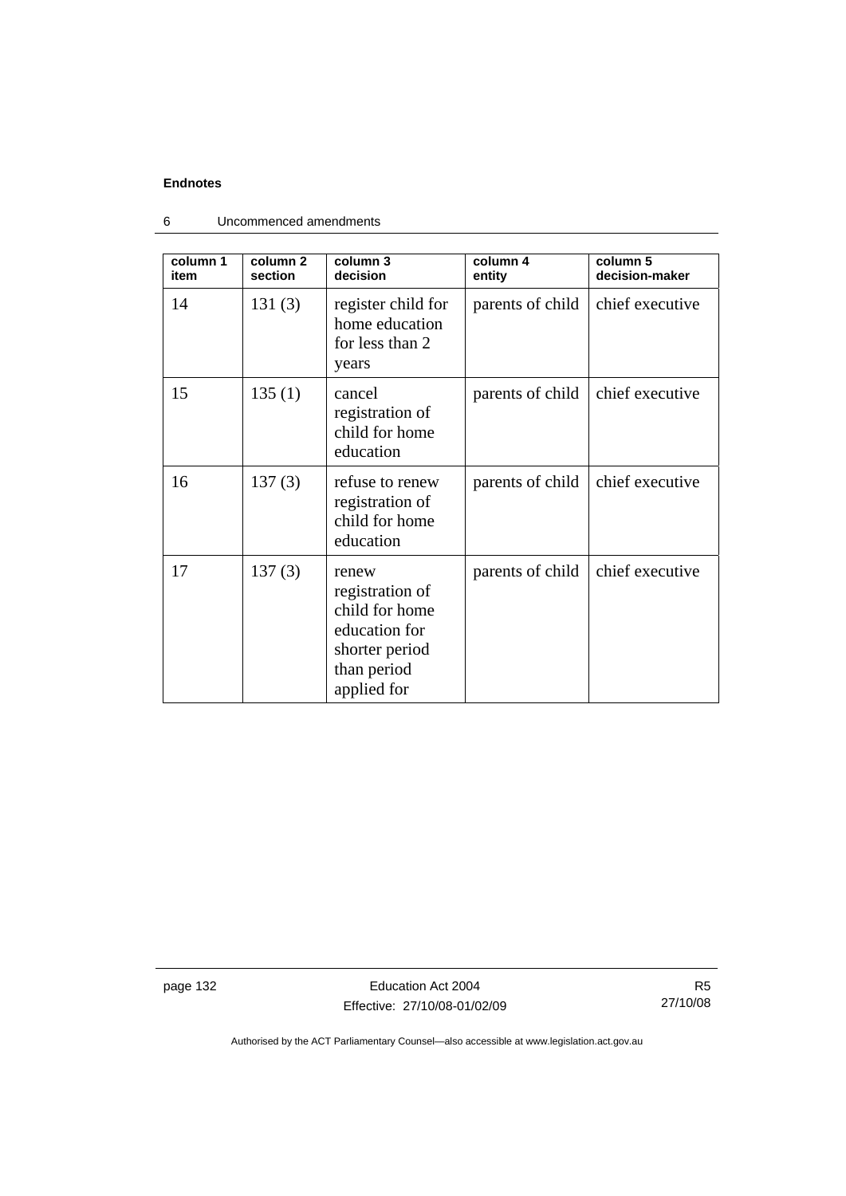| column 1 item | column 2 section | column 3 decision | column 4 entity | column 5 decision-maker |
|---|---|---|---|---|
| 14 | 131 (3) | register child for home education for less than 2 years | parents of child | chief executive |
| 15 | 135 (1) | cancel registration of child for home education | parents of child | chief executive |
| 16 | 137 (3) | refuse to renew registration of child for home education | parents of child | chief executive |
| 17 | 137 (3) | renew registration of child for home education for shorter period than period applied for | parents of child | chief executive |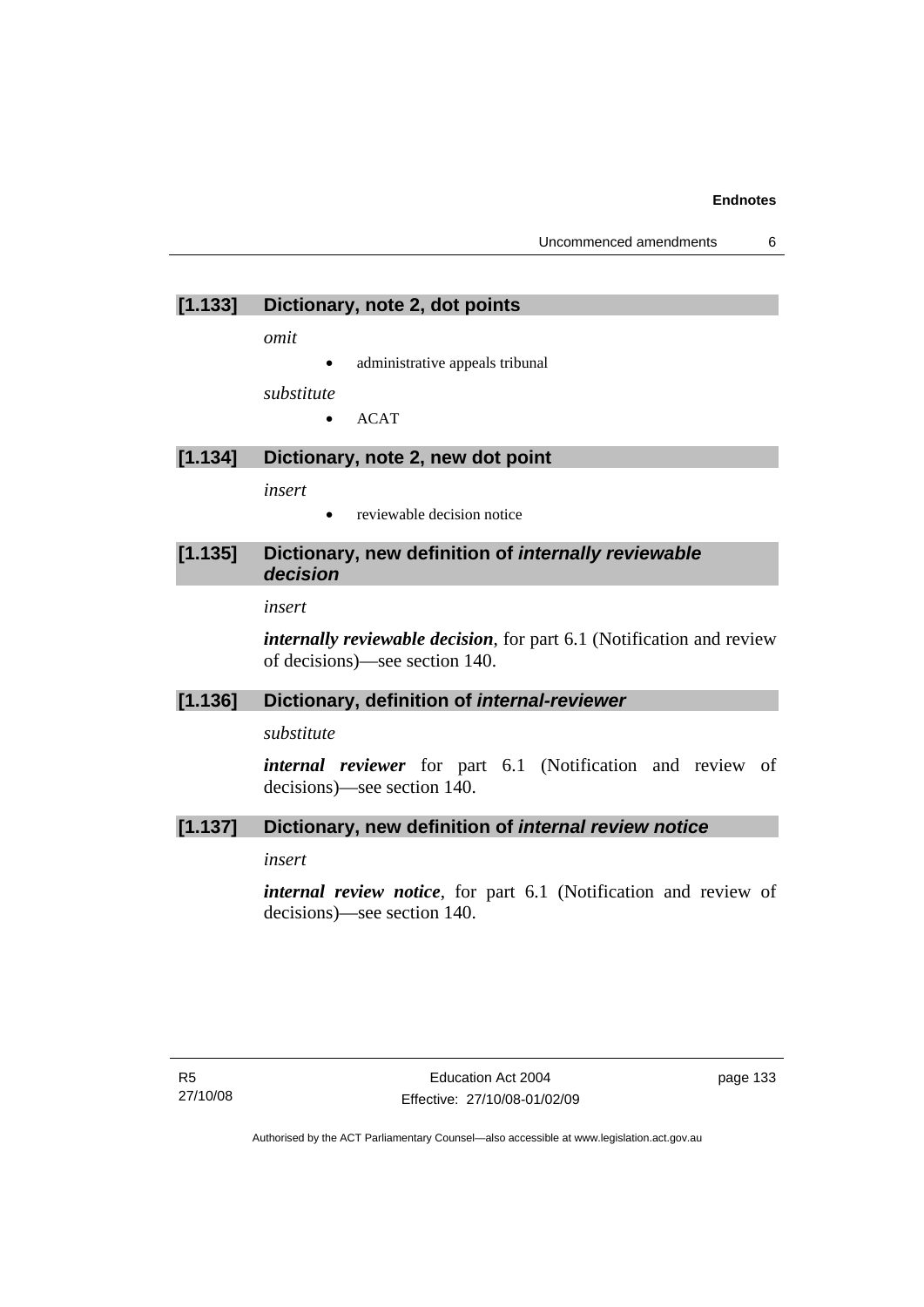### [1.133] Dictionary, note 2, dot points

*omit*

- administrative appeals tribunal

*substitute*

- ACAT

### [1.134] Dictionary, note 2, new dot point

*insert*

- reviewable decision notice

### [1.135] Dictionary, new definition of *internally reviewable decision*

*insert*

***internally reviewable decision***, for part 6.1 (Notification and review of decisions)—see section 140.

### [1.136] Dictionary, definition of *internal-reviewer*

*substitute*

***internal reviewer*** for part 6.1 (Notification and review of decisions)—see section 140.

### [1.137] Dictionary, new definition of *internal review notice*

*insert*

***internal review notice***, for part 6.1 (Notification and review of decisions)—see section 140.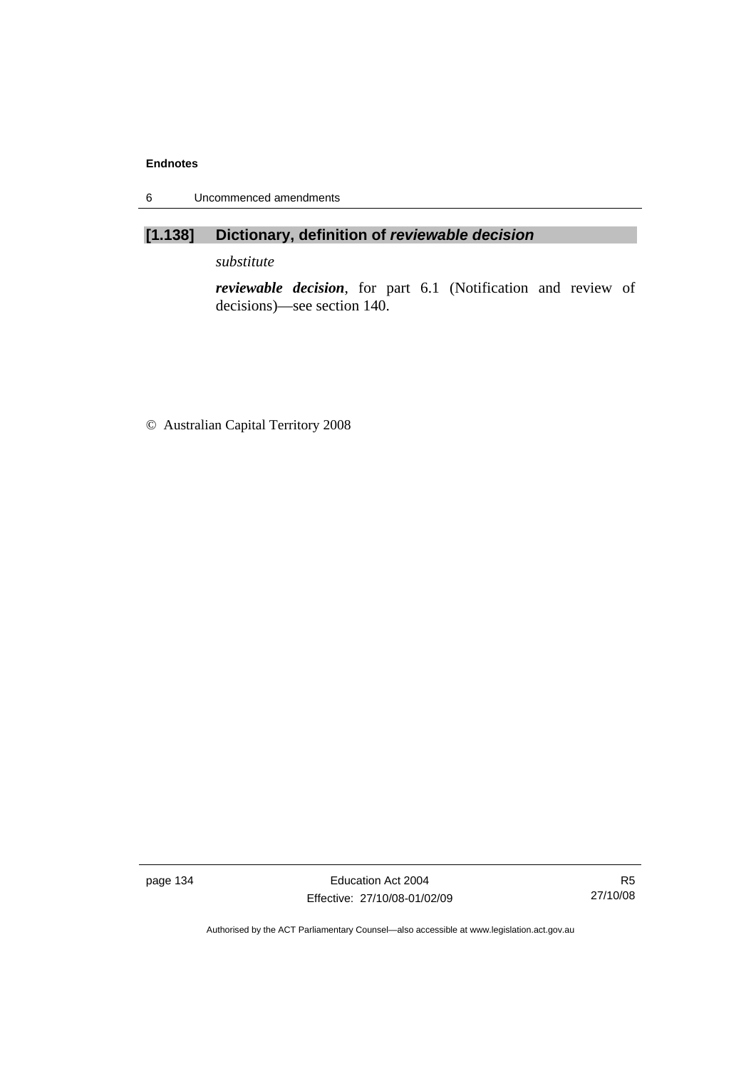### [1.138] Dictionary, definition of *reviewable decision*

*substitute*

***reviewable decision***, for part 6.1 (Notification and review of decisions)—see section 140.

© Australian Capital Territory 2008